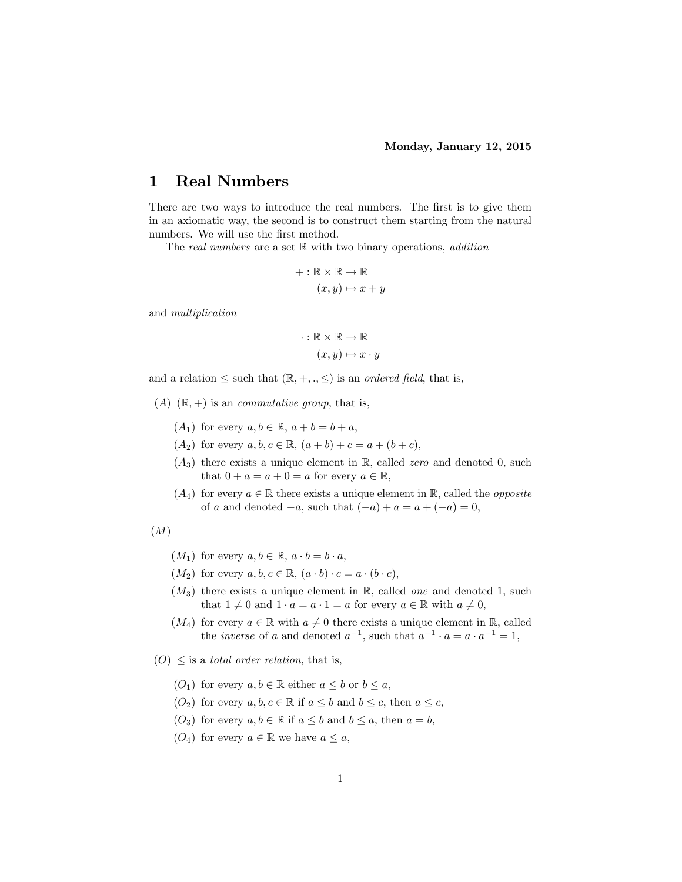**Monday, January 12, 2015**

# 1 Real Numbers

There are two ways to introduce the real numbers. The first is to give them in an axiomatic way, the second is to construct them starting from the natural numbers. We will use the first method.

The *real numbers* are a set $\mathbb{R}$ with two binary operations, *addition*

$$
\begin{aligned}
+ : \mathbb{R} \times \mathbb{R} &\to \mathbb{R} \\
(x, y) &\mapsto x + y
\end{aligned}
$$

and *multiplication*

$$
\begin{aligned}
\cdot : \mathbb{R} \times \mathbb{R} &\to \mathbb{R} \\
(x, y) &\mapsto x \cdot y
\end{aligned}
$$

and a relation $\leq$ such that $(\mathbb{R}, +, ., \leq)$ is an *ordered field*, that is,

$(A)$ $(\mathbb{R}, +)$ is an *commutative group*, that is,

- $(A_1)$ for every $a, b \in \mathbb{R}$, $a + b = b + a$,
- $(A_2)$ for every $a, b, c \in \mathbb{R}$, $(a + b) + c = a + (b + c)$,
- $(A_3)$ there exists a unique element in $\mathbb{R}$, called *zero* and denoted 0, such that $0 + a = a + 0 = a$ for every $a \in \mathbb{R}$,
- $(A_4)$ for every $a \in \mathbb{R}$ there exists a unique element in $\mathbb{R}$, called the *opposite* of $a$ and denoted $-a$, such that $(-a) + a = a + (-a) = 0$,

$(M)$

- $(M_1)$ for every $a, b \in \mathbb{R}$, $a \cdot b = b \cdot a$,
- $(M_2)$ for every $a, b, c \in \mathbb{R}$, $(a \cdot b) \cdot c = a \cdot (b \cdot c)$,
- $(M_3)$ there exists a unique element in $\mathbb{R}$, called *one* and denoted 1, such that $1 \neq 0$ and $1 \cdot a = a \cdot 1 = a$ for every $a \in \mathbb{R}$ with $a \neq 0$,
- $(M_4)$ for every $a \in \mathbb{R}$ with $a \neq 0$ there exists a unique element in $\mathbb{R}$, called the *inverse* of $a$ and denoted $a^{-1}$, such that $a^{-1} \cdot a = a \cdot a^{-1} = 1$,

$(O)$ $\leq$ is a *total order relation*, that is,

- $(O_1)$ for every $a, b \in \mathbb{R}$ either $a \leq b$ or $b \leq a$,
- $(O_2)$ for every $a, b, c \in \mathbb{R}$ if $a \leq b$ and $b \leq c$, then $a \leq c$,
- $(O_3)$ for every $a, b \in \mathbb{R}$ if $a \leq b$ and $b \leq a$, then $a = b$,
- $(O_4)$ for every $a \in \mathbb{R}$ we have $a \leq a$,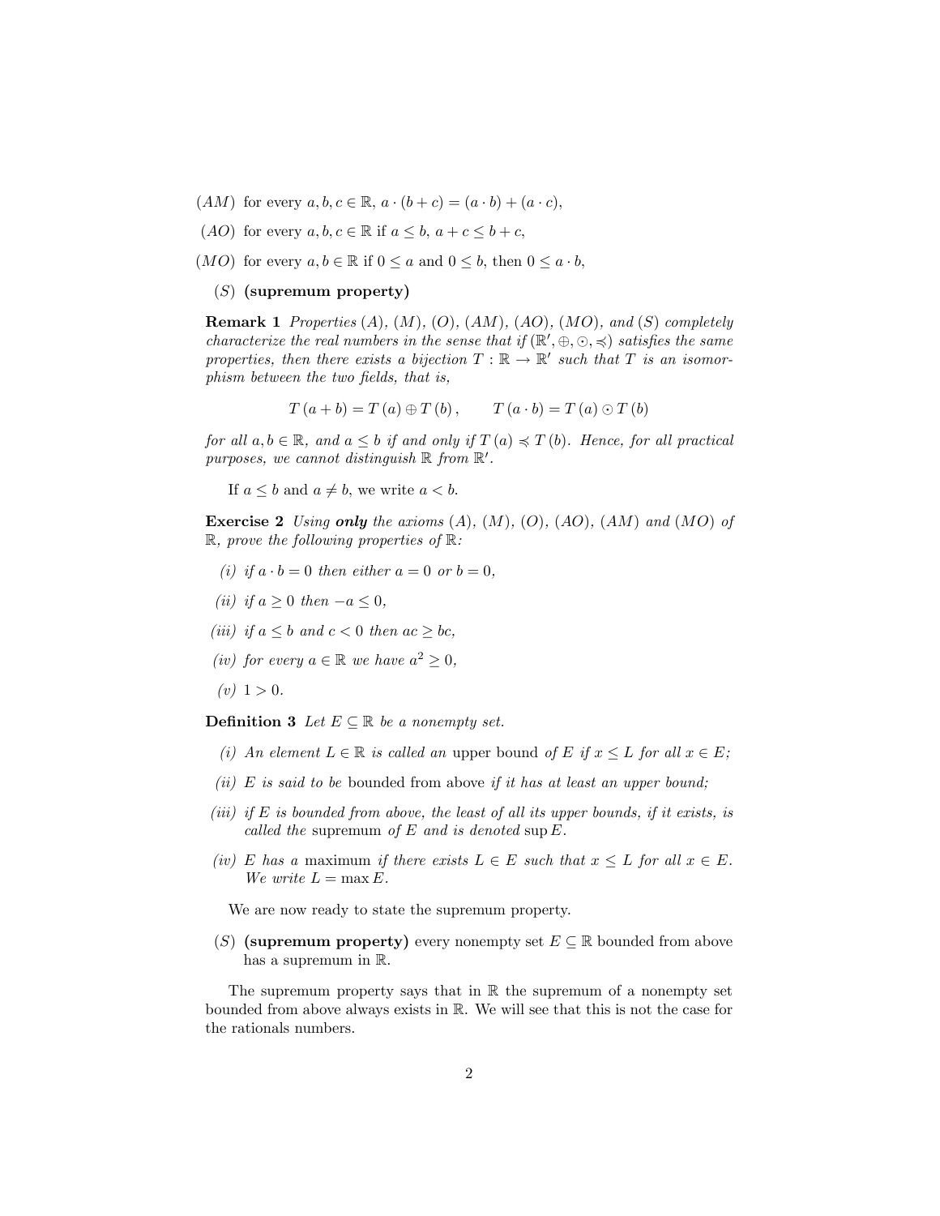- $(AM)$ for every $a, b, c \in \mathbb{R}$, $a \cdot (b + c) = (a \cdot b) + (a \cdot c)$,
- $(AO)$ for every $a, b, c \in \mathbb{R}$ if $a \leq b$, $a + c \leq b + c$,
- $(MO)$ for every $a, b \in \mathbb{R}$ if $0 \leq a$ and $0 \leq b$, then $0 \leq a \cdot b$,
- $(S)$ **(supremum property)**

**Remark 1** *Properties $(A)$, $(M)$, $(O)$, $(AM)$, $(AO)$, $(MO)$, and $(S)$ completely characterize the real numbers in the sense that if $(\mathbb{R}', \oplus, \odot, \preccurlyeq)$ satisfies the same properties, then there exists a bijection $T : \mathbb{R} \to \mathbb{R}'$ such that $T$ is an isomorphism between the two fields, that is,*

$$T(a + b) = T(a) \oplus T(b), \qquad T(a \cdot b) = T(a) \odot T(b)$$

*for all $a, b \in \mathbb{R}$, and $a \leq b$ if and only if $T(a) \preccurlyeq T(b)$. Hence, for all practical purposes, we cannot distinguish $\mathbb{R}$ from $\mathbb{R}'$.*

If $a \leq b$ and $a \neq b$, we write $a < b$.

**Exercise 2** *Using **only** the axioms $(A)$, $(M)$, $(O)$, $(AO)$, $(AM)$ and $(MO)$ of $\mathbb{R}$, prove the following properties of $\mathbb{R}$:*

*(i)* *if $a \cdot b = 0$ then either $a = 0$ or $b = 0$,*

*(ii)* *if $a \geq 0$ then $-a \leq 0$,*

*(iii)* *if $a \leq b$ and $c < 0$ then $ac \geq bc$,*

*(iv)* *for every $a \in \mathbb{R}$ we have $a^2 \geq 0$,*

*(v)* $1 > 0$.

**Definition 3** *Let $E \subseteq \mathbb{R}$ be a nonempty set.*

*(i)* *An element $L \in \mathbb{R}$ is called an* upper bound *of $E$ if $x \leq L$ for all $x \in E$;*

*(ii)* *$E$ is said to be* bounded from above *if it has at least an upper bound;*

*(iii)* *if $E$ is bounded from above, the least of all its upper bounds, if it exists, is called the* supremum *of $E$ and is denoted $\sup E$.*

*(iv)* *$E$ has a* maximum *if there exists $L \in E$ such that $x \leq L$ for all $x \in E$. We write $L = \max E$.*

We are now ready to state the supremum property.

$(S)$ **(supremum property)** every nonempty set $E \subseteq \mathbb{R}$ bounded from above has a supremum in $\mathbb{R}$.

The supremum property says that in $\mathbb{R}$ the supremum of a nonempty set bounded from above always exists in $\mathbb{R}$. We will see that this is not the case for the rationals numbers.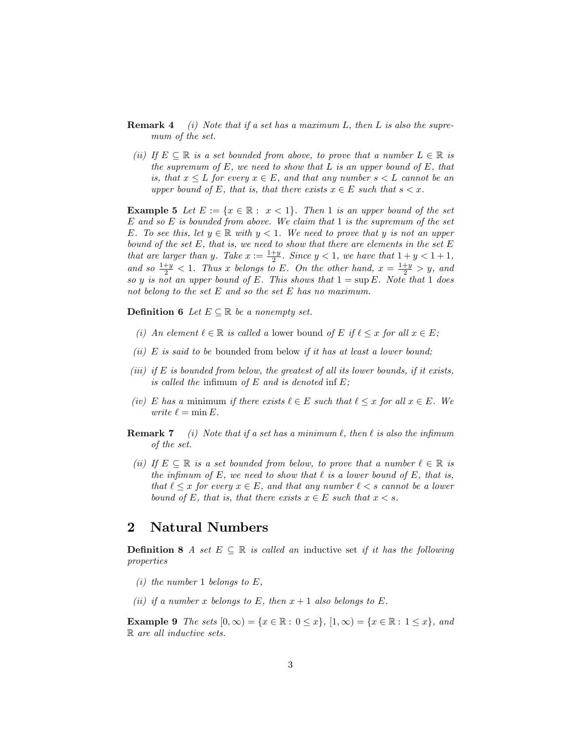**Remark 4** *(i) Note that if a set has a maximum $L$, then $L$ is also the supremum of the set.*

*(ii) If $E \subseteq \mathbb{R}$ is a set bounded from above, to prove that a number $L \in \mathbb{R}$ is the supremum of $E$, we need to show that $L$ is an upper bound of $E$, that is, that $x \leq L$ for every $x \in E$, and that any number $s < L$ cannot be an upper bound of $E$, that is, that there exists $x \in E$ such that $s < x$.*

**Example 5** *Let $E := \{x \in \mathbb{R} : \ x < 1\}$. Then 1 is an upper bound of the set $E$ and so $E$ is bounded from above. We claim that 1 is the supremum of the set $E$. To see this, let $y \in \mathbb{R}$ with $y < 1$. We need to prove that $y$ is not an upper bound of the set $E$, that is, we need to show that there are elements in the set $E$ that are larger than $y$. Take $x := \frac{1+y}{2}$. Since $y < 1$, we have that $1 + y < 1 + 1$, and so $\frac{1+y}{2} < 1$. Thus $x$ belongs to $E$. On the other hand, $x = \frac{1+y}{2} > y$, and so $y$ is not an upper bound of $E$. This shows that $1 = \sup E$. Note that 1 does not belong to the set $E$ and so the set $E$ has no maximum.*

**Definition 6** *Let $E \subseteq \mathbb{R}$ be a nonempty set.*

*(i) An element $\ell \in \mathbb{R}$ is called a* lower bound *of $E$ if $\ell \leq x$ for all $x \in E$;*

*(ii) $E$ is said to be* bounded from below *if it has at least a lower bound;*

*(iii) if $E$ is bounded from below, the greatest of all its lower bounds, if it exists, is called the* infimum *of $E$ and is denoted $\inf E$;*

*(iv) $E$ has a* minimum *if there exists $\ell \in E$ such that $\ell \leq x$ for all $x \in E$. We write $\ell = \min E$.*

**Remark 7** *(i) Note that if a set has a minimum $\ell$, then $\ell$ is also the infimum of the set.*

*(ii) If $E \subseteq \mathbb{R}$ is a set bounded from below, to prove that a number $\ell \in \mathbb{R}$ is the infimum of $E$, we need to show that $\ell$ is a lower bound of $E$, that is, that $\ell \leq x$ for every $x \in E$, and that any number $\ell < s$ cannot be a lower bound of $E$, that is, that there exists $x \in E$ such that $x < s$.*

## 2 Natural Numbers

**Definition 8** *A set $E \subseteq \mathbb{R}$ is called an* inductive set *if it has the following properties*

*(i) the number 1 belongs to $E$,*

*(ii) if a number $x$ belongs to $E$, then $x + 1$ also belongs to $E$.*

**Example 9** *The sets $[0, \infty) = \{x \in \mathbb{R} : 0 \leq x\}$, $[1, \infty) = \{x \in \mathbb{R} : 1 \leq x\}$, and $\mathbb{R}$ are all inductive sets.*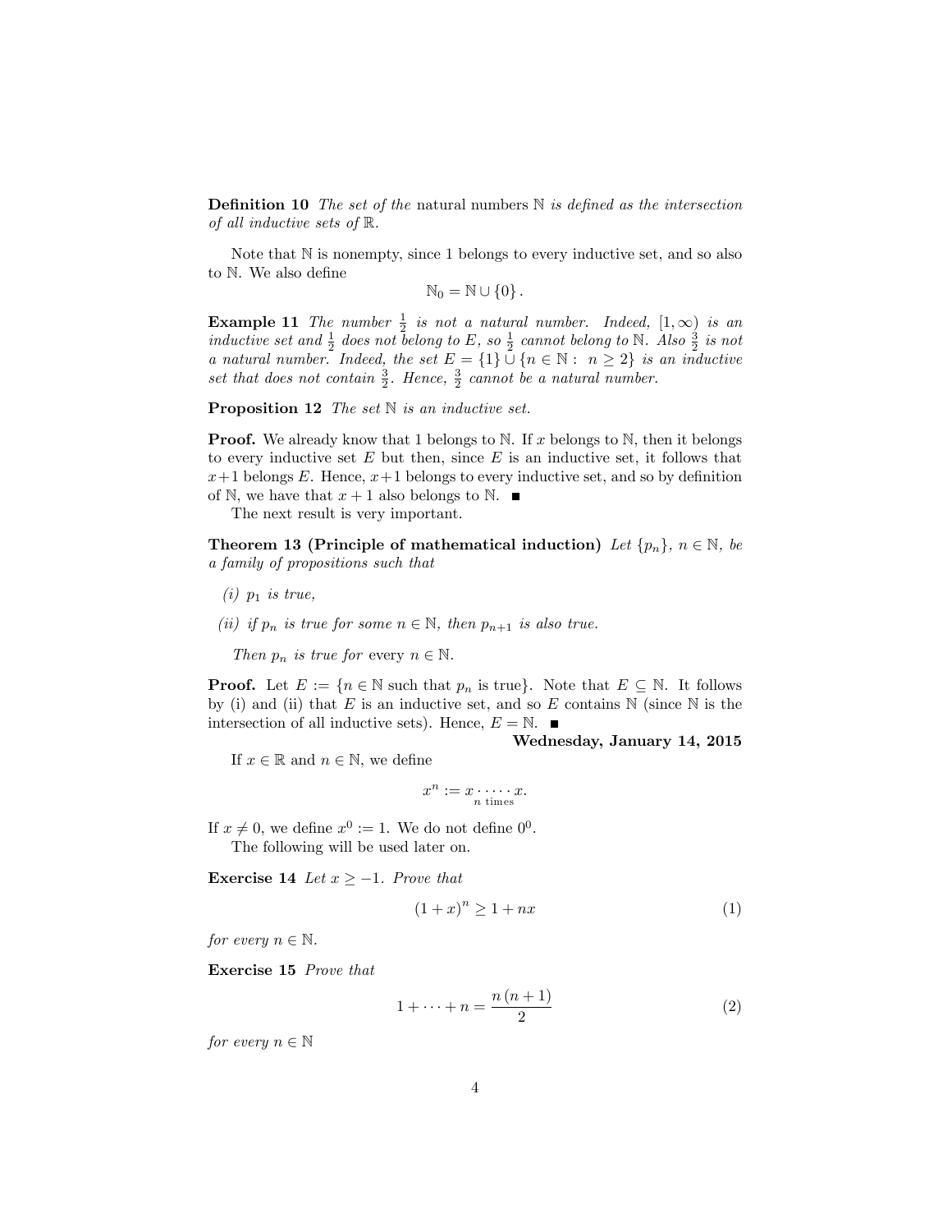**Definition 10** *The set of the* natural numbers $\mathbb{N}$ *is defined as the intersection of all inductive sets of* $\mathbb{R}$.

Note that $\mathbb{N}$ is nonempty, since 1 belongs to every inductive set, and so also to $\mathbb{N}$. We also define

$$\mathbb{N}_0 = \mathbb{N} \cup \{0\}.$$

**Example 11** *The number $\frac{1}{2}$ is not a natural number. Indeed, $[1, \infty)$ is an inductive set and $\frac{1}{2}$ does not belong to $E$, so $\frac{1}{2}$ cannot belong to $\mathbb{N}$. Also $\frac{3}{2}$ is not a natural number. Indeed, the set $E = \{1\} \cup \{n \in \mathbb{N} : \ n \geq 2\}$ is an inductive set that does not contain $\frac{3}{2}$. Hence, $\frac{3}{2}$ cannot be a natural number.*

**Proposition 12** *The set $\mathbb{N}$ is an inductive set.*

**Proof.** We already know that 1 belongs to $\mathbb{N}$. If $x$ belongs to $\mathbb{N}$, then it belongs to every inductive set $E$ but then, since $E$ is an inductive set, it follows that $x+1$ belongs $E$. Hence, $x+1$ belongs to every inductive set, and so by definition of $\mathbb{N}$, we have that $x+1$ also belongs to $\mathbb{N}$. ■

The next result is very important.

**Theorem 13 (Principle of mathematical induction)** *Let $\{p_n\}$, $n \in \mathbb{N}$, be a family of propositions such that*

*(i) $p_1$ is true,*

*(ii) if $p_n$ is true for some $n \in \mathbb{N}$, then $p_{n+1}$ is also true.*

*Then $p_n$ is true for* every $n \in \mathbb{N}$.

**Proof.** Let $E := \{n \in \mathbb{N} \text{ such that } p_n \text{ is true}\}$. Note that $E \subseteq \mathbb{N}$. It follows by (i) and (ii) that $E$ is an inductive set, and so $E$ contains $\mathbb{N}$ (since $\mathbb{N}$ is the intersection of all inductive sets). Hence, $E = \mathbb{N}$. ■

**Wednesday, January 14, 2015**

If $x \in \mathbb{R}$ and $n \in \mathbb{N}$, we define

$$x^n := \underbrace{x \cdot \cdots \cdot x}_{n \text{ times}}.$$

If $x \neq 0$, we define $x^0 := 1$. We do not define $0^0$.

The following will be used later on.

**Exercise 14** *Let $x \geq -1$. Prove that*

$$(1+x)^n \geq 1 + nx \tag{1}$$

*for every $n \in \mathbb{N}$.*

**Exercise 15** *Prove that*

$$1 + \cdots + n = \frac{n(n+1)}{2} \tag{2}$$

*for every $n \in \mathbb{N}$*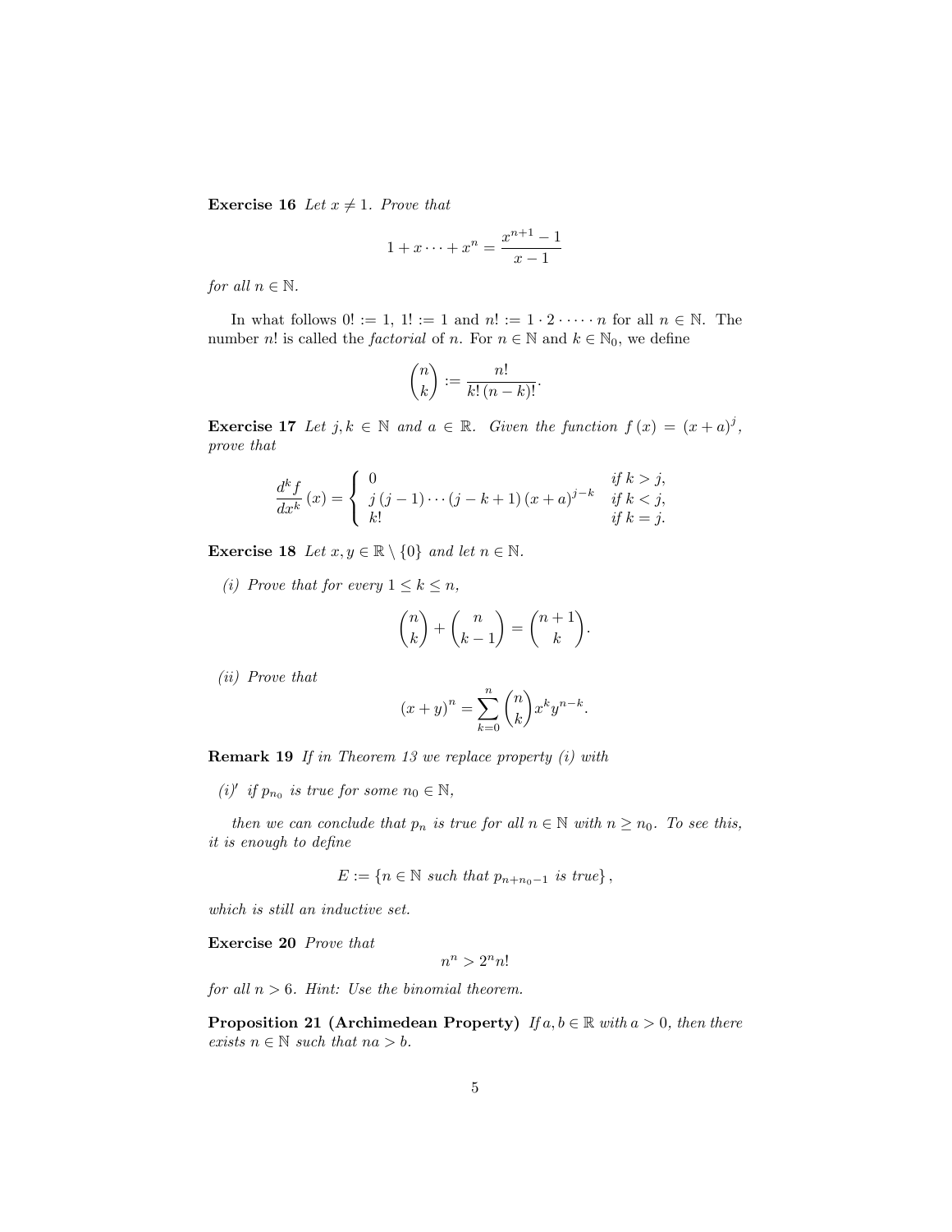**Exercise 16** *Let $x \neq 1$. Prove that*

$$1 + x \cdots + x^n = \frac{x^{n+1} - 1}{x - 1}$$

*for all $n \in \mathbb{N}$.*

In what follows $0! := 1$, $1! := 1$ and $n! := 1 \cdot 2 \cdot \cdots \cdot n$ for all $n \in \mathbb{N}$. The number $n!$ is called the *factorial* of $n$. For $n \in \mathbb{N}$ and $k \in \mathbb{N}_0$, we define

$$\binom{n}{k} := \frac{n!}{k!\,(n-k)!}.$$

**Exercise 17** *Let $j, k \in \mathbb{N}$ and $a \in \mathbb{R}$. Given the function $f(x) = (x + a)^j$, prove that*

$$\frac{d^k f}{dx^k}(x) = \begin{cases} 0 & \text{if } k > j, \\ j\,(j-1) \cdots (j-k+1)\,(x+a)^{j-k} & \text{if } k < j, \\ k! & \text{if } k = j. \end{cases}$$

**Exercise 18** *Let $x, y \in \mathbb{R} \setminus \{0\}$ and let $n \in \mathbb{N}$.*

*(i) Prove that for every $1 \leq k \leq n$,*

$$\binom{n}{k} + \binom{n}{k-1} = \binom{n+1}{k}.$$

*(ii) Prove that*

$$(x + y)^n = \sum_{k=0}^{n} \binom{n}{k} x^k y^{n-k}.$$

**Remark 19** *If in Theorem 13 we replace property (i) with*

*(i)′ if $p_{n_0}$ is true for some $n_0 \in \mathbb{N}$,*

*then we can conclude that $p_n$ is true for all $n \in \mathbb{N}$ with $n \geq n_0$. To see this, it is enough to define*

$$E := \{n \in \mathbb{N} \text{ such that } p_{n+n_0-1} \text{ is true}\},$$

*which is still an inductive set.*

**Exercise 20** *Prove that*

$$n^n > 2^n n!$$

*for all $n > 6$. Hint: Use the binomial theorem.*

**Proposition 21 (Archimedean Property)** *If $a, b \in \mathbb{R}$ with $a > 0$, then there exists $n \in \mathbb{N}$ such that $na > b$.*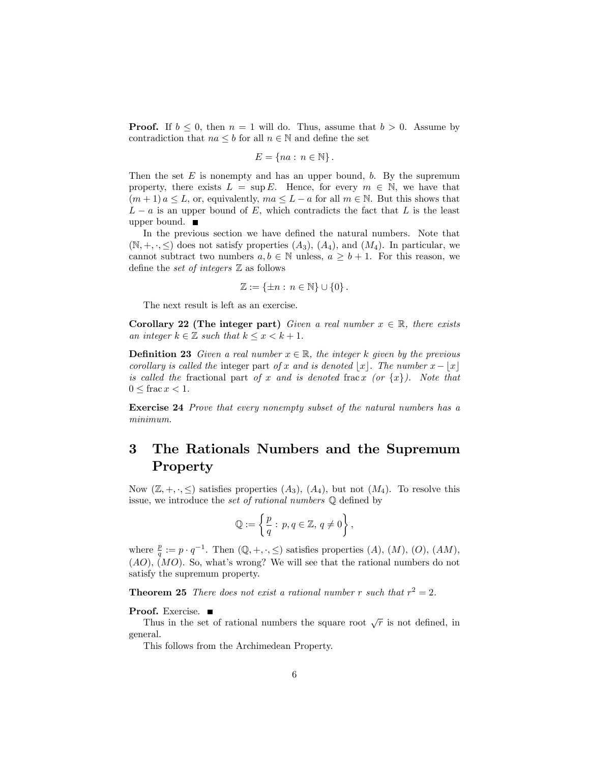**Proof.** If $b \leq 0$, then $n = 1$ will do. Thus, assume that $b > 0$. Assume by contradiction that $na \leq b$ for all $n \in \mathbb{N}$ and define the set

$$E = \{na : n \in \mathbb{N}\}.$$

Then the set $E$ is nonempty and has an upper bound, $b$. By the supremum property, there exists $L = \sup E$. Hence, for every $m \in \mathbb{N}$, we have that $(m+1)\,a \leq L$, or, equivalently, $ma \leq L - a$ for all $m \in \mathbb{N}$. But this shows that $L - a$ is an upper bound of $E$, which contradicts the fact that $L$ is the least upper bound. ■

In the previous section we have defined the natural numbers. Note that $(\mathbb{N}, +, \cdot, \leq)$ does not satisfy properties $(A_3)$, $(A_4)$, and $(M_4)$. In particular, we cannot subtract two numbers $a, b \in \mathbb{N}$ unless, $a \geq b + 1$. For this reason, we define the *set of integers* $\mathbb{Z}$ as follows

$$\mathbb{Z} := \{\pm n : n \in \mathbb{N}\} \cup \{0\}.$$

The next result is left as an exercise.

**Corollary 22 (The integer part)** *Given a real number $x \in \mathbb{R}$, there exists an integer $k \in \mathbb{Z}$ such that $k \leq x < k + 1$.*

**Definition 23** *Given a real number $x \in \mathbb{R}$, the integer $k$ given by the previous corollary is called the* integer part *of $x$ and is denoted $\lfloor x \rfloor$. The number $x - \lfloor x \rfloor$ is called the* fractional part *of $x$ and is denoted $\operatorname{frac} x$ (or $\{x\}$). Note that $0 \leq \operatorname{frac} x < 1$.*

**Exercise 24** *Prove that every nonempty subset of the natural numbers has a minimum.*

# 3 The Rationals Numbers and the Supremum Property

Now $(\mathbb{Z}, +, \cdot, \leq)$ satisfies properties $(A_3)$, $(A_4)$, but not $(M_4)$. To resolve this issue, we introduce the *set of rational numbers* $\mathbb{Q}$ defined by

$$\mathbb{Q} := \left\{ \frac{p}{q} : p, q \in \mathbb{Z},\, q \neq 0 \right\},$$

where $\frac{p}{q} := p \cdot q^{-1}$. Then $(\mathbb{Q}, +, \cdot, \leq)$ satisfies properties $(A)$, $(M)$, $(O)$, $(AM)$, $(AO)$, $(MO)$. So, what's wrong? We will see that the rational numbers do not satisfy the supremum property.

**Theorem 25** *There does not exist a rational number $r$ such that $r^2 = 2$.*

**Proof.** Exercise. ■

Thus in the set of rational numbers the square root $\sqrt{r}$ is not defined, in general.

This follows from the Archimedean Property.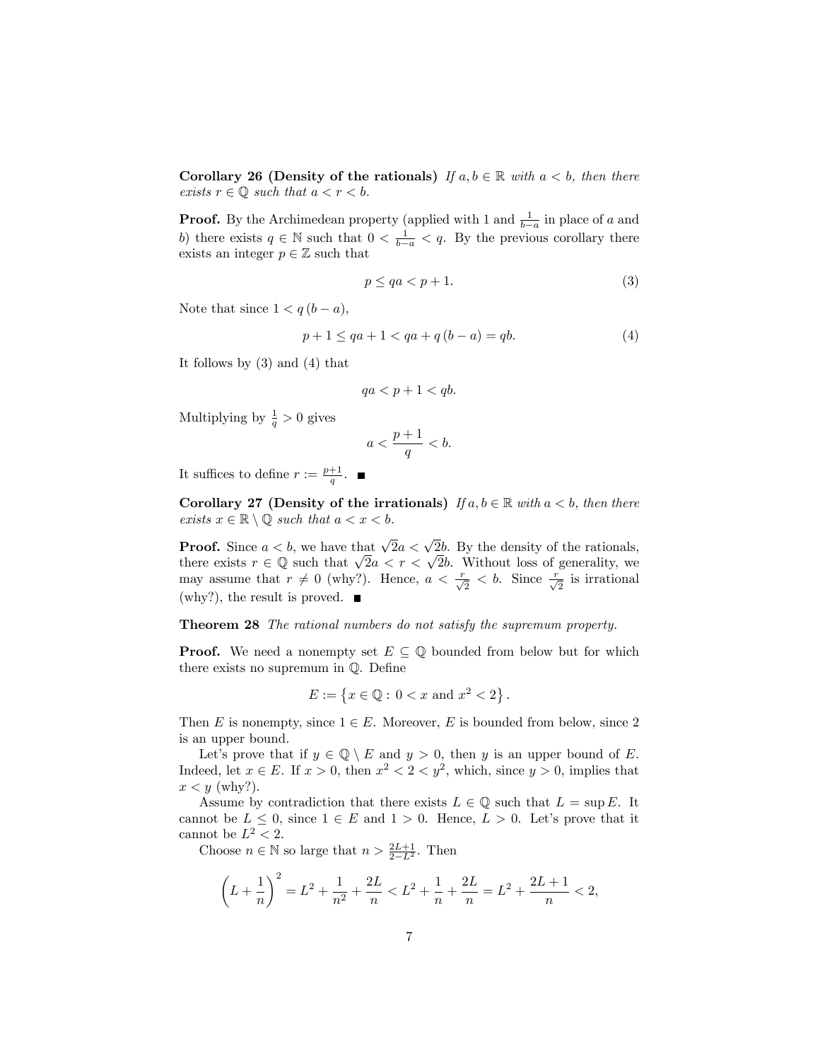**Corollary 26 (Density of the rationals)** *If $a, b \in \mathbb{R}$ with $a < b$, then there exists $r \in \mathbb{Q}$ such that $a < r < b$.*

**Proof.** By the Archimedean property (applied with 1 and $\frac{1}{b-a}$ in place of $a$ and $b$) there exists $q \in \mathbb{N}$ such that $0 < \frac{1}{b-a} < q$. By the previous corollary there exists an integer $p \in \mathbb{Z}$ such that

$$p \leq qa < p + 1. \tag{3}$$

Note that since $1 < q(b - a)$,

$$p + 1 \leq qa + 1 < qa + q(b - a) = qb. \tag{4}$$

It follows by (3) and (4) that

$$qa < p + 1 < qb.$$

Multiplying by $\frac{1}{q} > 0$ gives

$$a < \frac{p+1}{q} < b.$$

It suffices to define $r := \frac{p+1}{q}$. ■

**Corollary 27 (Density of the irrationals)** *If $a, b \in \mathbb{R}$ with $a < b$, then there exists $x \in \mathbb{R} \setminus \mathbb{Q}$ such that $a < x < b$.*

**Proof.** Since $a < b$, we have that $\sqrt{2}a < \sqrt{2}b$. By the density of the rationals, there exists $r \in \mathbb{Q}$ such that $\sqrt{2}a < r < \sqrt{2}b$. Without loss of generality, we may assume that $r \neq 0$ (why?). Hence, $a < \frac{r}{\sqrt{2}} < b$. Since $\frac{r}{\sqrt{2}}$ is irrational (why?), the result is proved. ■

**Theorem 28** *The rational numbers do not satisfy the supremum property.*

**Proof.** We need a nonempty set $E \subseteq \mathbb{Q}$ bounded from below but for which there exists no supremum in $\mathbb{Q}$. Define

$$E := \left\{x \in \mathbb{Q} : 0 < x \text{ and } x^2 < 2\right\}.$$

Then $E$ is nonempty, since $1 \in E$. Moreover, $E$ is bounded from below, since 2 is an upper bound.

Let's prove that if $y \in \mathbb{Q} \setminus E$ and $y > 0$, then $y$ is an upper bound of $E$. Indeed, let $x \in E$. If $x > 0$, then $x^2 < 2 < y^2$, which, since $y > 0$, implies that $x < y$ (why?).

Assume by contradiction that there exists $L \in \mathbb{Q}$ such that $L = \sup E$. It cannot be $L \leq 0$, since $1 \in E$ and $1 > 0$. Hence, $L > 0$. Let's prove that it cannot be $L^2 < 2$.

Choose $n \in \mathbb{N}$ so large that $n > \frac{2L+1}{2-L^2}$. Then

$$\left(L + \frac{1}{n}\right)^2 = L^2 + \frac{1}{n^2} + \frac{2L}{n} < L^2 + \frac{1}{n} + \frac{2L}{n} = L^2 + \frac{2L+1}{n} < 2,$$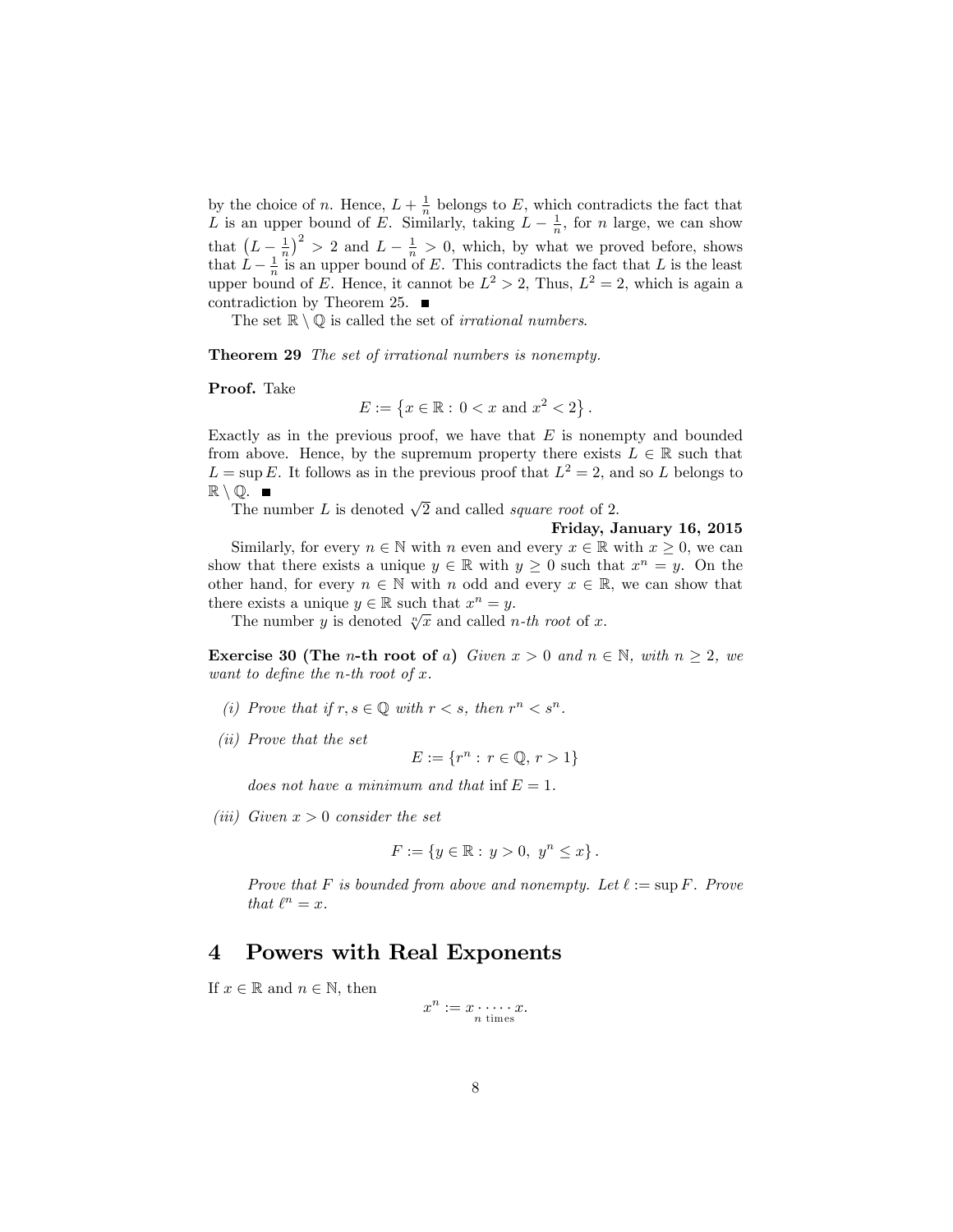by the choice of $n$. Hence, $L + \frac{1}{n}$ belongs to $E$, which contradicts the fact that $L$ is an upper bound of $E$. Similarly, taking $L - \frac{1}{n}$, for $n$ large, we can show that $\left(L - \frac{1}{n}\right)^2 > 2$ and $L - \frac{1}{n} > 0$, which, by what we proved before, shows that $L - \frac{1}{n}$ is an upper bound of $E$. This contradicts the fact that $L$ is the least upper bound of $E$. Hence, it cannot be $L^2 > 2$, Thus, $L^2 = 2$, which is again a contradiction by Theorem 25. ■

The set $\mathbb{R} \setminus \mathbb{Q}$ is called the set of *irrational numbers*.

**Theorem 29** *The set of irrational numbers is nonempty.*

**Proof.** Take

$$E := \left\{x \in \mathbb{R} : 0 < x \text{ and } x^2 < 2\right\}.$$

Exactly as in the previous proof, we have that $E$ is nonempty and bounded from above. Hence, by the supremum property there exists $L \in \mathbb{R}$ such that $L = \sup E$. It follows as in the previous proof that $L^2 = 2$, and so $L$ belongs to $\mathbb{R} \setminus \mathbb{Q}$. ■

The number $L$ is denoted $\sqrt{2}$ and called *square root* of 2.

**Friday, January 16, 2015**

Similarly, for every $n \in \mathbb{N}$ with $n$ even and every $x \in \mathbb{R}$ with $x \geq 0$, we can show that there exists a unique $y \in \mathbb{R}$ with $y \geq 0$ such that $x^n = y$. On the other hand, for every $n \in \mathbb{N}$ with $n$ odd and every $x \in \mathbb{R}$, we can show that there exists a unique $y \in \mathbb{R}$ such that $x^n = y$.

The number $y$ is denoted $\sqrt[n]{x}$ and called *n-th root* of $x$.

**Exercise 30 (The $n$-th root of $a$)** *Given $x > 0$ and $n \in \mathbb{N}$, with $n \geq 2$, we want to define the n-th root of $x$.*

*(i) Prove that if $r, s \in \mathbb{Q}$ with $r < s$, then $r^n < s^n$.*

*(ii) Prove that the set*

$$E := \{r^n : r \in \mathbb{Q}, r > 1\}$$

*does not have a minimum and that $\inf E = 1$.*

*(iii) Given $x > 0$ consider the set*

$$F := \{y \in \mathbb{R} : y > 0, \ y^n \leq x\}.$$

*Prove that $F$ is bounded from above and nonempty. Let $\ell := \sup F$. Prove that $\ell^n = x$.*

## 4 Powers with Real Exponents

If $x \in \mathbb{R}$ and $n \in \mathbb{N}$, then

$$x^n := \underbrace{x \cdot \dots \cdot x}_{n \text{ times}}.$$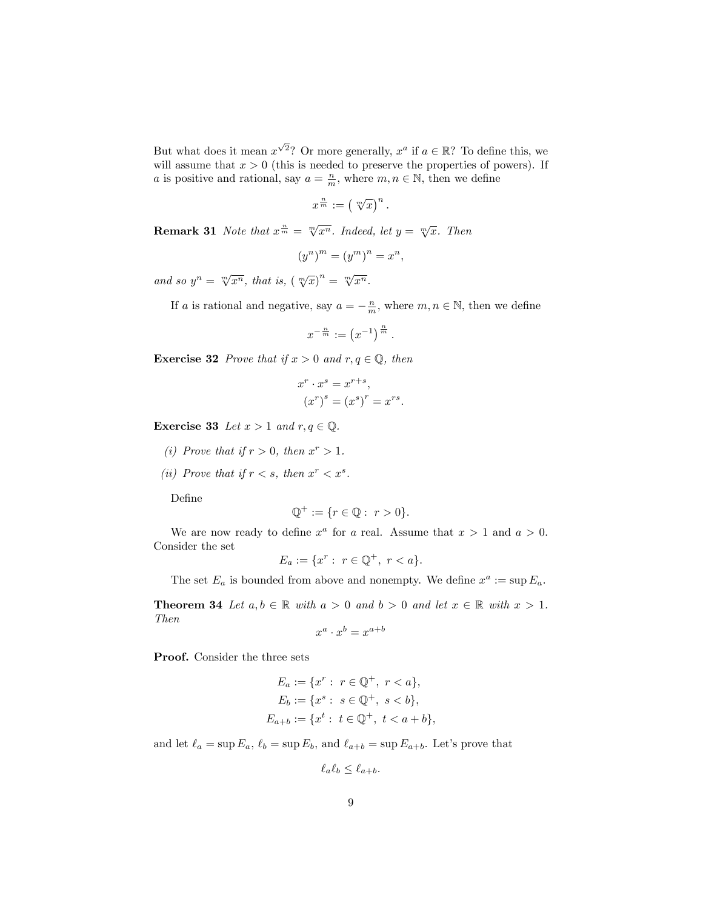But what does it mean $x^{\sqrt{2}}$? Or more generally, $x^a$ if $a \in \mathbb{R}$? To define this, we will assume that $x > 0$ (this is needed to preserve the properties of powers). If $a$ is positive and rational, say $a = \frac{n}{m}$, where $m, n \in \mathbb{N}$, then we define

$$x^{\frac{n}{m}} := \left(\sqrt[m]{x}\right)^n.$$

**Remark 31** *Note that $x^{\frac{n}{m}} = \sqrt[m]{x^n}$. Indeed, let $y = \sqrt[m]{x}$. Then*

$$(y^n)^m = (y^m)^n = x^n,$$

*and so $y^n = \sqrt[m]{x^n}$, that is, $\left(\sqrt[m]{x}\right)^n = \sqrt[m]{x^n}$.*

If $a$ is rational and negative, say $a = -\frac{n}{m}$, where $m, n \in \mathbb{N}$, then we define

$$x^{-\frac{n}{m}} := \left(x^{-1}\right)^{\frac{n}{m}}.$$

**Exercise 32** *Prove that if $x > 0$ and $r, q \in \mathbb{Q}$, then*

$$x^r \cdot x^s = x^{r+s},$$
$$(x^r)^s = (x^s)^r = x^{rs}.$$

**Exercise 33** *Let $x > 1$ and $r, q \in \mathbb{Q}$.*

*(i) Prove that if $r > 0$, then $x^r > 1$.*

*(ii) Prove that if $r < s$, then $x^r < x^s$.*

Define

$$\mathbb{Q}^+ := \{r \in \mathbb{Q} : \ r > 0\}.$$

We are now ready to define $x^a$ for $a$ real. Assume that $x > 1$ and $a > 0$. Consider the set

$$E_a := \{x^r : \ r \in \mathbb{Q}^+, \ r < a\}.$$

The set $E_a$ is bounded from above and nonempty. We define $x^a := \sup E_a$.

**Theorem 34** *Let $a, b \in \mathbb{R}$ with $a > 0$ and $b > 0$ and let $x \in \mathbb{R}$ with $x > 1$. Then*

$$x^a \cdot x^b = x^{a+b}$$

**Proof.** Consider the three sets

$$E_a := \{x^r : \ r \in \mathbb{Q}^+, \ r < a\},$$
$$E_b := \{x^s : \ s \in \mathbb{Q}^+, \ s < b\},$$
$$E_{a+b} := \{x^t : \ t \in \mathbb{Q}^+, \ t < a + b\},$$

and let $\ell_a = \sup E_a$, $\ell_b = \sup E_b$, and $\ell_{a+b} = \sup E_{a+b}$. Let's prove that

$$\ell_a \ell_b \leq \ell_{a+b}.$$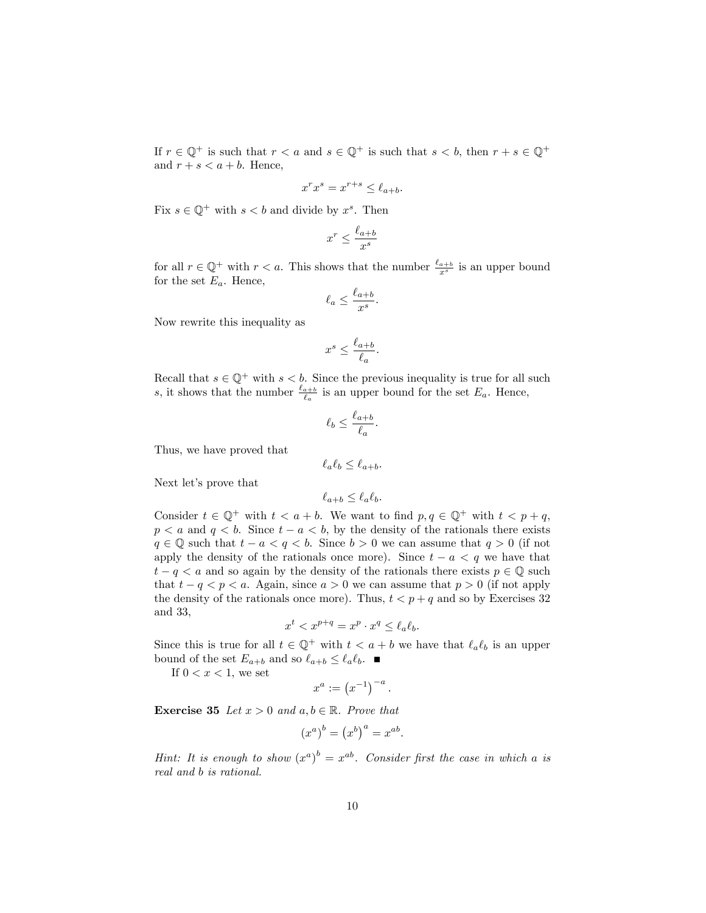If $r \in \mathbb{Q}^+$ is such that $r < a$ and $s \in \mathbb{Q}^+$ is such that $s < b$, then $r + s \in \mathbb{Q}^+$ and $r + s < a + b$. Hence,

$$x^r x^s = x^{r+s} \leq \ell_{a+b}.$$

Fix $s \in \mathbb{Q}^+$ with $s < b$ and divide by $x^s$. Then

$$x^r \leq \frac{\ell_{a+b}}{x^s}$$

for all $r \in \mathbb{Q}^+$ with $r < a$. This shows that the number $\frac{\ell_{a+b}}{x^s}$ is an upper bound for the set $E_a$. Hence,

$$\ell_a \leq \frac{\ell_{a+b}}{x^s}.$$

Now rewrite this inequality as

$$x^s \leq \frac{\ell_{a+b}}{\ell_a}.$$

Recall that $s \in \mathbb{Q}^+$ with $s < b$. Since the previous inequality is true for all such $s$, it shows that the number $\frac{\ell_{a+b}}{\ell_a}$ is an upper bound for the set $E_a$. Hence,

$$\ell_b \leq \frac{\ell_{a+b}}{\ell_a}.$$

Thus, we have proved that

$$\ell_a \ell_b \leq \ell_{a+b}.$$

Next let's prove that

$$\ell_{a+b} \leq \ell_a \ell_b.$$

Consider $t \in \mathbb{Q}^+$ with $t < a + b$. We want to find $p, q \in \mathbb{Q}^+$ with $t < p + q$, $p < a$ and $q < b$. Since $t - a < b$, by the density of the rationals there exists $q \in \mathbb{Q}$ such that $t - a < q < b$. Since $b > 0$ we can assume that $q > 0$ (if not apply the density of the rationals once more). Since $t - a < q$ we have that $t - q < a$ and so again by the density of the rationals there exists $p \in \mathbb{Q}$ such that $t - q < p < a$. Again, since $a > 0$ we can assume that $p > 0$ (if not apply the density of the rationals once more). Thus, $t < p + q$ and so by Exercises 32 and 33,

$$x^t < x^{p+q} = x^p \cdot x^q \leq \ell_a \ell_b.$$

Since this is true for all $t \in \mathbb{Q}^+$ with $t < a + b$ we have that $\ell_a \ell_b$ is an upper bound of the set $E_{a+b}$ and so $\ell_{a+b} \leq \ell_a \ell_b$. ■

If $0 < x < 1$, we set

$$x^a := \left(x^{-1}\right)^{-a}.$$

**Exercise 35** *Let $x > 0$ and $a, b \in \mathbb{R}$. Prove that*

$$\left(x^a\right)^b = \left(x^b\right)^a = x^{ab}.$$

*Hint: It is enough to show $\left(x^a\right)^b = x^{ab}$. Consider first the case in which $a$ is real and $b$ is rational.*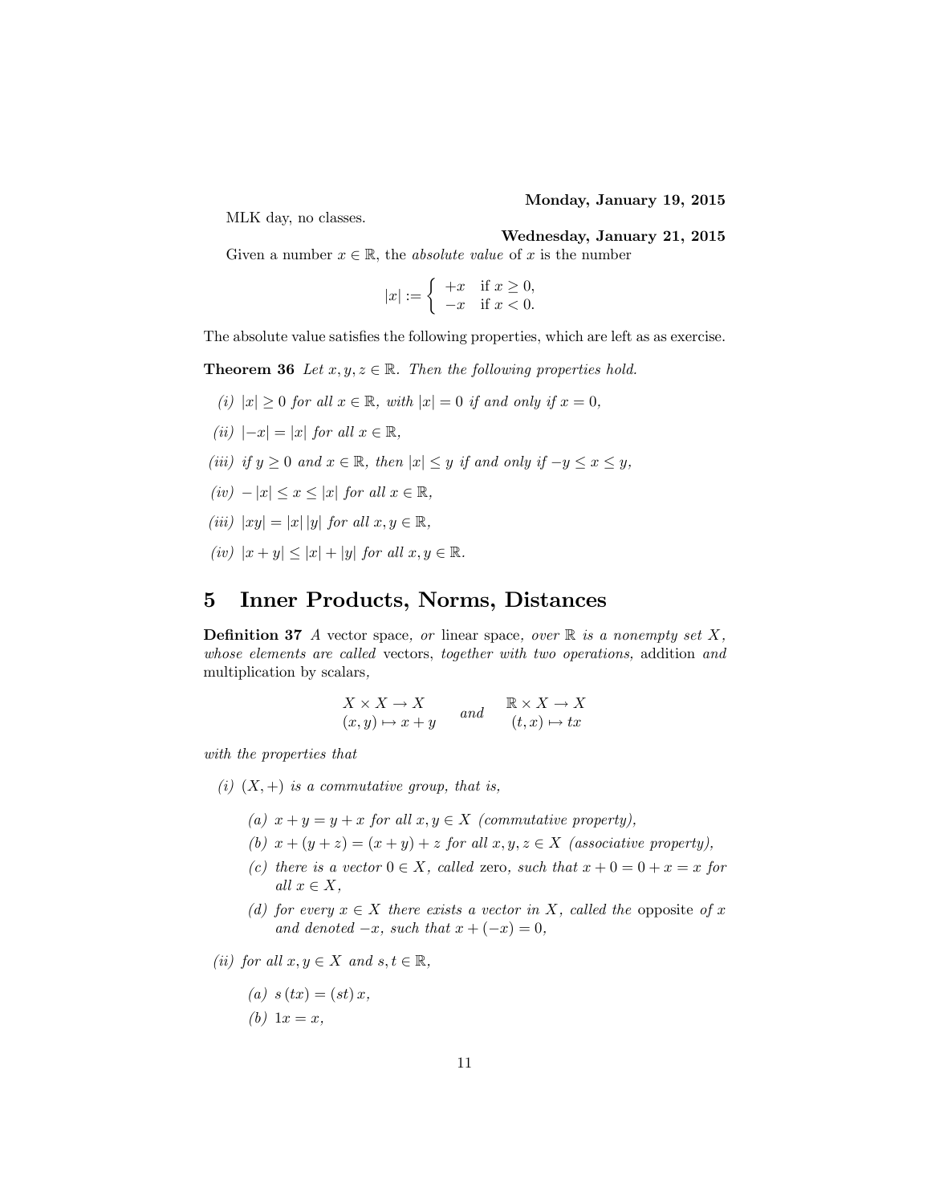**Monday, January 19, 2015**

MLK day, no classes.

**Wednesday, January 21, 2015**

Given a number $x \in \mathbb{R}$, the *absolute value* of $x$ is the number

$$|x| := \begin{cases} +x & \text{if } x \geq 0, \\ -x & \text{if } x < 0. \end{cases}$$

The absolute value satisfies the following properties, which are left as as exercise.

**Theorem 36** *Let $x, y, z \in \mathbb{R}$. Then the following properties hold.*

*(i)* $|x| \geq 0$ *for all* $x \in \mathbb{R}$, *with* $|x| = 0$ *if and only if* $x = 0$,

*(ii)* $|-x| = |x|$ *for all* $x \in \mathbb{R}$,

*(iii) if* $y \geq 0$ *and* $x \in \mathbb{R}$, *then* $|x| \leq y$ *if and only if* $-y \leq x \leq y$,

*(iv)* $-|x| \leq x \leq |x|$ *for all* $x \in \mathbb{R}$,

*(iii)* $|xy| = |x|\,|y|$ *for all* $x, y \in \mathbb{R}$,

*(iv)* $|x + y| \leq |x| + |y|$ *for all* $x, y \in \mathbb{R}$.

# 5 Inner Products, Norms, Distances

**Definition 37** *A* vector space, *or* linear space, *over* $\mathbb{R}$ *is a nonempty set* $X$, *whose elements are called* vectors, *together with two operations,* addition *and* multiplication by scalars,

$$\begin{array}{c} X \times X \to X \\ (x, y) \mapsto x + y \end{array} \quad \text{and} \quad \begin{array}{c} \mathbb{R} \times X \to X \\ (t, x) \mapsto tx \end{array}$$

*with the properties that*

*(i)* $(X, +)$ *is a commutative group, that is,*

- *(a)* $x + y = y + x$ *for all* $x, y \in X$ *(commutative property),*
- *(b)* $x + (y + z) = (x + y) + z$ *for all* $x, y, z \in X$ *(associative property),*
- *(c) there is a vector* $0 \in X$, *called* zero, *such that* $x + 0 = 0 + x = x$ *for all* $x \in X$,
- *(d) for every* $x \in X$ *there exists a vector in* $X$, *called the* opposite *of* $x$ *and denoted* $-x$, *such that* $x + (-x) = 0$,

*(ii) for all* $x, y \in X$ *and* $s, t \in \mathbb{R}$,

- *(a)* $s\,(tx) = (st)\,x$,
- *(b)* $1x = x$,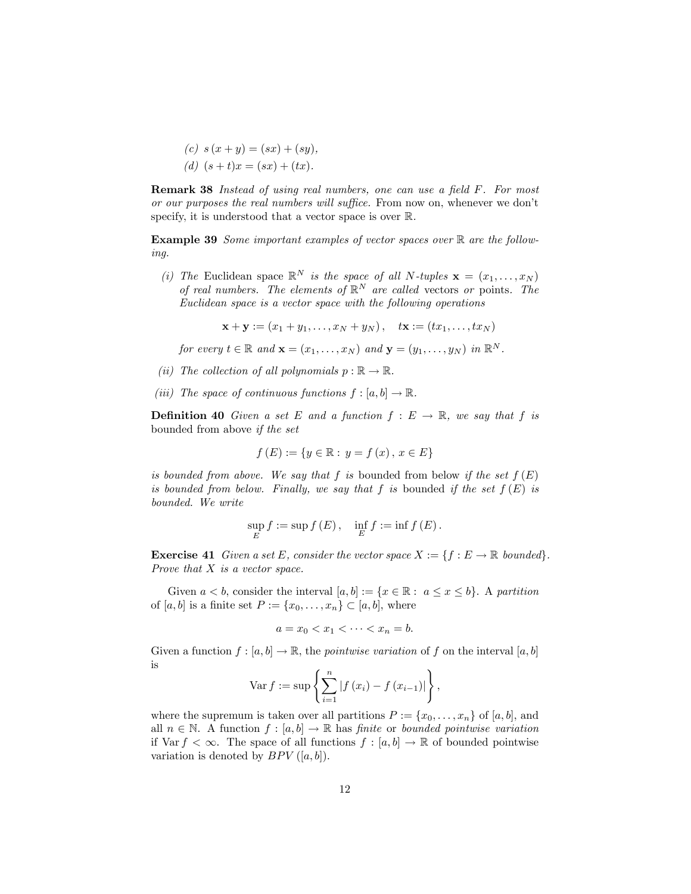(c) $s(x+y) = (sx) + (sy)$,

(d) $(s+t)x = (sx) + (tx)$.

**Remark 38** *Instead of using real numbers, one can use a field $F$. For most or our purposes the real numbers will suffice.* From now on, whenever we don't specify, it is understood that a vector space is over $\mathbb{R}$.

**Example 39** *Some important examples of vector spaces over $\mathbb{R}$ are the following.*

*(i) The* Euclidean space *$\mathbb{R}^N$ is the space of all $N$-tuples $\mathbf{x} = (x_1, \ldots, x_N)$ of real numbers. The elements of $\mathbb{R}^N$ are called* vectors *or* points. *The Euclidean space is a vector space with the following operations*

$$\mathbf{x} + \mathbf{y} := (x_1 + y_1, \ldots, x_N + y_N), \quad t\mathbf{x} := (tx_1, \ldots, tx_N)$$

*for every $t \in \mathbb{R}$ and $\mathbf{x} = (x_1, \ldots, x_N)$ and $\mathbf{y} = (y_1, \ldots, y_N)$ in $\mathbb{R}^N$.*

*(ii) The collection of all polynomials $p : \mathbb{R} \to \mathbb{R}$.*

*(iii) The space of continuous functions $f : [a, b] \to \mathbb{R}$.*

**Definition 40** *Given a set $E$ and a function $f : E \to \mathbb{R}$, we say that $f$ is* bounded from above *if the set*

$$f(E) := \{y \in \mathbb{R} : y = f(x), x \in E\}$$

*is bounded from above. We say that $f$ is* bounded from below *if the set $f(E)$ is bounded from below. Finally, we say that $f$ is* bounded *if the set $f(E)$ is bounded. We write*

$$\sup_E f := \sup f(E), \quad \inf_E f := \inf f(E).$$

**Exercise 41** *Given a set $E$, consider the vector space $X := \{f : E \to \mathbb{R} \text{ bounded}\}$. Prove that $X$ is a vector space.*

Given $a < b$, consider the interval $[a, b] := \{x \in \mathbb{R} : a \leq x \leq b\}$. A *partition* of $[a, b]$ is a finite set $P := \{x_0, \ldots, x_n\} \subset [a, b]$, where

$$a = x_0 < x_1 < \cdots < x_n = b.$$

Given a function $f : [a, b] \to \mathbb{R}$, the *pointwise variation* of $f$ on the interval $[a, b]$ is

$$\operatorname{Var} f := \sup \left\{ \sum_{i=1}^{n} |f(x_i) - f(x_{i-1})| \right\},$$

where the supremum is taken over all partitions $P := \{x_0, \ldots, x_n\}$ of $[a, b]$, and all $n \in \mathbb{N}$. A function $f : [a, b] \to \mathbb{R}$ has *finite* or *bounded pointwise variation* if $\operatorname{Var} f < \infty$. The space of all functions $f : [a, b] \to \mathbb{R}$ of bounded pointwise variation is denoted by $BPV([a, b])$.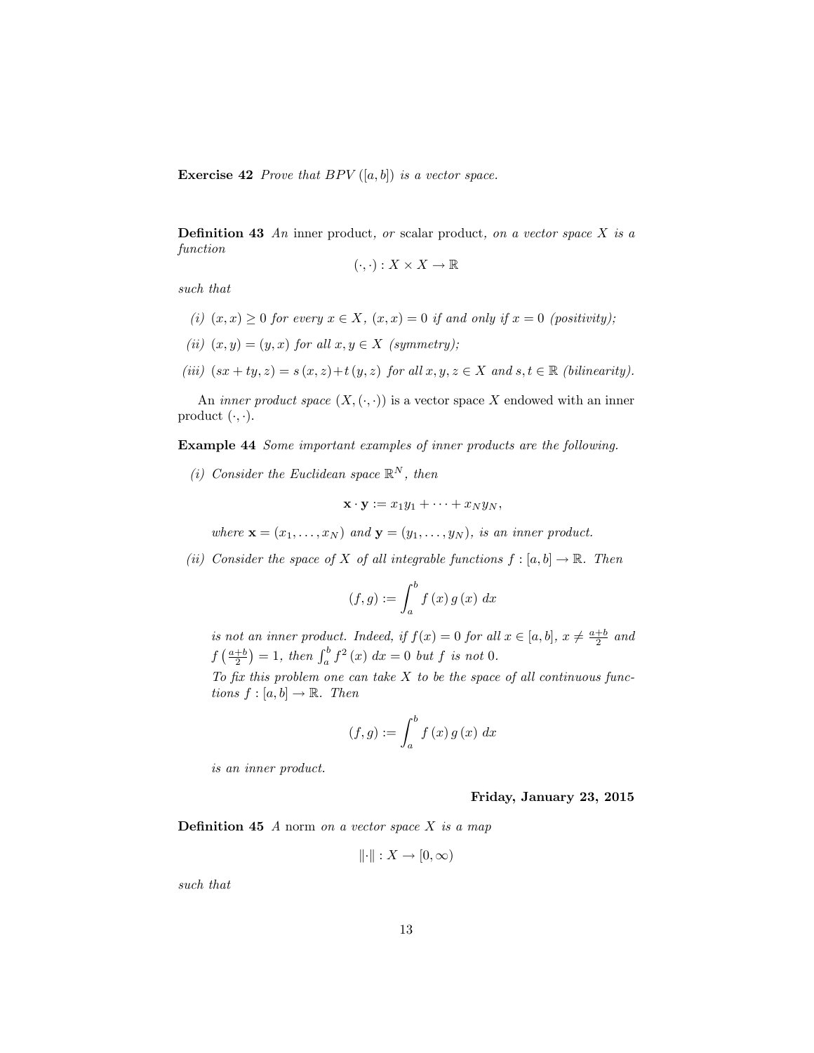**Exercise 42** *Prove that $BPV([a,b])$ is a vector space.*

**Definition 43** *An* inner product*, or* scalar product*, on a vector space $X$ is a function*

$$(\cdot,\cdot) : X \times X \to \mathbb{R}$$

*such that*

*(i) $(x,x) \geq 0$ for every $x \in X$, $(x,x) = 0$ if and only if $x = 0$ (positivity);*

*(ii) $(x,y) = (y,x)$ for all $x, y \in X$ (symmetry);*

*(iii) $(sx + ty, z) = s(x,z) + t(y,z)$ for all $x, y, z \in X$ and $s, t \in \mathbb{R}$ (bilinearity).*

An *inner product space* $(X, (\cdot,\cdot))$ is a vector space $X$ endowed with an inner product $(\cdot,\cdot)$.

**Example 44** *Some important examples of inner products are the following.*

*(i) Consider the Euclidean space $\mathbb{R}^N$, then*

$$\mathbf{x} \cdot \mathbf{y} := x_1 y_1 + \cdots + x_N y_N,$$

*where $\mathbf{x} = (x_1, \ldots, x_N)$ and $\mathbf{y} = (y_1, \ldots, y_N)$, is an inner product.*

*(ii) Consider the space of $X$ of all integrable functions $f : [a,b] \to \mathbb{R}$. Then*

$$(f,g) := \int_a^b f(x)\, g(x)\, dx$$

*is not an inner product. Indeed, if $f(x) = 0$ for all $x \in [a,b]$, $x \neq \frac{a+b}{2}$ and $f\left(\frac{a+b}{2}\right) = 1$, then $\int_a^b f^2(x)\, dx = 0$ but $f$ is not $0$.*

*To fix this problem one can take $X$ to be the space of all continuous functions $f : [a,b] \to \mathbb{R}$. Then*

$$(f,g) := \int_a^b f(x)\, g(x)\, dx$$

*is an inner product.*

**Friday, January 23, 2015**

**Definition 45** *A* norm *on a vector space $X$ is a map*

$$\|\cdot\| : X \to [0, \infty)$$

*such that*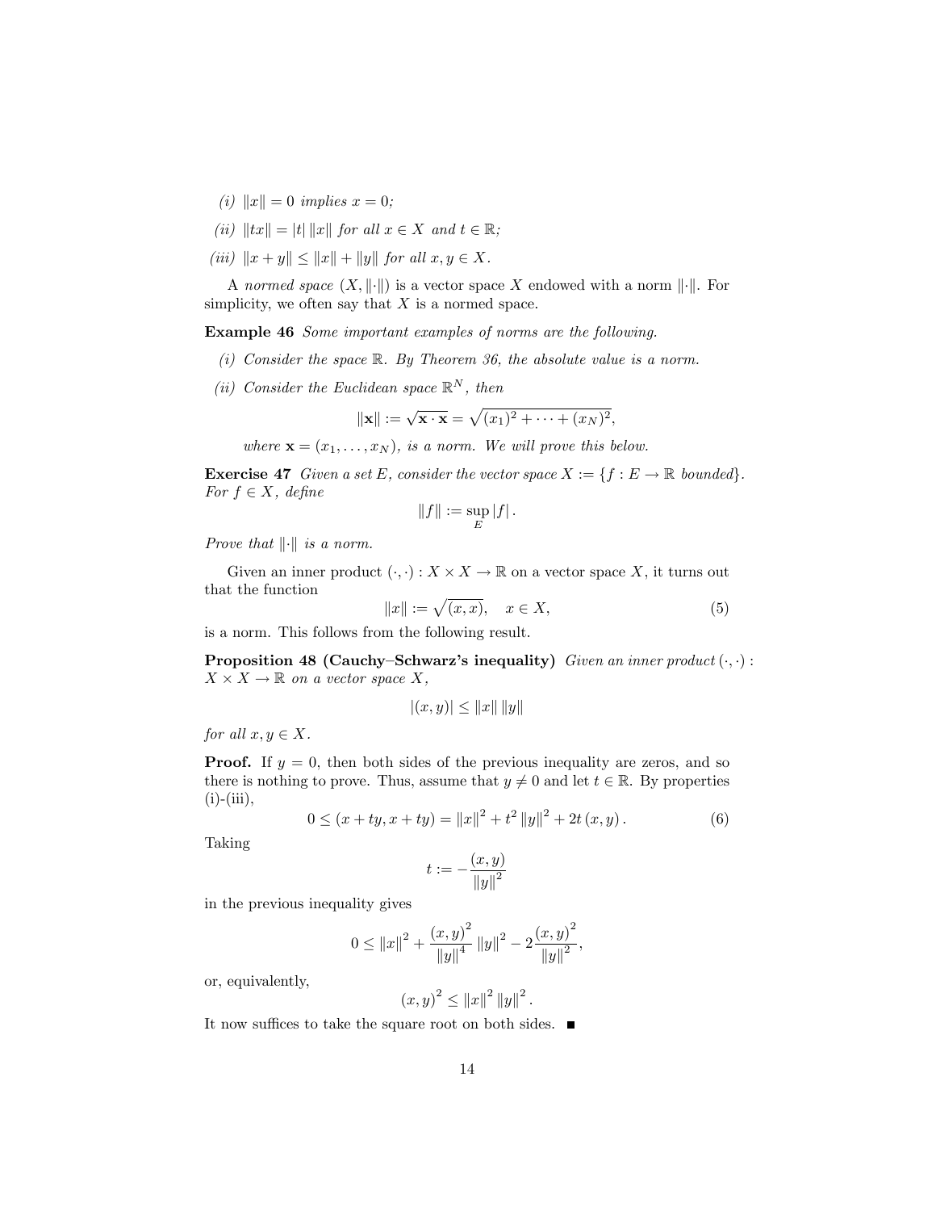*(i)* $\|x\| = 0$ *implies* $x = 0$*;*

*(ii)* $\|tx\| = |t| \|x\|$ *for all* $x \in X$ *and* $t \in \mathbb{R}$*;*

*(iii)* $\|x + y\| \leq \|x\| + \|y\|$ *for all* $x, y \in X$*.*

A *normed space* $(X, \|\cdot\|)$ is a vector space $X$ endowed with a norm $\|\cdot\|$. For simplicity, we often say that $X$ is a normed space.

**Example 46** *Some important examples of norms are the following.*

*(i) Consider the space* $\mathbb{R}$*. By Theorem 36, the absolute value is a norm.*

*(ii) Consider the Euclidean space* $\mathbb{R}^N$*, then*

$$\|\mathbf{x}\| := \sqrt{\mathbf{x} \cdot \mathbf{x}} = \sqrt{(x_1)^2 + \cdots + (x_N)^2},$$

*where* $\mathbf{x} = (x_1, \ldots, x_N)$*, is a norm. We will prove this below.*

**Exercise 47** *Given a set* $E$*, consider the vector space* $X := \{f : E \to \mathbb{R} \text{ bounded}\}$*. For* $f \in X$*, define*

$$\|f\| := \sup_E |f|.$$

*Prove that* $\|\cdot\|$ *is a norm.*

Given an inner product $(\cdot, \cdot) : X \times X \to \mathbb{R}$ on a vector space $X$, it turns out that the function

$$\|x\| := \sqrt{(x, x)}, \quad x \in X, \tag{5}$$

is a norm. This follows from the following result.

**Proposition 48 (Cauchy–Schwarz's inequality)** *Given an inner product* $(\cdot, \cdot) : X \times X \to \mathbb{R}$ *on a vector space* $X$*,*

$$|(x, y)| \leq \|x\| \|y\|$$

*for all* $x, y \in X$*.*

**Proof.** If $y = 0$, then both sides of the previous inequality are zeros, and so there is nothing to prove. Thus, assume that $y \neq 0$ and let $t \in \mathbb{R}$. By properties (i)-(iii),

$$0 \leq (x + ty, x + ty) = \|x\|^2 + t^2 \|y\|^2 + 2t (x, y). \tag{6}$$

Taking

$$t := -\frac{(x, y)}{\|y\|^2}$$

in the previous inequality gives

$$0 \leq \|x\|^2 + \frac{(x, y)^2}{\|y\|^4} \|y\|^2 - 2\frac{(x, y)^2}{\|y\|^2},$$

or, equivalently,

$$(x, y)^2 \leq \|x\|^2 \|y\|^2.$$

It now suffices to take the square root on both sides. ■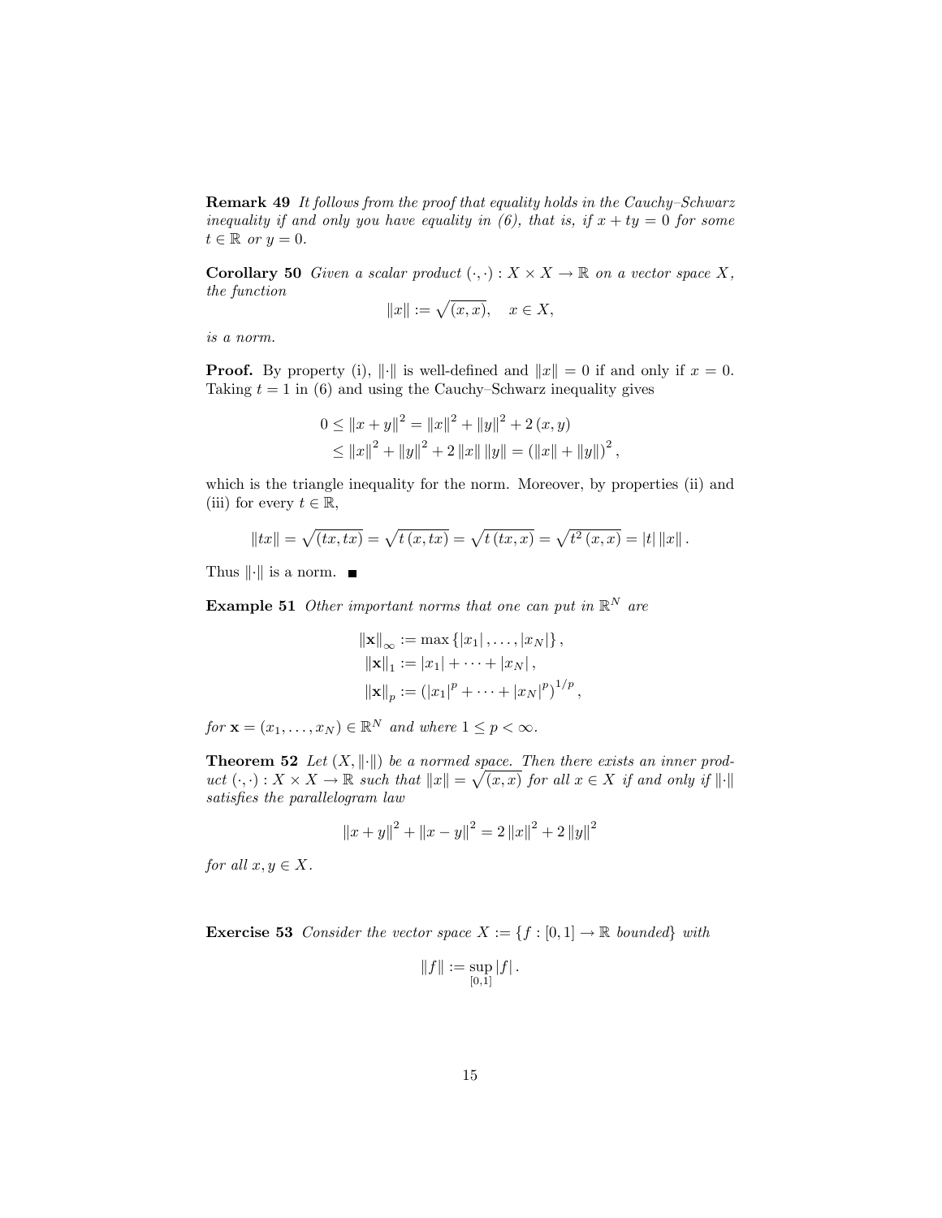**Remark 49** *It follows from the proof that equality holds in the Cauchy–Schwarz inequality if and only you have equality in (6), that is, if $x + ty = 0$ for some $t \in \mathbb{R}$ or $y = 0$.*

**Corollary 50** *Given a scalar product $(\cdot, \cdot) : X \times X \to \mathbb{R}$ on a vector space $X$, the function*

$$\|x\| := \sqrt{(x, x)}, \quad x \in X,$$

*is a norm.*

**Proof.** By property (i), $\|\cdot\|$ is well-defined and $\|x\| = 0$ if and only if $x = 0$. Taking $t = 1$ in (6) and using the Cauchy–Schwarz inequality gives

$$\begin{aligned} 0 \leq \|x + y\|^2 &= \|x\|^2 + \|y\|^2 + 2(x, y) \\ &\leq \|x\|^2 + \|y\|^2 + 2\|x\|\|y\| = (\|x\| + \|y\|)^2, \end{aligned}$$

which is the triangle inequality for the norm. Moreover, by properties (ii) and (iii) for every $t \in \mathbb{R}$,

$$\|tx\| = \sqrt{(tx, tx)} = \sqrt{t(x, tx)} = \sqrt{t(tx, x)} = \sqrt{t^2(x, x)} = |t|\|x\|.$$

Thus $\|\cdot\|$ is a norm. ■

**Example 51** *Other important norms that one can put in $\mathbb{R}^N$ are*

$$\begin{aligned} \|\mathbf{x}\|_\infty &:= \max\{|x_1|, \ldots, |x_N|\}, \\ \|\mathbf{x}\|_1 &:= |x_1| + \cdots + |x_N|, \\ \|\mathbf{x}\|_p &:= (|x_1|^p + \cdots + |x_N|^p)^{1/p}, \end{aligned}$$

*for $\mathbf{x} = (x_1, \ldots, x_N) \in \mathbb{R}^N$ and where $1 \leq p < \infty$.*

**Theorem 52** *Let $(X, \|\cdot\|)$ be a normed space. Then there exists an inner product $(\cdot, \cdot) : X \times X \to \mathbb{R}$ such that $\|x\| = \sqrt{(x, x)}$ for all $x \in X$ if and only if $\|\cdot\|$ satisfies the parallelogram law*

$$\|x + y\|^2 + \|x - y\|^2 = 2\|x\|^2 + 2\|y\|^2$$

*for all $x, y \in X$.*

**Exercise 53** *Consider the vector space $X := \{f : [0, 1] \to \mathbb{R}$ bounded$\}$ with*

$$\|f\| := \sup_{[0,1]} |f|.$$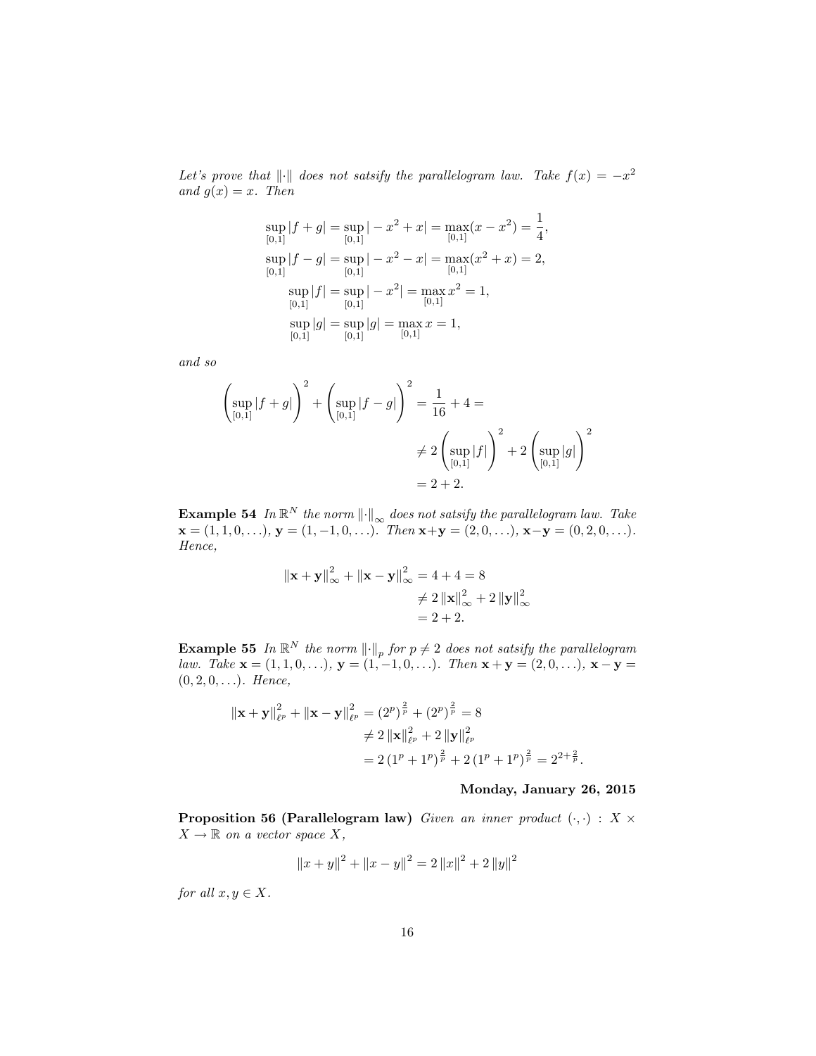*Let's prove that $\|\cdot\|$ does not satsify the parallelogram law. Take $f(x) = -x^2$ and $g(x) = x$. Then*

$$
\begin{aligned}
\sup_{[0,1]} |f+g| &= \sup_{[0,1]} |-x^2+x| = \max_{[0,1]}(x-x^2) = \frac{1}{4}, \\
\sup_{[0,1]} |f-g| &= \sup_{[0,1]} |-x^2-x| = \max_{[0,1]}(x^2+x) = 2, \\
\sup_{[0,1]} |f| &= \sup_{[0,1]} |-x^2| = \max_{[0,1]} x^2 = 1, \\
\sup_{[0,1]} |g| &= \sup_{[0,1]} |g| = \max_{[0,1]} x = 1,
\end{aligned}
$$

*and so*

$$
\begin{aligned}
\left(\sup_{[0,1]} |f+g|\right)^2 + \left(\sup_{[0,1]} |f-g|\right)^2 &= \frac{1}{16} + 4 = \\
&\neq 2\left(\sup_{[0,1]} |f|\right)^2 + 2\left(\sup_{[0,1]} |g|\right)^2 \\
&= 2 + 2.
\end{aligned}
$$

**Example 54** *In $\mathbb{R}^N$ the norm $\|\cdot\|_\infty$ does not satsify the parallelogram law. Take $\mathbf{x} = (1,1,0,\ldots)$, $\mathbf{y} = (1,-1,0,\ldots)$. Then $\mathbf{x}+\mathbf{y} = (2,0,\ldots)$, $\mathbf{x}-\mathbf{y} = (0,2,0,\ldots)$. Hence,*

$$
\begin{aligned}
\|\mathbf{x}+\mathbf{y}\|_\infty^2 + \|\mathbf{x}-\mathbf{y}\|_\infty^2 &= 4 + 4 = 8 \\
&\neq 2\|\mathbf{x}\|_\infty^2 + 2\|\mathbf{y}\|_\infty^2 \\
&= 2 + 2.
\end{aligned}
$$

**Example 55** *In $\mathbb{R}^N$ the norm $\|\cdot\|_p$ for $p \neq 2$ does not satsify the parallelogram law. Take $\mathbf{x} = (1,1,0,\ldots)$, $\mathbf{y} = (1,-1,0,\ldots)$. Then $\mathbf{x}+\mathbf{y} = (2,0,\ldots)$, $\mathbf{x}-\mathbf{y} = (0,2,0,\ldots)$. Hence,*

$$
\begin{aligned}
\|\mathbf{x}+\mathbf{y}\|_{\ell^p}^2 + \|\mathbf{x}-\mathbf{y}\|_{\ell^p}^2 &= (2^p)^{\frac{2}{p}} + (2^p)^{\frac{2}{p}} = 8 \\
&\neq 2\|\mathbf{x}\|_{\ell^p}^2 + 2\|\mathbf{y}\|_{\ell^p}^2 \\
&= 2\left(1^p+1^p\right)^{\frac{2}{p}} + 2\left(1^p+1^p\right)^{\frac{2}{p}} = 2^{2+\frac{2}{p}}.
\end{aligned}
$$

**Monday, January 26, 2015**

**Proposition 56 (Parallelogram law)** *Given an inner product $(\cdot,\cdot) : X \times X \to \mathbb{R}$ on a vector space $X$,*

$$
\|x+y\|^2 + \|x-y\|^2 = 2\|x\|^2 + 2\|y\|^2
$$

*for all $x, y \in X$.*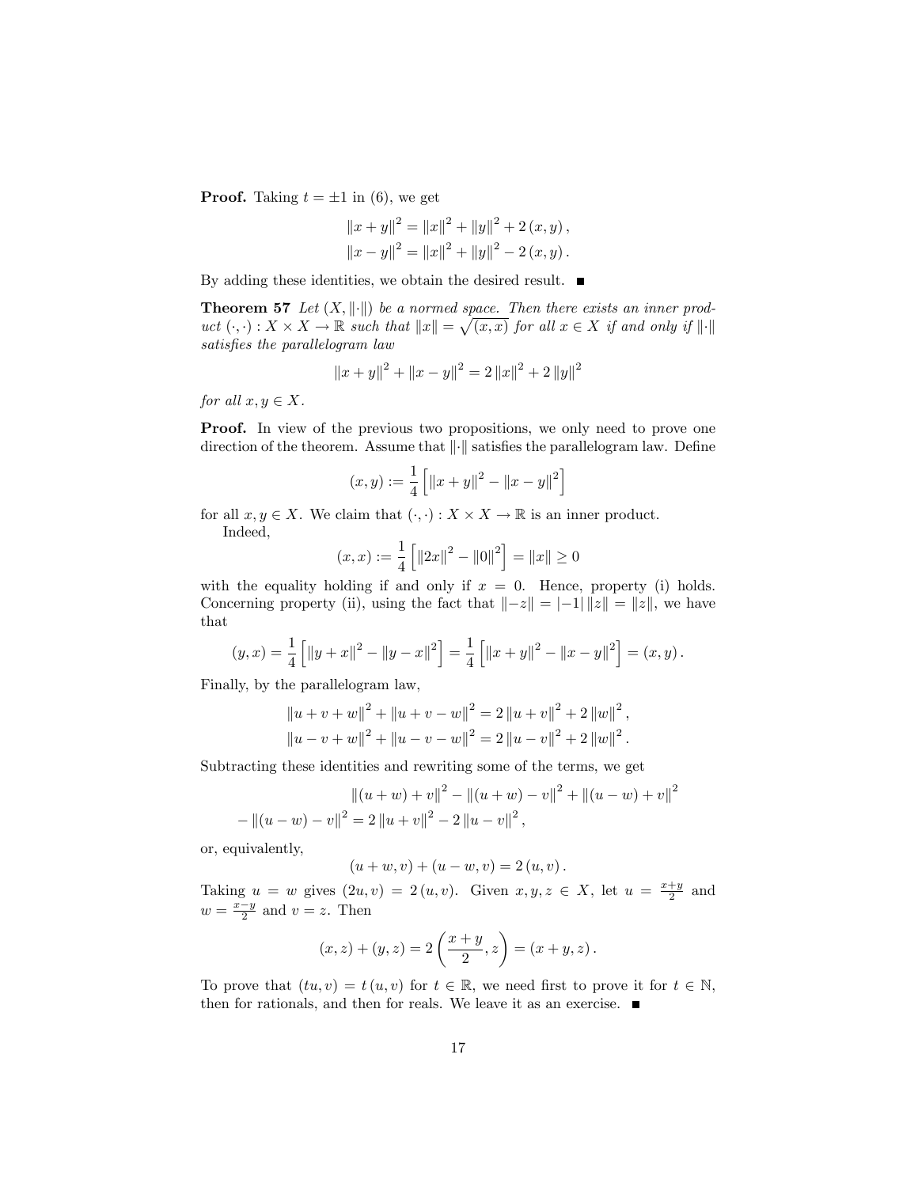**Proof.** Taking $t = \pm 1$ in (6), we get

$$\|x+y\|^2 = \|x\|^2 + \|y\|^2 + 2(x,y),$$
$$\|x-y\|^2 = \|x\|^2 + \|y\|^2 - 2(x,y).$$

By adding these identities, we obtain the desired result. ■

**Theorem 57** *Let $(X, \|\cdot\|)$ be a normed space. Then there exists an inner product $(\cdot,\cdot) : X \times X \to \mathbb{R}$ such that $\|x\| = \sqrt{(x,x)}$ for all $x \in X$ if and only if $\|\cdot\|$ satisfies the parallelogram law*

$$\|x+y\|^2 + \|x-y\|^2 = 2\|x\|^2 + 2\|y\|^2$$

*for all $x, y \in X$.*

**Proof.** In view of the previous two propositions, we only need to prove one direction of the theorem. Assume that $\|\cdot\|$ satisfies the parallelogram law. Define

$$(x,y) := \frac{1}{4}\left[\|x+y\|^2 - \|x-y\|^2\right]$$

for all $x, y \in X$. We claim that $(\cdot,\cdot) : X \times X \to \mathbb{R}$ is an inner product.

Indeed,

$$(x,x) := \frac{1}{4}\left[\|2x\|^2 - \|0\|^2\right] = \|x\| \geq 0$$

with the equality holding if and only if $x = 0$. Hence, property (i) holds. Concerning property (ii), using the fact that $\|-z\| = |-1|\,\|z\| = \|z\|$, we have that

$$(y,x) = \frac{1}{4}\left[\|y+x\|^2 - \|y-x\|^2\right] = \frac{1}{4}\left[\|x+y\|^2 - \|x-y\|^2\right] = (x,y).$$

Finally, by the parallelogram law,

$$\|u+v+w\|^2 + \|u+v-w\|^2 = 2\|u+v\|^2 + 2\|w\|^2,$$
$$\|u-v+w\|^2 + \|u-v-w\|^2 = 2\|u-v\|^2 + 2\|w\|^2.$$

Subtracting these identities and rewriting some of the terms, we get

$$\|(u+w)+v\|^2 - \|(u+w)-v\|^2 + \|(u-w)+v\|^2$$
$$- \|(u-w)-v\|^2 = 2\|u+v\|^2 - 2\|u-v\|^2,$$

or, equivalently,

$$(u+w,v) + (u-w,v) = 2(u,v).$$

Taking $u = w$ gives $(2u,v) = 2(u,v)$. Given $x, y, z \in X$, let $u = \frac{x+y}{2}$ and $w = \frac{x-y}{2}$ and $v = z$. Then

$$(x,z) + (y,z) = 2\left(\frac{x+y}{2}, z\right) = (x+y, z).$$

To prove that $(tu,v) = t(u,v)$ for $t \in \mathbb{R}$, we need first to prove it for $t \in \mathbb{N}$, then for rationals, and then for reals. We leave it as an exercise. ■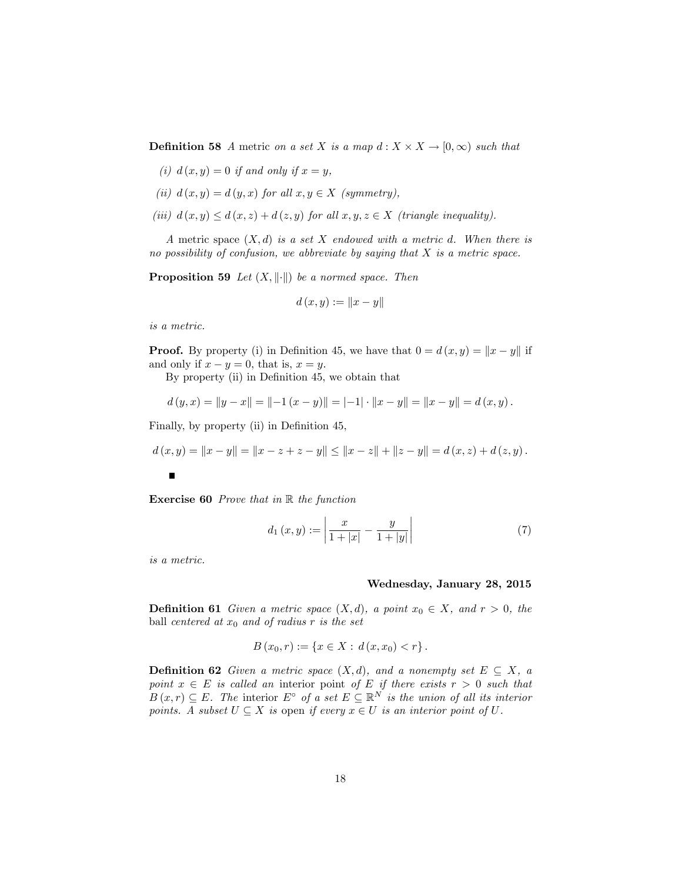**Definition 58** *A* metric *on a set $X$ is a map $d : X \times X \to [0, \infty)$ such that*

*(i) $d(x, y) = 0$ if and only if $x = y$,*

*(ii) $d(x, y) = d(y, x)$ for all $x, y \in X$ (symmetry),*

*(iii) $d(x, y) \leq d(x, z) + d(z, y)$ for all $x, y, z \in X$ (triangle inequality).*

*A* metric space *$(X, d)$ is a set $X$ endowed with a metric $d$. When there is no possibility of confusion, we abbreviate by saying that $X$ is a metric space.*

**Proposition 59** *Let $(X, \|\cdot\|)$ be a normed space. Then*

$$d(x, y) := \|x - y\|$$

*is a metric.*

**Proof.** By property (i) in Definition 45, we have that $0 = d(x, y) = \|x - y\|$ if and only if $x - y = 0$, that is, $x = y$.

By property (ii) in Definition 45, we obtain that

$$d(y, x) = \|y - x\| = \|-1(x - y)\| = |-1| \cdot \|x - y\| = \|x - y\| = d(x, y).$$

Finally, by property (ii) in Definition 45,

$$d(x, y) = \|x - y\| = \|x - z + z - y\| \leq \|x - z\| + \|z - y\| = d(x, z) + d(z, y).$$

■

**Exercise 60** *Prove that in $\mathbb{R}$ the function*

$$d_1(x, y) := \left| \frac{x}{1 + |x|} - \frac{y}{1 + |y|} \right| \tag{7}$$

*is a metric.*

**Wednesday, January 28, 2015**

**Definition 61** *Given a metric space $(X, d)$, a point $x_0 \in X$, and $r > 0$, the* ball *centered at $x_0$ and of radius $r$ is the set*

$$B(x_0, r) := \{x \in X : d(x, x_0) < r\}.$$

**Definition 62** *Given a metric space $(X, d)$, and a nonempty set $E \subseteq X$, a point $x \in E$ is called an* interior point *of $E$ if there exists $r > 0$ such that $B(x, r) \subseteq E$. The* interior *$E^\circ$ of a set $E \subseteq \mathbb{R}^N$ is the union of all its interior points. A subset $U \subseteq X$ is* open *if every $x \in U$ is an interior point of $U$.*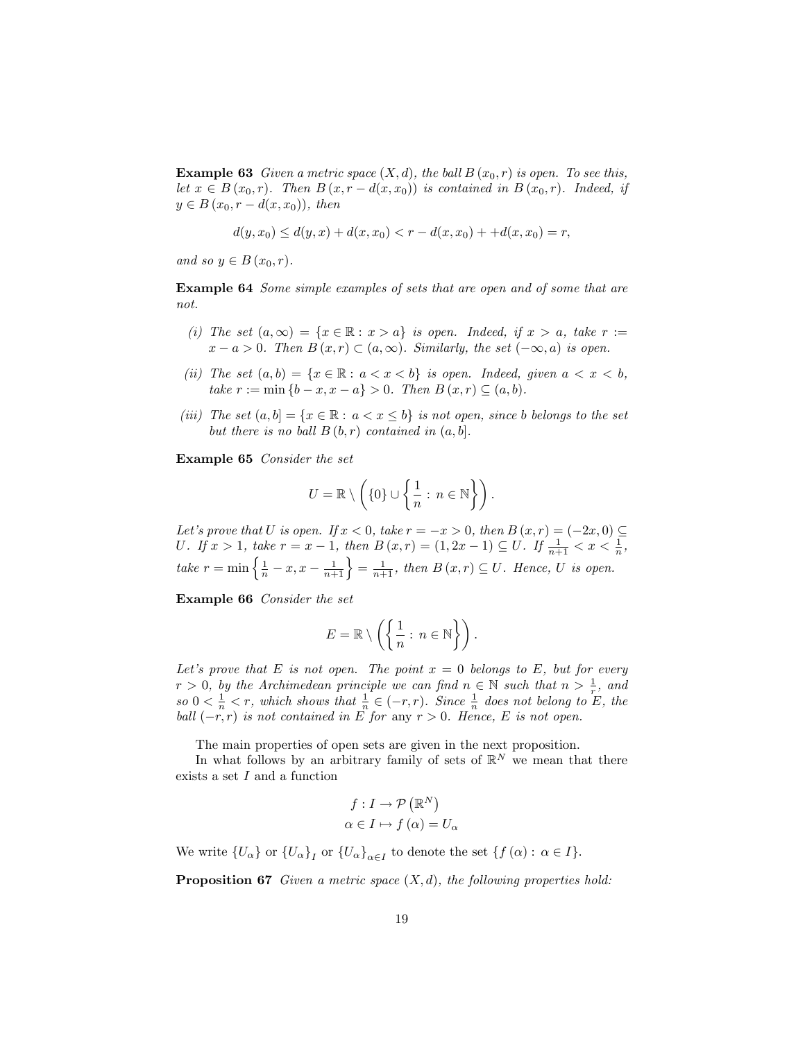**Example 63** *Given a metric space $(X,d)$, the ball $B(x_0,r)$ is open. To see this, let $x \in B(x_0,r)$. Then $B(x, r - d(x,x_0))$ is contained in $B(x_0,r)$. Indeed, if $y \in B(x_0, r - d(x,x_0))$, then*

$$d(y,x_0) \leq d(y,x) + d(x,x_0) < r - d(x,x_0) + +d(x,x_0) = r,$$

*and so $y \in B(x_0,r)$.*

**Example 64** *Some simple examples of sets that are open and of some that are not.*

*(i) The set $(a,\infty) = \{x \in \mathbb{R} : x > a\}$ is open. Indeed, if $x > a$, take $r := x - a > 0$. Then $B(x,r) \subset (a,\infty)$. Similarly, the set $(-\infty, a)$ is open.*

*(ii) The set $(a,b) = \{x \in \mathbb{R} : a < x < b\}$ is open. Indeed, given $a < x < b$, take $r := \min\{b - x, x - a\} > 0$. Then $B(x,r) \subseteq (a,b)$.*

*(iii) The set $(a,b] = \{x \in \mathbb{R} : a < x \leq b\}$ is not open, since $b$ belongs to the set but there is no ball $B(b,r)$ contained in $(a,b]$.*

**Example 65** *Consider the set*

$$U = \mathbb{R} \setminus \left( \{0\} \cup \left\{ \frac{1}{n} : n \in \mathbb{N} \right\} \right).$$

*Let's prove that $U$ is open. If $x < 0$, take $r = -x > 0$, then $B(x,r) = (-2x, 0) \subseteq U$. If $x > 1$, take $r = x - 1$, then $B(x,r) = (1, 2x - 1) \subseteq U$. If $\frac{1}{n+1} < x < \frac{1}{n}$, take $r = \min\left\{ \frac{1}{n} - x, x - \frac{1}{n+1} \right\} = \frac{1}{n+1}$, then $B(x,r) \subseteq U$. Hence, $U$ is open.*

**Example 66** *Consider the set*

$$E = \mathbb{R} \setminus \left( \left\{ \frac{1}{n} : n \in \mathbb{N} \right\} \right).$$

*Let's prove that $E$ is not open. The point $x = 0$ belongs to $E$, but for every $r > 0$, by the Archimedean principle we can find $n \in \mathbb{N}$ such that $n > \frac{1}{r}$, and so $0 < \frac{1}{n} < r$, which shows that $\frac{1}{n} \in (-r,r)$. Since $\frac{1}{n}$ does not belong to $E$, the ball $(-r,r)$ is not contained in $E$ for* any *$r > 0$. Hence, $E$ is not open.*

The main properties of open sets are given in the next proposition.

In what follows by an arbitrary family of sets of $\mathbb{R}^N$ we mean that there exists a set $I$ and a function

$$f : I \to \mathcal{P}\left(\mathbb{R}^N\right)$$
$$\alpha \in I \mapsto f(\alpha) = U_\alpha$$

We write $\{U_\alpha\}$ or $\{U_\alpha\}_I$ or $\{U_\alpha\}_{\alpha \in I}$ to denote the set $\{f(\alpha) : \alpha \in I\}$.

**Proposition 67** *Given a metric space $(X,d)$, the following properties hold:*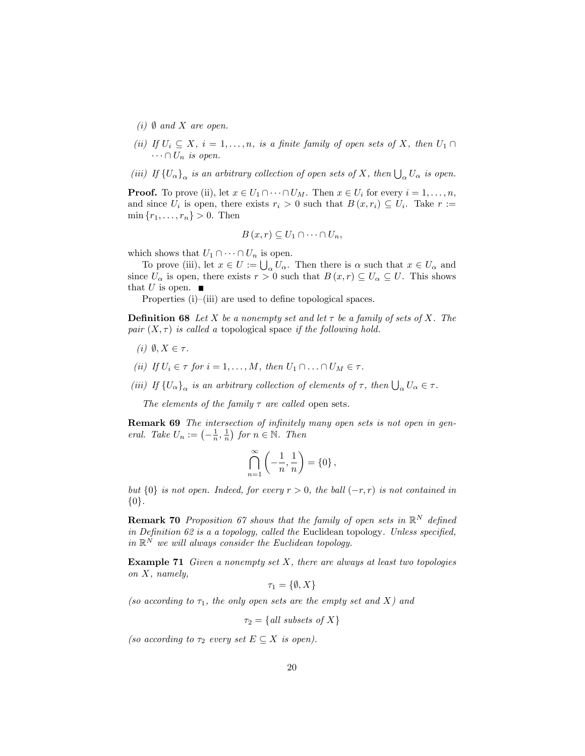*(i)* $\emptyset$ *and* $X$ *are open.*

*(ii) If* $U_i \subseteq X$*,* $i = 1, \ldots, n$*, is a finite family of open sets of* $X$*, then* $U_1 \cap \cdots \cap U_n$ *is open.*

*(iii) If* $\{U_\alpha\}_\alpha$ *is an arbitrary collection of open sets of* $X$*, then* $\bigcup_\alpha U_\alpha$ *is open.*

**Proof.** To prove (ii), let $x \in U_1 \cap \cdots \cap U_M$. Then $x \in U_i$ for every $i = 1, \ldots, n$, and since $U_i$ is open, there exists $r_i > 0$ such that $B(x, r_i) \subseteq U_i$. Take $r := \min\{r_1, \ldots, r_n\} > 0$. Then

$$B(x, r) \subseteq U_1 \cap \cdots \cap U_n,$$

which shows that $U_1 \cap \cdots \cap U_n$ is open.

To prove (iii), let $x \in U := \bigcup_\alpha U_\alpha$. Then there is $\alpha$ such that $x \in U_\alpha$ and since $U_\alpha$ is open, there exists $r > 0$ such that $B(x, r) \subseteq U_\alpha \subseteq U$. This shows that $U$ is open. ■

Properties (i)–(iii) are used to define topological spaces.

**Definition 68** *Let* $X$ *be a nonempty set and let* $\tau$ *be a family of sets of* $X$*. The pair* $(X, \tau)$ *is called a* topological space *if the following hold.*

*(i)* $\emptyset, X \in \tau$*.*

*(ii) If* $U_i \in \tau$ *for* $i = 1, \ldots, M$*, then* $U_1 \cap \ldots \cap U_M \in \tau$*.*

*(iii) If* $\{U_\alpha\}_\alpha$ *is an arbitrary collection of elements of* $\tau$*, then* $\bigcup_\alpha U_\alpha \in \tau$*.*

*The elements of the family* $\tau$ *are called* open sets*.*

**Remark 69** *The intersection of infinitely many open sets is not open in general. Take* $U_n := \left(-\frac{1}{n}, \frac{1}{n}\right)$ *for* $n \in \mathbb{N}$*. Then*

$$\bigcap_{n=1}^{\infty} \left(-\frac{1}{n}, \frac{1}{n}\right) = \{0\},$$

*but* $\{0\}$ *is not open. Indeed, for every* $r > 0$*, the ball* $(-r, r)$ *is not contained in* $\{0\}$*.*

**Remark 70** *Proposition 67 shows that the family of open sets in* $\mathbb{R}^N$ *defined in Definition 62 is a a topology, called the* Euclidean topology*. Unless specified, in* $\mathbb{R}^N$ *we will always consider the Euclidean topology.*

**Example 71** *Given a nonempty set* $X$*, there are always at least two topologies on* $X$*, namely,*

$$\tau_1 = \{\emptyset, X\}$$

*(so according to* $\tau_1$*, the only open sets are the empty set and* $X$*) and*

$$\tau_2 = \{\textit{all subsets of } X\}$$

*(so according to* $\tau_2$ *every set* $E \subseteq X$ *is open).*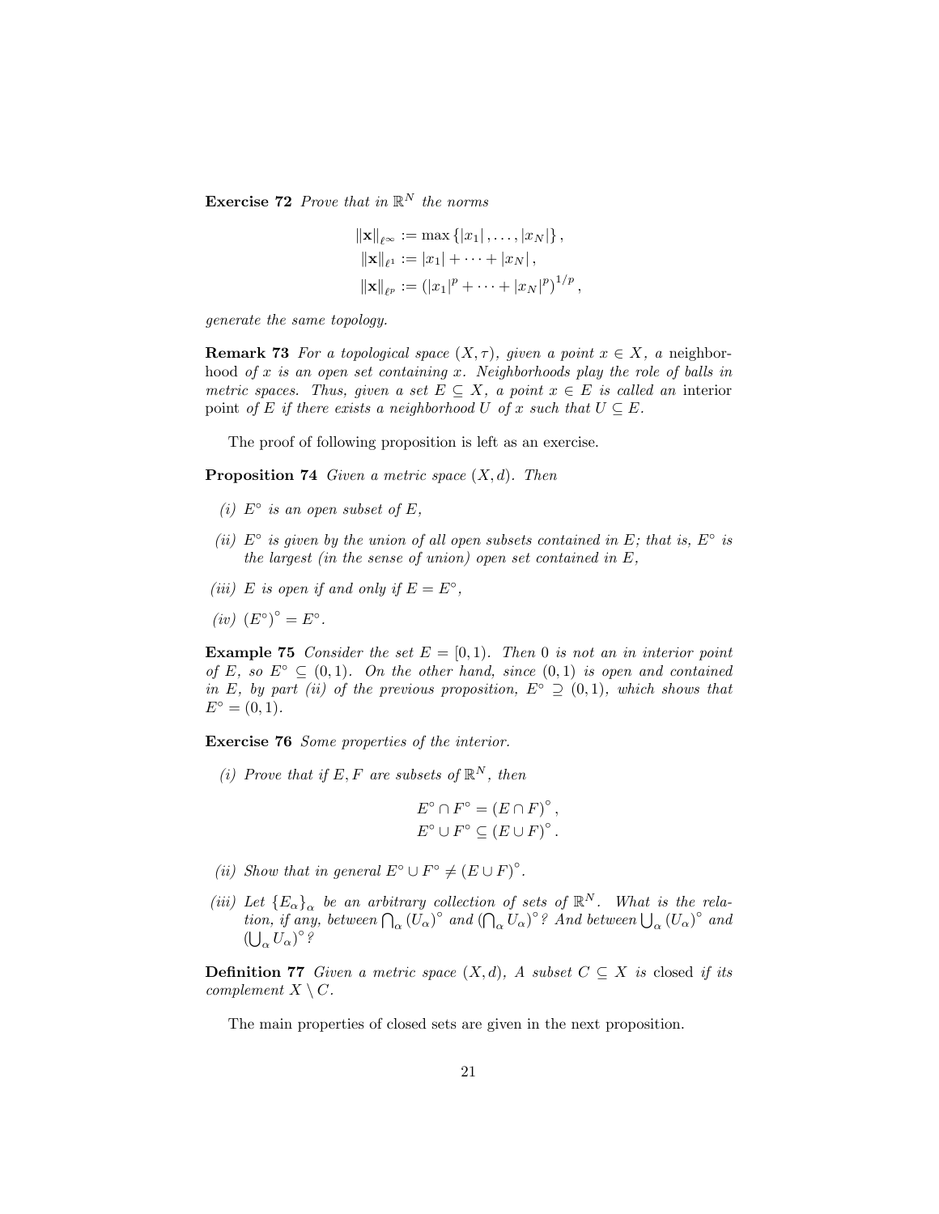**Exercise 72** *Prove that in $\mathbb{R}^N$ the norms*

$$
\begin{aligned}
\|\mathbf{x}\|_{\ell^\infty} &:= \max\{|x_1|, \ldots, |x_N|\}, \\
\|\mathbf{x}\|_{\ell^1} &:= |x_1| + \cdots + |x_N|, \\
\|\mathbf{x}\|_{\ell^p} &:= (|x_1|^p + \cdots + |x_N|^p)^{1/p},
\end{aligned}
$$

*generate the same topology.*

**Remark 73** *For a topological space $(X, \tau)$, given a point $x \in X$, a* neighborhood *of $x$ is an open set containing $x$. Neighborhoods play the role of balls in metric spaces. Thus, given a set $E \subseteq X$, a point $x \in E$ is called an* interior point *of $E$ if there exists a neighborhood $U$ of $x$ such that $U \subseteq E$.*

The proof of following proposition is left as an exercise.

**Proposition 74** *Given a metric space $(X, d)$. Then*

*(i) $E^\circ$ is an open subset of $E$,*

*(ii) $E^\circ$ is given by the union of all open subsets contained in $E$; that is, $E^\circ$ is the largest (in the sense of union) open set contained in $E$,*

*(iii) $E$ is open if and only if $E = E^\circ$,*

*(iv) $(E^\circ)^\circ = E^\circ$.*

**Example 75** *Consider the set $E = [0, 1)$. Then 0 is not an in interior point of $E$, so $E^\circ \subseteq (0, 1)$. On the other hand, since $(0, 1)$ is open and contained in $E$, by part (ii) of the previous proposition, $E^\circ \supseteq (0, 1)$, which shows that $E^\circ = (0, 1)$.*

**Exercise 76** *Some properties of the interior.*

*(i) Prove that if $E, F$ are subsets of $\mathbb{R}^N$, then*

$$
\begin{aligned}
E^\circ \cap F^\circ &= (E \cap F)^\circ, \\
E^\circ \cup F^\circ &\subseteq (E \cup F)^\circ.
\end{aligned}
$$

*(ii) Show that in general $E^\circ \cup F^\circ \neq (E \cup F)^\circ$.*

*(iii) Let $\{E_\alpha\}_\alpha$ be an arbitrary collection of sets of $\mathbb{R}^N$. What is the relation, if any, between $\bigcap_\alpha (U_\alpha)^\circ$ and $(\bigcap_\alpha U_\alpha)^\circ$? And between $\bigcup_\alpha (U_\alpha)^\circ$ and $(\bigcup_\alpha U_\alpha)^\circ$?*

**Definition 77** *Given a metric space $(X, d)$, A subset $C \subseteq X$ is* closed *if its complement $X \setminus C$.*

The main properties of closed sets are given in the next proposition.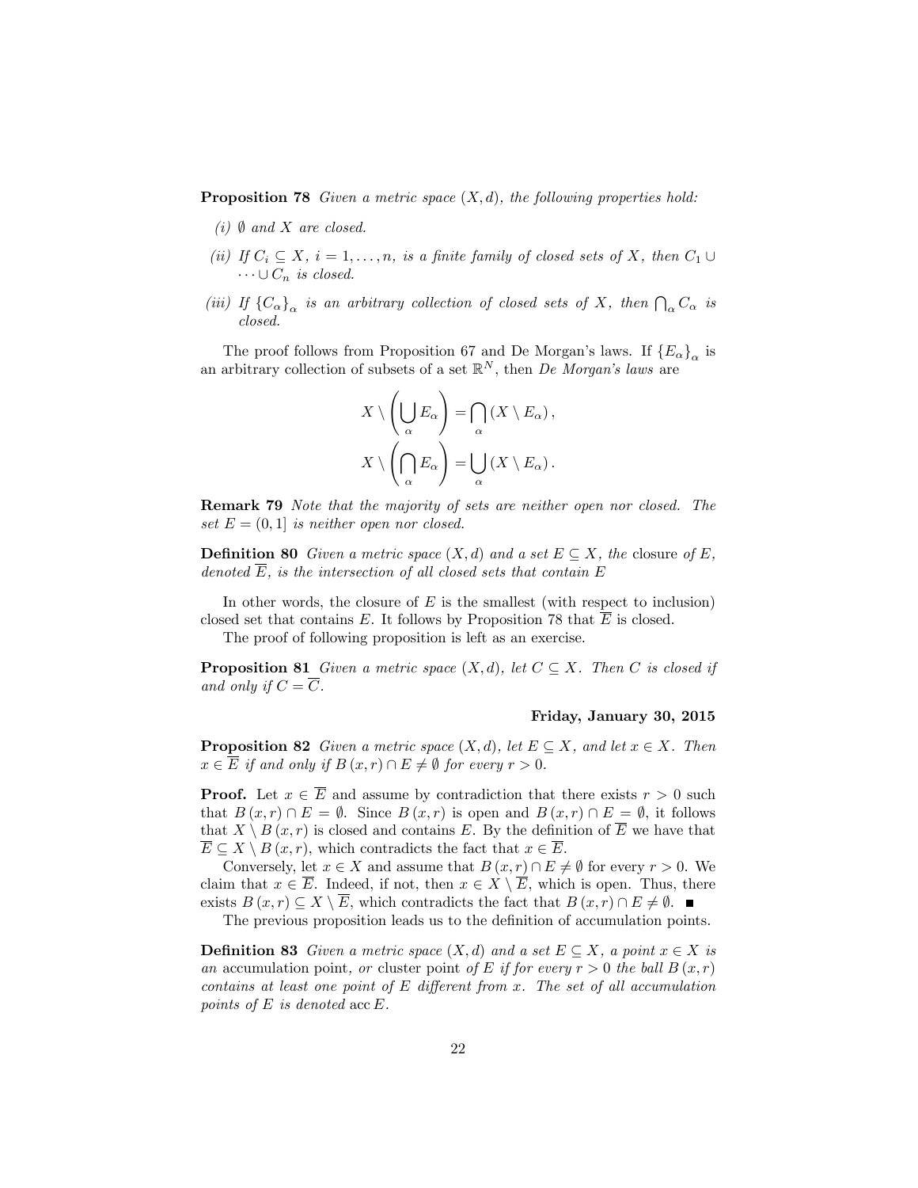**Proposition 78** *Given a metric space $(X, d)$, the following properties hold:*

*(i) $\emptyset$ and $X$ are closed.*

*(ii) If $C_i \subseteq X$, $i = 1, \ldots, n$, is a finite family of closed sets of $X$, then $C_1 \cup \cdots \cup C_n$ is closed.*

*(iii) If $\{C_\alpha\}_\alpha$ is an arbitrary collection of closed sets of $X$, then $\bigcap_\alpha C_\alpha$ is closed.*

The proof follows from Proposition 67 and De Morgan's laws. If $\{E_\alpha\}_\alpha$ is an arbitrary collection of subsets of a set $\mathbb{R}^N$, then *De Morgan's laws* are

$$X \setminus \left( \bigcup_\alpha E_\alpha \right) = \bigcap_\alpha (X \setminus E_\alpha),$$

$$X \setminus \left( \bigcap_\alpha E_\alpha \right) = \bigcup_\alpha (X \setminus E_\alpha).$$

**Remark 79** *Note that the majority of sets are neither open nor closed. The set $E = (0, 1]$ is neither open nor closed.*

**Definition 80** *Given a metric space $(X, d)$ and a set $E \subseteq X$, the* closure *of $E$, denoted $\overline{E}$, is the intersection of all closed sets that contain $E$*

In other words, the closure of $E$ is the smallest (with respect to inclusion) closed set that contains $E$. It follows by Proposition 78 that $\overline{E}$ is closed.

The proof of following proposition is left as an exercise.

**Proposition 81** *Given a metric space $(X, d)$, let $C \subseteq X$. Then $C$ is closed if and only if $C = \overline{C}$.*

**Friday, January 30, 2015**

**Proposition 82** *Given a metric space $(X, d)$, let $E \subseteq X$, and let $x \in X$. Then $x \in \overline{E}$ if and only if $B(x, r) \cap E \neq \emptyset$ for every $r > 0$.*

**Proof.** Let $x \in \overline{E}$ and assume by contradiction that there exists $r > 0$ such that $B(x, r) \cap E = \emptyset$. Since $B(x, r)$ is open and $B(x, r) \cap E = \emptyset$, it follows that $X \setminus B(x, r)$ is closed and contains $E$. By the definition of $\overline{E}$ we have that $\overline{E} \subseteq X \setminus B(x, r)$, which contradicts the fact that $x \in \overline{E}$.

Conversely, let $x \in X$ and assume that $B(x, r) \cap E \neq \emptyset$ for every $r > 0$. We claim that $x \in \overline{E}$. Indeed, if not, then $x \in X \setminus \overline{E}$, which is open. Thus, there exists $B(x, r) \subseteq X \setminus \overline{E}$, which contradicts the fact that $B(x, r) \cap E \neq \emptyset$. ∎

The previous proposition leads us to the definition of accumulation points.

**Definition 83** *Given a metric space $(X, d)$ and a set $E \subseteq X$, a point $x \in X$ is an* accumulation point*, or* cluster point *of $E$ if for every $r > 0$ the ball $B(x, r)$ contains at least one point of $E$ different from $x$. The set of all accumulation points of $E$ is denoted* $\operatorname{acc} E$.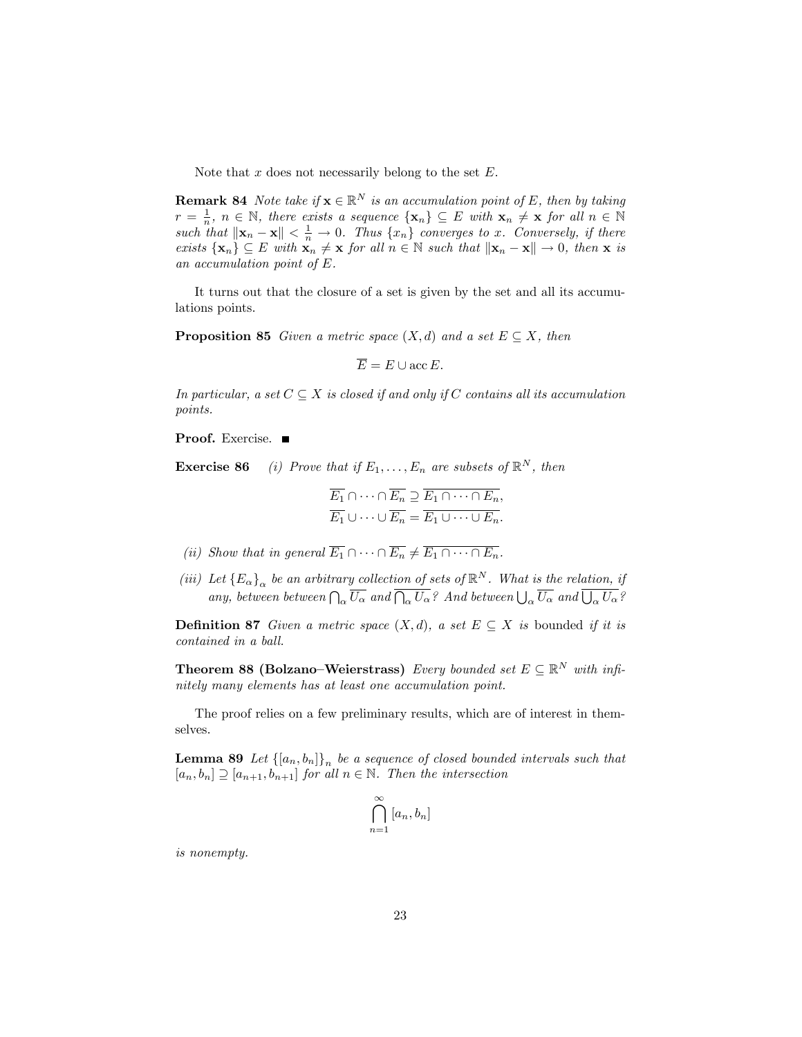Note that $x$ does not necessarily belong to the set $E$.

**Remark 84** *Note take if $\mathbf{x} \in \mathbb{R}^N$ is an accumulation point of $E$, then by taking $r = \frac{1}{n}$, $n \in \mathbb{N}$, there exists a sequence $\{\mathbf{x}_n\} \subseteq E$ with $\mathbf{x}_n \neq \mathbf{x}$ for all $n \in \mathbb{N}$ such that $\|\mathbf{x}_n - \mathbf{x}\| < \frac{1}{n} \to 0$. Thus $\{x_n\}$ converges to $x$. Conversely, if there exists $\{\mathbf{x}_n\} \subseteq E$ with $\mathbf{x}_n \neq \mathbf{x}$ for all $n \in \mathbb{N}$ such that $\|\mathbf{x}_n - \mathbf{x}\| \to 0$, then $\mathbf{x}$ is an accumulation point of $E$.*

It turns out that the closure of a set is given by the set and all its accumulations points.

**Proposition 85** *Given a metric space $(X, d)$ and a set $E \subseteq X$, then*

$$\overline{E} = E \cup \operatorname{acc} E.$$

*In particular, a set $C \subseteq X$ is closed if and only if $C$ contains all its accumulation points.*

**Proof.** Exercise. ■

**Exercise 86** *(i) Prove that if $E_1, \ldots, E_n$ are subsets of $\mathbb{R}^N$, then*

$$\overline{E_1} \cap \cdots \cap \overline{E_n} \supseteq \overline{E_1 \cap \cdots \cap E_n},$$
$$\overline{E_1} \cup \cdots \cup \overline{E_n} = \overline{E_1 \cup \cdots \cup E_n}.$$

*(ii) Show that in general $\overline{E_1} \cap \cdots \cap \overline{E_n} \neq \overline{E_1 \cap \cdots \cap E_n}$.*

*(iii) Let $\{E_\alpha\}_\alpha$ be an arbitrary collection of sets of $\mathbb{R}^N$. What is the relation, if any, between between $\bigcap_\alpha \overline{U_\alpha}$ and $\overline{\bigcap_\alpha U_\alpha}$? And between $\bigcup_\alpha \overline{U_\alpha}$ and $\overline{\bigcup_\alpha U_\alpha}$?*

**Definition 87** *Given a metric space $(X, d)$, a set $E \subseteq X$ is* bounded *if it is contained in a ball.*

**Theorem 88 (Bolzano–Weierstrass)** *Every bounded set $E \subseteq \mathbb{R}^N$ with infinitely many elements has at least one accumulation point.*

The proof relies on a few preliminary results, which are of interest in themselves.

**Lemma 89** *Let $\{[a_n, b_n]\}_n$ be a sequence of closed bounded intervals such that $[a_n, b_n] \supseteq [a_{n+1}, b_{n+1}]$ for all $n \in \mathbb{N}$. Then the intersection*

$$\bigcap_{n=1}^{\infty} [a_n, b_n]$$

*is nonempty.*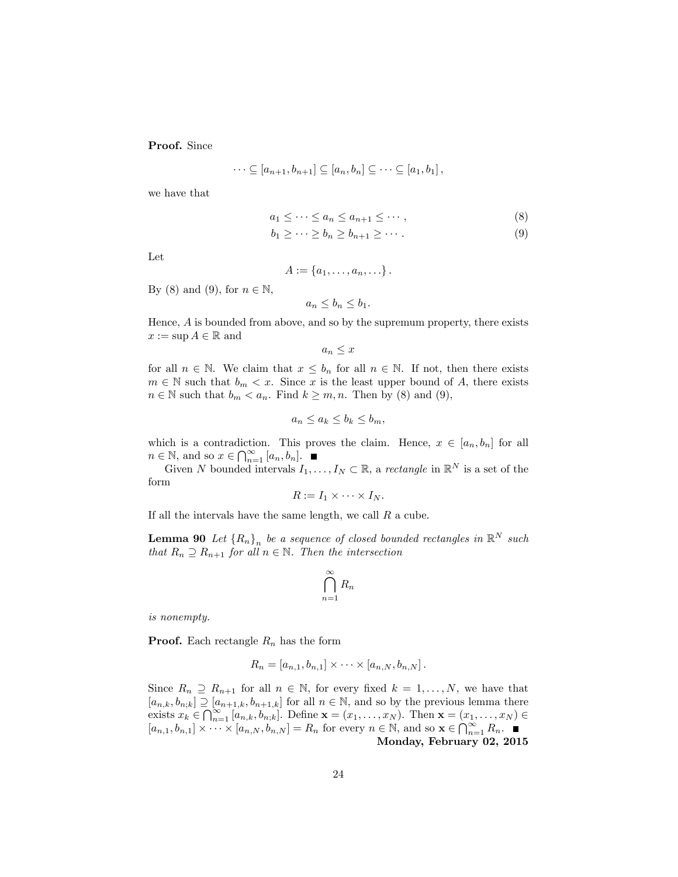**Proof.** Since

$$\cdots \subseteq [a_{n+1}, b_{n+1}] \subseteq [a_n, b_n] \subseteq \cdots \subseteq [a_1, b_1],$$

we have that

$$a_1 \leq \cdots \leq a_n \leq a_{n+1} \leq \cdots, \tag{8}$$

$$b_1 \geq \cdots \geq b_n \geq b_{n+1} \geq \cdots. \tag{9}$$

Let

$$A := \{a_1, \ldots, a_n, \ldots\}.$$

By (8) and (9), for $n \in \mathbb{N}$,

$$a_n \leq b_n \leq b_1.$$

Hence, $A$ is bounded from above, and so by the supremum property, there exists $x := \sup A \in \mathbb{R}$ and

$$a_n \leq x$$

for all $n \in \mathbb{N}$. We claim that $x \leq b_n$ for all $n \in \mathbb{N}$. If not, then there exists $m \in \mathbb{N}$ such that $b_m < x$. Since $x$ is the least upper bound of $A$, there exists $n \in \mathbb{N}$ such that $b_m < a_n$. Find $k \geq m, n$. Then by (8) and (9),

$$a_n \leq a_k \leq b_k \leq b_m,$$

which is a contradiction. This proves the claim. Hence, $x \in [a_n, b_n]$ for all $n \in \mathbb{N}$, and so $x \in \bigcap_{n=1}^{\infty} [a_n, b_n]$. ■

Given $N$ bounded intervals $I_1, \ldots, I_N \subset \mathbb{R}$, a *rectangle* in $\mathbb{R}^N$ is a set of the form

$$R := I_1 \times \cdots \times I_N.$$

If all the intervals have the same length, we call $R$ a cube.

**Lemma 90** *Let $\{R_n\}_n$ be a sequence of closed bounded rectangles in $\mathbb{R}^N$ such that $R_n \supseteq R_{n+1}$ for all $n \in \mathbb{N}$. Then the intersection*

$$\bigcap_{n=1}^{\infty} R_n$$

*is nonempty.*

**Proof.** Each rectangle $R_n$ has the form

$$R_n = [a_{n,1}, b_{n,1}] \times \cdots \times [a_{n,N}, b_{n,N}].$$

Since $R_n \supseteq R_{n+1}$ for all $n \in \mathbb{N}$, for every fixed $k = 1, \ldots, N$, we have that $[a_{n,k}, b_{n;k}] \supseteq [a_{n+1,k}, b_{n+1,k}]$ for all $n \in \mathbb{N}$, and so by the previous lemma there exists $x_k \in \bigcap_{n=1}^{\infty} [a_{n,k}, b_{n;k}]$. Define $\mathbf{x} = (x_1, \ldots, x_N)$. Then $\mathbf{x} = (x_1, \ldots, x_N) \in [a_{n,1}, b_{n,1}] \times \cdots \times [a_{n,N}, b_{n,N}] = R_n$ for every $n \in \mathbb{N}$, and so $\mathbf{x} \in \bigcap_{n=1}^{\infty} R_n$. ■

**Monday, February 02, 2015**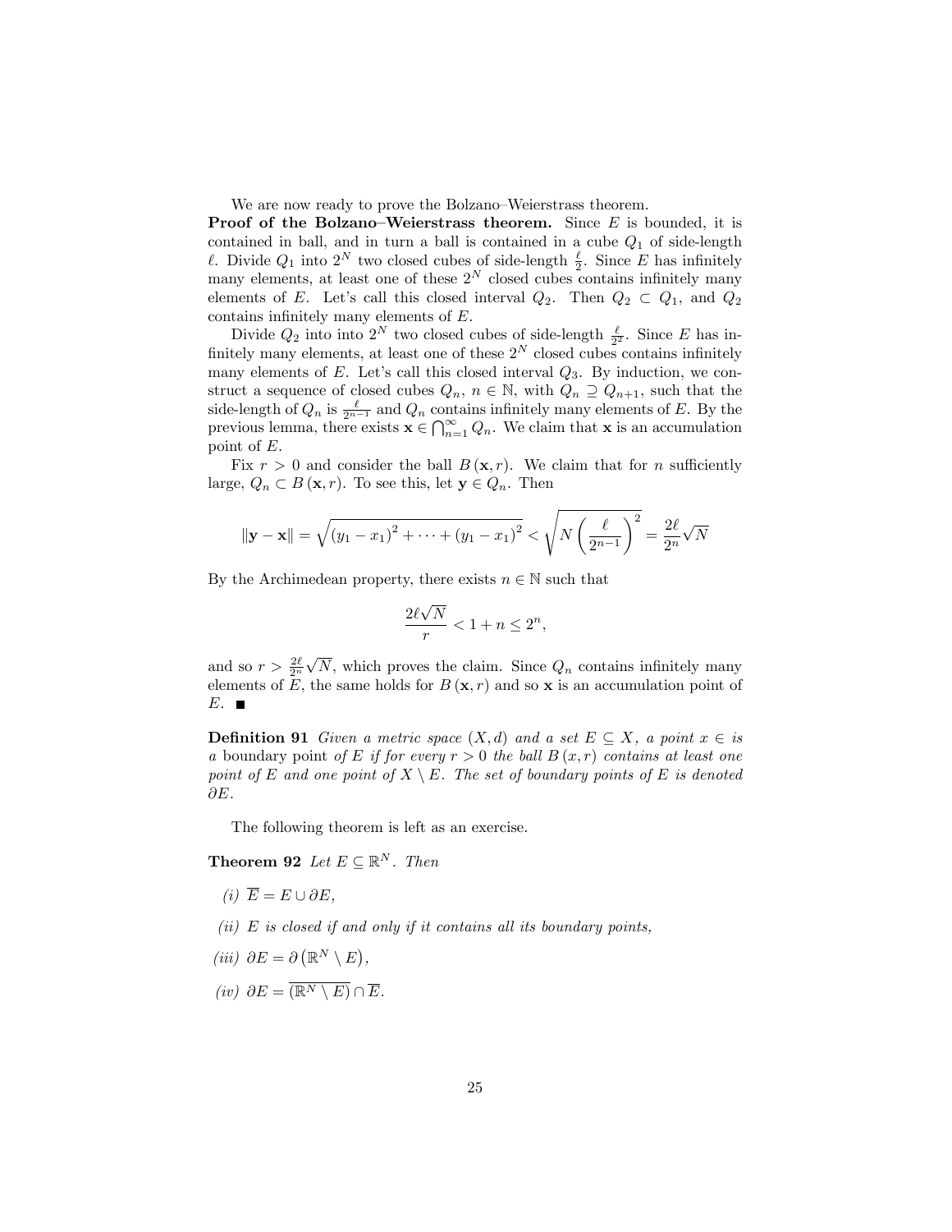We are now ready to prove the Bolzano–Weierstrass theorem.

**Proof of the Bolzano–Weierstrass theorem.** Since $E$ is bounded, it is contained in ball, and in turn a ball is contained in a cube $Q_1$ of side-length $\ell$. Divide $Q_1$ into $2^N$ two closed cubes of side-length $\frac{\ell}{2}$. Since $E$ has infinitely many elements, at least one of these $2^N$ closed cubes contains infinitely many elements of $E$. Let's call this closed interval $Q_2$. Then $Q_2 \subset Q_1$, and $Q_2$ contains infinitely many elements of $E$.

Divide $Q_2$ into into $2^N$ two closed cubes of side-length $\frac{\ell}{2^2}$. Since $E$ has infinitely many elements, at least one of these $2^N$ closed cubes contains infinitely many elements of $E$. Let's call this closed interval $Q_3$. By induction, we construct a sequence of closed cubes $Q_n$, $n \in \mathbb{N}$, with $Q_n \supseteq Q_{n+1}$, such that the side-length of $Q_n$ is $\frac{\ell}{2^{n-1}}$ and $Q_n$ contains infinitely many elements of $E$. By the previous lemma, there exists $\mathbf{x} \in \bigcap_{n=1}^{\infty} Q_n$. We claim that $\mathbf{x}$ is an accumulation point of $E$.

Fix $r > 0$ and consider the ball $B(\mathbf{x}, r)$. We claim that for $n$ sufficiently large, $Q_n \subset B(\mathbf{x}, r)$. To see this, let $\mathbf{y} \in Q_n$. Then

$$\|\mathbf{y} - \mathbf{x}\| = \sqrt{(y_1 - x_1)^2 + \cdots + (y_1 - x_1)^2} < \sqrt{N \left(\frac{\ell}{2^{n-1}}\right)^2} = \frac{2\ell}{2^n}\sqrt{N}$$

By the Archimedean property, there exists $n \in \mathbb{N}$ such that

$$\frac{2\ell\sqrt{N}}{r} < 1 + n \leq 2^n,$$

and so $r > \frac{2\ell}{2^n}\sqrt{N}$, which proves the claim. Since $Q_n$ contains infinitely many elements of $E$, the same holds for $B(\mathbf{x}, r)$ and so $\mathbf{x}$ is an accumulation point of $E$. ■

**Definition 91** *Given a metric space $(X, d)$ and a set $E \subseteq X$, a point $x \in$ is a* boundary point *of $E$ if for every $r > 0$ the ball $B(x, r)$ contains at least one point of $E$ and one point of $X \setminus E$. The set of boundary points of $E$ is denoted $\partial E$.*

The following theorem is left as an exercise.

**Theorem 92** *Let $E \subseteq \mathbb{R}^N$. Then*

*(i)* $\overline{E} = E \cup \partial E$,

*(ii)* *$E$ is closed if and only if it contains all its boundary points,*

*(iii)* $\partial E = \partial\left(\mathbb{R}^N \setminus E\right)$,

*(iv)* $\partial E = \overline{(\mathbb{R}^N \setminus E)} \cap \overline{E}$.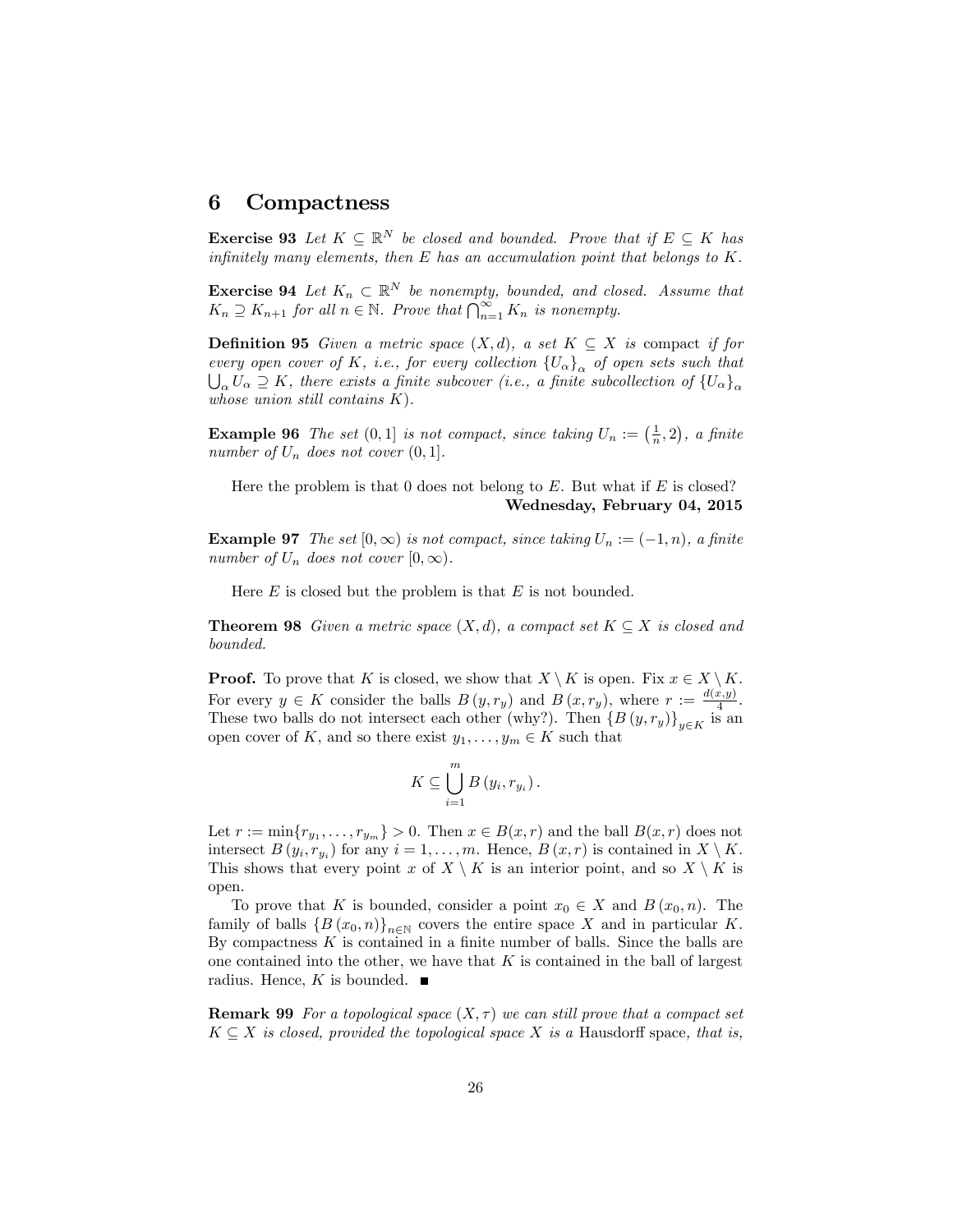# 6 Compactness

**Exercise 93** *Let $K \subseteq \mathbb{R}^N$ be closed and bounded. Prove that if $E \subseteq K$ has infinitely many elements, then $E$ has an accumulation point that belongs to $K$.*

**Exercise 94** *Let $K_n \subset \mathbb{R}^N$ be nonempty, bounded, and closed. Assume that $K_n \supseteq K_{n+1}$ for all $n \in \mathbb{N}$. Prove that $\bigcap_{n=1}^{\infty} K_n$ is nonempty.*

**Definition 95** *Given a metric space $(X, d)$, a set $K \subseteq X$ is* compact *if for every open cover of $K$, i.e., for every collection $\{U_\alpha\}_\alpha$ of open sets such that $\bigcup_\alpha U_\alpha \supseteq K$, there exists a finite subcover (i.e., a finite subcollection of $\{U_\alpha\}_\alpha$ whose union still contains $K$).*

**Example 96** *The set $(0, 1]$ is not compact, since taking $U_n := \left(\frac{1}{n}, 2\right)$, a finite number of $U_n$ does not cover $(0, 1]$.*

Here the problem is that 0 does not belong to $E$. But what if $E$ is closed?

**Wednesday, February 04, 2015**

**Example 97** *The set $[0, \infty)$ is not compact, since taking $U_n := (-1, n)$, a finite number of $U_n$ does not cover $[0, \infty)$.*

Here $E$ is closed but the problem is that $E$ is not bounded.

**Theorem 98** *Given a metric space $(X, d)$, a compact set $K \subseteq X$ is closed and bounded.*

**Proof.** To prove that $K$ is closed, we show that $X \setminus K$ is open. Fix $x \in X \setminus K$. For every $y \in K$ consider the balls $B(y, r_y)$ and $B(x, r_y)$, where $r := \frac{d(x,y)}{4}$. These two balls do not intersect each other (why?). Then $\{B(y, r_y)\}_{y \in K}$ is an open cover of $K$, and so there exist $y_1, \ldots, y_m \in K$ such that

$$K \subseteq \bigcup_{i=1}^{m} B(y_i, r_{y_i}).$$

Let $r := \min\{r_{y_1}, \ldots, r_{y_m}\} > 0$. Then $x \in B(x, r)$ and the ball $B(x, r)$ does not intersect $B(y_i, r_{y_i})$ for any $i = 1, \ldots, m$. Hence, $B(x, r)$ is contained in $X \setminus K$. This shows that every point $x$ of $X \setminus K$ is an interior point, and so $X \setminus K$ is open.

To prove that $K$ is bounded, consider a point $x_0 \in X$ and $B(x_0, n)$. The family of balls $\{B(x_0, n)\}_{n \in \mathbb{N}}$ covers the entire space $X$ and in particular $K$. By compactness $K$ is contained in a finite number of balls. Since the balls are one contained into the other, we have that $K$ is contained in the ball of largest radius. Hence, $K$ is bounded. ∎

**Remark 99** *For a topological space $(X, \tau)$ we can still prove that a compact set $K \subseteq X$ is closed, provided the topological space $X$ is a* Hausdorff space*, that is,*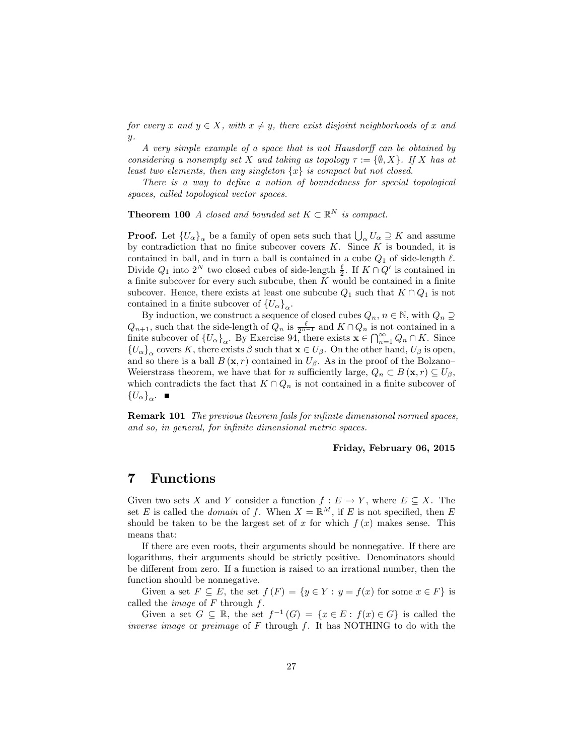*for every $x$ and $y \in X$, with $x \neq y$, there exist disjoint neighborhoods of $x$ and $y$.*

*A very simple example of a space that is not Hausdorff can be obtained by considering a nonempty set $X$ and taking as topology $\tau := \{\emptyset, X\}$. If $X$ has at least two elements, then any singleton $\{x\}$ is compact but not closed.*

*There is a way to define a notion of boundedness for special topological spaces, called topological vector spaces.*

**Theorem 100** *A closed and bounded set $K \subset \mathbb{R}^N$ is compact.*

**Proof.** Let $\{U_\alpha\}_\alpha$ be a family of open sets such that $\bigcup_\alpha U_\alpha \supseteq K$ and assume by contradiction that no finite subcover covers $K$. Since $K$ is bounded, it is contained in ball, and in turn a ball is contained in a cube $Q_1$ of side-length $\ell$. Divide $Q_1$ into $2^N$ two closed cubes of side-length $\frac{\ell}{2}$. If $K \cap Q'$ is contained in a finite subcover for every such subcube, then $K$ would be contained in a finite subcover. Hence, there exists at least one subcube $Q_1$ such that $K \cap Q_1$ is not contained in a finite subcover of $\{U_\alpha\}_\alpha$.

By induction, we construct a sequence of closed cubes $Q_n$, $n \in \mathbb{N}$, with $Q_n \supseteq Q_{n+1}$, such that the side-length of $Q_n$ is $\frac{\ell}{2^{n-1}}$ and $K \cap Q_n$ is not contained in a finite subcover of $\{U_\alpha\}_\alpha$. By Exercise 94, there exists $\mathbf{x} \in \bigcap_{n=1}^\infty Q_n \cap K$. Since $\{U_\alpha\}_\alpha$ covers $K$, there exists $\beta$ such that $\mathbf{x} \in U_\beta$. On the other hand, $U_\beta$ is open, and so there is a ball $B(\mathbf{x}, r)$ contained in $U_\beta$. As in the proof of the Bolzano–Weierstrass theorem, we have that for $n$ sufficiently large, $Q_n \subset B(\mathbf{x}, r) \subseteq U_\beta$, which contradicts the fact that $K \cap Q_n$ is not contained in a finite subcover of $\{U_\alpha\}_\alpha$. ∎

**Remark 101** *The previous theorem fails for infinite dimensional normed spaces, and so, in general, for infinite dimensional metric spaces.*

**Friday, February 06, 2015**

# 7 Functions

Given two sets $X$ and $Y$ consider a function $f : E \to Y$, where $E \subseteq X$. The set $E$ is called the *domain* of $f$. When $X = \mathbb{R}^M$, if $E$ is not specified, then $E$ should be taken to be the largest set of $x$ for which $f(x)$ makes sense. This means that:

If there are even roots, their arguments should be nonnegative. If there are logarithms, their arguments should be strictly positive. Denominators should be different from zero. If a function is raised to an irrational number, then the function should be nonnegative.

Given a set $F \subseteq E$, the set $f(F) = \{y \in Y : y = f(x) \text{ for some } x \in F\}$ is called the *image* of $F$ through $f$.

Given a set $G \subseteq \mathbb{R}$, the set $f^{-1}(G) = \{x \in E : f(x) \in G\}$ is called the *inverse image* or *preimage* of $F$ through $f$. It has NOTHING to do with the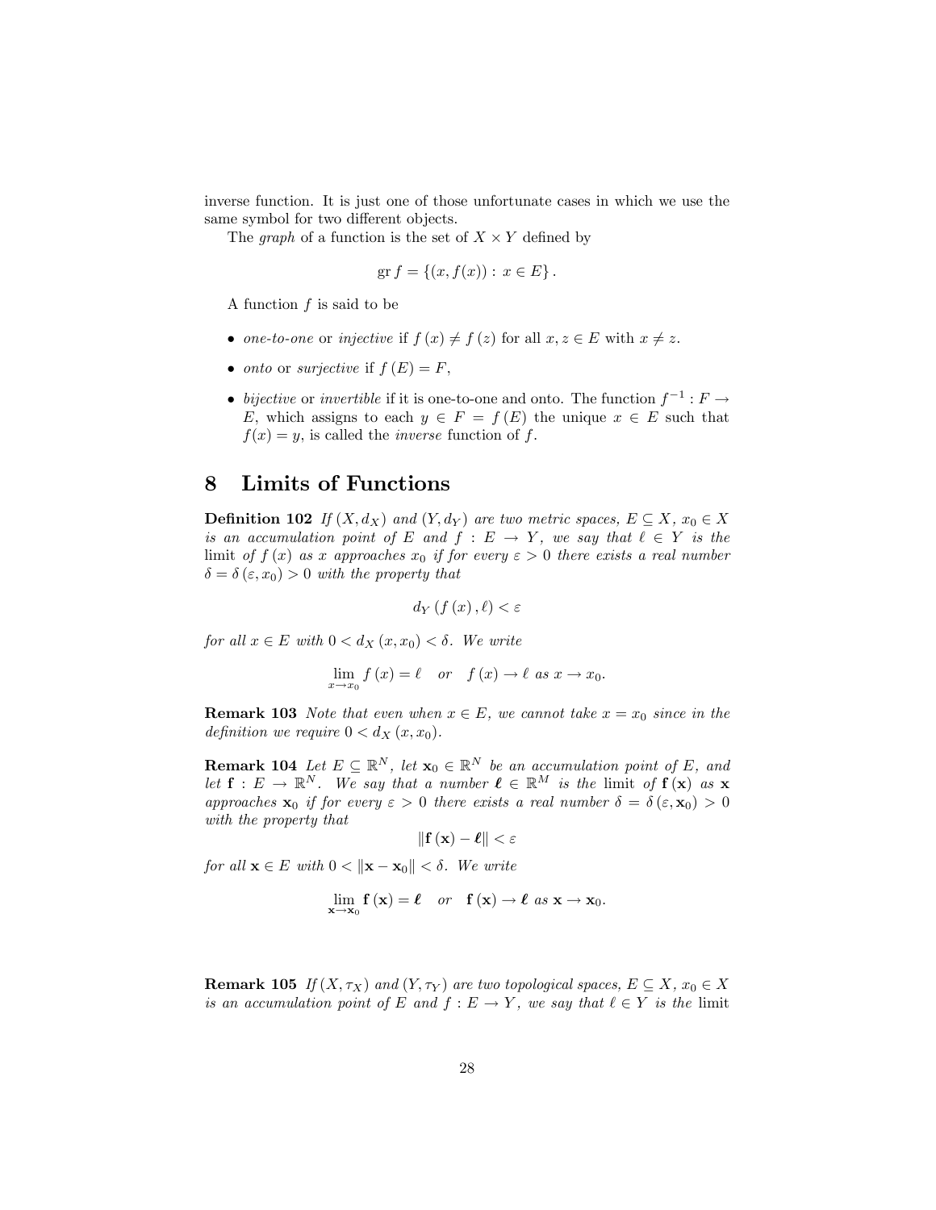inverse function. It is just one of those unfortunate cases in which we use the same symbol for two different objects.

The *graph* of a function is the set of $X \times Y$ defined by

$$\operatorname{gr} f = \{(x, f(x)) : x \in E\}.$$

A function $f$ is said to be

- *one-to-one* or *injective* if $f(x) \neq f(z)$ for all $x, z \in E$ with $x \neq z$.
- *onto* or *surjective* if $f(E) = F$,
- *bijective* or *invertible* if it is one-to-one and onto. The function $f^{-1} : F \to E$, which assigns to each $y \in F = f(E)$ the unique $x \in E$ such that $f(x) = y$, is called the *inverse* function of $f$.

## 8 Limits of Functions

**Definition 102** *If $(X, d_X)$ and $(Y, d_Y)$ are two metric spaces, $E \subseteq X$, $x_0 \in X$ is an accumulation point of $E$ and $f : E \to Y$, we say that $\ell \in Y$ is the* limit *of $f(x)$ as $x$ approaches $x_0$ if for every $\varepsilon > 0$ there exists a real number $\delta = \delta(\varepsilon, x_0) > 0$ with the property that*

$$d_Y(f(x), \ell) < \varepsilon$$

*for all $x \in E$ with $0 < d_X(x, x_0) < \delta$. We write*

$$\lim_{x \to x_0} f(x) = \ell \quad \text{or} \quad f(x) \to \ell \text{ as } x \to x_0.$$

**Remark 103** *Note that even when $x \in E$, we cannot take $x = x_0$ since in the definition we require $0 < d_X(x, x_0)$.*

**Remark 104** *Let $E \subseteq \mathbb{R}^N$, let $\mathbf{x}_0 \in \mathbb{R}^N$ be an accumulation point of $E$, and let $\mathbf{f} : E \to \mathbb{R}^N$. We say that a number $\boldsymbol{\ell} \in \mathbb{R}^M$ is the* limit *of $\mathbf{f}(\mathbf{x})$ as $\mathbf{x}$ approaches $\mathbf{x}_0$ if for every $\varepsilon > 0$ there exists a real number $\delta = \delta(\varepsilon, \mathbf{x}_0) > 0$ with the property that*

$$\|\mathbf{f}(\mathbf{x}) - \boldsymbol{\ell}\| < \varepsilon$$

*for all $\mathbf{x} \in E$ with $0 < \|\mathbf{x} - \mathbf{x}_0\| < \delta$. We write*

$$\lim_{\mathbf{x} \to \mathbf{x}_0} \mathbf{f}(\mathbf{x}) = \boldsymbol{\ell} \quad \text{or} \quad \mathbf{f}(\mathbf{x}) \to \boldsymbol{\ell} \text{ as } \mathbf{x} \to \mathbf{x}_0.$$

**Remark 105** *If $(X, \tau_X)$ and $(Y, \tau_Y)$ are two topological spaces, $E \subseteq X$, $x_0 \in X$ is an accumulation point of $E$ and $f : E \to Y$, we say that $\ell \in Y$ is the* limit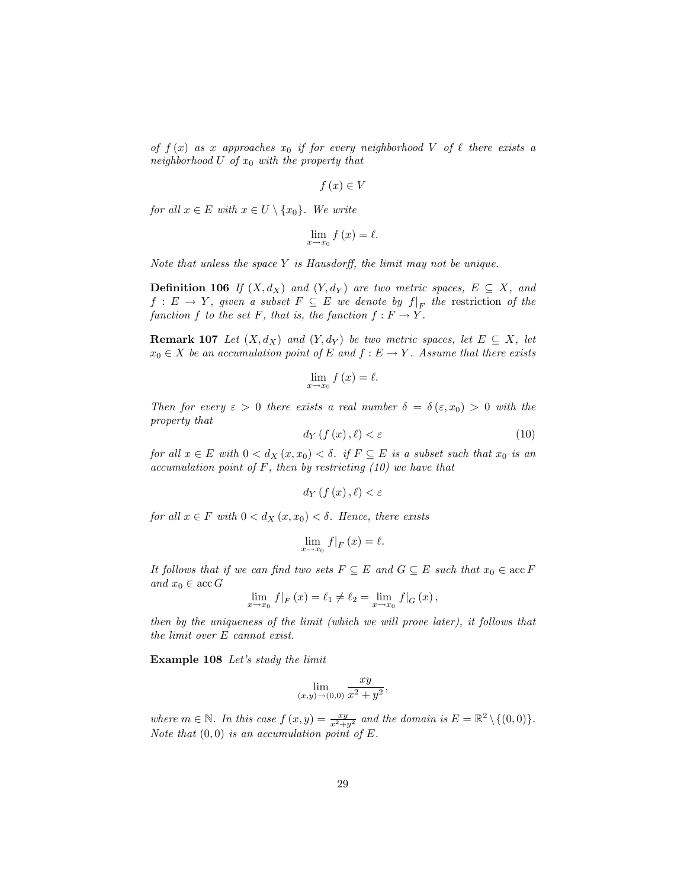*of $f(x)$ as $x$ approaches $x_0$ if for every neighborhood $V$ of $\ell$ there exists a neighborhood $U$ of $x_0$ with the property that*

$$f(x) \in V$$

*for all $x \in E$ with $x \in U \setminus \{x_0\}$. We write*

$$\lim_{x \to x_0} f(x) = \ell.$$

*Note that unless the space $Y$ is Hausdorff, the limit may not be unique.*

**Definition 106** *If $(X, d_X)$ and $(Y, d_Y)$ are two metric spaces, $E \subseteq X$, and $f : E \to Y$, given a subset $F \subseteq E$ we denote by $f|_F$ the* restriction *of the function $f$ to the set $F$, that is, the function $f : F \to Y$.*

**Remark 107** *Let $(X, d_X)$ and $(Y, d_Y)$ be two metric spaces, let $E \subseteq X$, let $x_0 \in X$ be an accumulation point of $E$ and $f : E \to Y$. Assume that there exists*

$$\lim_{x \to x_0} f(x) = \ell.$$

*Then for every $\varepsilon > 0$ there exists a real number $\delta = \delta(\varepsilon, x_0) > 0$ with the property that*

$$d_Y(f(x), \ell) < \varepsilon \tag{10}$$

*for all $x \in E$ with $0 < d_X(x, x_0) < \delta$. if $F \subseteq E$ is a subset such that $x_0$ is an accumulation point of $F$, then by restricting (10) we have that*

$$d_Y(f(x), \ell) < \varepsilon$$

*for all $x \in F$ with $0 < d_X(x, x_0) < \delta$. Hence, there exists*

$$\lim_{x \to x_0} f|_F(x) = \ell.$$

*It follows that if we can find two sets $F \subseteq E$ and $G \subseteq E$ such that $x_0 \in \operatorname{acc} F$ and $x_0 \in \operatorname{acc} G$*

$$\lim_{x \to x_0} f|_F(x) = \ell_1 \neq \ell_2 = \lim_{x \to x_0} f|_G(x),$$

*then by the uniqueness of the limit (which we will prove later), it follows that the limit over $E$ cannot exist.*

**Example 108** *Let's study the limit*

$$\lim_{(x,y) \to (0,0)} \frac{xy}{x^2 + y^2},$$

*where $m \in \mathbb{N}$. In this case $f(x, y) = \frac{xy}{x^2+y^2}$ and the domain is $E = \mathbb{R}^2 \setminus \{(0,0)\}$. Note that $(0,0)$ is an accumulation point of $E$.*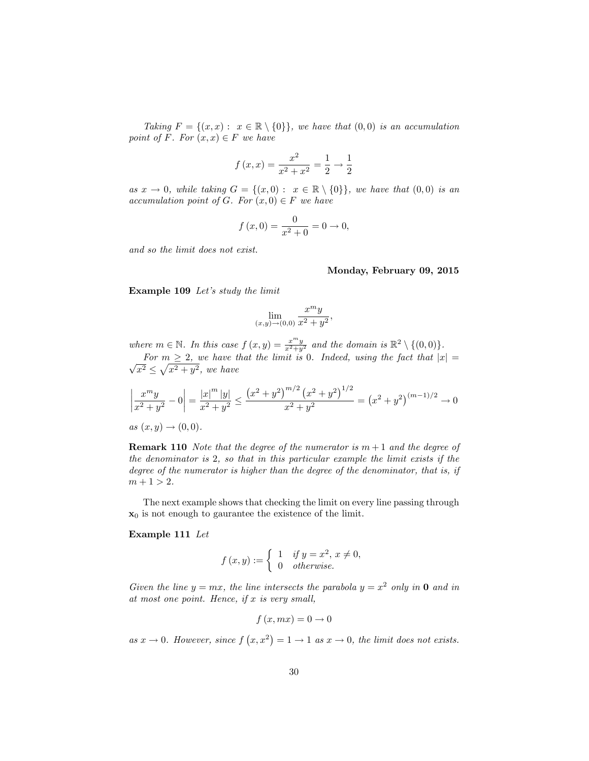*Taking $F = \{(x, x) : x \in \mathbb{R} \setminus \{0\}\}$, we have that $(0,0)$ is an accumulation point of $F$. For $(x, x) \in F$ we have*

$$f(x, x) = \frac{x^2}{x^2 + x^2} = \frac{1}{2} \to \frac{1}{2}$$

*as $x \to 0$, while taking $G = \{(x, 0) : x \in \mathbb{R} \setminus \{0\}\}$, we have that $(0,0)$ is an accumulation point of $G$. For $(x, 0) \in F$ we have*

$$f(x, 0) = \frac{0}{x^2 + 0} = 0 \to 0,$$

*and so the limit does not exist.*

**Monday, February 09, 2015**

**Example 109** *Let's study the limit*

$$\lim_{(x,y)\to(0,0)} \frac{x^m y}{x^2 + y^2},$$

*where $m \in \mathbb{N}$. In this case $f(x, y) = \frac{x^m y}{x^2+y^2}$ and the domain is $\mathbb{R}^2 \setminus \{(0,0)\}$.*

*For $m \geq 2$, we have that the limit is 0. Indeed, using the fact that $|x| = \sqrt{x^2} \leq \sqrt{x^2 + y^2}$, we have*

$$\left| \frac{x^m y}{x^2 + y^2} - 0 \right| = \frac{|x|^m |y|}{x^2 + y^2} \leq \frac{\left(x^2 + y^2\right)^{m/2} \left(x^2 + y^2\right)^{1/2}}{x^2 + y^2} = \left(x^2 + y^2\right)^{(m-1)/2} \to 0$$

*as $(x, y) \to (0,0)$.*

**Remark 110** *Note that the degree of the numerator is $m + 1$ and the degree of the denominator is 2, so that in this particular example the limit exists if the degree of the numerator is higher than the degree of the denominator, that is, if $m + 1 > 2$.*

The next example shows that checking the limit on every line passing through $\mathbf{x}_0$ is not enough to gaurantee the existence of the limit.

**Example 111** *Let*

$$f(x, y) := \begin{cases} 1 & \text{if } y = x^2,\ x \neq 0, \\ 0 & \text{otherwise.} \end{cases}$$

*Given the line $y = mx$, the line intersects the parabola $y = x^2$ only in $\mathbf{0}$ and in at most one point. Hence, if $x$ is very small,*

$$f(x, mx) = 0 \to 0$$

*as $x \to 0$. However, since $f(x, x^2) = 1 \to 1$ as $x \to 0$, the limit does not exists.*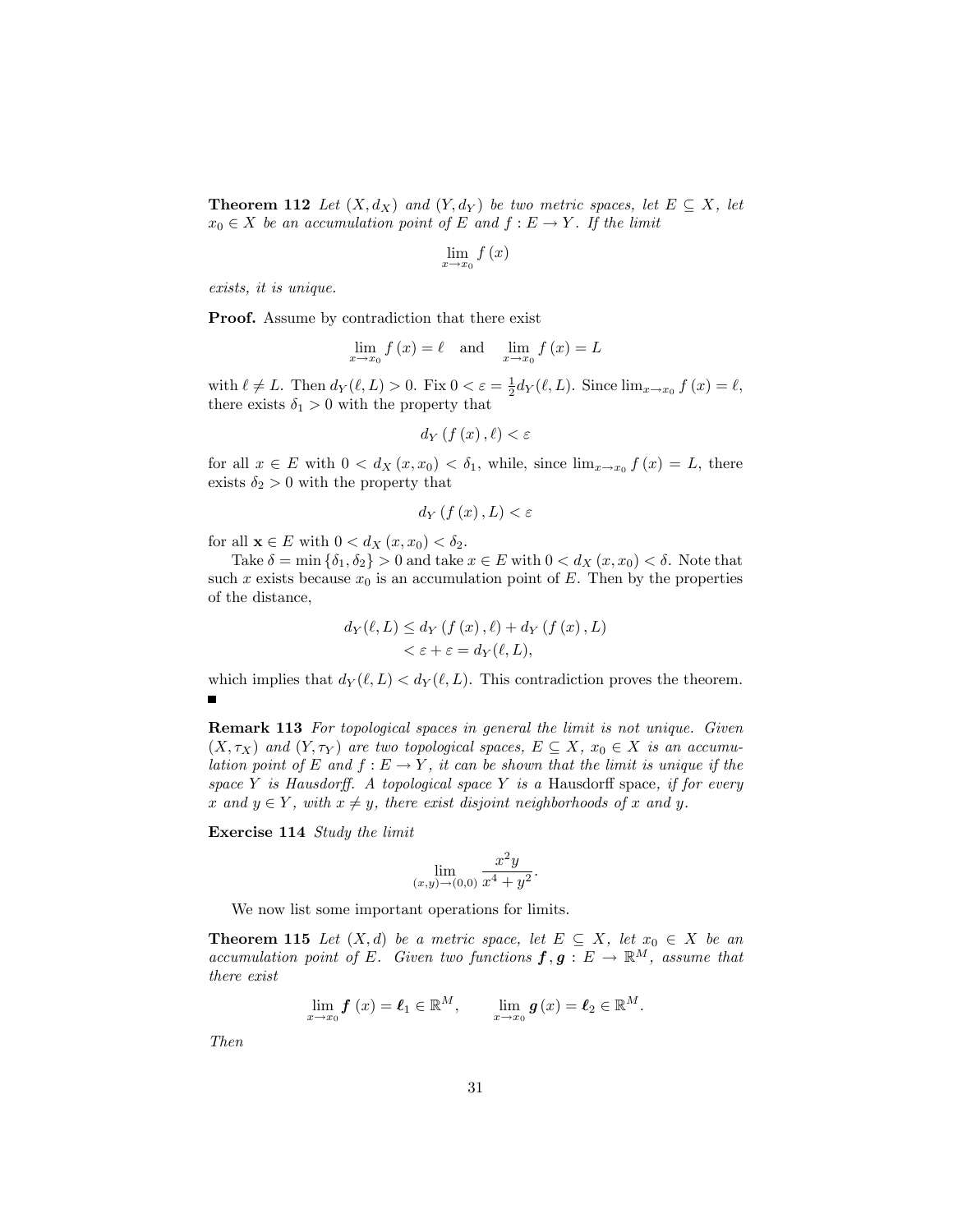**Theorem 112** *Let $(X, d_X)$ and $(Y, d_Y)$ be two metric spaces, let $E \subseteq X$, let $x_0 \in X$ be an accumulation point of $E$ and $f : E \to Y$. If the limit*

$$\lim_{x \to x_0} f(x)$$

*exists, it is unique.*

**Proof.** Assume by contradiction that there exist

$$\lim_{x \to x_0} f(x) = \ell \quad \text{and} \quad \lim_{x \to x_0} f(x) = L$$

with $\ell \neq L$. Then $d_Y(\ell, L) > 0$. Fix $0 < \varepsilon = \frac{1}{2} d_Y(\ell, L)$. Since $\lim_{x \to x_0} f(x) = \ell$, there exists $\delta_1 > 0$ with the property that

$$d_Y(f(x), \ell) < \varepsilon$$

for all $x \in E$ with $0 < d_X(x, x_0) < \delta_1$, while, since $\lim_{x \to x_0} f(x) = L$, there exists $\delta_2 > 0$ with the property that

$$d_Y(f(x), L) < \varepsilon$$

for all $\mathbf{x} \in E$ with $0 < d_X(x, x_0) < \delta_2$.

Take $\delta = \min\{\delta_1, \delta_2\} > 0$ and take $x \in E$ with $0 < d_X(x, x_0) < \delta$. Note that such $x$ exists because $x_0$ is an accumulation point of $E$. Then by the properties of the distance,

$$\begin{aligned} d_Y(\ell, L) &\leq d_Y(f(x), \ell) + d_Y(f(x), L) \\ &< \varepsilon + \varepsilon = d_Y(\ell, L), \end{aligned}$$

which implies that $d_Y(\ell, L) < d_Y(\ell, L)$. This contradiction proves the theorem. ■

**Remark 113** *For topological spaces in general the limit is not unique. Given $(X, \tau_X)$ and $(Y, \tau_Y)$ are two topological spaces, $E \subseteq X$, $x_0 \in X$ is an accumulation point of $E$ and $f : E \to Y$, it can be shown that the limit is unique if the space $Y$ is Hausdorff. A topological space $Y$ is a* Hausdorff space*, if for every $x$ and $y \in Y$, with $x \neq y$, there exist disjoint neighborhoods of $x$ and $y$.*

**Exercise 114** *Study the limit*

$$\lim_{(x,y) \to (0,0)} \frac{x^2 y}{x^4 + y^2}.$$

We now list some important operations for limits.

**Theorem 115** *Let $(X, d)$ be a metric space, let $E \subseteq X$, let $x_0 \in X$ be an accumulation point of $E$. Given two functions $\boldsymbol{f}, \boldsymbol{g} : E \to \mathbb{R}^M$, assume that there exist*

$$\lim_{x \to x_0} \boldsymbol{f}(x) = \boldsymbol{\ell}_1 \in \mathbb{R}^M, \qquad \lim_{x \to x_0} \boldsymbol{g}(x) = \boldsymbol{\ell}_2 \in \mathbb{R}^M.$$

*Then*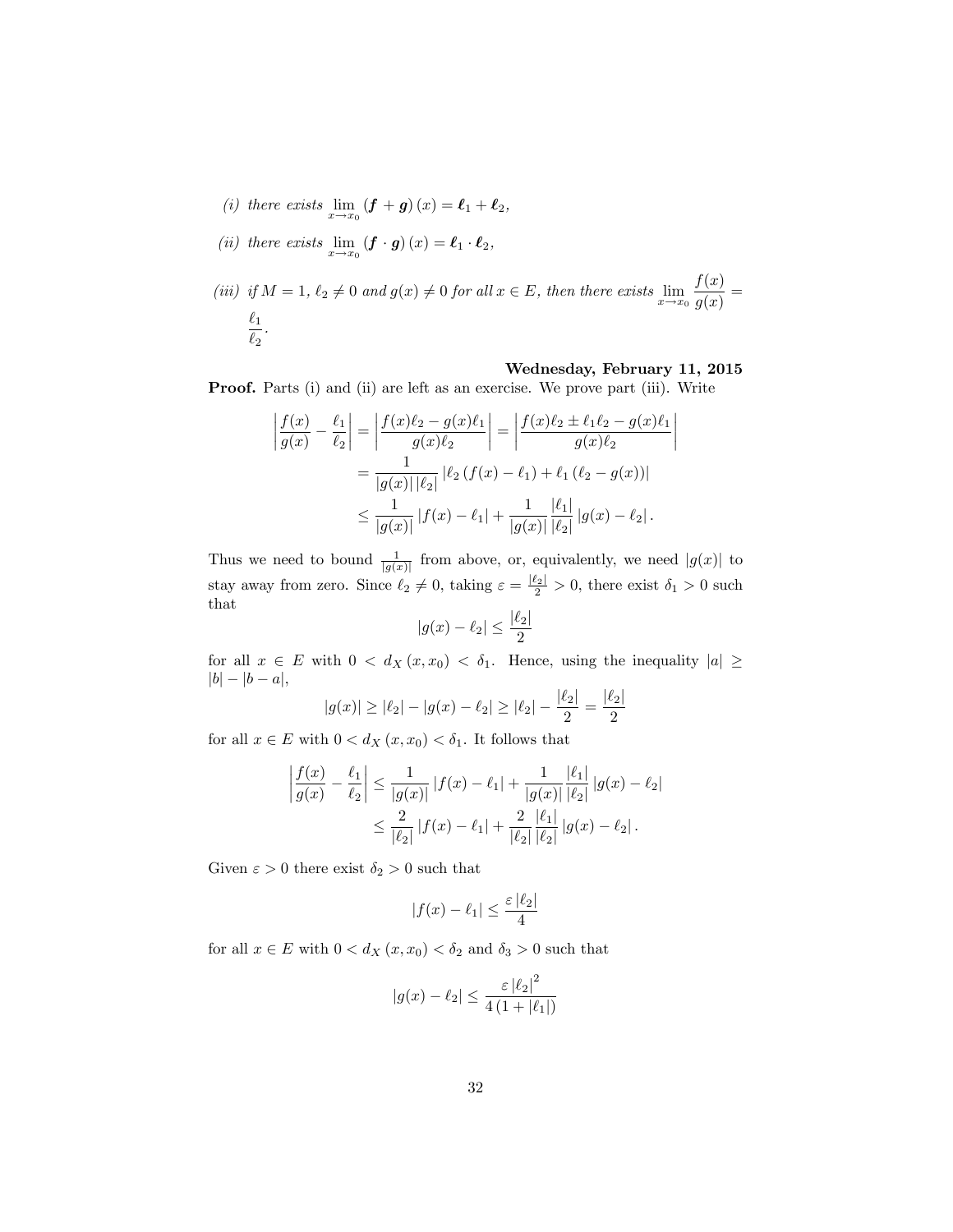(i) *there exists* $\lim_{x \to x_0} (\boldsymbol{f} + \boldsymbol{g})(x) = \boldsymbol{\ell}_1 + \boldsymbol{\ell}_2$,

(ii) *there exists* $\lim_{x \to x_0} (\boldsymbol{f} \cdot \boldsymbol{g})(x) = \boldsymbol{\ell}_1 \cdot \boldsymbol{\ell}_2$,

(iii) *if* $M = 1$, $\ell_2 \neq 0$ *and* $g(x) \neq 0$ *for all* $x \in E$, *then there exists* $\lim_{x \to x_0} \frac{f(x)}{g(x)} = \frac{\ell_1}{\ell_2}$.

**Wednesday, February 11, 2015**

**Proof.** Parts (i) and (ii) are left as an exercise. We prove part (iii). Write

$$
\begin{aligned}
\left| \frac{f(x)}{g(x)} - \frac{\ell_1}{\ell_2} \right| &= \left| \frac{f(x)\ell_2 - g(x)\ell_1}{g(x)\ell_2} \right| = \left| \frac{f(x)\ell_2 \pm \ell_1\ell_2 - g(x)\ell_1}{g(x)\ell_2} \right| \\
&= \frac{1}{|g(x)|\,|\ell_2|} \left| \ell_2 \left( f(x) - \ell_1 \right) + \ell_1 \left( \ell_2 - g(x) \right) \right| \\
&\leq \frac{1}{|g(x)|} \left| f(x) - \ell_1 \right| + \frac{1}{|g(x)|} \frac{|\ell_1|}{|\ell_2|} \left| g(x) - \ell_2 \right|.
\end{aligned}
$$

Thus we need to bound $\frac{1}{|g(x)|}$ from above, or, equivalently, we need $|g(x)|$ to stay away from zero. Since $\ell_2 \neq 0$, taking $\varepsilon = \frac{|\ell_2|}{2} > 0$, there exist $\delta_1 > 0$ such that

$$
|g(x) - \ell_2| \leq \frac{|\ell_2|}{2}
$$

for all $x \in E$ with $0 < d_X(x, x_0) < \delta_1$. Hence, using the inequality $|a| \geq |b| - |b - a|$,

$$
|g(x)| \geq |\ell_2| - |g(x) - \ell_2| \geq |\ell_2| - \frac{|\ell_2|}{2} = \frac{|\ell_2|}{2}
$$

for all $x \in E$ with $0 < d_X(x, x_0) < \delta_1$. It follows that

$$
\begin{aligned}
\left| \frac{f(x)}{g(x)} - \frac{\ell_1}{\ell_2} \right| &\leq \frac{1}{|g(x)|} \left| f(x) - \ell_1 \right| + \frac{1}{|g(x)|} \frac{|\ell_1|}{|\ell_2|} \left| g(x) - \ell_2 \right| \\
&\leq \frac{2}{|\ell_2|} \left| f(x) - \ell_1 \right| + \frac{2}{|\ell_2|} \frac{|\ell_1|}{|\ell_2|} \left| g(x) - \ell_2 \right|.
\end{aligned}
$$

Given $\varepsilon > 0$ there exist $\delta_2 > 0$ such that

$$
|f(x) - \ell_1| \leq \frac{\varepsilon\,|\ell_2|}{4}
$$

for all $x \in E$ with $0 < d_X(x, x_0) < \delta_2$ and $\delta_3 > 0$ such that

$$
|g(x) - \ell_2| \leq \frac{\varepsilon\,|\ell_2|^2}{4\,(1 + |\ell_1|)}
$$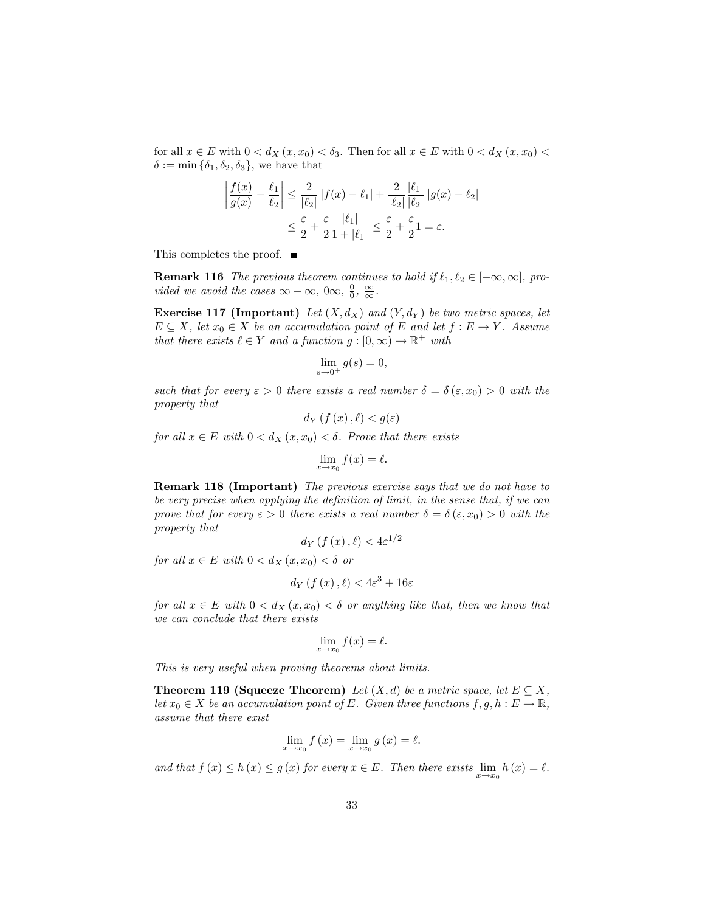for all $x \in E$ with $0 < d_X(x, x_0) < \delta_3$. Then for all $x \in E$ with $0 < d_X(x, x_0) < \delta := \min\{\delta_1, \delta_2, \delta_3\}$, we have that

$$\left|\frac{f(x)}{g(x)} - \frac{\ell_1}{\ell_2}\right| \leq \frac{2}{|\ell_2|}|f(x) - \ell_1| + \frac{2}{|\ell_2|}\frac{|\ell_1|}{|\ell_2|}|g(x) - \ell_2|$$

$$\leq \frac{\varepsilon}{2} + \frac{\varepsilon}{2}\frac{|\ell_1|}{1+|\ell_1|} \leq \frac{\varepsilon}{2} + \frac{\varepsilon}{2}1 = \varepsilon.$$

This completes the proof. ■

**Remark 116** *The previous theorem continues to hold if $\ell_1, \ell_2 \in [-\infty, \infty]$, provided we avoid the cases $\infty - \infty$, $0\infty$, $\frac{0}{0}$, $\frac{\infty}{\infty}$.*

**Exercise 117 (Important)** *Let $(X, d_X)$ and $(Y, d_Y)$ be two metric spaces, let $E \subseteq X$, let $x_0 \in X$ be an accumulation point of $E$ and let $f : E \to Y$. Assume that there exists $\ell \in Y$ and a function $g : [0, \infty) \to \mathbb{R}^+$ with*

$$\lim_{s \to 0^+} g(s) = 0,$$

*such that for every $\varepsilon > 0$ there exists a real number $\delta = \delta(\varepsilon, x_0) > 0$ with the property that*

$$d_Y(f(x), \ell) < g(\varepsilon)$$

*for all $x \in E$ with $0 < d_X(x, x_0) < \delta$. Prove that there exists*

$$\lim_{x \to x_0} f(x) = \ell.$$

**Remark 118 (Important)** *The previous exercise says that we do not have to be very precise when applying the definition of limit, in the sense that, if we can prove that for every $\varepsilon > 0$ there exists a real number $\delta = \delta(\varepsilon, x_0) > 0$ with the property that*

$$d_Y(f(x), \ell) < 4\varepsilon^{1/2}$$

*for all $x \in E$ with $0 < d_X(x, x_0) < \delta$ or*

$$d_Y(f(x), \ell) < 4\varepsilon^3 + 16\varepsilon$$

*for all $x \in E$ with $0 < d_X(x, x_0) < \delta$ or anything like that, then we know that we can conclude that there exists*

$$\lim_{x \to x_0} f(x) = \ell.$$

*This is very useful when proving theorems about limits.*

**Theorem 119 (Squeeze Theorem)** *Let $(X, d)$ be a metric space, let $E \subseteq X$, let $x_0 \in X$ be an accumulation point of $E$. Given three functions $f, g, h : E \to \mathbb{R}$, assume that there exist*

$$\lim_{x \to x_0} f(x) = \lim_{x \to x_0} g(x) = \ell.$$

*and that $f(x) \leq h(x) \leq g(x)$ for every $x \in E$. Then there exists $\lim_{x \to x_0} h(x) = \ell$.*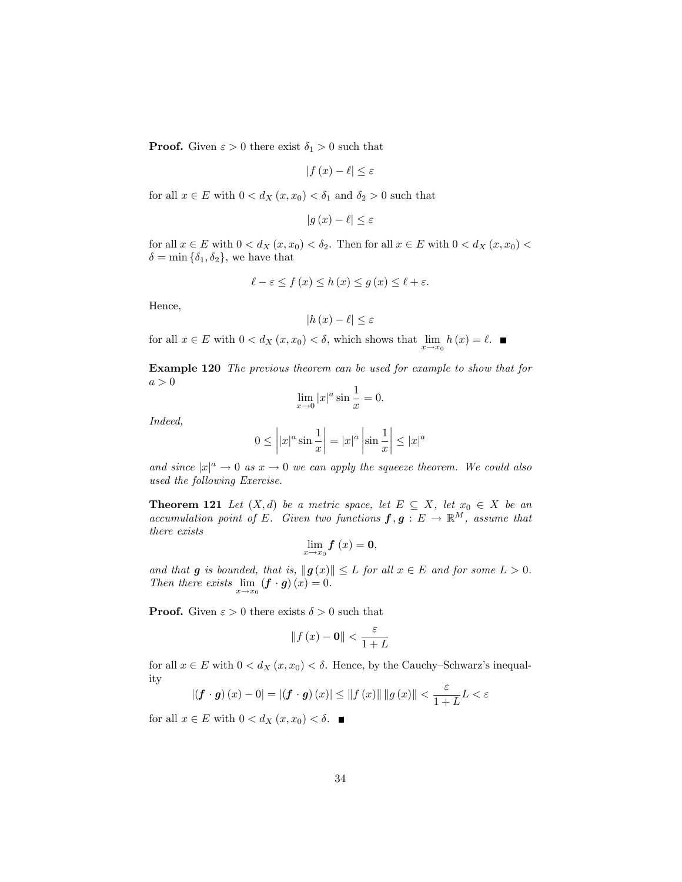**Proof.** Given $\varepsilon > 0$ there exist $\delta_1 > 0$ such that

$$|f(x) - \ell| \leq \varepsilon$$

for all $x \in E$ with $0 < d_X(x, x_0) < \delta_1$ and $\delta_2 > 0$ such that

$$|g(x) - \ell| \leq \varepsilon$$

for all $x \in E$ with $0 < d_X(x, x_0) < \delta_2$. Then for all $x \in E$ with $0 < d_X(x, x_0) < \delta = \min\{\delta_1, \delta_2\}$, we have that

$$\ell - \varepsilon \leq f(x) \leq h(x) \leq g(x) \leq \ell + \varepsilon.$$

Hence,

$$|h(x) - \ell| \leq \varepsilon$$

for all $x \in E$ with $0 < d_X(x, x_0) < \delta$, which shows that $\lim_{x \to x_0} h(x) = \ell$. ■

**Example 120** *The previous theorem can be used for example to show that for* $a > 0$

$$\lim_{x \to 0} |x|^a \sin \frac{1}{x} = 0.$$

*Indeed,*

$$0 \leq \left| |x|^a \sin \frac{1}{x} \right| = |x|^a \left| \sin \frac{1}{x} \right| \leq |x|^a$$

*and since* $|x|^a \to 0$ *as* $x \to 0$ *we can apply the squeeze theorem. We could also used the following Exercise.*

**Theorem 121** *Let* $(X, d)$ *be a metric space, let* $E \subseteq X$*, let* $x_0 \in X$ *be an accumulation point of* $E$*. Given two functions* $\boldsymbol{f}, \boldsymbol{g} : E \to \mathbb{R}^M$*, assume that there exists*

$$\lim_{x \to x_0} \boldsymbol{f}(x) = \mathbf{0},$$

*and that* $\boldsymbol{g}$ *is bounded, that is,* $\|\boldsymbol{g}(x)\| \leq L$ *for all* $x \in E$ *and for some* $L > 0$*. Then there exists* $\lim_{x \to x_0} (\boldsymbol{f} \cdot \boldsymbol{g})(x) = 0$*.*

**Proof.** Given $\varepsilon > 0$ there exists $\delta > 0$ such that

$$\|f(x) - \mathbf{0}\| < \frac{\varepsilon}{1 + L}$$

for all $x \in E$ with $0 < d_X(x, x_0) < \delta$. Hence, by the Cauchy–Schwarz's inequality

$$|(\boldsymbol{f} \cdot \boldsymbol{g})(x) - 0| = |(\boldsymbol{f} \cdot \boldsymbol{g})(x)| \leq \|f(x)\| \, \|g(x)\| < \frac{\varepsilon}{1 + L} L < \varepsilon$$

for all $x \in E$ with $0 < d_X(x, x_0) < \delta$. ■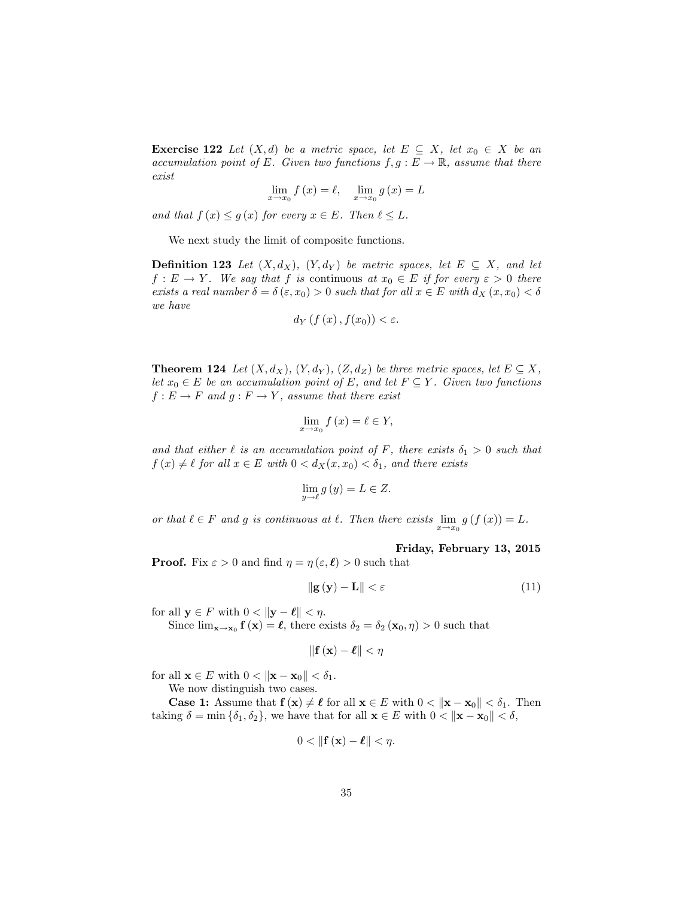**Exercise 122** *Let $(X,d)$ be a metric space, let $E \subseteq X$, let $x_0 \in X$ be an accumulation point of $E$. Given two functions $f, g : E \to \mathbb{R}$, assume that there exist*

$$\lim_{x \to x_0} f(x) = \ell, \quad \lim_{x \to x_0} g(x) = L$$

*and that $f(x) \leq g(x)$ for every $x \in E$. Then $\ell \leq L$.*

We next study the limit of composite functions.

**Definition 123** *Let $(X, d_X)$, $(Y, d_Y)$ be metric spaces, let $E \subseteq X$, and let $f : E \to Y$. We say that $f$ is* continuous *at $x_0 \in E$ if for every $\varepsilon > 0$ there exists a real number $\delta = \delta(\varepsilon, x_0) > 0$ such that for all $x \in E$ with $d_X(x, x_0) < \delta$ we have*

$$d_Y(f(x), f(x_0)) < \varepsilon.$$

**Theorem 124** *Let $(X, d_X)$, $(Y, d_Y)$, $(Z, d_Z)$ be three metric spaces, let $E \subseteq X$, let $x_0 \in E$ be an accumulation point of $E$, and let $F \subseteq Y$. Given two functions $f : E \to F$ and $g : F \to Y$, assume that there exist*

$$\lim_{x \to x_0} f(x) = \ell \in Y,$$

*and that either $\ell$ is an accumulation point of $F$, there exists $\delta_1 > 0$ such that $f(x) \neq \ell$ for all $x \in E$ with $0 < d_X(x, x_0) < \delta_1$, and there exists*

$$\lim_{y \to \ell} g(y) = L \in Z.$$

*or that $\ell \in F$ and $g$ is continuous at $\ell$. Then there exists $\lim_{x \to x_0} g(f(x)) = L$.*

**Friday, February 13, 2015**

**Proof.** Fix $\varepsilon > 0$ and find $\eta = \eta(\varepsilon, \boldsymbol{\ell}) > 0$ such that

$$\|\mathbf{g}(\mathbf{y}) - \mathbf{L}\| < \varepsilon \tag{11}$$

for all $\mathbf{y} \in F$ with $0 < \|\mathbf{y} - \boldsymbol{\ell}\| < \eta$.

Since $\lim_{\mathbf{x} \to \mathbf{x}_0} \mathbf{f}(\mathbf{x}) = \boldsymbol{\ell}$, there exists $\delta_2 = \delta_2(\mathbf{x}_0, \eta) > 0$ such that

$$\|\mathbf{f}(\mathbf{x}) - \boldsymbol{\ell}\| < \eta$$

for all $\mathbf{x} \in E$ with $0 < \|\mathbf{x} - \mathbf{x}_0\| < \delta_1$.

We now distinguish two cases.

**Case 1:** Assume that $\mathbf{f}(\mathbf{x}) \neq \boldsymbol{\ell}$ for all $\mathbf{x} \in E$ with $0 < \|\mathbf{x} - \mathbf{x}_0\| < \delta_1$. Then taking $\delta = \min\{\delta_1, \delta_2\}$, we have that for all $\mathbf{x} \in E$ with $0 < \|\mathbf{x} - \mathbf{x}_0\| < \delta$,

$$0 < \|\mathbf{f}(\mathbf{x}) - \boldsymbol{\ell}\| < \eta.$$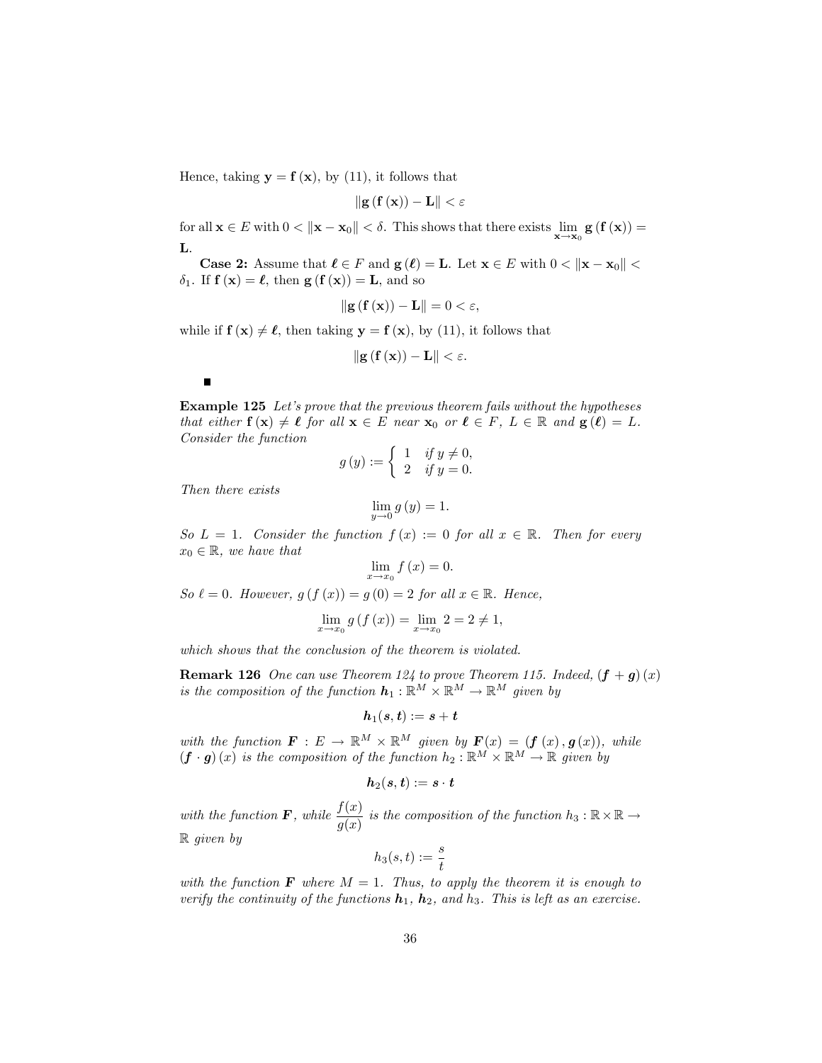Hence, taking $\mathbf{y} = \mathbf{f}(\mathbf{x})$, by (11), it follows that

$$\|\mathbf{g}(\mathbf{f}(\mathbf{x})) - \mathbf{L}\| < \varepsilon$$

for all $\mathbf{x} \in E$ with $0 < \|\mathbf{x} - \mathbf{x}_0\| < \delta$. This shows that there exists $\lim_{\mathbf{x} \to \mathbf{x}_0} \mathbf{g}(\mathbf{f}(\mathbf{x})) = \mathbf{L}$.

**Case 2:** Assume that $\boldsymbol{\ell} \in F$ and $\mathbf{g}(\boldsymbol{\ell}) = \mathbf{L}$. Let $\mathbf{x} \in E$ with $0 < \|\mathbf{x} - \mathbf{x}_0\| < \delta_1$. If $\mathbf{f}(\mathbf{x}) = \boldsymbol{\ell}$, then $\mathbf{g}(\mathbf{f}(\mathbf{x})) = \mathbf{L}$, and so

$$\|\mathbf{g}(\mathbf{f}(\mathbf{x})) - \mathbf{L}\| = 0 < \varepsilon,$$

while if $\mathbf{f}(\mathbf{x}) \neq \boldsymbol{\ell}$, then taking $\mathbf{y} = \mathbf{f}(\mathbf{x})$, by (11), it follows that

$$\|\mathbf{g}(\mathbf{f}(\mathbf{x})) - \mathbf{L}\| < \varepsilon.$$

■

**Example 125** *Let's prove that the previous theorem fails without the hypotheses that either $\mathbf{f}(\mathbf{x}) \neq \boldsymbol{\ell}$ for all $\mathbf{x} \in E$ near $\mathbf{x}_0$ or $\boldsymbol{\ell} \in F$, $L \in \mathbb{R}$ and $\mathbf{g}(\boldsymbol{\ell}) = L$. Consider the function*

$$g(y) := \begin{cases} 1 & \text{if } y \neq 0, \\ 2 & \text{if } y = 0. \end{cases}$$

*Then there exists*

$$\lim_{y \to 0} g(y) = 1.$$

*So $L = 1$. Consider the function $f(x) := 0$ for all $x \in \mathbb{R}$. Then for every $x_0 \in \mathbb{R}$, we have that*

$$\lim_{x \to x_0} f(x) = 0.$$

*So $\ell = 0$. However, $g(f(x)) = g(0) = 2$ for all $x \in \mathbb{R}$. Hence,*

$$\lim_{x \to x_0} g(f(x)) = \lim_{x \to x_0} 2 = 2 \neq 1,$$

*which shows that the conclusion of the theorem is violated.*

**Remark 126** *One can use Theorem 124 to prove Theorem 115. Indeed, $(\boldsymbol{f} + \boldsymbol{g})(x)$ is the composition of the function $\boldsymbol{h}_1 : \mathbb{R}^M \times \mathbb{R}^M \to \mathbb{R}^M$ given by*

$$\boldsymbol{h}_1(\boldsymbol{s}, \boldsymbol{t}) := \boldsymbol{s} + \boldsymbol{t}$$

*with the function $\boldsymbol{F} : E \to \mathbb{R}^M \times \mathbb{R}^M$ given by $\boldsymbol{F}(x) = (\boldsymbol{f}(x), \boldsymbol{g}(x))$, while $(\boldsymbol{f} \cdot \boldsymbol{g})(x)$ is the composition of the function $h_2 : \mathbb{R}^M \times \mathbb{R}^M \to \mathbb{R}$ given by*

$$\boldsymbol{h}_2(\boldsymbol{s}, \boldsymbol{t}) := \boldsymbol{s} \cdot \boldsymbol{t}$$

*with the function $\boldsymbol{F}$, while $\dfrac{f(x)}{g(x)}$ is the composition of the function $h_3 : \mathbb{R} \times \mathbb{R} \to \mathbb{R}$ given by*

$$h_3(s, t) := \frac{s}{t}$$

*with the function $\boldsymbol{F}$ where $M = 1$. Thus, to apply the theorem it is enough to verify the continuity of the functions $\boldsymbol{h}_1$, $\boldsymbol{h}_2$, and $h_3$. This is left as an exercise.*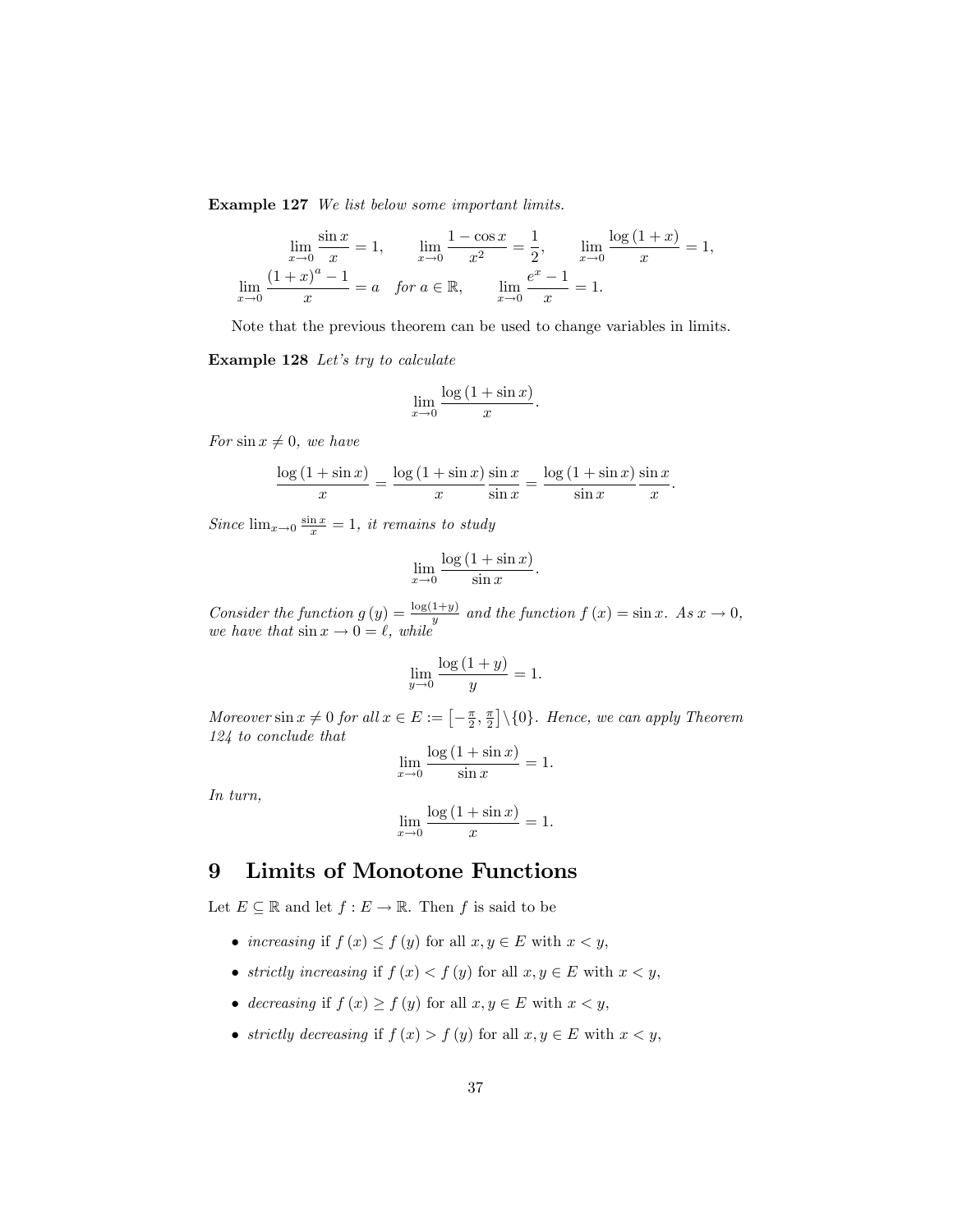**Example 127** *We list below some important limits.*

$$\lim_{x\to 0} \frac{\sin x}{x} = 1, \qquad \lim_{x\to 0} \frac{1-\cos x}{x^2} = \frac{1}{2}, \qquad \lim_{x\to 0} \frac{\log(1+x)}{x} = 1,$$

$$\lim_{x\to 0} \frac{(1+x)^a - 1}{x} = a \quad \text{for } a \in \mathbb{R}, \qquad \lim_{x\to 0} \frac{e^x - 1}{x} = 1.$$

Note that the previous theorem can be used to change variables in limits.

**Example 128** *Let's try to calculate*

$$\lim_{x\to 0} \frac{\log(1+\sin x)}{x}.$$

*For* $\sin x \neq 0$*, we have*

$$\frac{\log(1+\sin x)}{x} = \frac{\log(1+\sin x)}{x} \frac{\sin x}{\sin x} = \frac{\log(1+\sin x)}{\sin x} \frac{\sin x}{x}.$$

*Since* $\lim_{x\to 0} \frac{\sin x}{x} = 1$*, it remains to study*

$$\lim_{x\to 0} \frac{\log(1+\sin x)}{\sin x}.$$

*Consider the function* $g(y) = \frac{\log(1+y)}{y}$ *and the function* $f(x) = \sin x$*. As* $x \to 0$*, we have that* $\sin x \to 0 = \ell$*, while*

$$\lim_{y\to 0} \frac{\log(1+y)}{y} = 1.$$

*Moreover* $\sin x \neq 0$ *for all* $x \in E := \left[-\frac{\pi}{2}, \frac{\pi}{2}\right] \setminus \{0\}$*. Hence, we can apply Theorem 124 to conclude that*

$$\lim_{x\to 0} \frac{\log(1+\sin x)}{\sin x} = 1.$$

*In turn,*

$$\lim_{x\to 0} \frac{\log(1+\sin x)}{x} = 1.$$

# 9 Limits of Monotone Functions

Let $E \subseteq \mathbb{R}$ and let $f : E \to \mathbb{R}$. Then $f$ is said to be

- *increasing* if $f(x) \leq f(y)$ for all $x, y \in E$ with $x < y$,
- *strictly increasing* if $f(x) < f(y)$ for all $x, y \in E$ with $x < y$,
- *decreasing* if $f(x) \geq f(y)$ for all $x, y \in E$ with $x < y$,
- *strictly decreasing* if $f(x) > f(y)$ for all $x, y \in E$ with $x < y$,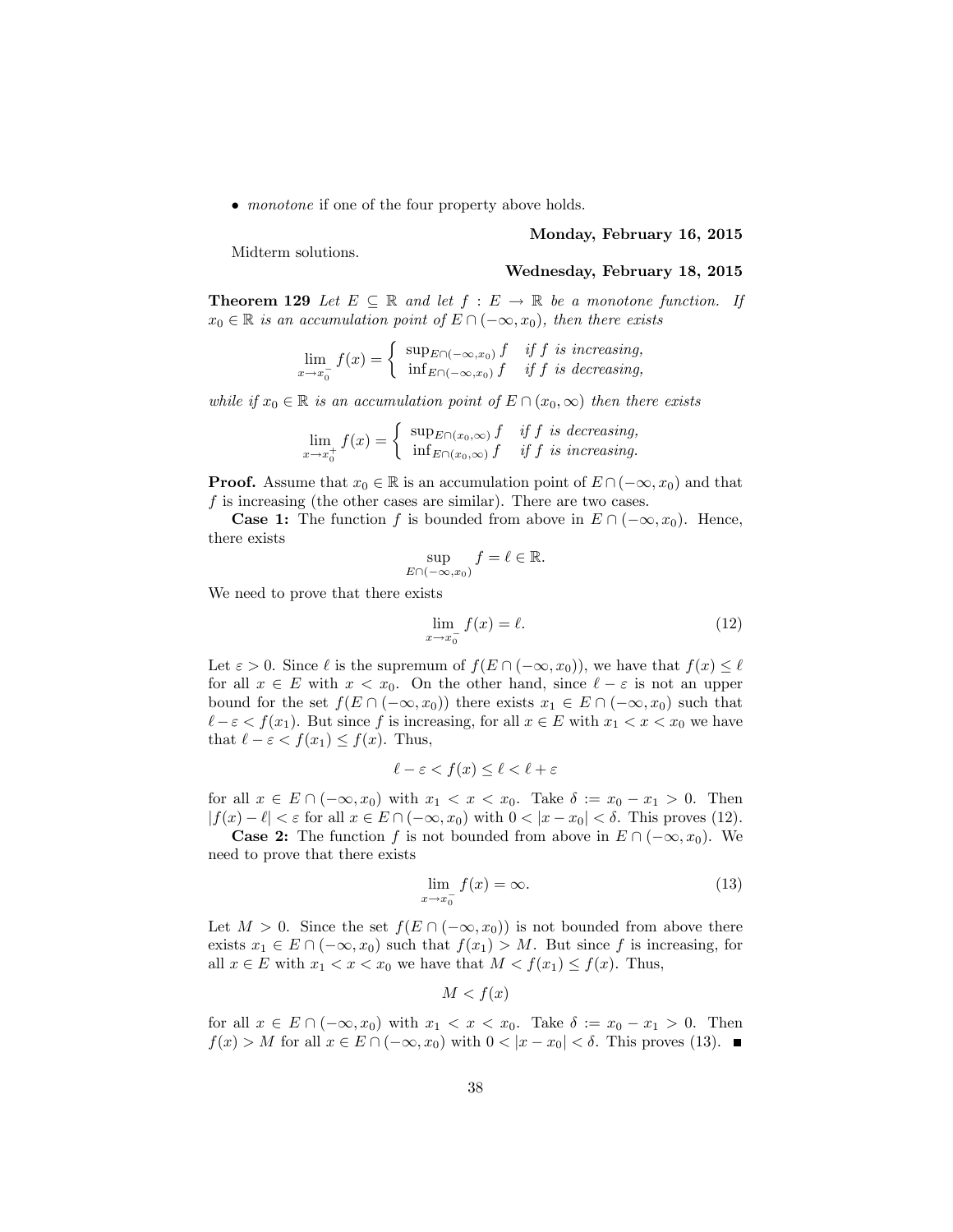- *monotone* if one of the four property above holds.

**Monday, February 16, 2015**

Midterm solutions.

**Wednesday, February 18, 2015**

**Theorem 129** *Let $E \subseteq \mathbb{R}$ and let $f : E \to \mathbb{R}$ be a monotone function. If $x_0 \in \mathbb{R}$ is an accumulation point of $E \cap (-\infty, x_0)$, then there exists*

$$\lim_{x \to x_0^-} f(x) = \begin{cases} \sup_{E\cap(-\infty,x_0)} f & \text{if } f \text{ is increasing,} \\ \inf_{E\cap(-\infty,x_0)} f & \text{if } f \text{ is decreasing,} \end{cases}$$

*while if $x_0 \in \mathbb{R}$ is an accumulation point of $E \cap (x_0, \infty)$ then there exists*

$$\lim_{x \to x_0^+} f(x) = \begin{cases} \sup_{E\cap(x_0,\infty)} f & \text{if } f \text{ is decreasing,} \\ \inf_{E\cap(x_0,\infty)} f & \text{if } f \text{ is increasing.} \end{cases}$$

**Proof.** Assume that $x_0 \in \mathbb{R}$ is an accumulation point of $E \cap (-\infty, x_0)$ and that $f$ is increasing (the other cases are similar). There are two cases.

**Case 1:** The function $f$ is bounded from above in $E \cap (-\infty, x_0)$. Hence, there exists

$$\sup_{E\cap(-\infty,x_0)} f = \ell \in \mathbb{R}.$$

We need to prove that there exists

$$\lim_{x \to x_0^-} f(x) = \ell. \tag{12}$$

Let $\varepsilon > 0$. Since $\ell$ is the supremum of $f(E \cap (-\infty, x_0))$, we have that $f(x) \leq \ell$ for all $x \in E$ with $x < x_0$. On the other hand, since $\ell - \varepsilon$ is not an upper bound for the set $f(E \cap (-\infty, x_0))$ there exists $x_1 \in E \cap (-\infty, x_0)$ such that $\ell - \varepsilon < f(x_1)$. But since $f$ is increasing, for all $x \in E$ with $x_1 < x < x_0$ we have that $\ell - \varepsilon < f(x_1) \leq f(x)$. Thus,

$$\ell - \varepsilon < f(x) \leq \ell < \ell + \varepsilon$$

for all $x \in E \cap (-\infty, x_0)$ with $x_1 < x < x_0$. Take $\delta := x_0 - x_1 > 0$. Then $|f(x) - \ell| < \varepsilon$ for all $x \in E \cap (-\infty, x_0)$ with $0 < |x - x_0| < \delta$. This proves (12).

**Case 2:** The function $f$ is not bounded from above in $E \cap (-\infty, x_0)$. We need to prove that there exists

$$\lim_{x \to x_0^-} f(x) = \infty. \tag{13}$$

Let $M > 0$. Since the set $f(E \cap (-\infty, x_0))$ is not bounded from above there exists $x_1 \in E \cap (-\infty, x_0)$ such that $f(x_1) > M$. But since $f$ is increasing, for all $x \in E$ with $x_1 < x < x_0$ we have that $M < f(x_1) \leq f(x)$. Thus,

$$M < f(x)$$

for all $x \in E \cap (-\infty, x_0)$ with $x_1 < x < x_0$. Take $\delta := x_0 - x_1 > 0$. Then $f(x) > M$ for all $x \in E \cap (-\infty, x_0)$ with $0 < |x - x_0| < \delta$. This proves (13). ■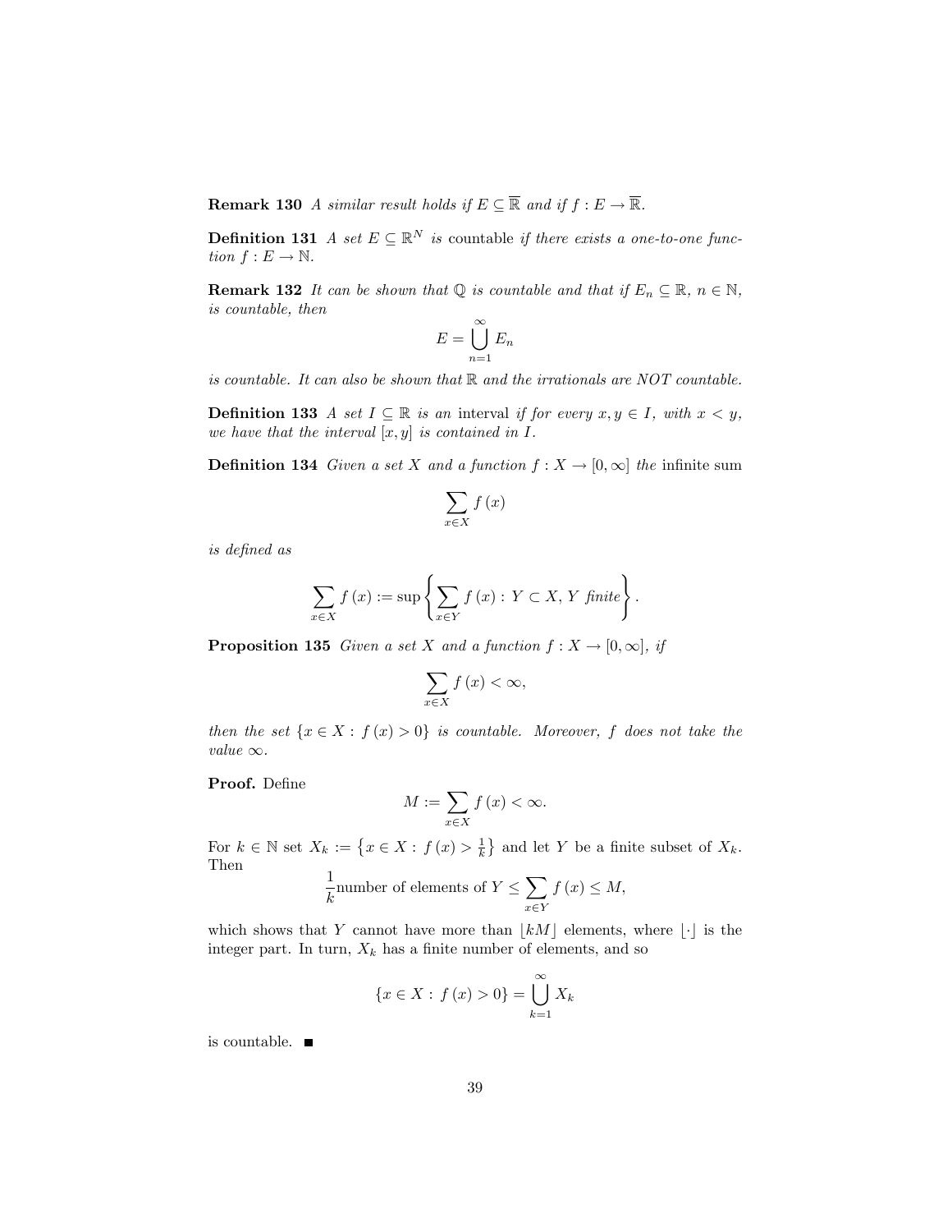**Remark 130** *A similar result holds if $E \subseteq \overline{\mathbb{R}}$ and if $f : E \to \overline{\mathbb{R}}$.*

**Definition 131** *A set $E \subseteq \mathbb{R}^N$ is* countable *if there exists a one-to-one function $f : E \to \mathbb{N}$.*

**Remark 132** *It can be shown that $\mathbb{Q}$ is countable and that if $E_n \subseteq \mathbb{R}$, $n \in \mathbb{N}$, is countable, then*

$$E = \bigcup_{n=1}^{\infty} E_n$$

*is countable. It can also be shown that $\mathbb{R}$ and the irrationals are NOT countable.*

**Definition 133** *A set $I \subseteq \mathbb{R}$ is an* interval *if for every $x, y \in I$, with $x < y$, we have that the interval $[x, y]$ is contained in $I$.*

**Definition 134** *Given a set $X$ and a function $f : X \to [0, \infty]$ the* infinite sum

$$\sum_{x \in X} f(x)$$

*is defined as*

$$\sum_{x \in X} f(x) := \sup \left\{ \sum_{x \in Y} f(x) : \, Y \subset X, \, Y \text{ finite} \right\}.$$

**Proposition 135** *Given a set $X$ and a function $f : X \to [0, \infty]$, if*

$$\sum_{x \in X} f(x) < \infty,$$

*then the set $\{x \in X : \, f(x) > 0\}$ is countable. Moreover, $f$ does not take the value $\infty$.*

**Proof.** Define

$$M := \sum_{x \in X} f(x) < \infty.$$

For $k \in \mathbb{N}$ set $X_k := \left\{ x \in X : \, f(x) > \frac{1}{k} \right\}$ and let $Y$ be a finite subset of $X_k$. Then

$$\frac{1}{k} \text{number of elements of } Y \leq \sum_{x \in Y} f(x) \leq M,$$

which shows that $Y$ cannot have more than $\lfloor kM \rfloor$ elements, where $\lfloor \cdot \rfloor$ is the integer part. In turn, $X_k$ has a finite number of elements, and so

$$\{x \in X : \, f(x) > 0\} = \bigcup_{k=1}^{\infty} X_k$$

is countable. ■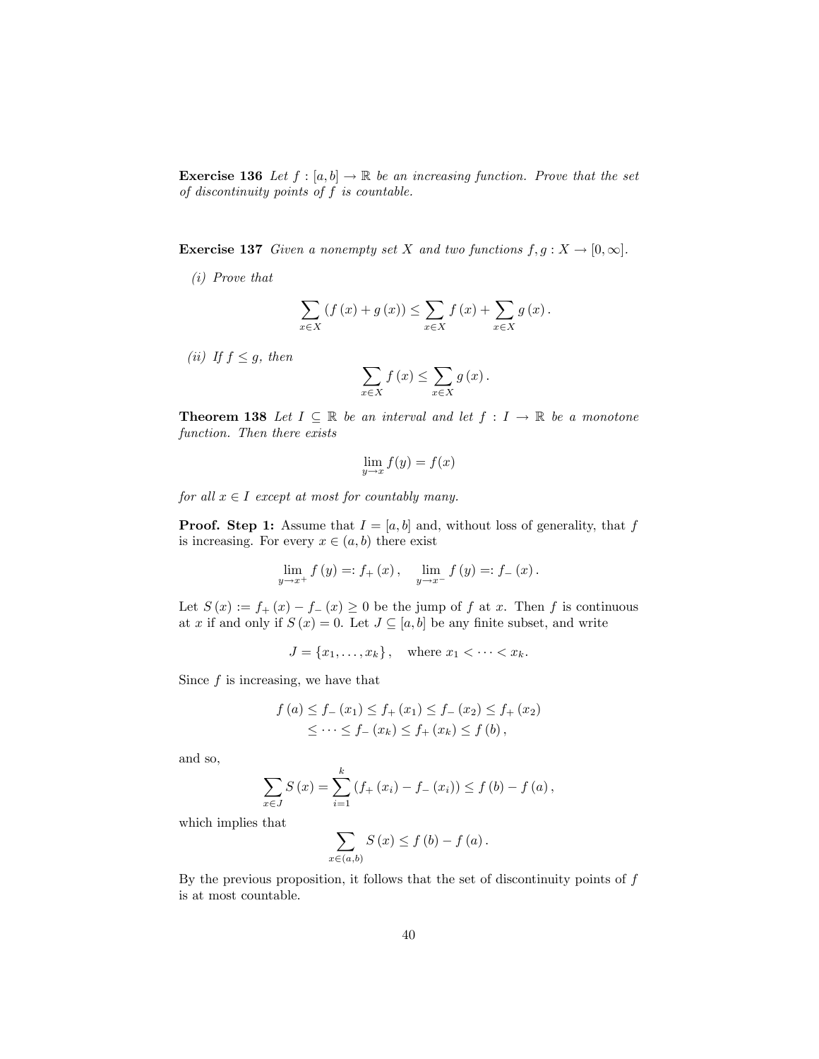**Exercise 136** *Let $f : [a, b] \to \mathbb{R}$ be an increasing function. Prove that the set of discontinuity points of $f$ is countable.*

**Exercise 137** *Given a nonempty set $X$ and two functions $f, g : X \to [0, \infty]$.*

*(i) Prove that*

$$\sum_{x \in X} (f(x) + g(x)) \leq \sum_{x \in X} f(x) + \sum_{x \in X} g(x).$$

*(ii) If $f \leq g$, then*

$$\sum_{x \in X} f(x) \leq \sum_{x \in X} g(x).$$

**Theorem 138** *Let $I \subseteq \mathbb{R}$ be an interval and let $f : I \to \mathbb{R}$ be a monotone function. Then there exists*

$$\lim_{y \to x} f(y) = f(x)$$

*for all $x \in I$ except at most for countably many.*

**Proof. Step 1:** Assume that $I = [a, b]$ and, without loss of generality, that $f$ is increasing. For every $x \in (a, b)$ there exist

$$\lim_{y \to x^+} f(y) =: f_+(x), \quad \lim_{y \to x^-} f(y) =: f_-(x).$$

Let $S(x) := f_+(x) - f_-(x) \geq 0$ be the jump of $f$ at $x$. Then $f$ is continuous at $x$ if and only if $S(x) = 0$. Let $J \subseteq [a, b]$ be any finite subset, and write

$$J = \{x_1, \ldots, x_k\}, \quad \text{where } x_1 < \cdots < x_k.$$

Since $f$ is increasing, we have that

$$\begin{aligned} f(a) &\leq f_-(x_1) \leq f_+(x_1) \leq f_-(x_2) \leq f_+(x_2) \\ &\leq \cdots \leq f_-(x_k) \leq f_+(x_k) \leq f(b), \end{aligned}$$

and so,

$$\sum_{x \in J} S(x) = \sum_{i=1}^{k} (f_+(x_i) - f_-(x_i)) \leq f(b) - f(a),$$

which implies that

$$\sum_{x \in (a,b)} S(x) \leq f(b) - f(a).$$

By the previous proposition, it follows that the set of discontinuity points of $f$ is at most countable.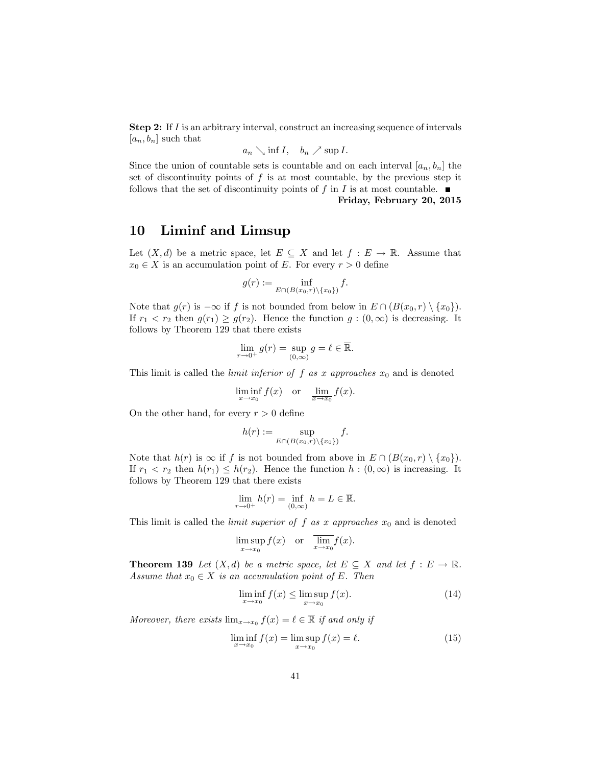**Step 2:** If $I$ is an arbitrary interval, construct an increasing sequence of intervals $[a_n, b_n]$ such that

$$a_n \searrow \inf I, \quad b_n \nearrow \sup I.$$

Since the union of countable sets is countable and on each interval $[a_n, b_n]$ the set of discontinuity points of $f$ is at most countable, by the previous step it follows that the set of discontinuity points of $f$ in $I$ is at most countable. ■

**Friday, February 20, 2015**

# 10 Liminf and Limsup

Let $(X, d)$ be a metric space, let $E \subseteq X$ and let $f : E \to \mathbb{R}$. Assume that $x_0 \in X$ is an accumulation point of $E$. For every $r > 0$ define

$$g(r) := \inf_{E \cap (B(x_0,r) \setminus \{x_0\})} f.$$

Note that $g(r)$ is $-\infty$ if $f$ is not bounded from below in $E \cap (B(x_0, r) \setminus \{x_0\})$. If $r_1 < r_2$ then $g(r_1) \geq g(r_2)$. Hence the function $g : (0, \infty)$ is decreasing. It follows by Theorem 129 that there exists

$$\lim_{r \to 0^+} g(r) = \sup_{(0,\infty)} g = \ell \in \overline{\mathbb{R}}.$$

This limit is called the *limit inferior of $f$ as $x$ approaches $x_0$* and is denoted

$$\liminf_{x \to x_0} f(x) \quad \text{or} \quad \underline{\lim}_{x \to x_0} f(x).$$

On the other hand, for every $r > 0$ define

$$h(r) := \sup_{E \cap (B(x_0,r) \setminus \{x_0\})} f.$$

Note that $h(r)$ is $\infty$ if $f$ is not bounded from above in $E \cap (B(x_0, r) \setminus \{x_0\})$. If $r_1 < r_2$ then $h(r_1) \leq h(r_2)$. Hence the function $h : (0, \infty)$ is increasing. It follows by Theorem 129 that there exists

$$\lim_{r \to 0^+} h(r) = \inf_{(0,\infty)} h = L \in \overline{\mathbb{R}}.$$

This limit is called the *limit superior of $f$ as $x$ approaches $x_0$* and is denoted

$$\limsup_{x \to x_0} f(x) \quad \text{or} \quad \overline{\lim_{x \to x_0}} f(x).$$

**Theorem 139** *Let $(X, d)$ be a metric space, let $E \subseteq X$ and let $f : E \to \mathbb{R}$. Assume that $x_0 \in X$ is an accumulation point of $E$. Then*

$$\liminf_{x \to x_0} f(x) \leq \limsup_{x \to x_0} f(x). \tag{14}$$

*Moreover, there exists $\lim_{x \to x_0} f(x) = \ell \in \overline{\mathbb{R}}$ if and only if*

$$\liminf_{x \to x_0} f(x) = \limsup_{x \to x_0} f(x) = \ell. \tag{15}$$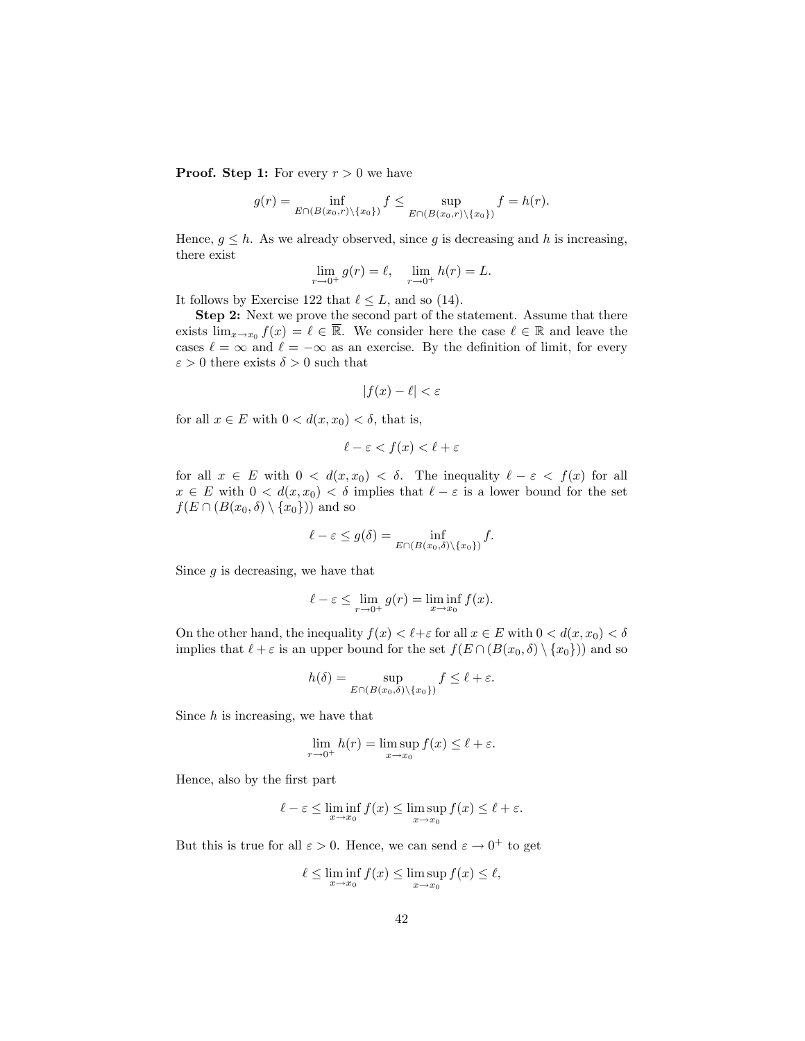**Proof. Step 1:** For every $r > 0$ we have

$$g(r) = \inf_{E \cap (B(x_0, r) \setminus \{x_0\})} f \le \sup_{E \cap (B(x_0, r) \setminus \{x_0\})} f = h(r).$$

Hence, $g \le h$. As we already observed, since $g$ is decreasing and $h$ is increasing, there exist

$$\lim_{r \to 0^+} g(r) = \ell, \quad \lim_{r \to 0^+} h(r) = L.$$

It follows by Exercise 122 that $\ell \le L$, and so (14).

**Step 2:** Next we prove the second part of the statement. Assume that there exists $\lim_{x \to x_0} f(x) = \ell \in \overline{\mathbb{R}}$. We consider here the case $\ell \in \mathbb{R}$ and leave the cases $\ell = \infty$ and $\ell = -\infty$ as an exercise. By the definition of limit, for every $\varepsilon > 0$ there exists $\delta > 0$ such that

$$|f(x) - \ell| < \varepsilon$$

for all $x \in E$ with $0 < d(x, x_0) < \delta$, that is,

$$\ell - \varepsilon < f(x) < \ell + \varepsilon$$

for all $x \in E$ with $0 < d(x, x_0) < \delta$. The inequality $\ell - \varepsilon < f(x)$ for all $x \in E$ with $0 < d(x, x_0) < \delta$ implies that $\ell - \varepsilon$ is a lower bound for the set $f(E \cap (B(x_0, \delta) \setminus \{x_0\}))$ and so

$$\ell - \varepsilon \le g(\delta) = \inf_{E \cap (B(x_0, \delta) \setminus \{x_0\})} f.$$

Since $g$ is decreasing, we have that

$$\ell - \varepsilon \le \lim_{r \to 0^+} g(r) = \liminf_{x \to x_0} f(x).$$

On the other hand, the inequality $f(x) < \ell + \varepsilon$ for all $x \in E$ with $0 < d(x, x_0) < \delta$ implies that $\ell + \varepsilon$ is an upper bound for the set $f(E \cap (B(x_0, \delta) \setminus \{x_0\}))$ and so

$$h(\delta) = \sup_{E \cap (B(x_0, \delta) \setminus \{x_0\})} f \le \ell + \varepsilon.$$

Since $h$ is increasing, we have that

$$\lim_{r \to 0^+} h(r) = \limsup_{x \to x_0} f(x) \le \ell + \varepsilon.$$

Hence, also by the first part

$$\ell - \varepsilon \le \liminf_{x \to x_0} f(x) \le \limsup_{x \to x_0} f(x) \le \ell + \varepsilon.$$

But this is true for all $\varepsilon > 0$. Hence, we can send $\varepsilon \to 0^+$ to get

$$\ell \le \liminf_{x \to x_0} f(x) \le \limsup_{x \to x_0} f(x) \le \ell,$$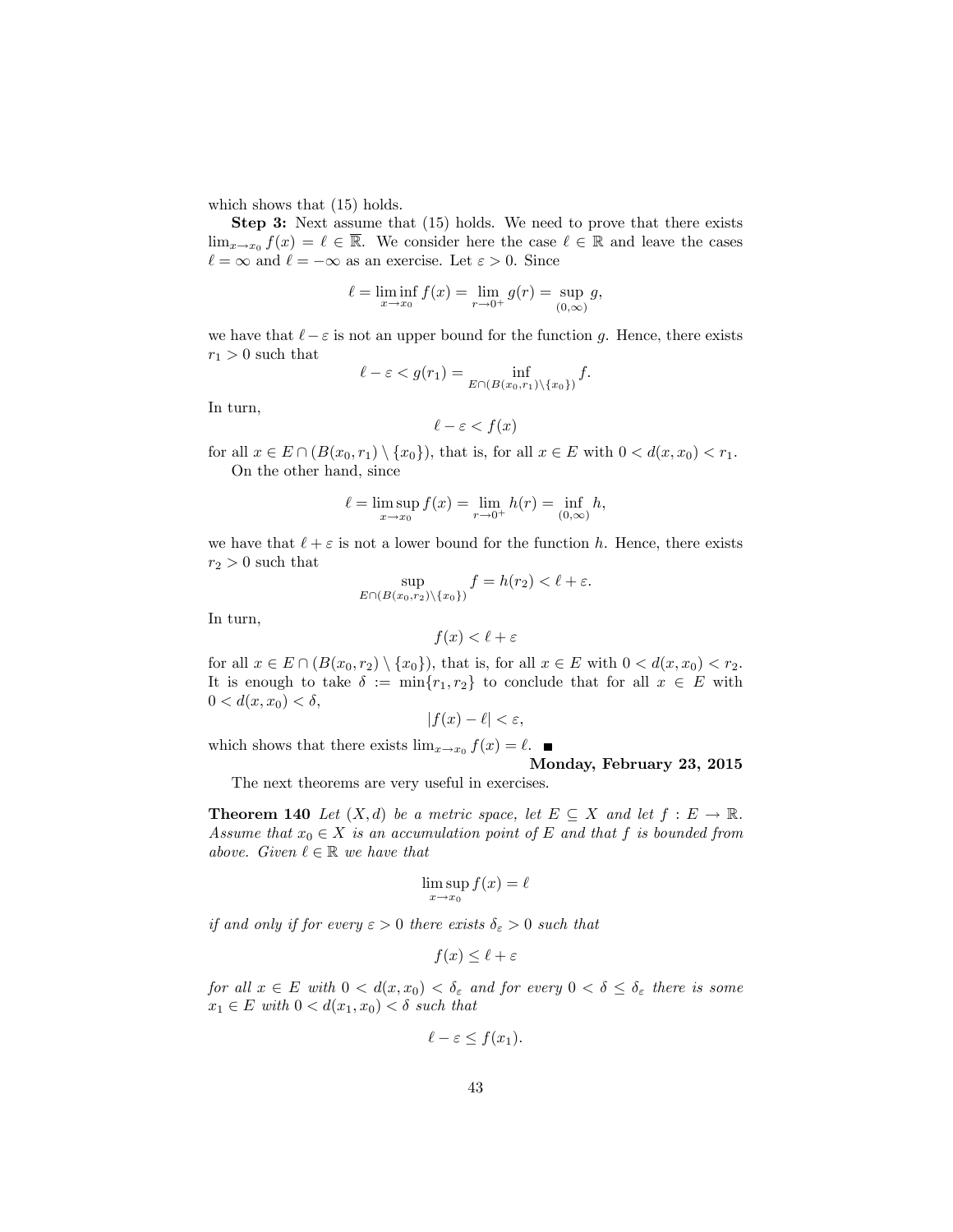which shows that (15) holds.

**Step 3:** Next assume that (15) holds. We need to prove that there exists $\lim_{x\to x_0} f(x) = \ell \in \overline{\mathbb{R}}$. We consider here the case $\ell \in \mathbb{R}$ and leave the cases $\ell = \infty$ and $\ell = -\infty$ as an exercise. Let $\varepsilon > 0$. Since

$$\ell = \liminf_{x\to x_0} f(x) = \lim_{r\to 0^+} g(r) = \sup_{(0,\infty)} g,$$

we have that $\ell - \varepsilon$ is not an upper bound for the function $g$. Hence, there exists $r_1 > 0$ such that

$$\ell - \varepsilon < g(r_1) = \inf_{E\cap(B(x_0,r_1)\setminus\{x_0\})} f.$$

In turn,

$$\ell - \varepsilon < f(x)$$

for all $x \in E \cap (B(x_0, r_1) \setminus \{x_0\})$, that is, for all $x \in E$ with $0 < d(x, x_0) < r_1$.

On the other hand, since

$$\ell = \limsup_{x\to x_0} f(x) = \lim_{r\to 0^+} h(r) = \inf_{(0,\infty)} h,$$

we have that $\ell + \varepsilon$ is not a lower bound for the function $h$. Hence, there exists $r_2 > 0$ such that

$$\sup_{E\cap(B(x_0,r_2)\setminus\{x_0\})} f = h(r_2) < \ell + \varepsilon.$$

In turn,

$$f(x) < \ell + \varepsilon$$

for all $x \in E \cap (B(x_0, r_2) \setminus \{x_0\})$, that is, for all $x \in E$ with $0 < d(x, x_0) < r_2$. It is enough to take $\delta := \min\{r_1, r_2\}$ to conclude that for all $x \in E$ with $0 < d(x, x_0) < \delta$,

$$|f(x) - \ell| < \varepsilon,$$

which shows that there exists $\lim_{x\to x_0} f(x) = \ell$. ■

**Monday, February 23, 2015**

The next theorems are very useful in exercises.

**Theorem 140** *Let $(X, d)$ be a metric space, let $E \subseteq X$ and let $f : E \to \mathbb{R}$. Assume that $x_0 \in X$ is an accumulation point of $E$ and that $f$ is bounded from above. Given $\ell \in \mathbb{R}$ we have that*

$$\limsup_{x\to x_0} f(x) = \ell$$

*if and only if for every $\varepsilon > 0$ there exists $\delta_\varepsilon > 0$ such that*

$$f(x) \leq \ell + \varepsilon$$

*for all $x \in E$ with $0 < d(x, x_0) < \delta_\varepsilon$ and for every $0 < \delta \leq \delta_\varepsilon$ there is some $x_1 \in E$ with $0 < d(x_1, x_0) < \delta$ such that*

$$\ell - \varepsilon \leq f(x_1).$$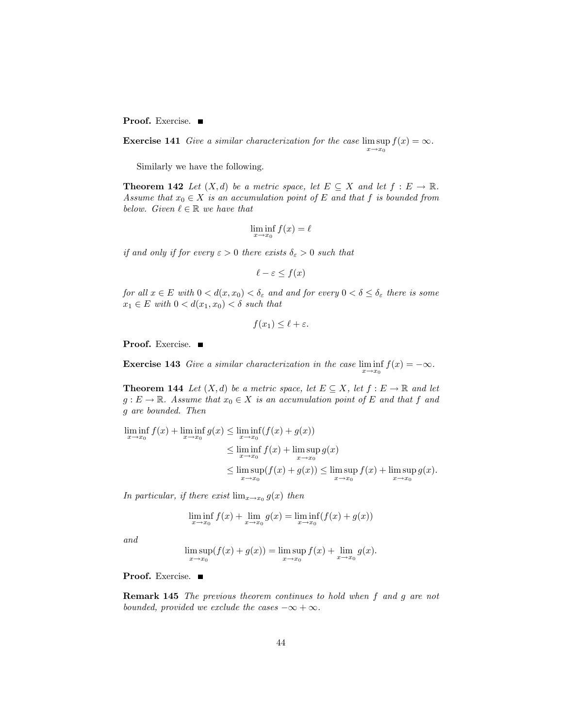**Proof.** Exercise. ■

**Exercise 141** *Give a similar characterization for the case* $\limsup_{x \to x_0} f(x) = \infty$.

Similarly we have the following.

**Theorem 142** *Let $(X, d)$ be a metric space, let $E \subseteq X$ and let $f : E \to \mathbb{R}$. Assume that $x_0 \in X$ is an accumulation point of $E$ and that $f$ is bounded from below. Given $\ell \in \mathbb{R}$ we have that*

$$\liminf_{x \to x_0} f(x) = \ell$$

*if and only if for every $\varepsilon > 0$ there exists $\delta_\varepsilon > 0$ such that*

$$\ell - \varepsilon \leq f(x)$$

*for all $x \in E$ with $0 < d(x, x_0) < \delta_\varepsilon$ and and for every $0 < \delta \leq \delta_\varepsilon$ there is some $x_1 \in E$ with $0 < d(x_1, x_0) < \delta$ such that*

$$f(x_1) \leq \ell + \varepsilon.$$

**Proof.** Exercise. ■

**Exercise 143** *Give a similar characterization in the case* $\liminf_{x \to x_0} f(x) = -\infty$.

**Theorem 144** *Let $(X, d)$ be a metric space, let $E \subseteq X$, let $f : E \to \mathbb{R}$ and let $g : E \to \mathbb{R}$. Assume that $x_0 \in X$ is an accumulation point of $E$ and that $f$ and $g$ are bounded. Then*

$$\begin{aligned}
\liminf_{x \to x_0} f(x) + \liminf_{x \to x_0} g(x) &\leq \liminf_{x \to x_0} (f(x) + g(x)) \\
&\leq \liminf_{x \to x_0} f(x) + \limsup_{x \to x_0} g(x) \\
&\leq \limsup_{x \to x_0} (f(x) + g(x)) \leq \limsup_{x \to x_0} f(x) + \limsup_{x \to x_0} g(x).
\end{aligned}$$

*In particular, if there exist $\lim_{x \to x_0} g(x)$ then*

$$\liminf_{x \to x_0} f(x) + \lim_{x \to x_0} g(x) = \liminf_{x \to x_0} (f(x) + g(x))$$

*and*

$$\limsup_{x \to x_0} (f(x) + g(x)) = \limsup_{x \to x_0} f(x) + \lim_{x \to x_0} g(x).$$

**Proof.** Exercise. ■

**Remark 145** *The previous theorem continues to hold when $f$ and $g$ are not bounded, provided we exclude the cases $-\infty + \infty$.*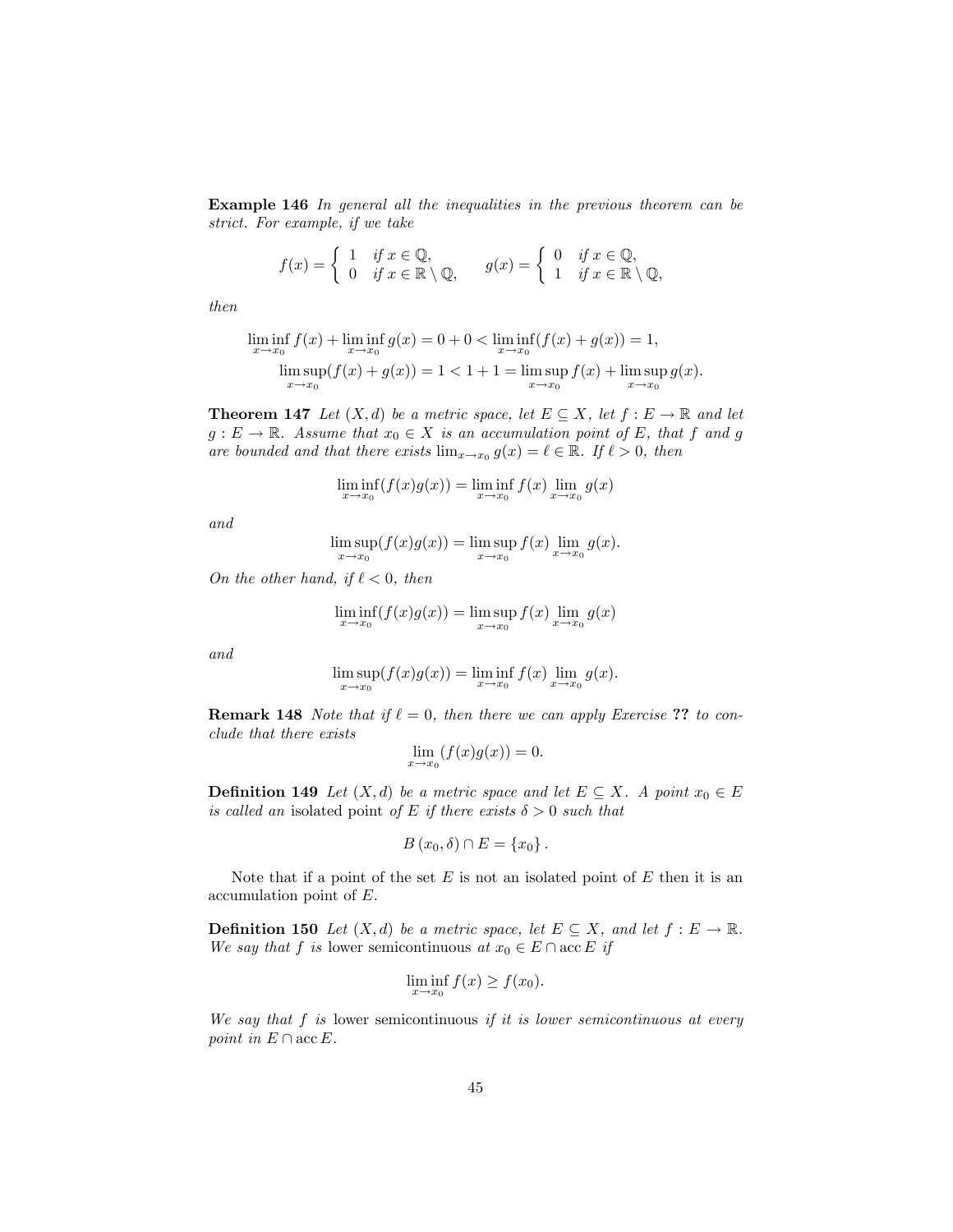**Example 146** *In general all the inequalities in the previous theorem can be strict. For example, if we take*

$$f(x) = \begin{cases} 1 & \text{if } x \in \mathbb{Q}, \\ 0 & \text{if } x \in \mathbb{R} \setminus \mathbb{Q}, \end{cases} \qquad g(x) = \begin{cases} 0 & \text{if } x \in \mathbb{Q}, \\ 1 & \text{if } x \in \mathbb{R} \setminus \mathbb{Q}, \end{cases}$$

*then*

$$\liminf_{x \to x_0} f(x) + \liminf_{x \to x_0} g(x) = 0 + 0 < \liminf_{x \to x_0} (f(x) + g(x)) = 1,$$
$$\limsup_{x \to x_0} (f(x) + g(x)) = 1 < 1 + 1 = \limsup_{x \to x_0} f(x) + \limsup_{x \to x_0} g(x).$$

**Theorem 147** *Let $(X, d)$ be a metric space, let $E \subseteq X$, let $f : E \to \mathbb{R}$ and let $g : E \to \mathbb{R}$. Assume that $x_0 \in X$ is an accumulation point of $E$, that $f$ and $g$ are bounded and that there exists $\lim_{x \to x_0} g(x) = \ell \in \mathbb{R}$. If $\ell > 0$, then*

$$\liminf_{x \to x_0} (f(x)g(x)) = \liminf_{x \to x_0} f(x) \lim_{x \to x_0} g(x)$$

*and*

$$\limsup_{x \to x_0} (f(x)g(x)) = \limsup_{x \to x_0} f(x) \lim_{x \to x_0} g(x).$$

*On the other hand, if $\ell < 0$, then*

$$\liminf_{x \to x_0} (f(x)g(x)) = \limsup_{x \to x_0} f(x) \lim_{x \to x_0} g(x)$$

*and*

$$\limsup_{x \to x_0} (f(x)g(x)) = \liminf_{x \to x_0} f(x) \lim_{x \to x_0} g(x).$$

**Remark 148** *Note that if $\ell = 0$, then there we can apply Exercise **??** to conclude that there exists*

$$\lim_{x \to x_0} (f(x)g(x)) = 0.$$

**Definition 149** *Let $(X, d)$ be a metric space and let $E \subseteq X$. A point $x_0 \in E$ is called an* isolated point *of $E$ if there exists $\delta > 0$ such that*

$$B(x_0, \delta) \cap E = \{x_0\}.$$

Note that if a point of the set $E$ is not an isolated point of $E$ then it is an accumulation point of $E$.

**Definition 150** *Let $(X, d)$ be a metric space, let $E \subseteq X$, and let $f : E \to \mathbb{R}$. We say that $f$ is* lower semicontinuous *at $x_0 \in E \cap \operatorname{acc} E$ if*

$$\liminf_{x \to x_0} f(x) \geq f(x_0).$$

*We say that $f$ is* lower semicontinuous *if it is lower semicontinuous at every point in $E \cap \operatorname{acc} E$.*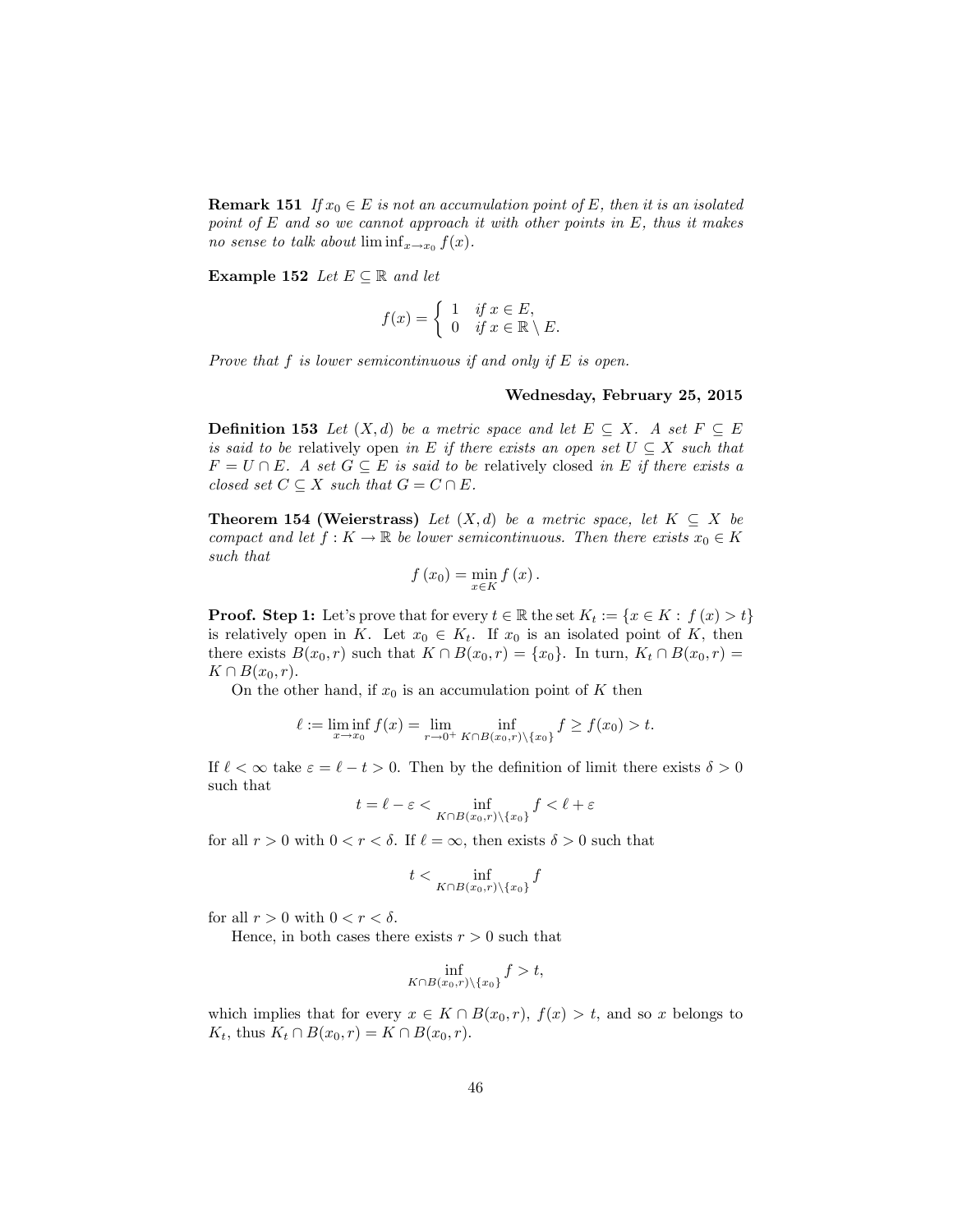**Remark 151** *If $x_0 \in E$ is not an accumulation point of $E$, then it is an isolated point of $E$ and so we cannot approach it with other points in $E$, thus it makes no sense to talk about $\liminf_{x\to x_0} f(x)$.*

**Example 152** *Let $E \subseteq \mathbb{R}$ and let*

$$f(x) = \begin{cases} 1 & \text{if } x \in E, \\ 0 & \text{if } x \in \mathbb{R} \setminus E. \end{cases}$$

*Prove that $f$ is lower semicontinuous if and only if $E$ is open.*

**Wednesday, February 25, 2015**

**Definition 153** *Let $(X, d)$ be a metric space and let $E \subseteq X$. A set $F \subseteq E$ is said to be* relatively open *in $E$ if there exists an open set $U \subseteq X$ such that $F = U \cap E$. A set $G \subseteq E$ is said to be* relatively closed *in $E$ if there exists a closed set $C \subseteq X$ such that $G = C \cap E$.*

**Theorem 154 (Weierstrass)** *Let $(X, d)$ be a metric space, let $K \subseteq X$ be compact and let $f : K \to \mathbb{R}$ be lower semicontinuous. Then there exists $x_0 \in K$ such that*

$$f(x_0) = \min_{x\in K} f(x).$$

**Proof. Step 1:** Let's prove that for every $t \in \mathbb{R}$ the set $K_t := \{x \in K : f(x) > t\}$ is relatively open in $K$. Let $x_0 \in K_t$. If $x_0$ is an isolated point of $K$, then there exists $B(x_0, r)$ such that $K \cap B(x_0, r) = \{x_0\}$. In turn, $K_t \cap B(x_0, r) = K \cap B(x_0, r)$.

On the other hand, if $x_0$ is an accumulation point of $K$ then

$$\ell := \liminf_{x\to x_0} f(x) = \lim_{r\to 0^+} \inf_{K\cap B(x_0,r)\setminus\{x_0\}} f \geq f(x_0) > t.$$

If $\ell < \infty$ take $\varepsilon = \ell - t > 0$. Then by the definition of limit there exists $\delta > 0$ such that

$$t = \ell - \varepsilon < \inf_{K\cap B(x_0,r)\setminus\{x_0\}} f < \ell + \varepsilon$$

for all $r > 0$ with $0 < r < \delta$. If $\ell = \infty$, then exists $\delta > 0$ such that

$$t < \inf_{K\cap B(x_0,r)\setminus\{x_0\}} f$$

for all $r > 0$ with $0 < r < \delta$.

Hence, in both cases there exists $r > 0$ such that

$$\inf_{K\cap B(x_0,r)\setminus\{x_0\}} f > t,$$

which implies that for every $x \in K \cap B(x_0, r)$, $f(x) > t$, and so $x$ belongs to $K_t$, thus $K_t \cap B(x_0, r) = K \cap B(x_0, r)$.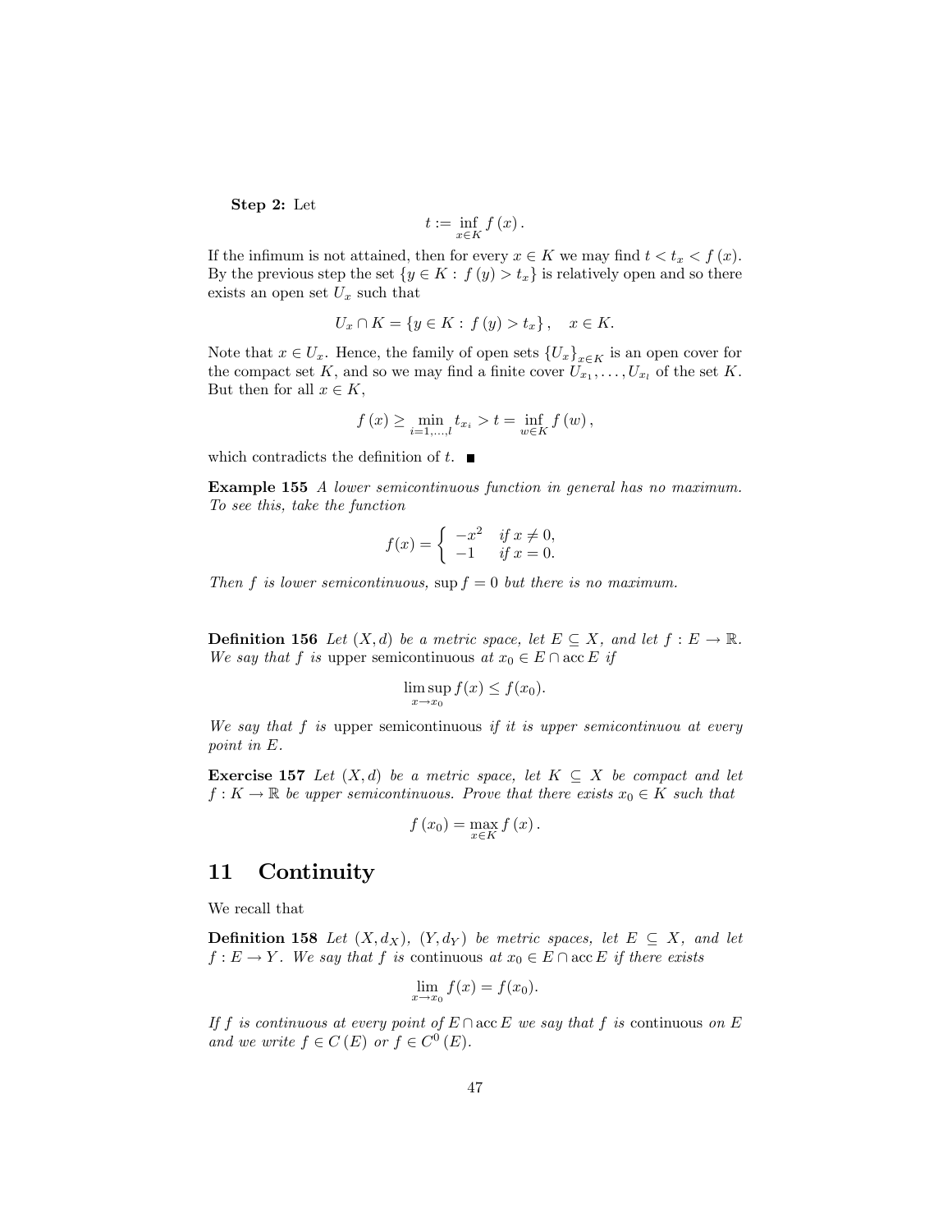**Step 2:** Let

$$t := \inf_{x \in K} f(x).$$

If the infimum is not attained, then for every $x \in K$ we may find $t < t_x < f(x)$. By the previous step the set $\{y \in K : f(y) > t_x\}$ is relatively open and so there exists an open set $U_x$ such that

$$U_x \cap K = \{y \in K : f(y) > t_x\}, \quad x \in K.$$

Note that $x \in U_x$. Hence, the family of open sets $\{U_x\}_{x \in K}$ is an open cover for the compact set $K$, and so we may find a finite cover $U_{x_1}, \ldots, U_{x_l}$ of the set $K$. But then for all $x \in K$,

$$f(x) \geq \min_{i=1,\ldots,l} t_{x_i} > t = \inf_{w \in K} f(w),$$

which contradicts the definition of $t$. ■

**Example 155** *A lower semicontinuous function in general has no maximum. To see this, take the function*

$$f(x) = \begin{cases} -x^2 & \text{if } x \neq 0, \\ -1 & \text{if } x = 0. \end{cases}$$

*Then $f$ is lower semicontinuous,* $\sup f = 0$ *but there is no maximum.*

**Definition 156** *Let $(X, d)$ be a metric space, let $E \subseteq X$, and let $f : E \to \mathbb{R}$. We say that $f$ is* upper semicontinuous *at $x_0 \in E \cap \operatorname{acc} E$ if*

$$\limsup_{x \to x_0} f(x) \leq f(x_0).$$

*We say that $f$ is* upper semicontinuous *if it is upper semicontinuou at every point in $E$.*

**Exercise 157** *Let $(X, d)$ be a metric space, let $K \subseteq X$ be compact and let $f : K \to \mathbb{R}$ be upper semicontinuous. Prove that there exists $x_0 \in K$ such that*

$$f(x_0) = \max_{x \in K} f(x).$$

# 11 Continuity

We recall that

**Definition 158** *Let $(X, d_X)$, $(Y, d_Y)$ be metric spaces, let $E \subseteq X$, and let $f : E \to Y$. We say that $f$ is* continuous *at $x_0 \in E \cap \operatorname{acc} E$ if there exists*

$$\lim_{x \to x_0} f(x) = f(x_0).$$

*If $f$ is continuous at every point of $E \cap \operatorname{acc} E$ we say that $f$ is* continuous *on $E$ and we write $f \in C(E)$ or $f \in C^0(E)$.*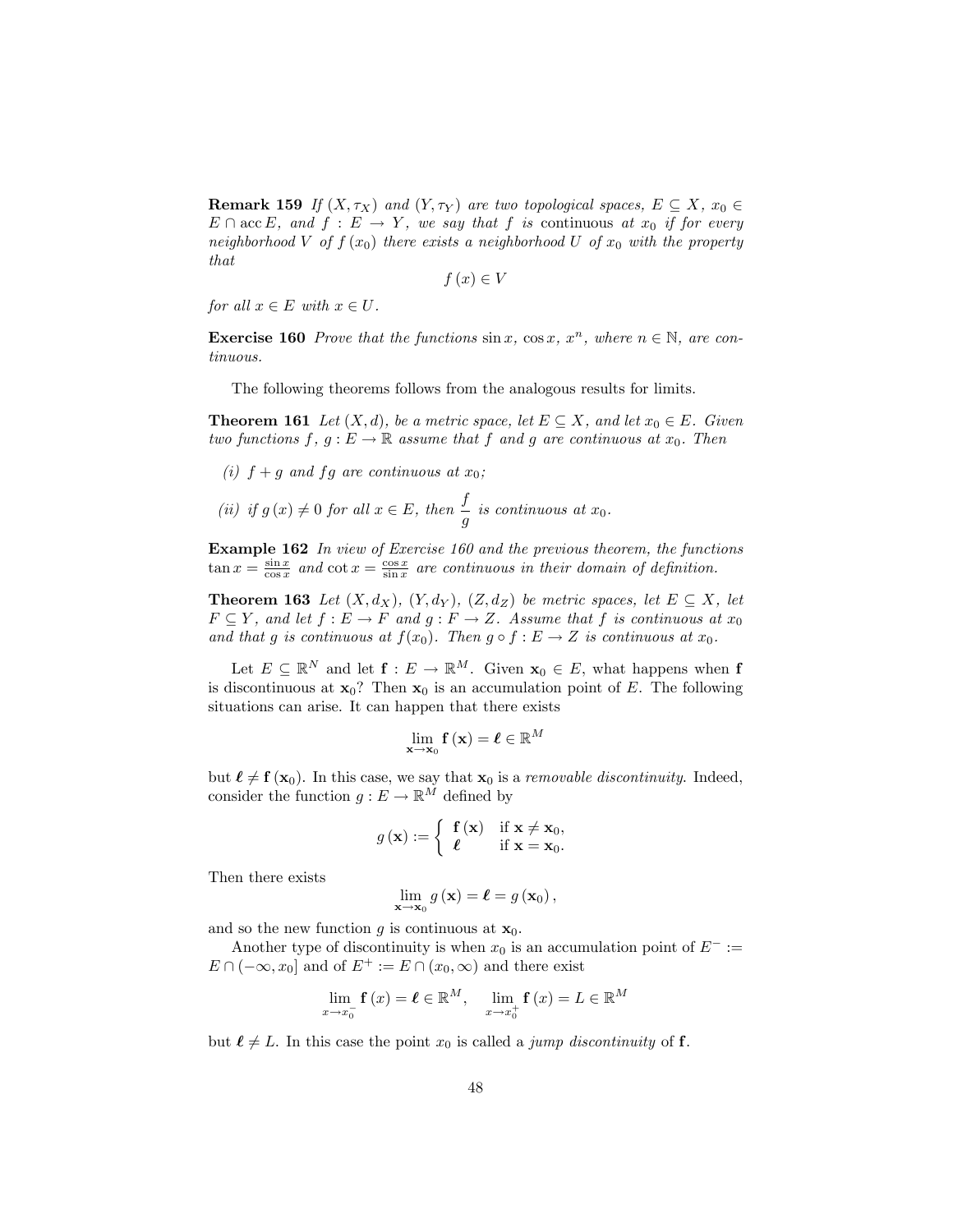**Remark 159** *If $(X, \tau_X)$ and $(Y, \tau_Y)$ are two topological spaces, $E \subseteq X$, $x_0 \in E \cap \operatorname{acc} E$, and $f : E \to Y$, we say that $f$ is* continuous *at $x_0$ if for every neighborhood $V$ of $f(x_0)$ there exists a neighborhood $U$ of $x_0$ with the property that*

$$f(x) \in V$$

*for all $x \in E$ with $x \in U$.*

**Exercise 160** *Prove that the functions $\sin x$, $\cos x$, $x^n$, where $n \in \mathbb{N}$, are continuous.*

The following theorems follows from the analogous results for limits.

**Theorem 161** *Let $(X, d)$, be a metric space, let $E \subseteq X$, and let $x_0 \in E$. Given two functions $f$, $g : E \to \mathbb{R}$ assume that $f$ and $g$ are continuous at $x_0$. Then*

*(i) $f + g$ and $fg$ are continuous at $x_0$;*

*(ii) if $g(x) \neq 0$ for all $x \in E$, then $\dfrac{f}{g}$ is continuous at $x_0$.*

**Example 162** *In view of Exercise 160 and the previous theorem, the functions $\tan x = \frac{\sin x}{\cos x}$ and $\cot x = \frac{\cos x}{\sin x}$ are continuous in their domain of definition.*

**Theorem 163** *Let $(X, d_X)$, $(Y, d_Y)$, $(Z, d_Z)$ be metric spaces, let $E \subseteq X$, let $F \subseteq Y$, and let $f : E \to F$ and $g : F \to Z$. Assume that $f$ is continuous at $x_0$ and that $g$ is continuous at $f(x_0)$. Then $g \circ f : E \to Z$ is continuous at $x_0$.*

Let $E \subseteq \mathbb{R}^N$ and let $\mathbf{f} : E \to \mathbb{R}^M$. Given $\mathbf{x}_0 \in E$, what happens when $\mathbf{f}$ is discontinuous at $\mathbf{x}_0$? Then $\mathbf{x}_0$ is an accumulation point of $E$. The following situations can arise. It can happen that there exists

$$\lim_{\mathbf{x} \to \mathbf{x}_0} \mathbf{f}(\mathbf{x}) = \boldsymbol{\ell} \in \mathbb{R}^M$$

but $\boldsymbol{\ell} \neq \mathbf{f}(\mathbf{x}_0)$. In this case, we say that $\mathbf{x}_0$ is a *removable discontinuity*. Indeed, consider the function $g : E \to \mathbb{R}^M$ defined by

$$g(\mathbf{x}) := \begin{cases} \mathbf{f}(\mathbf{x}) & \text{if } \mathbf{x} \neq \mathbf{x}_0, \\ \boldsymbol{\ell} & \text{if } \mathbf{x} = \mathbf{x}_0. \end{cases}$$

Then there exists

$$\lim_{\mathbf{x} \to \mathbf{x}_0} g(\mathbf{x}) = \boldsymbol{\ell} = g(\mathbf{x}_0),$$

and so the new function $g$ is continuous at $\mathbf{x}_0$.

Another type of discontinuity is when $x_0$ is an accumulation point of $E^- := E \cap (-\infty, x_0]$ and of $E^+ := E \cap (x_0, \infty)$ and there exist

$$\lim_{x \to x_0^-} \mathbf{f}(x) = \boldsymbol{\ell} \in \mathbb{R}^M, \quad \lim_{x \to x_0^+} \mathbf{f}(x) = L \in \mathbb{R}^M$$

but $\boldsymbol{\ell} \neq L$. In this case the point $x_0$ is called a *jump discontinuity* of $\mathbf{f}$.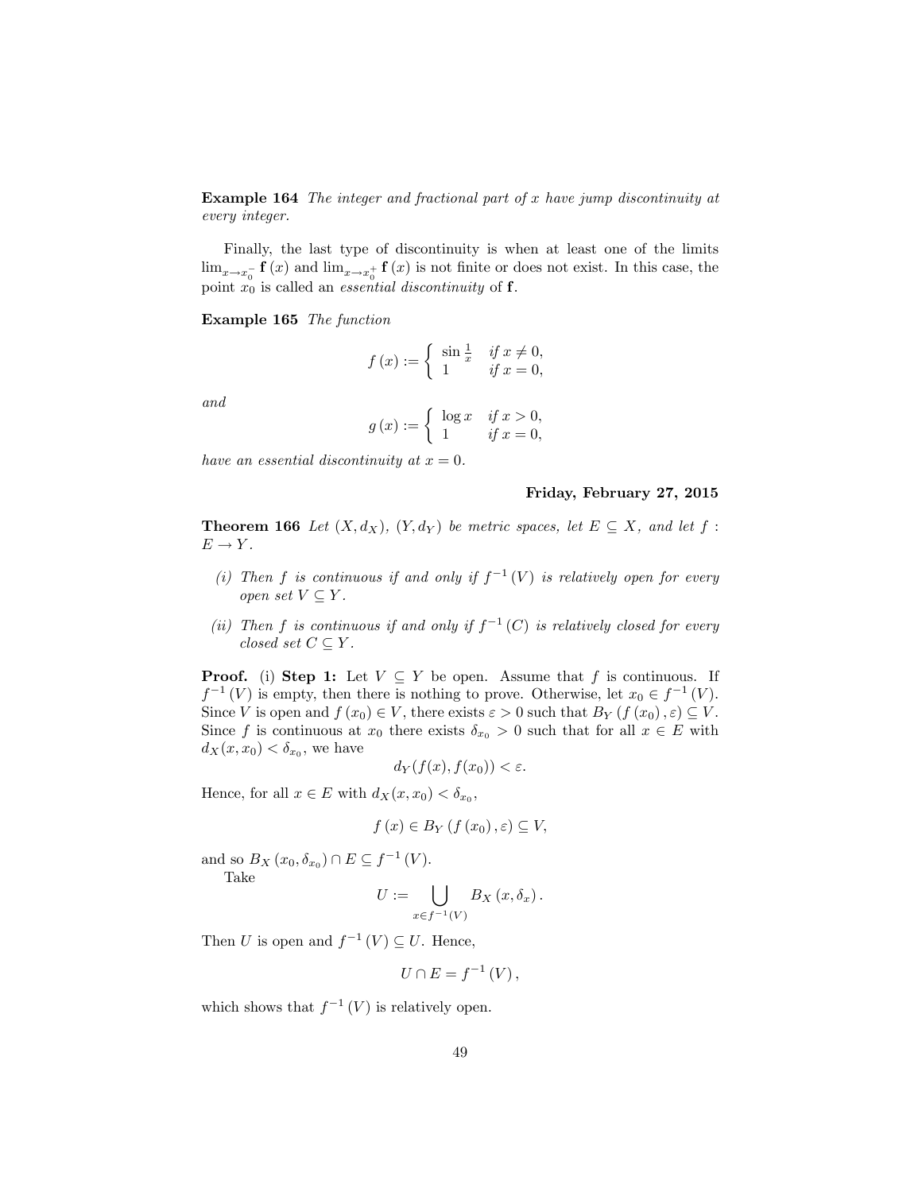**Example 164** *The integer and fractional part of $x$ have jump discontinuity at every integer.*

Finally, the last type of discontinuity is when at least one of the limits $\lim_{x\to x_0^-} \mathbf{f}(x)$ and $\lim_{x\to x_0^+} \mathbf{f}(x)$ is not finite or does not exist. In this case, the point $x_0$ is called an *essential discontinuity* of $\mathbf{f}$.

**Example 165** *The function*

$$f(x) := \begin{cases} \sin\frac{1}{x} & \text{if } x \neq 0, \\ 1 & \text{if } x = 0, \end{cases}$$

*and*

$$g(x) := \begin{cases} \log x & \text{if } x > 0, \\ 1 & \text{if } x = 0, \end{cases}$$

*have an essential discontinuity at $x = 0$.*

**Friday, February 27, 2015**

**Theorem 166** *Let $(X, d_X)$, $(Y, d_Y)$ be metric spaces, let $E \subseteq X$, and let $f : E \to Y$.*

*(i) Then $f$ is continuous if and only if $f^{-1}(V)$ is relatively open for every open set $V \subseteq Y$.*

*(ii) Then $f$ is continuous if and only if $f^{-1}(C)$ is relatively closed for every closed set $C \subseteq Y$.*

**Proof.** (i) **Step 1:** Let $V \subseteq Y$ be open. Assume that $f$ is continuous. If $f^{-1}(V)$ is empty, then there is nothing to prove. Otherwise, let $x_0 \in f^{-1}(V)$. Since $V$ is open and $f(x_0) \in V$, there exists $\varepsilon > 0$ such that $B_Y(f(x_0), \varepsilon) \subseteq V$. Since $f$ is continuous at $x_0$ there exists $\delta_{x_0} > 0$ such that for all $x \in E$ with $d_X(x, x_0) < \delta_{x_0}$, we have

$$d_Y(f(x), f(x_0)) < \varepsilon.$$

Hence, for all $x \in E$ with $d_X(x, x_0) < \delta_{x_0}$,

$$f(x) \in B_Y(f(x_0), \varepsilon) \subseteq V,$$

and so $B_X(x_0, \delta_{x_0}) \cap E \subseteq f^{-1}(V)$.

Take

$$U := \bigcup_{x \in f^{-1}(V)} B_X(x, \delta_x).$$

Then $U$ is open and $f^{-1}(V) \subseteq U$. Hence,

$$U \cap E = f^{-1}(V),$$

which shows that $f^{-1}(V)$ is relatively open.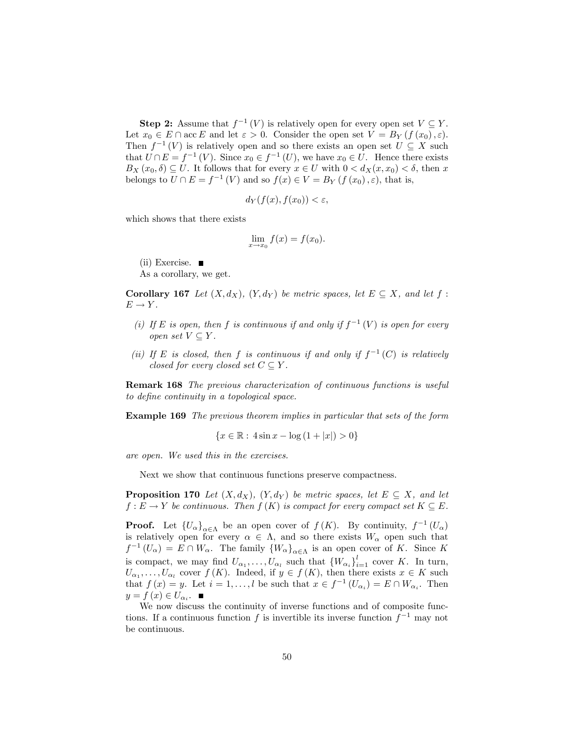**Step 2:** Assume that $f^{-1}(V)$ is relatively open for every open set $V \subseteq Y$. Let $x_0 \in E \cap \operatorname{acc} E$ and let $\varepsilon > 0$. Consider the open set $V = B_Y(f(x_0), \varepsilon)$. Then $f^{-1}(V)$ is relatively open and so there exists an open set $U \subseteq X$ such that $U \cap E = f^{-1}(V)$. Since $x_0 \in f^{-1}(U)$, we have $x_0 \in U$. Hence there exists $B_X(x_0, \delta) \subseteq U$. It follows that for every $x \in U$ with $0 < d_X(x, x_0) < \delta$, then $x$ belongs to $U \cap E = f^{-1}(V)$ and so $f(x) \in V = B_Y(f(x_0), \varepsilon)$, that is,

$$d_Y(f(x), f(x_0)) < \varepsilon,$$

which shows that there exists

$$\lim_{x \to x_0} f(x) = f(x_0).$$

(ii) Exercise. ■

As a corollary, we get.

**Corollary 167** *Let $(X, d_X)$, $(Y, d_Y)$ be metric spaces, let $E \subseteq X$, and let $f : E \to Y$.*

- *(i) If $E$ is open, then $f$ is continuous if and only if $f^{-1}(V)$ is open for every open set $V \subseteq Y$.*
- *(ii) If $E$ is closed, then $f$ is continuous if and only if $f^{-1}(C)$ is relatively closed for every closed set $C \subseteq Y$.*

**Remark 168** *The previous characterization of continuous functions is useful to define continuity in a topological space.*

**Example 169** *The previous theorem implies in particular that sets of the form*

$$\{x \in \mathbb{R} : \ 4 \sin x - \log(1 + |x|) > 0\}$$

*are open. We used this in the exercises.*

Next we show that continuous functions preserve compactness.

**Proposition 170** *Let $(X, d_X)$, $(Y, d_Y)$ be metric spaces, let $E \subseteq X$, and let $f : E \to Y$ be continuous. Then $f(K)$ is compact for every compact set $K \subseteq E$.*

**Proof.** Let $\{U_\alpha\}_{\alpha \in \Lambda}$ be an open cover of $f(K)$. By continuity, $f^{-1}(U_\alpha)$ is relatively open for every $\alpha \in \Lambda$, and so there exists $W_\alpha$ open such that $f^{-1}(U_\alpha) = E \cap W_\alpha$. The family $\{W_\alpha\}_{\alpha \in \Lambda}$ is an open cover of $K$. Since $K$ is compact, we may find $U_{\alpha_1}, \ldots, U_{\alpha_l}$ such that $\{W_{\alpha_i}\}_{i=1}^{l}$ cover $K$. In turn, $U_{\alpha_1}, \ldots, U_{\alpha_l}$ cover $f(K)$. Indeed, if $y \in f(K)$, then there exists $x \in K$ such that $f(x) = y$. Let $i = 1, \ldots, l$ be such that $x \in f^{-1}(U_{\alpha_i}) = E \cap W_{\alpha_i}$. Then $y = f(x) \in U_{\alpha_i}$. ■

We now discuss the continuity of inverse functions and of composite functions. If a continuous function $f$ is invertible its inverse function $f^{-1}$ may not be continuous.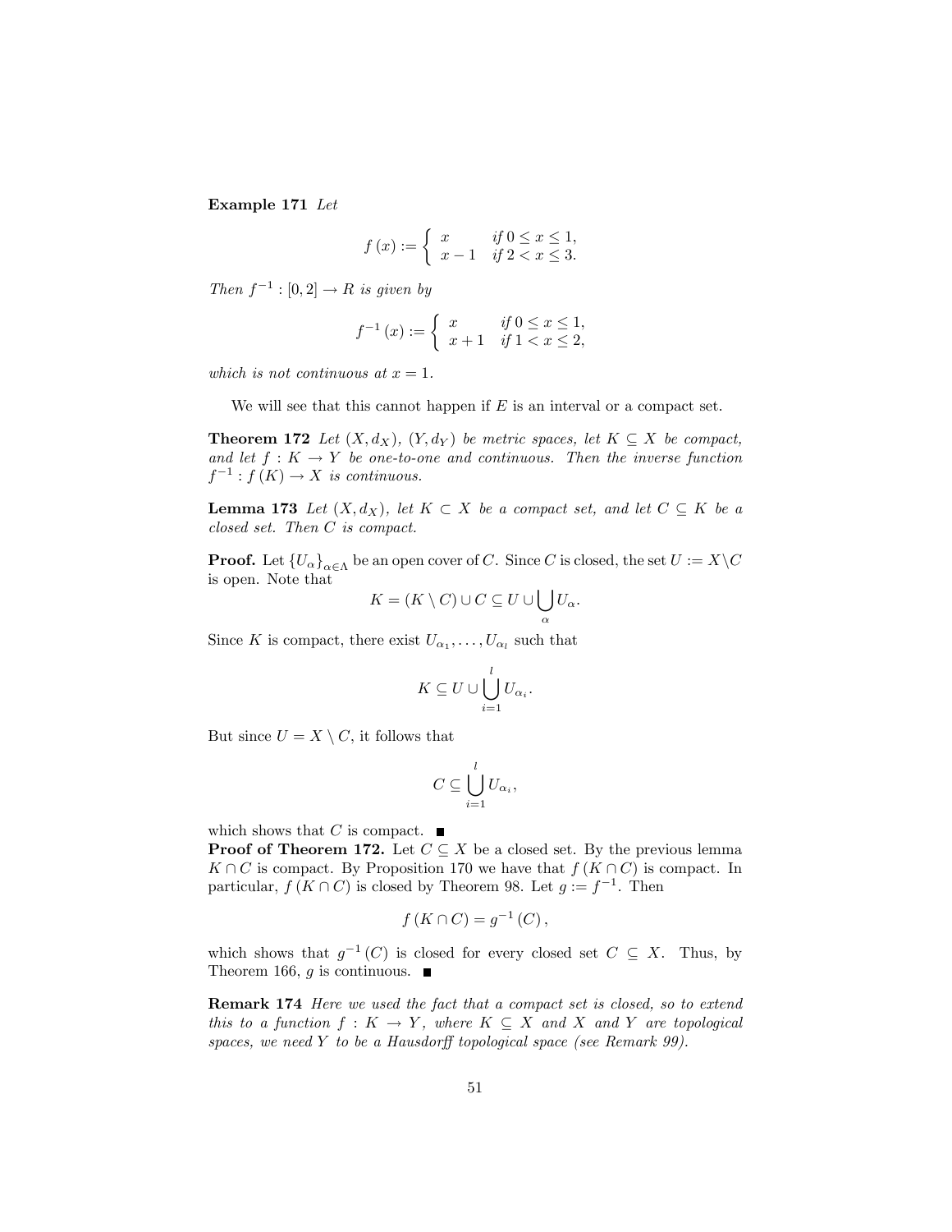**Example 171** *Let*

$$f(x) := \begin{cases} x & \text{if } 0 \le x \le 1, \\ x-1 & \text{if } 2 < x \le 3. \end{cases}$$

*Then* $f^{-1} : [0,2] \to R$ *is given by*

$$f^{-1}(x) := \begin{cases} x & \text{if } 0 \le x \le 1, \\ x+1 & \text{if } 1 < x \le 2, \end{cases}$$

*which is not continuous at* $x = 1$.

We will see that this cannot happen if $E$ is an interval or a compact set.

**Theorem 172** *Let* $(X, d_X)$, $(Y, d_Y)$ *be metric spaces, let* $K \subseteq X$ *be compact, and let* $f : K \to Y$ *be one-to-one and continuous. Then the inverse function* $f^{-1} : f(K) \to X$ *is continuous.*

**Lemma 173** *Let* $(X, d_X)$, *let* $K \subset X$ *be a compact set, and let* $C \subseteq K$ *be a closed set. Then* $C$ *is compact.*

**Proof.** Let $\{U_\alpha\}_{\alpha \in \Lambda}$ be an open cover of $C$. Since $C$ is closed, the set $U := X \setminus C$ is open. Note that

$$K = (K \setminus C) \cup C \subseteq U \cup \bigcup_\alpha U_\alpha.$$

Since $K$ is compact, there exist $U_{\alpha_1}, \ldots, U_{\alpha_l}$ such that

$$K \subseteq U \cup \bigcup_{i=1}^{l} U_{\alpha_i}.$$

But since $U = X \setminus C$, it follows that

$$C \subseteq \bigcup_{i=1}^{l} U_{\alpha_i},$$

which shows that $C$ is compact. ■

**Proof of Theorem 172.** Let $C \subseteq X$ be a closed set. By the previous lemma $K \cap C$ is compact. By Proposition 170 we have that $f(K \cap C)$ is compact. In particular, $f(K \cap C)$ is closed by Theorem 98. Let $g := f^{-1}$. Then

$$f(K \cap C) = g^{-1}(C),$$

which shows that $g^{-1}(C)$ is closed for every closed set $C \subseteq X$. Thus, by Theorem 166, $g$ is continuous. ■

**Remark 174** *Here we used the fact that a compact set is closed, so to extend this to a function* $f : K \to Y$, *where* $K \subseteq X$ *and* $X$ *and* $Y$ *are topological spaces, we need* $Y$ *to be a Hausdorff topological space (see Remark 99).*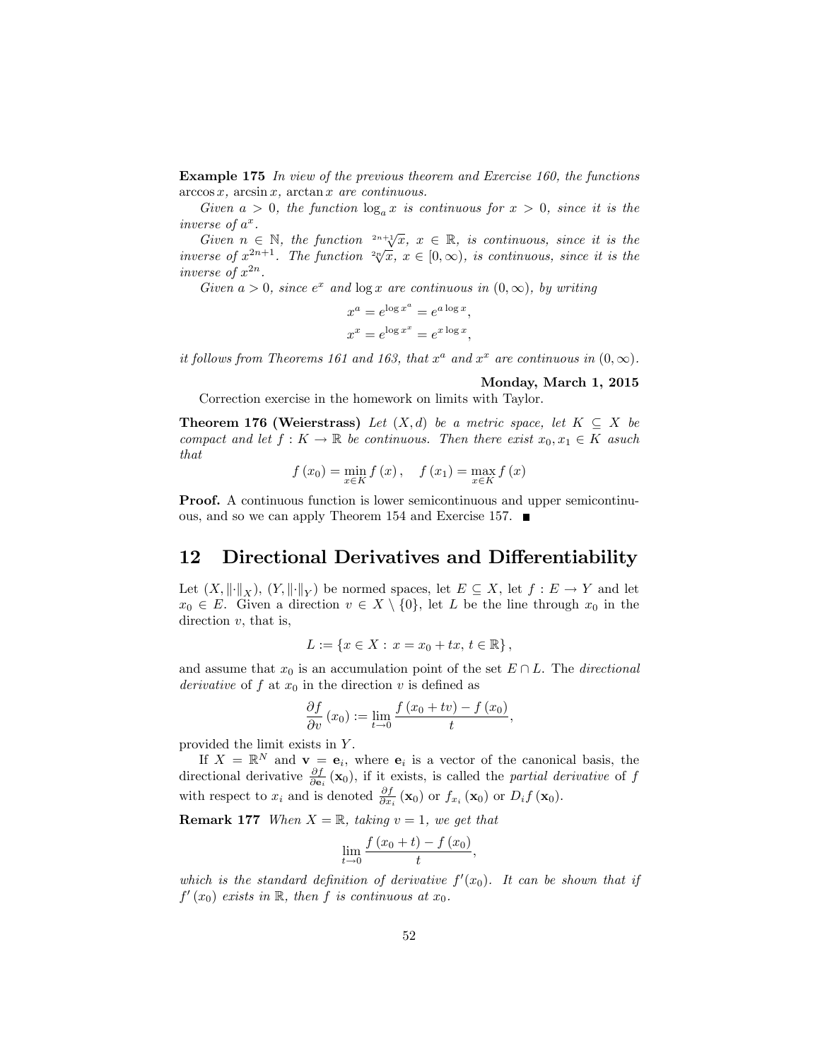**Example 175** *In view of the previous theorem and Exercise 160, the functions* $\arccos x$*,* $\arcsin x$*,* $\arctan x$ *are continuous.*

*Given* $a > 0$*, the function* $\log_a x$ *is continuous for* $x > 0$*, since it is the inverse of* $a^x$*.*

*Given* $n \in \mathbb{N}$*, the function* $\sqrt[2n+1]{x}$*,* $x \in \mathbb{R}$*, is continuous, since it is the inverse of* $x^{2n+1}$*. The function* $\sqrt[2n]{x}$*,* $x \in [0, \infty)$*, is continuous, since it is the inverse of* $x^{2n}$*.*

*Given* $a > 0$*, since* $e^x$ *and* $\log x$ *are continuous in* $(0, \infty)$*, by writing*

$$x^a = e^{\log x^a} = e^{a \log x},$$
$$x^x = e^{\log x^x} = e^{x \log x},$$

*it follows from Theorems 161 and 163, that* $x^a$ *and* $x^x$ *are continuous in* $(0, \infty)$*.*

**Monday, March 1, 2015**

Correction exercise in the homework on limits with Taylor.

**Theorem 176 (Weierstrass)** *Let* $(X, d)$ *be a metric space, let* $K \subseteq X$ *be compact and let* $f : K \to \mathbb{R}$ *be continuous. Then there exist* $x_0, x_1 \in K$ *asuch that*

$$f(x_0) = \min_{x \in K} f(x), \quad f(x_1) = \max_{x \in K} f(x)$$

**Proof.** A continuous function is lower semicontinuous and upper semicontinuous, and so we can apply Theorem 154 and Exercise 157. ∎

## 12 Directional Derivatives and Differentiability

Let $(X, \|\cdot\|_X)$, $(Y, \|\cdot\|_Y)$ be normed spaces, let $E \subseteq X$, let $f : E \to Y$ and let $x_0 \in E$. Given a direction $v \in X \setminus \{0\}$, let $L$ be the line through $x_0$ in the direction $v$, that is,

$$L := \{x \in X : x = x_0 + tx, \, t \in \mathbb{R}\},$$

and assume that $x_0$ is an accumulation point of the set $E \cap L$. The *directional derivative* of $f$ at $x_0$ in the direction $v$ is defined as

$$\frac{\partial f}{\partial v}(x_0) := \lim_{t \to 0} \frac{f(x_0 + tv) - f(x_0)}{t},$$

provided the limit exists in $Y$.

If $X = \mathbb{R}^N$ and $\mathbf{v} = \mathbf{e}_i$, where $\mathbf{e}_i$ is a vector of the canonical basis, the directional derivative $\frac{\partial f}{\partial \mathbf{e}_i}(\mathbf{x}_0)$, if it exists, is called the *partial derivative* of $f$ with respect to $x_i$ and is denoted $\frac{\partial f}{\partial x_i}(\mathbf{x}_0)$ or $f_{x_i}(\mathbf{x}_0)$ or $D_i f(\mathbf{x}_0)$.

**Remark 177** *When* $X = \mathbb{R}$*, taking* $v = 1$*, we get that*

$$\lim_{t \to 0} \frac{f(x_0 + t) - f(x_0)}{t},$$

*which is the standard definition of derivative* $f'(x_0)$*. It can be shown that if* $f'(x_0)$ *exists in* $\mathbb{R}$*, then* $f$ *is continuous at* $x_0$*.*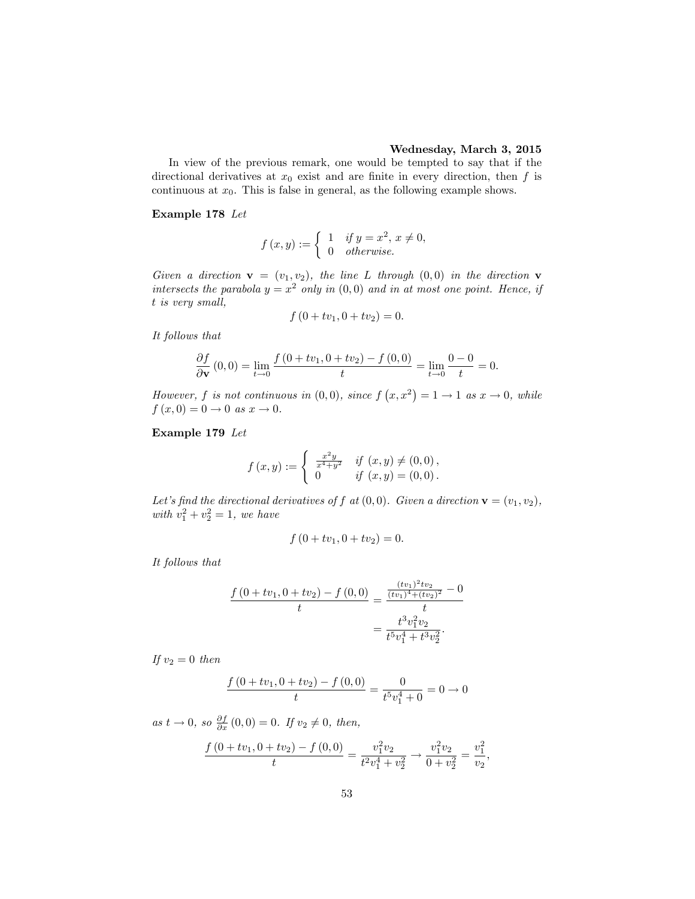**Wednesday, March 3, 2015**

In view of the previous remark, one would be tempted to say that if the directional derivatives at $x_0$ exist and are finite in every direction, then $f$ is continuous at $x_0$. This is false in general, as the following example shows.

**Example 178** *Let*

$$f(x,y) := \begin{cases} 1 & \text{if } y = x^2,\ x \neq 0, \\ 0 & \text{otherwise.} \end{cases}$$

*Given a direction* $\mathbf{v} = (v_1, v_2)$*, the line* $L$ *through* $(0,0)$ *in the direction* $\mathbf{v}$ *intersects the parabola* $y = x^2$ *only in* $(0,0)$ *and in at most one point. Hence, if* $t$ *is very small,*

$$f(0 + tv_1, 0 + tv_2) = 0.$$

*It follows that*

$$\frac{\partial f}{\partial \mathbf{v}}(0,0) = \lim_{t \to 0} \frac{f(0 + tv_1, 0 + tv_2) - f(0,0)}{t} = \lim_{t \to 0} \frac{0 - 0}{t} = 0.$$

*However,* $f$ *is not continuous in* $(0,0)$*, since* $f(x, x^2) = 1 \to 1$ *as* $x \to 0$*, while* $f(x,0) = 0 \to 0$ *as* $x \to 0$*.*

**Example 179** *Let*

$$f(x,y) := \begin{cases} \frac{x^2 y}{x^4 + y^2} & \text{if } (x,y) \neq (0,0), \\ 0 & \text{if } (x,y) = (0,0). \end{cases}$$

*Let's find the directional derivatives of* $f$ *at* $(0,0)$*. Given a direction* $\mathbf{v} = (v_1, v_2)$*, with* $v_1^2 + v_2^2 = 1$*, we have*

$$f(0 + tv_1, 0 + tv_2) = 0.$$

*It follows that*

$$\begin{aligned} \frac{f(0 + tv_1, 0 + tv_2) - f(0,0)}{t} &= \frac{\frac{(tv_1)^2 tv_2}{(tv_1)^4 + (tv_2)^2} - 0}{t} \\ &= \frac{t^3 v_1^2 v_2}{t^5 v_1^4 + t^3 v_2^2}. \end{aligned}$$

*If* $v_2 = 0$ *then*

$$\frac{f(0 + tv_1, 0 + tv_2) - f(0,0)}{t} = \frac{0}{t^5 v_1^4 + 0} = 0 \to 0$$

*as* $t \to 0$*, so* $\frac{\partial f}{\partial x}(0,0) = 0$*. If* $v_2 \neq 0$*, then,*

$$\frac{f(0 + tv_1, 0 + tv_2) - f(0,0)}{t} = \frac{v_1^2 v_2}{t^2 v_1^4 + v_2^2} \to \frac{v_1^2 v_2}{0 + v_2^2} = \frac{v_1^2}{v_2},$$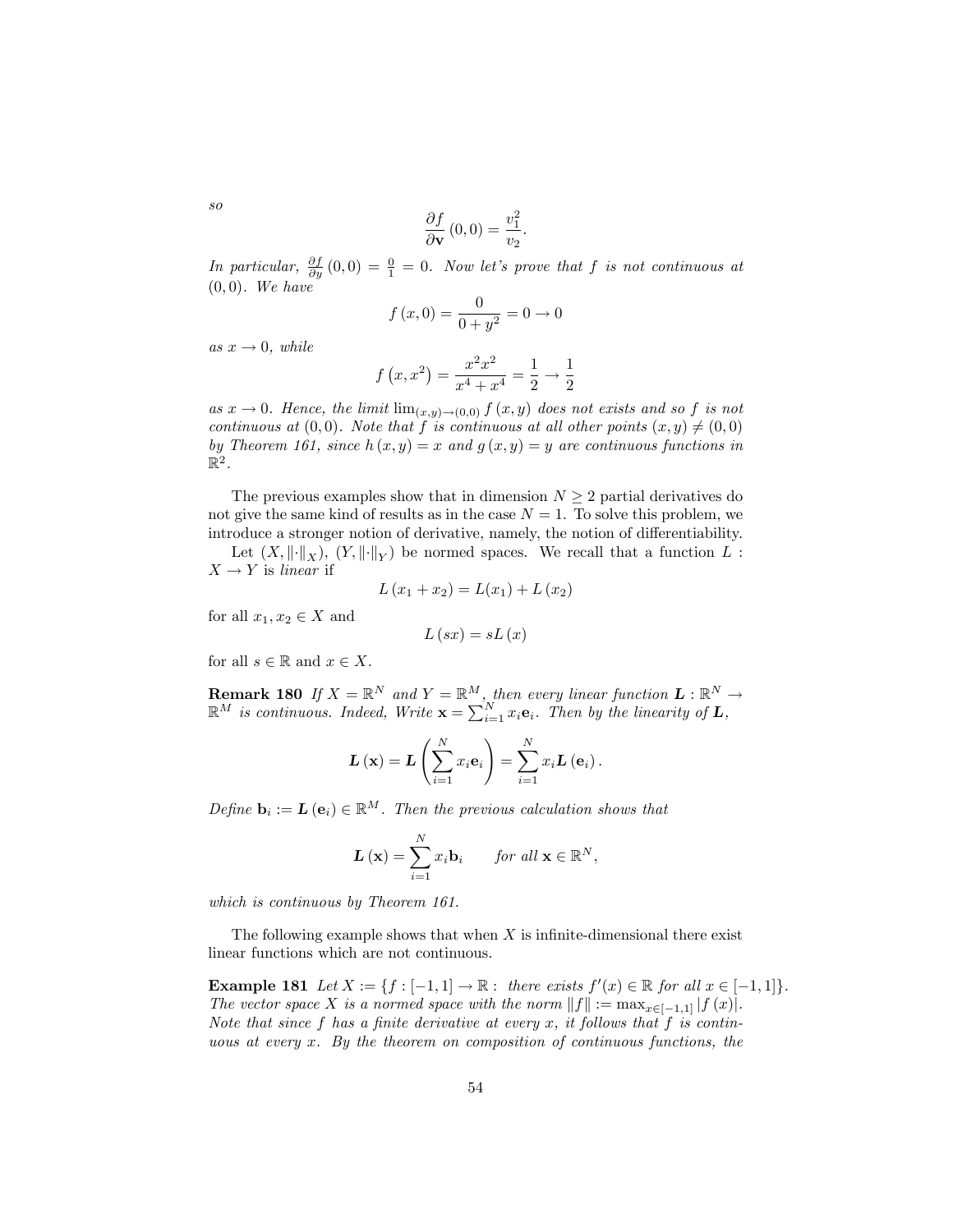*so*

$$\frac{\partial f}{\partial \mathbf{v}}(0,0) = \frac{v_1^2}{v_2}.$$

*In particular,* $\frac{\partial f}{\partial y}(0,0) = \frac{0}{1} = 0$. *Now let's prove that f is not continuous at* $(0,0)$. *We have*

$$f(x,0) = \frac{0}{0 + y^2} = 0 \to 0$$

*as* $x \to 0$, *while*

$$f\left(x, x^2\right) = \frac{x^2 x^2}{x^4 + x^4} = \frac{1}{2} \to \frac{1}{2}$$

*as* $x \to 0$. *Hence, the limit* $\lim_{(x,y)\to(0,0)} f(x,y)$ *does not exists and so f is not continuous at* $(0,0)$. *Note that f is continuous at all other points* $(x,y) \neq (0,0)$ *by Theorem 161, since* $h(x,y) = x$ *and* $g(x,y) = y$ *are continuous functions in* $\mathbb{R}^2$.

The previous examples show that in dimension $N \geq 2$ partial derivatives do not give the same kind of results as in the case $N = 1$. To solve this problem, we introduce a stronger notion of derivative, namely, the notion of differentiability.

Let $(X, \|\cdot\|_X)$, $(Y, \|\cdot\|_Y)$ be normed spaces. We recall that a function $L : X \to Y$ is *linear* if

$$L(x_1 + x_2) = L(x_1) + L(x_2)$$

for all $x_1, x_2 \in X$ and

$$L(sx) = sL(x)$$

for all $s \in \mathbb{R}$ and $x \in X$.

**Remark 180** *If* $X = \mathbb{R}^N$ *and* $Y = \mathbb{R}^M$, *then every linear function* $\boldsymbol{L} : \mathbb{R}^N \to \mathbb{R}^M$ *is continuous. Indeed, Write* $\mathbf{x} = \sum_{i=1}^N x_i \mathbf{e}_i$. *Then by the linearity of* $\boldsymbol{L}$,

$$\boldsymbol{L}(\mathbf{x}) = \boldsymbol{L}\left(\sum_{i=1}^N x_i \mathbf{e}_i\right) = \sum_{i=1}^N x_i \boldsymbol{L}(\mathbf{e}_i).$$

*Define* $\mathbf{b}_i := \boldsymbol{L}(\mathbf{e}_i) \in \mathbb{R}^M$. *Then the previous calculation shows that*

$$\boldsymbol{L}(\mathbf{x}) = \sum_{i=1}^N x_i \mathbf{b}_i \qquad \text{for all } \mathbf{x} \in \mathbb{R}^N,$$

*which is continuous by Theorem 161.*

The following example shows that when $X$ is infinite-dimensional there exist linear functions which are not continuous.

**Example 181** *Let* $X := \{f : [-1,1] \to \mathbb{R} : \text{ there exists } f'(x) \in \mathbb{R} \text{ for all } x \in [-1,1]\}$. *The vector space X is a normed space with the norm* $\|f\| := \max_{x\in[-1,1]} |f(x)|$. *Note that since f has a finite derivative at every x, it follows that f is continuous at every x. By the theorem on composition of continuous functions, the*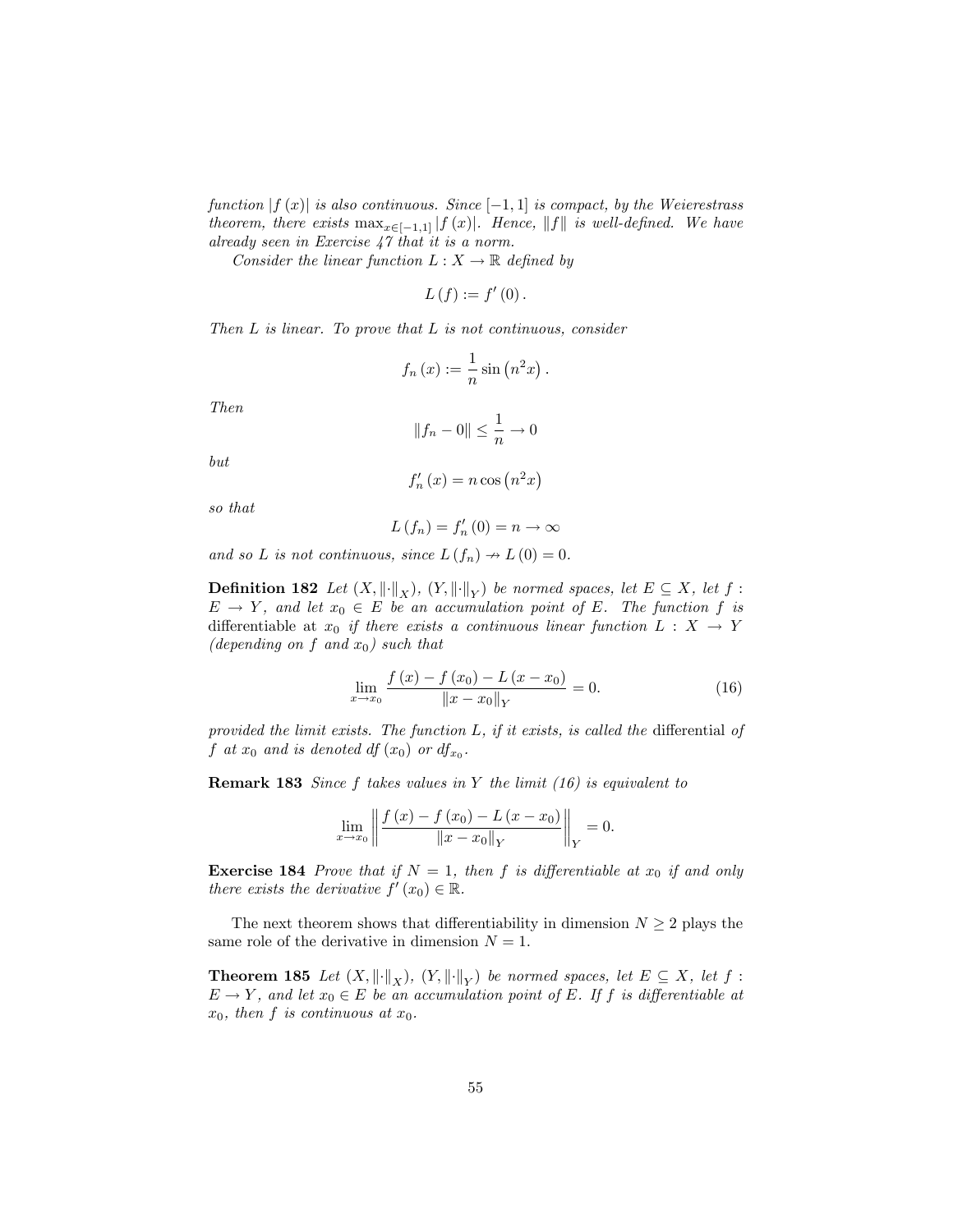*function $|f(x)|$ is also continuous. Since $[-1,1]$ is compact, by the Weierestrass theorem, there exists $\max_{x\in[-1,1]}|f(x)|$. Hence, $\|f\|$ is well-defined. We have already seen in Exercise 47 that it is a norm.*

*Consider the linear function $L : X \to \mathbb{R}$ defined by*

$$L(f) := f'(0).$$

*Then $L$ is linear. To prove that $L$ is not continuous, consider*

$$f_n(x) := \frac{1}{n}\sin\left(n^2 x\right).$$

*Then*

$$\|f_n - 0\| \leq \frac{1}{n} \to 0$$

*but*

$$f_n'(x) = n\cos\left(n^2 x\right)$$

*so that*

$$L(f_n) = f_n'(0) = n \to \infty$$

*and so $L$ is not continuous, since $L(f_n) \nrightarrow L(0) = 0$.*

**Definition 182** *Let $(X, \|\cdot\|_X)$, $(Y, \|\cdot\|_Y)$ be normed spaces, let $E \subseteq X$, let $f : E \to Y$, and let $x_0 \in E$ be an accumulation point of $E$. The function $f$ is* differentiable at $x_0$ *if there exists a continuous linear function $L : X \to Y$ (depending on $f$ and $x_0$) such that*

$$\lim_{x\to x_0}\frac{f(x) - f(x_0) - L(x - x_0)}{\|x - x_0\|_Y} = 0. \tag{16}$$

*provided the limit exists. The function $L$, if it exists, is called the* differential *of $f$ at $x_0$ and is denoted $df(x_0)$ or $df_{x_0}$.*

**Remark 183** *Since $f$ takes values in $Y$ the limit (16) is equivalent to*

$$\lim_{x\to x_0}\left\|\frac{f(x) - f(x_0) - L(x - x_0)}{\|x - x_0\|_Y}\right\|_Y = 0.$$

**Exercise 184** *Prove that if $N = 1$, then $f$ is differentiable at $x_0$ if and only there exists the derivative $f'(x_0) \in \mathbb{R}$.*

The next theorem shows that differentiability in dimension $N \geq 2$ plays the same role of the derivative in dimension $N = 1$.

**Theorem 185** *Let $(X, \|\cdot\|_X)$, $(Y, \|\cdot\|_Y)$ be normed spaces, let $E \subseteq X$, let $f : E \to Y$, and let $x_0 \in E$ be an accumulation point of $E$. If $f$ is differentiable at $x_0$, then $f$ is continuous at $x_0$.*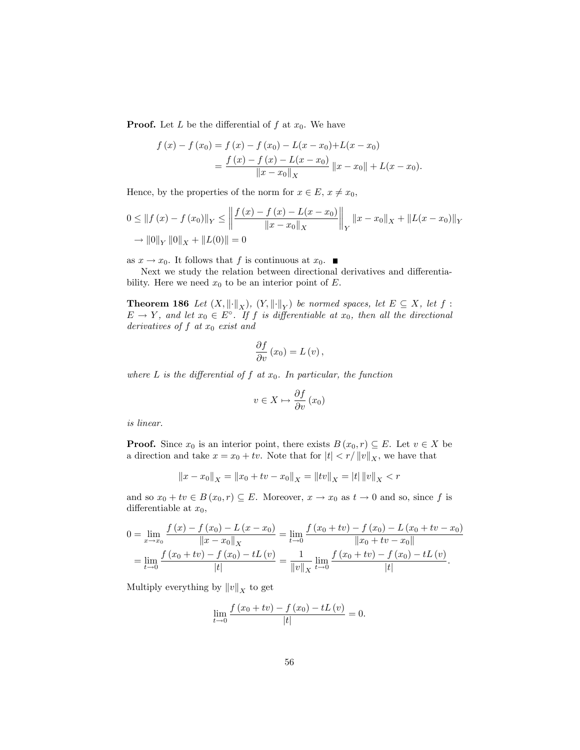**Proof.** Let $L$ be the differential of $f$ at $x_0$. We have

$$
\begin{aligned}
f(x) - f(x_0) &= f(x) - f(x_0) - L(x - x_0) + L(x - x_0) \\
&= \frac{f(x) - f(x) - L(x - x_0)}{\|x - x_0\|_X} \|x - x_0\| + L(x - x_0).
\end{aligned}
$$

Hence, by the properties of the norm for $x \in E$, $x \neq x_0$,

$$
\begin{aligned}
0 \leq \|f(x) - f(x_0)\|_Y &\leq \left\| \frac{f(x) - f(x) - L(x - x_0)}{\|x - x_0\|_X} \right\|_Y \|x - x_0\|_X + \|L(x - x_0)\|_Y \\
&\to \|0\|_Y \|0\|_X + \|L(0)\| = 0
\end{aligned}
$$

as $x \to x_0$. It follows that $f$ is continuous at $x_0$. ■

Next we study the relation between directional derivatives and differentiability. Here we need $x_0$ to be an interior point of $E$.

**Theorem 186** *Let $(X, \|\cdot\|_X)$, $(Y, \|\cdot\|_Y)$ be normed spaces, let $E \subseteq X$, let $f : E \to Y$, and let $x_0 \in E^\circ$. If $f$ is differentiable at $x_0$, then all the directional derivatives of $f$ at $x_0$ exist and*

$$
\frac{\partial f}{\partial v}(x_0) = L(v),
$$

*where $L$ is the differential of $f$ at $x_0$. In particular, the function*

$$
v \in X \mapsto \frac{\partial f}{\partial v}(x_0)
$$

*is linear.*

**Proof.** Since $x_0$ is an interior point, there exists $B(x_0, r) \subseteq E$. Let $v \in X$ be a direction and take $x = x_0 + tv$. Note that for $|t| < r / \|v\|_X$, we have that

$$
\|x - x_0\|_X = \|x_0 + tv - x_0\|_X = \|tv\|_X = |t| \|v\|_X < r
$$

and so $x_0 + tv \in B(x_0, r) \subseteq E$. Moreover, $x \to x_0$ as $t \to 0$ and so, since $f$ is differentiable at $x_0$,

$$
\begin{aligned}
0 = \lim_{x \to x_0} \frac{f(x) - f(x_0) - L(x - x_0)}{\|x - x_0\|_X} &= \lim_{t \to 0} \frac{f(x_0 + tv) - f(x_0) - L(x_0 + tv - x_0)}{\|x_0 + tv - x_0\|} \\
= \lim_{t \to 0} \frac{f(x_0 + tv) - f(x_0) - tL(v)}{|t|} &= \frac{1}{\|v\|_X} \lim_{t \to 0} \frac{f(x_0 + tv) - f(x_0) - tL(v)}{|t|}.
\end{aligned}
$$

Multiply everything by $\|v\|_X$ to get

$$
\lim_{t \to 0} \frac{f(x_0 + tv) - f(x_0) - tL(v)}{|t|} = 0.
$$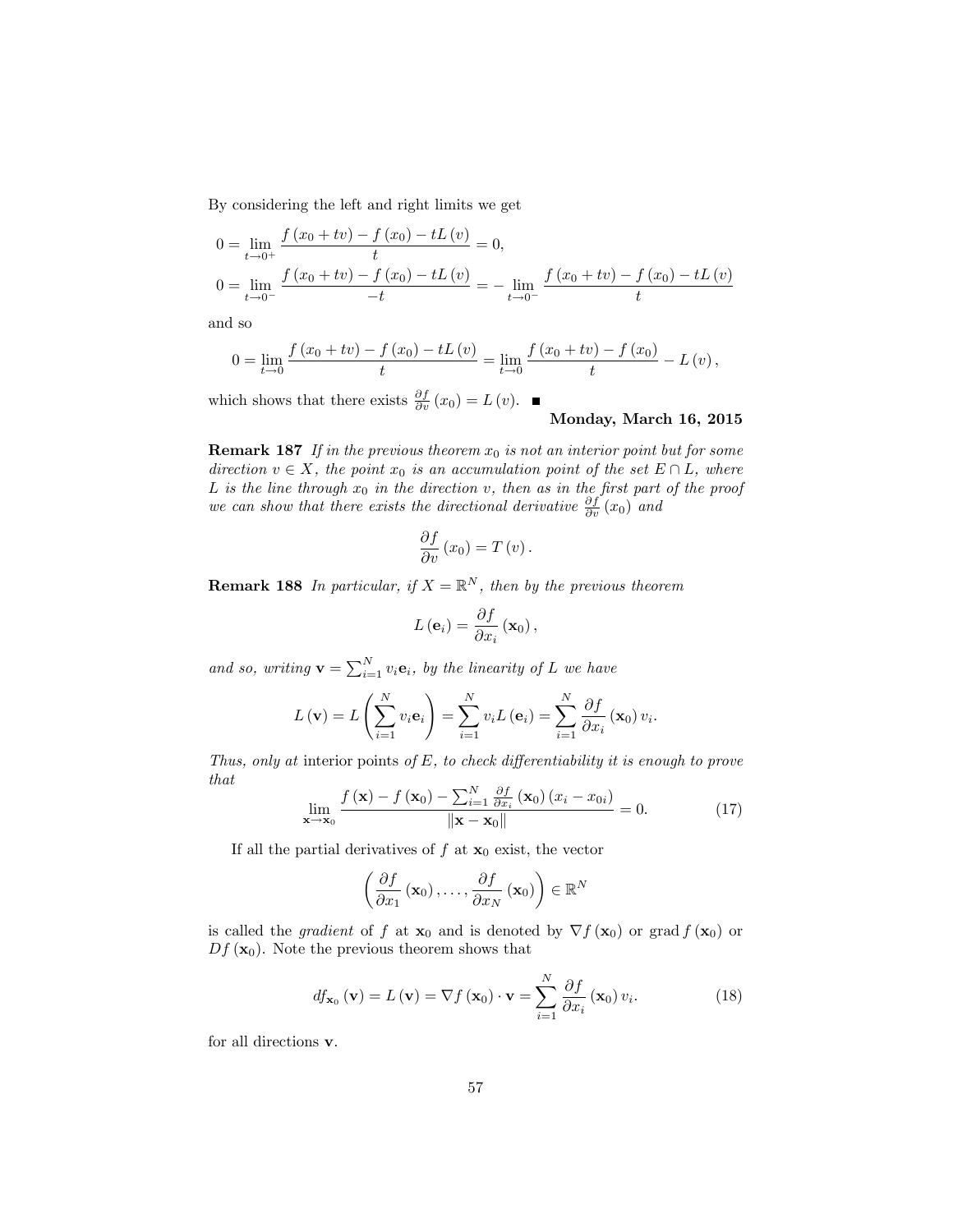By considering the left and right limits we get

$$
\begin{aligned}
0 &= \lim_{t\to 0^+} \frac{f(x_0 + tv) - f(x_0) - tL(v)}{t} = 0, \\
0 &= \lim_{t\to 0^-} \frac{f(x_0 + tv) - f(x_0) - tL(v)}{-t} = -\lim_{t\to 0^-} \frac{f(x_0 + tv) - f(x_0) - tL(v)}{t}
\end{aligned}
$$

and so

$$
0 = \lim_{t\to 0} \frac{f(x_0 + tv) - f(x_0) - tL(v)}{t} = \lim_{t\to 0} \frac{f(x_0 + tv) - f(x_0)}{t} - L(v),
$$

which shows that there exists $\frac{\partial f}{\partial v}(x_0) = L(v)$. ■

**Monday, March 16, 2015**

**Remark 187** *If in the previous theorem $x_0$ is not an interior point but for some direction $v \in X$, the point $x_0$ is an accumulation point of the set $E \cap L$, where $L$ is the line through $x_0$ in the direction $v$, then as in the first part of the proof we can show that there exists the directional derivative $\frac{\partial f}{\partial v}(x_0)$ and*

$$
\frac{\partial f}{\partial v}(x_0) = T(v).
$$

**Remark 188** *In particular, if $X = \mathbb{R}^N$, then by the previous theorem*

$$
L(\mathbf{e}_i) = \frac{\partial f}{\partial x_i}(\mathbf{x}_0),
$$

*and so, writing $\mathbf{v} = \sum_{i=1}^N v_i \mathbf{e}_i$, by the linearity of $L$ we have*

$$
L(\mathbf{v}) = L\left(\sum_{i=1}^N v_i \mathbf{e}_i\right) = \sum_{i=1}^N v_i L(\mathbf{e}_i) = \sum_{i=1}^N \frac{\partial f}{\partial x_i}(\mathbf{x}_0) v_i.
$$

*Thus, only at* interior points *of $E$, to check differentiability it is enough to prove that*

$$
\lim_{\mathbf{x}\to\mathbf{x}_0} \frac{f(\mathbf{x}) - f(\mathbf{x}_0) - \sum_{i=1}^N \frac{\partial f}{\partial x_i}(\mathbf{x}_0)(x_i - x_{0i})}{\|\mathbf{x} - \mathbf{x}_0\|} = 0. \tag{17}
$$

If all the partial derivatives of $f$ at $\mathbf{x}_0$ exist, the vector

$$
\left(\frac{\partial f}{\partial x_1}(\mathbf{x}_0), \ldots, \frac{\partial f}{\partial x_N}(\mathbf{x}_0)\right) \in \mathbb{R}^N
$$

is called the *gradient* of $f$ at $\mathbf{x}_0$ and is denoted by $\nabla f(\mathbf{x}_0)$ or $\operatorname{grad} f(\mathbf{x}_0)$ or $Df(\mathbf{x}_0)$. Note the previous theorem shows that

$$
df_{\mathbf{x}_0}(\mathbf{v}) = L(\mathbf{v}) = \nabla f(\mathbf{x}_0) \cdot \mathbf{v} = \sum_{i=1}^N \frac{\partial f}{\partial x_i}(\mathbf{x}_0) v_i. \tag{18}
$$

for all directions $\mathbf{v}$.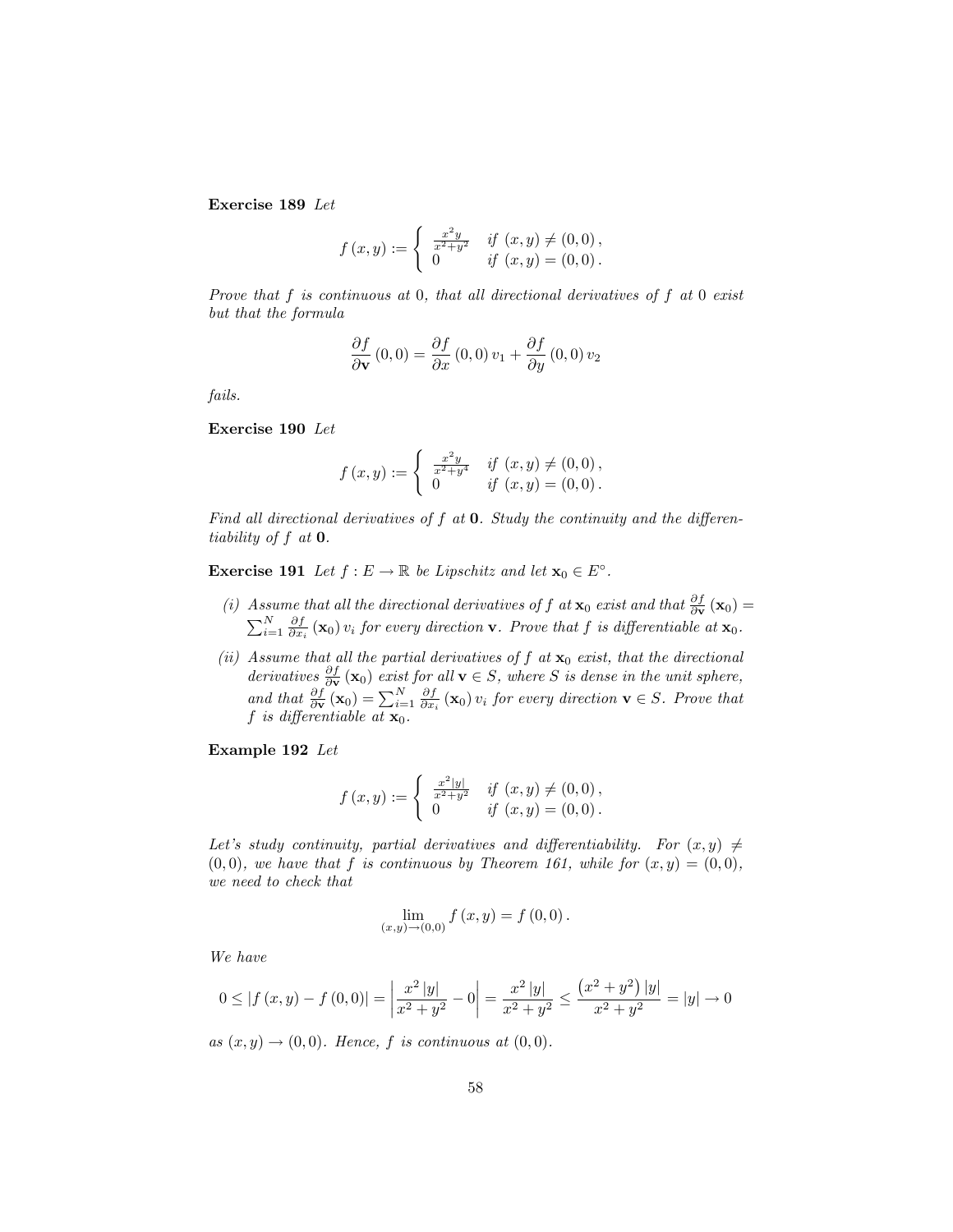**Exercise 189** *Let*

$$f(x,y) := \begin{cases} \frac{x^2 y}{x^2+y^2} & \text{if } (x,y) \neq (0,0), \\ 0 & \text{if } (x,y) = (0,0). \end{cases}$$

*Prove that $f$ is continuous at $0$, that all directional derivatives of $f$ at $0$ exist but that the formula*

$$\frac{\partial f}{\partial \mathbf{v}}(0,0) = \frac{\partial f}{\partial x}(0,0)\, v_1 + \frac{\partial f}{\partial y}(0,0)\, v_2$$

*fails.*

**Exercise 190** *Let*

$$f(x,y) := \begin{cases} \frac{x^2 y}{x^2+y^4} & \text{if } (x,y) \neq (0,0), \\ 0 & \text{if } (x,y) = (0,0). \end{cases}$$

*Find all directional derivatives of $f$ at $\mathbf{0}$. Study the continuity and the differentiability of $f$ at $\mathbf{0}$.*

**Exercise 191** *Let $f : E \to \mathbb{R}$ be Lipschitz and let $\mathbf{x}_0 \in E^\circ$.*

- *(i) Assume that all the directional derivatives of $f$ at $\mathbf{x}_0$ exist and that $\frac{\partial f}{\partial \mathbf{v}}(\mathbf{x}_0) = \sum_{i=1}^N \frac{\partial f}{\partial x_i}(\mathbf{x}_0)\, v_i$ for every direction $\mathbf{v}$. Prove that $f$ is differentiable at $\mathbf{x}_0$.*
- *(ii) Assume that all the partial derivatives of $f$ at $\mathbf{x}_0$ exist, that the directional derivatives $\frac{\partial f}{\partial \mathbf{v}}(\mathbf{x}_0)$ exist for all $\mathbf{v} \in S$, where $S$ is dense in the unit sphere, and that $\frac{\partial f}{\partial \mathbf{v}}(\mathbf{x}_0) = \sum_{i=1}^N \frac{\partial f}{\partial x_i}(\mathbf{x}_0)\, v_i$ for every direction $\mathbf{v} \in S$. Prove that $f$ is differentiable at $\mathbf{x}_0$.*

**Example 192** *Let*

$$f(x,y) := \begin{cases} \frac{x^2 |y|}{x^2+y^2} & \text{if } (x,y) \neq (0,0), \\ 0 & \text{if } (x,y) = (0,0). \end{cases}$$

*Let's study continuity, partial derivatives and differentiability. For $(x,y) \neq (0,0)$, we have that $f$ is continuous by Theorem 161, while for $(x,y) = (0,0)$, we need to check that*

$$\lim_{(x,y)\to(0,0)} f(x,y) = f(0,0).$$

*We have*

$$0 \leq |f(x,y) - f(0,0)| = \left| \frac{x^2 |y|}{x^2+y^2} - 0 \right| = \frac{x^2 |y|}{x^2+y^2} \leq \frac{\left(x^2+y^2\right)|y|}{x^2+y^2} = |y| \to 0$$

*as $(x,y) \to (0,0)$. Hence, $f$ is continuous at $(0,0)$.*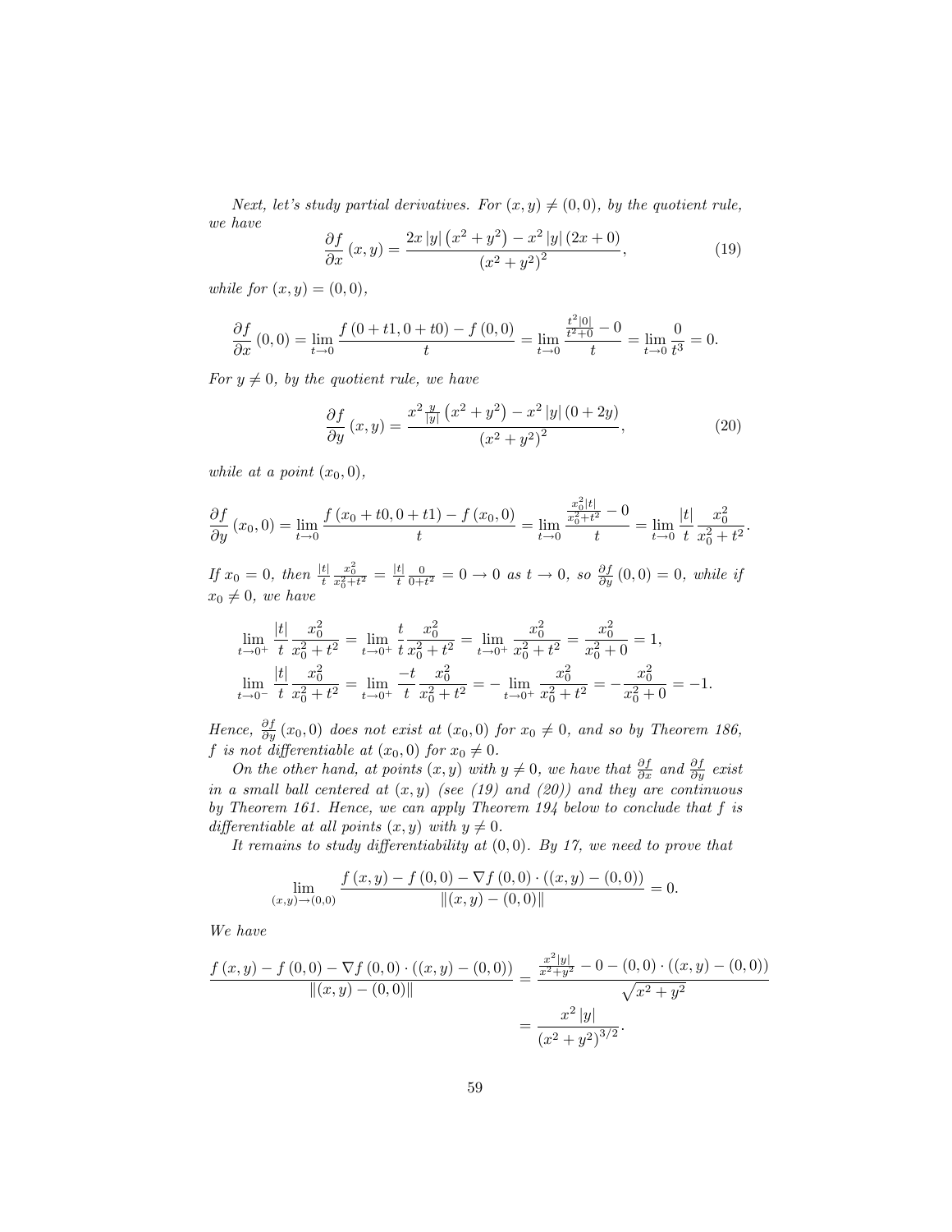*Next, let's study partial derivatives. For $(x, y) \neq (0,0)$, by the quotient rule, we have*

$$\frac{\partial f}{\partial x}(x, y) = \frac{2x|y|\left(x^2+y^2\right) - x^2|y|(2x+0)}{\left(x^2+y^2\right)^2}, \tag{19}$$

*while for $(x, y) = (0,0)$,*

$$\frac{\partial f}{\partial x}(0,0) = \lim_{t \to 0} \frac{f(0+t1, 0+t0) - f(0,0)}{t} = \lim_{t \to 0} \frac{\frac{t^2|0|}{t^2+0} - 0}{t} = \lim_{t \to 0} \frac{0}{t^3} = 0.$$

*For $y \neq 0$, by the quotient rule, we have*

$$\frac{\partial f}{\partial y}(x, y) = \frac{x^2 \frac{y}{|y|}\left(x^2+y^2\right) - x^2|y|(0+2y)}{\left(x^2+y^2\right)^2}, \tag{20}$$

*while at a point $(x_0, 0)$,*

$$\frac{\partial f}{\partial y}(x_0, 0) = \lim_{t \to 0} \frac{f(x_0 + t0, 0 + t1) - f(x_0, 0)}{t} = \lim_{t \to 0} \frac{\frac{x_0^2|t|}{x_0^2+t^2} - 0}{t} = \lim_{t \to 0} \frac{|t|}{t} \frac{x_0^2}{x_0^2+t^2}.$$

*If $x_0 = 0$, then $\frac{|t|}{t}\frac{x_0^2}{x_0^2+t^2} = \frac{|t|}{t}\frac{0}{0+t^2} = 0 \to 0$ as $t \to 0$, so $\frac{\partial f}{\partial y}(0,0) = 0$, while if $x_0 \neq 0$, we have*

$$\lim_{t \to 0^+} \frac{|t|}{t} \frac{x_0^2}{x_0^2+t^2} = \lim_{t \to 0^+} \frac{t}{t} \frac{x_0^2}{x_0^2+t^2} = \lim_{t \to 0^+} \frac{x_0^2}{x_0^2+t^2} = \frac{x_0^2}{x_0^2+0} = 1,$$

$$\lim_{t \to 0^-} \frac{|t|}{t} \frac{x_0^2}{x_0^2+t^2} = \lim_{t \to 0^+} \frac{-t}{t} \frac{x_0^2}{x_0^2+t^2} = -\lim_{t \to 0^+} \frac{x_0^2}{x_0^2+t^2} = -\frac{x_0^2}{x_0^2+0} = -1.$$

*Hence, $\frac{\partial f}{\partial y}(x_0, 0)$ does not exist at $(x_0, 0)$ for $x_0 \neq 0$, and so by Theorem 186, $f$ is not differentiable at $(x_0, 0)$ for $x_0 \neq 0$.*

*On the other hand, at points $(x, y)$ with $y \neq 0$, we have that $\frac{\partial f}{\partial x}$ and $\frac{\partial f}{\partial y}$ exist in a small ball centered at $(x, y)$ (see (19) and (20)) and they are continuous by Theorem 161. Hence, we can apply Theorem 194 below to conclude that $f$ is differentiable at all points $(x, y)$ with $y \neq 0$.*

*It remains to study differentiability at $(0,0)$. By 17, we need to prove that*

$$\lim_{(x,y) \to (0,0)} \frac{f(x, y) - f(0,0) - \nabla f(0,0) \cdot ((x, y) - (0,0))}{\|(x, y) - (0,0)\|} = 0.$$

*We have*

$$\frac{f(x, y) - f(0,0) - \nabla f(0,0) \cdot ((x, y) - (0,0))}{\|(x, y) - (0,0)\|} = \frac{\frac{x^2|y|}{x^2+y^2} - 0 - (0,0) \cdot ((x, y) - (0,0))}{\sqrt{x^2+y^2}}$$

$$= \frac{x^2|y|}{\left(x^2+y^2\right)^{3/2}}.$$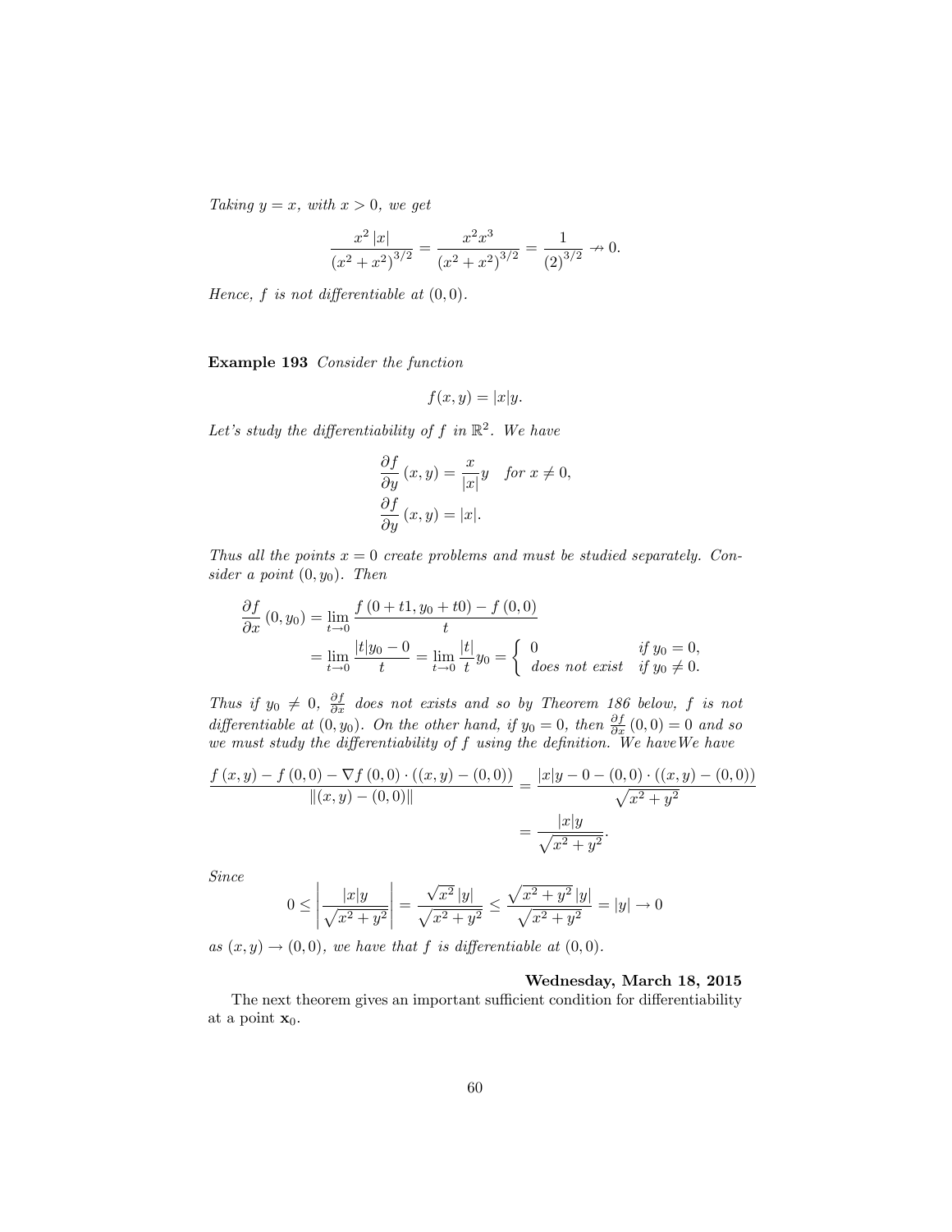*Taking $y = x$, with $x > 0$, we get*

$$\frac{x^2 |x|}{(x^2+x^2)^{3/2}} = \frac{x^2 x^3}{(x^2+x^2)^{3/2}} = \frac{1}{(2)^{3/2}} \nrightarrow 0.$$

*Hence, $f$ is not differentiable at $(0,0)$.*

**Example 193** *Consider the function*

$$f(x,y) = |x|y.$$

*Let's study the differentiability of $f$ in $\mathbb{R}^2$. We have*

$$\begin{aligned}
&\frac{\partial f}{\partial y}(x,y) = \frac{x}{|x|}y \quad \text{for } x \neq 0, \\
&\frac{\partial f}{\partial y}(x,y) = |x|.
\end{aligned}$$

*Thus all the points $x = 0$ create problems and must be studied separately. Consider a point $(0, y_0)$. Then*

$$\begin{aligned}
\frac{\partial f}{\partial x}(0,y_0) &= \lim_{t\to 0} \frac{f(0+t1, y_0+t0) - f(0,0)}{t} \\
&= \lim_{t\to 0} \frac{|t|y_0 - 0}{t} = \lim_{t\to 0} \frac{|t|}{t} y_0 = \begin{cases} 0 & \text{if } y_0 = 0, \\ \text{does not exist} & \text{if } y_0 \neq 0. \end{cases}
\end{aligned}$$

*Thus if $y_0 \neq 0$, $\frac{\partial f}{\partial x}$ does not exists and so by Theorem 186 below, $f$ is not differentiable at $(0, y_0)$. On the other hand, if $y_0 = 0$, then $\frac{\partial f}{\partial x}(0,0) = 0$ and so we must study the differentiability of $f$ using the definition. We haveWe have*

$$\begin{aligned}
\frac{f(x,y) - f(0,0) - \nabla f(0,0) \cdot ((x,y) - (0,0))}{\|(x,y) - (0,0)\|} &= \frac{|x|y - 0 - (0,0) \cdot ((x,y) - (0,0))}{\sqrt{x^2+y^2}} \\
&= \frac{|x|y}{\sqrt{x^2+y^2}}.
\end{aligned}$$

*Since*

$$0 \leq \left| \frac{|x|y}{\sqrt{x^2+y^2}} \right| = \frac{\sqrt{x^2}\,|y|}{\sqrt{x^2+y^2}} \leq \frac{\sqrt{x^2+y^2}\,|y|}{\sqrt{x^2+y^2}} = |y| \to 0$$

*as $(x,y) \to (0,0)$, we have that $f$ is differentiable at $(0,0)$.*

**Wednesday, March 18, 2015**

The next theorem gives an important sufficient condition for differentiability at a point $\mathbf{x}_0$.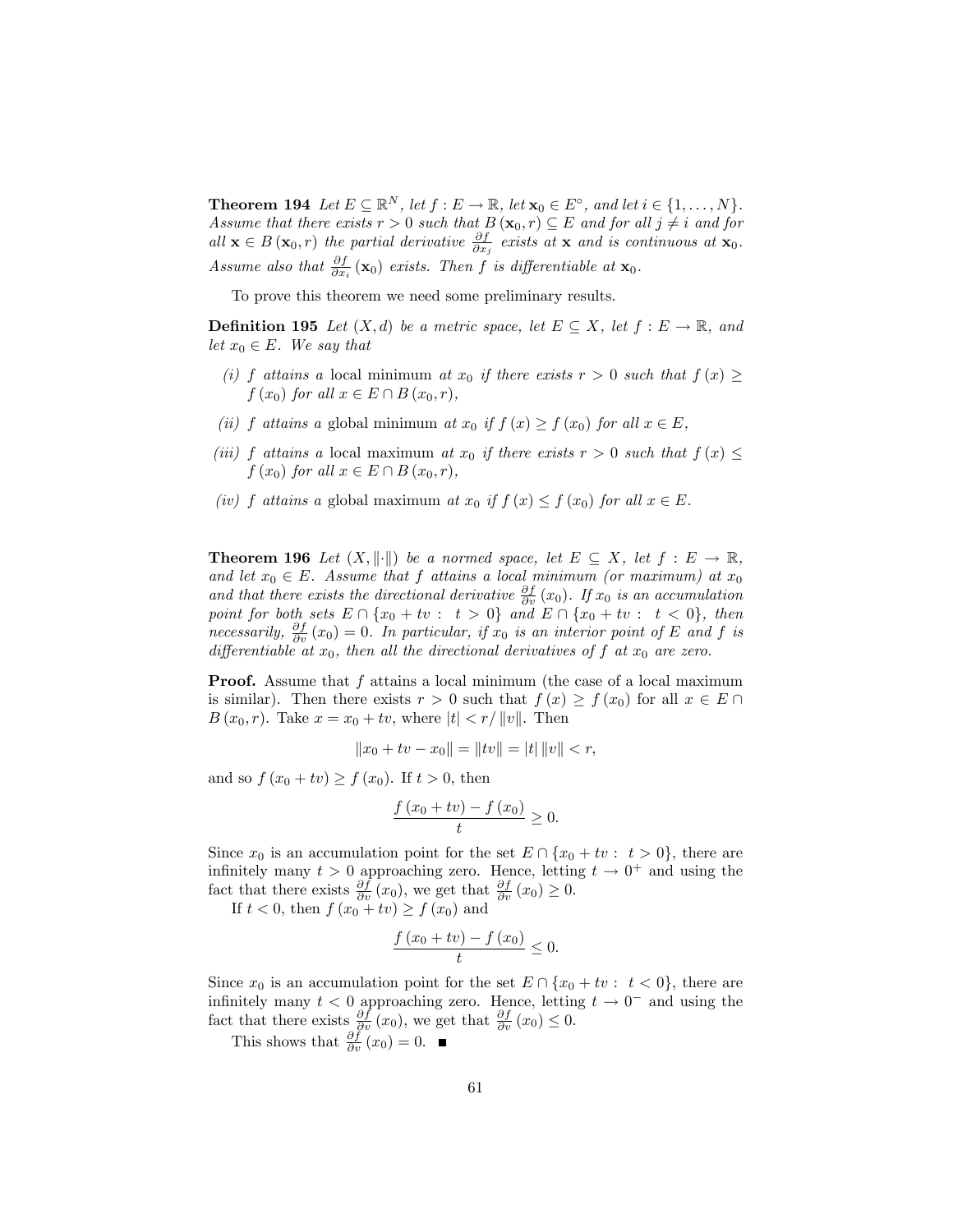**Theorem 194** *Let $E \subseteq \mathbb{R}^N$, let $f : E \to \mathbb{R}$, let $\mathbf{x}_0 \in E^\circ$, and let $i \in \{1, \ldots, N\}$. Assume that there exists $r > 0$ such that $B(\mathbf{x}_0, r) \subseteq E$ and for all $j \neq i$ and for all $\mathbf{x} \in B(\mathbf{x}_0, r)$ the partial derivative $\frac{\partial f}{\partial x_j}$ exists at $\mathbf{x}$ and is continuous at $\mathbf{x}_0$. Assume also that $\frac{\partial f}{\partial x_i}(\mathbf{x}_0)$ exists. Then $f$ is differentiable at $\mathbf{x}_0$.*

To prove this theorem we need some preliminary results.

**Definition 195** *Let $(X, d)$ be a metric space, let $E \subseteq X$, let $f : E \to \mathbb{R}$, and let $x_0 \in E$. We say that*

*(i) $f$ attains a* local minimum *at $x_0$ if there exists $r > 0$ such that $f(x) \geq f(x_0)$ for all $x \in E \cap B(x_0, r)$,*

*(ii) $f$ attains a* global minimum *at $x_0$ if $f(x) \geq f(x_0)$ for all $x \in E$,*

*(iii) $f$ attains a* local maximum *at $x_0$ if there exists $r > 0$ such that $f(x) \leq f(x_0)$ for all $x \in E \cap B(x_0, r)$,*

*(iv) $f$ attains a* global maximum *at $x_0$ if $f(x) \leq f(x_0)$ for all $x \in E$.*

**Theorem 196** *Let $(X, \|\cdot\|)$ be a normed space, let $E \subseteq X$, let $f : E \to \mathbb{R}$, and let $x_0 \in E$. Assume that $f$ attains a local minimum (or maximum) at $x_0$ and that there exists the directional derivative $\frac{\partial f}{\partial v}(x_0)$. If $x_0$ is an accumulation point for both sets $E \cap \{x_0 + tv : \ t > 0\}$ and $E \cap \{x_0 + tv : \ t < 0\}$, then necessarily, $\frac{\partial f}{\partial v}(x_0) = 0$. In particular, if $x_0$ is an interior point of $E$ and $f$ is differentiable at $x_0$, then all the directional derivatives of $f$ at $x_0$ are zero.*

**Proof.** Assume that $f$ attains a local minimum (the case of a local maximum is similar). Then there exists $r > 0$ such that $f(x) \geq f(x_0)$ for all $x \in E \cap B(x_0, r)$. Take $x = x_0 + tv$, where $|t| < r/\|v\|$. Then

$$\|x_0 + tv - x_0\| = \|tv\| = |t| \|v\| < r,$$

and so $f(x_0 + tv) \geq f(x_0)$. If $t > 0$, then

$$\frac{f(x_0 + tv) - f(x_0)}{t} \geq 0.$$

Since $x_0$ is an accumulation point for the set $E \cap \{x_0 + tv : \ t > 0\}$, there are infinitely many $t > 0$ approaching zero. Hence, letting $t \to 0^+$ and using the fact that there exists $\frac{\partial f}{\partial v}(x_0)$, we get that $\frac{\partial f}{\partial v}(x_0) \geq 0$.

If $t < 0$, then $f(x_0 + tv) \geq f(x_0)$ and

$$\frac{f(x_0 + tv) - f(x_0)}{t} \leq 0.$$

Since $x_0$ is an accumulation point for the set $E \cap \{x_0 + tv : \ t < 0\}$, there are infinitely many $t < 0$ approaching zero. Hence, letting $t \to 0^-$ and using the fact that there exists $\frac{\partial f}{\partial v}(x_0)$, we get that $\frac{\partial f}{\partial v}(x_0) \leq 0$.

This shows that $\frac{\partial f}{\partial v}(x_0) = 0$. ■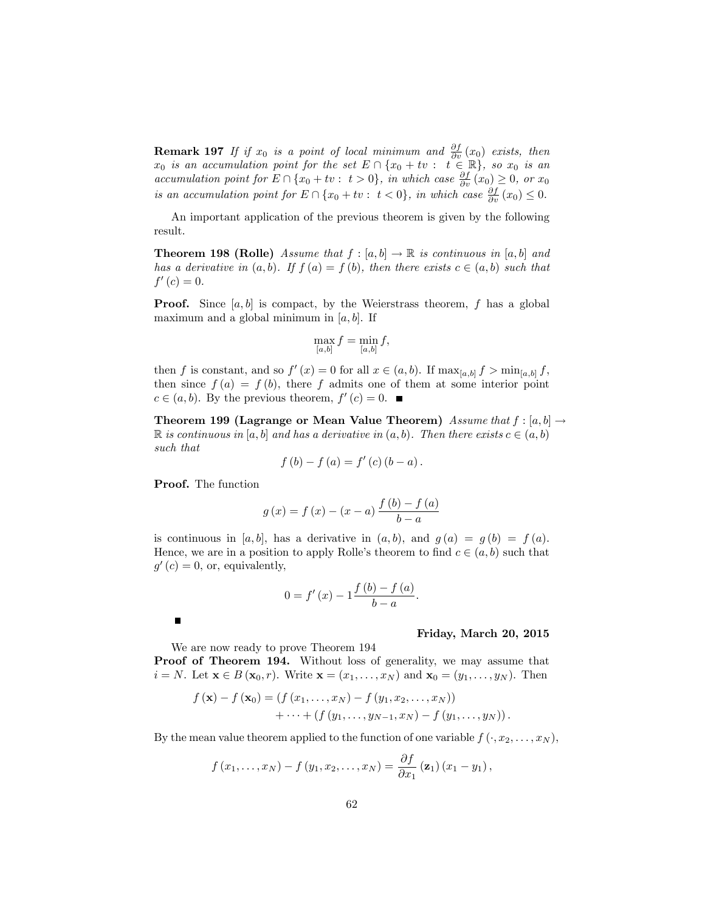**Remark 197** *If if $x_0$ is a point of local minimum and $\frac{\partial f}{\partial v}(x_0)$ exists, then $x_0$ is an accumulation point for the set $E \cap \{x_0 + tv : \ t \in \mathbb{R}\}$, so $x_0$ is an accumulation point for $E \cap \{x_0 + tv : \ t > 0\}$, in which case $\frac{\partial f}{\partial v}(x_0) \geq 0$, or $x_0$ is an accumulation point for $E \cap \{x_0 + tv : \ t < 0\}$, in which case $\frac{\partial f}{\partial v}(x_0) \leq 0$.*

An important application of the previous theorem is given by the following result.

**Theorem 198 (Rolle)** *Assume that $f : [a, b] \to \mathbb{R}$ is continuous in $[a, b]$ and has a derivative in $(a, b)$. If $f(a) = f(b)$, then there exists $c \in (a, b)$ such that $f'(c) = 0$.*

**Proof.** Since $[a, b]$ is compact, by the Weierstrass theorem, $f$ has a global maximum and a global minimum in $[a, b]$. If

$$\max_{[a,b]} f = \min_{[a,b]} f,$$

then $f$ is constant, and so $f'(x) = 0$ for all $x \in (a, b)$. If $\max_{[a,b]} f > \min_{[a,b]} f$, then since $f(a) = f(b)$, there $f$ admits one of them at some interior point $c \in (a, b)$. By the previous theorem, $f'(c) = 0$. ∎

**Theorem 199 (Lagrange or Mean Value Theorem)** *Assume that $f : [a, b] \to \mathbb{R}$ is continuous in $[a, b]$ and has a derivative in $(a, b)$. Then there exists $c \in (a, b)$ such that*

$$f(b) - f(a) = f'(c)(b - a).$$

**Proof.** The function

$$g(x) = f(x) - (x - a)\frac{f(b) - f(a)}{b - a}$$

is continuous in $[a, b]$, has a derivative in $(a, b)$, and $g(a) = g(b) = f(a)$. Hence, we are in a position to apply Rolle's theorem to find $c \in (a, b)$ such that $g'(c) = 0$, or, equivalently,

$$0 = f'(x) - 1\frac{f(b) - f(a)}{b - a}.$$

∎

**Friday, March 20, 2015**

We are now ready to prove Theorem 194

**Proof of Theorem 194.** Without loss of generality, we may assume that $i = N$. Let $\mathbf{x} \in B(\mathbf{x}_0, r)$. Write $\mathbf{x} = (x_1, \ldots, x_N)$ and $\mathbf{x}_0 = (y_1, \ldots, y_N)$. Then

$$\begin{aligned} f(\mathbf{x}) - f(\mathbf{x}_0) = &\left(f(x_1, \ldots, x_N) - f(y_1, x_2, \ldots, x_N)\right) \\ &+ \cdots + \left(f(y_1, \ldots, y_{N-1}, x_N) - f(y_1, \ldots, y_N)\right). \end{aligned}$$

By the mean value theorem applied to the function of one variable $f(\cdot, x_2, \ldots, x_N)$,

$$f(x_1, \ldots, x_N) - f(y_1, x_2, \ldots, x_N) = \frac{\partial f}{\partial x_1}(\mathbf{z}_1)(x_1 - y_1),$$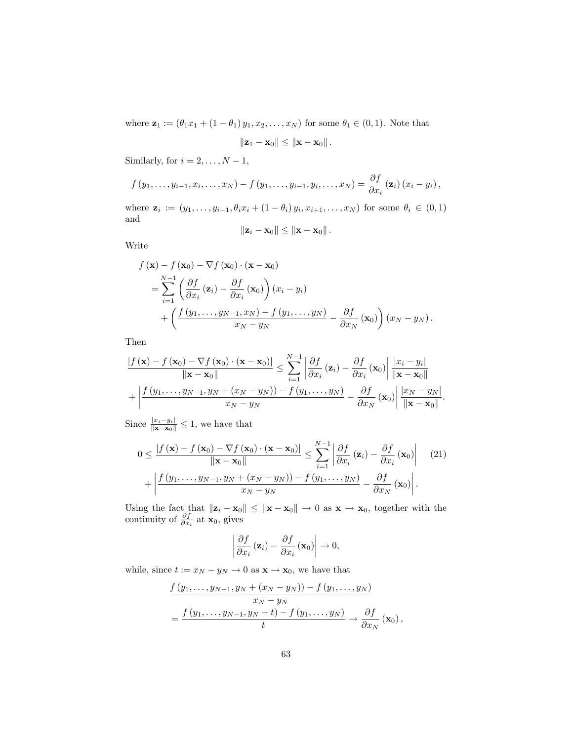where $\mathbf{z}_1 := (\theta_1 x_1 + (1-\theta_1) y_1, x_2, \ldots, x_N)$ for some $\theta_1 \in (0,1)$. Note that

$$\|\mathbf{z}_1 - \mathbf{x}_0\| \leq \|\mathbf{x} - \mathbf{x}_0\| .$$

Similarly, for $i = 2, \ldots, N-1$,

$$f(y_1, \ldots, y_{i-1}, x_i, \ldots, x_N) - f(y_1, \ldots, y_{i-1}, y_i, \ldots, x_N) = \frac{\partial f}{\partial x_i}(\mathbf{z}_i)(x_i - y_i),$$

where $\mathbf{z}_i := (y_1, \ldots, y_{i-1}, \theta_i x_i + (1-\theta_i) y_i, x_{i+1}, \ldots, x_N)$ for some $\theta_i \in (0,1)$ and

$$\|\mathbf{z}_i - \mathbf{x}_0\| \leq \|\mathbf{x} - \mathbf{x}_0\| .$$

Write

$$\begin{aligned}
&f(\mathbf{x}) - f(\mathbf{x}_0) - \nabla f(\mathbf{x}_0) \cdot (\mathbf{x} - \mathbf{x}_0) \\
&\quad = \sum_{i=1}^{N-1} \left( \frac{\partial f}{\partial x_i}(\mathbf{z}_i) - \frac{\partial f}{\partial x_i}(\mathbf{x}_0) \right)(x_i - y_i) \\
&\qquad + \left( \frac{f(y_1, \ldots, y_{N-1}, x_N) - f(y_1, \ldots, y_N)}{x_N - y_N} - \frac{\partial f}{\partial x_N}(\mathbf{x}_0) \right)(x_N - y_N).
\end{aligned}$$

Then

$$\begin{aligned}
\frac{|f(\mathbf{x}) - f(\mathbf{x}_0) - \nabla f(\mathbf{x}_0) \cdot (\mathbf{x} - \mathbf{x}_0)|}{\|\mathbf{x} - \mathbf{x}_0\|} &\leq \sum_{i=1}^{N-1} \left| \frac{\partial f}{\partial x_i}(\mathbf{z}_i) - \frac{\partial f}{\partial x_i}(\mathbf{x}_0) \right| \frac{|x_i - y_i|}{\|\mathbf{x} - \mathbf{x}_0\|} \\
+ \left| \frac{f(y_1, \ldots, y_{N-1}, y_N + (x_N - y_N)) - f(y_1, \ldots, y_N)}{x_N - y_N} \right. &- \left. \frac{\partial f}{\partial x_N}(\mathbf{x}_0) \right| \frac{|x_N - y_N|}{\|\mathbf{x} - \mathbf{x}_0\|}.
\end{aligned}$$

Since $\frac{|x_i - y_i|}{\|\mathbf{x} - \mathbf{x}_0\|} \leq 1$, we have that

$$\begin{aligned}
0 \leq \frac{|f(\mathbf{x}) - f(\mathbf{x}_0) - \nabla f(\mathbf{x}_0) \cdot (\mathbf{x} - \mathbf{x}_0)|}{\|\mathbf{x} - \mathbf{x}_0\|} &\leq \sum_{i=1}^{N-1} \left| \frac{\partial f}{\partial x_i}(\mathbf{z}_i) - \frac{\partial f}{\partial x_i}(\mathbf{x}_0) \right| \qquad (21) \\
+ \left| \frac{f(y_1, \ldots, y_{N-1}, y_N + (x_N - y_N)) - f(y_1, \ldots, y_N)}{x_N - y_N} \right. &- \left. \frac{\partial f}{\partial x_N}(\mathbf{x}_0) \right| .
\end{aligned}$$

Using the fact that $\|\mathbf{z}_i - \mathbf{x}_0\| \leq \|\mathbf{x} - \mathbf{x}_0\| \to 0$ as $\mathbf{x} \to \mathbf{x}_0$, together with the continuity of $\frac{\partial f}{\partial x_i}$ at $\mathbf{x}_0$, gives

$$\left| \frac{\partial f}{\partial x_i}(\mathbf{z}_i) - \frac{\partial f}{\partial x_i}(\mathbf{x}_0) \right| \to 0,$$

while, since $t := x_N - y_N \to 0$ as $\mathbf{x} \to \mathbf{x}_0$, we have that

$$\begin{aligned}
&\frac{f(y_1, \ldots, y_{N-1}, y_N + (x_N - y_N)) - f(y_1, \ldots, y_N)}{x_N - y_N} \\
&= \frac{f(y_1, \ldots, y_{N-1}, y_N + t) - f(y_1, \ldots, y_N)}{t} \to \frac{\partial f}{\partial x_N}(\mathbf{x}_0),
\end{aligned}$$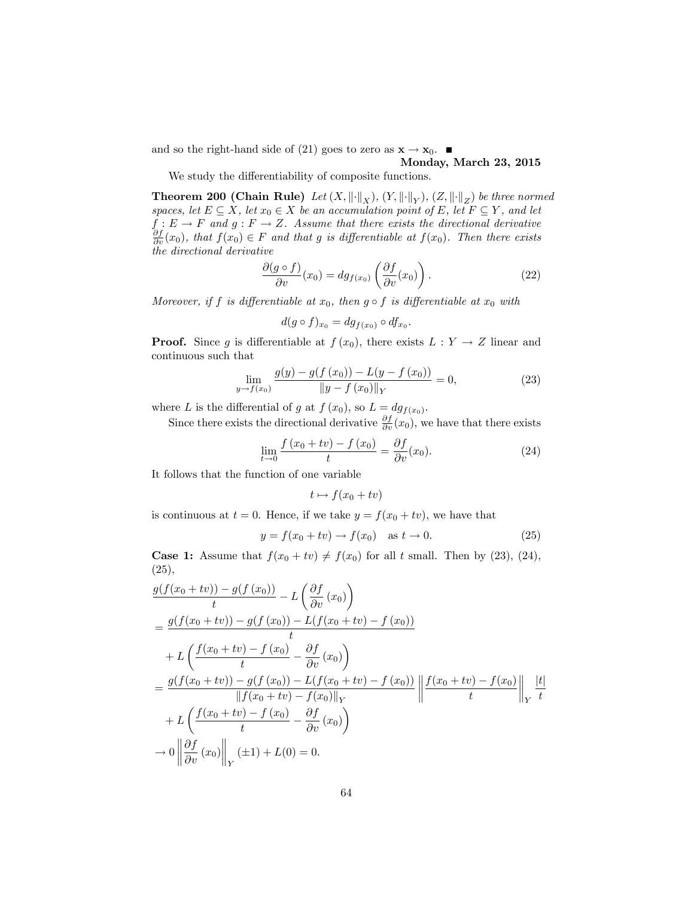and so the right-hand side of (21) goes to zero as $\mathbf{x} \to \mathbf{x}_0$. ■

**Monday, March 23, 2015**

We study the differentiability of composite functions.

**Theorem 200 (Chain Rule)** *Let $(X, \|\cdot\|_X)$, $(Y, \|\cdot\|_Y)$, $(Z, \|\cdot\|_Z)$ be three normed spaces, let $E \subseteq X$, let $x_0 \in X$ be an accumulation point of $E$, let $F \subseteq Y$, and let $f : E \to F$ and $g : F \to Z$. Assume that there exists the directional derivative $\frac{\partial f}{\partial v}(x_0)$, that $f(x_0) \in F$ and that $g$ is differentiable at $f(x_0)$. Then there exists the directional derivative*

$$\frac{\partial (g \circ f)}{\partial v}(x_0) = dg_{f(x_0)}\left(\frac{\partial f}{\partial v}(x_0)\right). \tag{22}$$

*Moreover, if $f$ is differentiable at $x_0$, then $g \circ f$ is differentiable at $x_0$ with*

$$d(g \circ f)_{x_0} = dg_{f(x_0)} \circ df_{x_0}.$$

**Proof.** Since $g$ is differentiable at $f(x_0)$, there exists $L : Y \to Z$ linear and continuous such that

$$\lim_{y \to f(x_0)} \frac{g(y) - g(f(x_0)) - L(y - f(x_0))}{\|y - f(x_0)\|_Y} = 0, \tag{23}$$

where $L$ is the differential of $g$ at $f(x_0)$, so $L = dg_{f(x_0)}$.

Since there exists the directional derivative $\frac{\partial f}{\partial v}(x_0)$, we have that there exists

$$\lim_{t \to 0} \frac{f(x_0 + tv) - f(x_0)}{t} = \frac{\partial f}{\partial v}(x_0). \tag{24}$$

It follows that the function of one variable

$$t \mapsto f(x_0 + tv)$$

is continuous at $t = 0$. Hence, if we take $y = f(x_0 + tv)$, we have that

$$y = f(x_0 + tv) \to f(x_0) \quad \text{as } t \to 0. \tag{25}$$

**Case 1:** Assume that $f(x_0 + tv) \neq f(x_0)$ for all $t$ small. Then by (23), (24), (25),

$$\begin{aligned}
&\frac{g(f(x_0 + tv)) - g(f(x_0))}{t} - L\left(\frac{\partial f}{\partial v}(x_0)\right) \\
&= \frac{g(f(x_0 + tv)) - g(f(x_0)) - L(f(x_0 + tv) - f(x_0))}{t} \\
&\quad + L\left(\frac{f(x_0 + tv) - f(x_0)}{t} - \frac{\partial f}{\partial v}(x_0)\right) \\
&= \frac{g(f(x_0 + tv)) - g(f(x_0)) - L(f(x_0 + tv) - f(x_0))}{\|f(x_0 + tv) - f(x_0)\|_Y} \left\|\frac{f(x_0 + tv) - f(x_0)}{t}\right\|_Y \frac{|t|}{t} \\
&\quad + L\left(\frac{f(x_0 + tv) - f(x_0)}{t} - \frac{\partial f}{\partial v}(x_0)\right) \\
&\to 0 \left\|\frac{\partial f}{\partial v}(x_0)\right\|_Y (\pm 1) + L(0) = 0.
\end{aligned}$$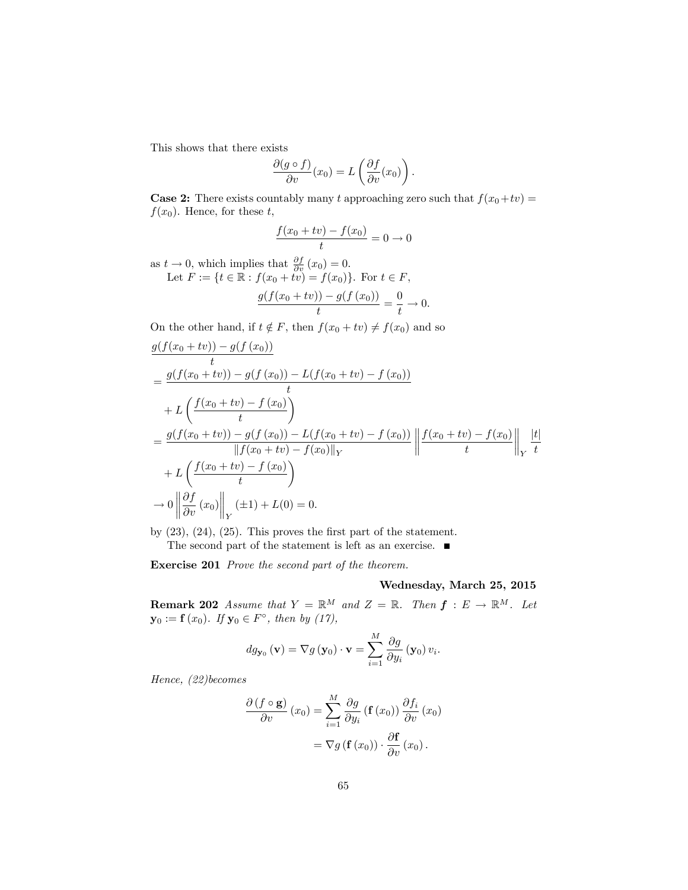This shows that there exists

$$\frac{\partial(g \circ f)}{\partial v}(x_0) = L\left(\frac{\partial f}{\partial v}(x_0)\right).$$

**Case 2:** There exists countably many $t$ approaching zero such that $f(x_0+tv) = f(x_0)$. Hence, for these $t$,

$$\frac{f(x_0+tv) - f(x_0)}{t} = 0 \to 0$$

as $t \to 0$, which implies that $\frac{\partial f}{\partial v}(x_0) = 0$.

Let $F := \{t \in \mathbb{R} : f(x_0+tv) = f(x_0)\}$. For $t \in F$,

$$\frac{g(f(x_0+tv)) - g(f(x_0))}{t} = \frac{0}{t} \to 0.$$

On the other hand, if $t \notin F$, then $f(x_0+tv) \neq f(x_0)$ and so

$$\begin{aligned}
&\frac{g(f(x_0+tv)) - g(f(x_0))}{t} \\
&= \frac{g(f(x_0+tv)) - g(f(x_0)) - L(f(x_0+tv) - f(x_0))}{t} \\
&\quad + L\left(\frac{f(x_0+tv) - f(x_0)}{t}\right) \\
&= \frac{g(f(x_0+tv)) - g(f(x_0)) - L(f(x_0+tv) - f(x_0))}{\|f(x_0+tv) - f(x_0)\|_Y} \left\|\frac{f(x_0+tv) - f(x_0)}{t}\right\|_Y \frac{|t|}{t} \\
&\quad + L\left(\frac{f(x_0+tv) - f(x_0)}{t}\right) \\
&\to 0 \left\|\frac{\partial f}{\partial v}(x_0)\right\|_Y (\pm 1) + L(0) = 0.
\end{aligned}$$

by (23), (24), (25). This proves the first part of the statement.

The second part of the statement is left as an exercise. ■

**Exercise 201** *Prove the second part of the theorem.*

**Wednesday, March 25, 2015**

**Remark 202** *Assume that $Y = \mathbb{R}^M$ and $Z = \mathbb{R}$. Then $\mathbf{f} : E \to \mathbb{R}^M$. Let $\mathbf{y}_0 := \mathbf{f}(x_0)$. If $\mathbf{y}_0 \in F^\circ$, then by (17),*

$$dg_{\mathbf{y}_0}(\mathbf{v}) = \nabla g(\mathbf{y}_0) \cdot \mathbf{v} = \sum_{i=1}^{M} \frac{\partial g}{\partial y_i}(\mathbf{y}_0) v_i.$$

*Hence, (22)becomes*

$$\begin{aligned}
\frac{\partial (f \circ \mathbf{g})}{\partial v}(x_0) &= \sum_{i=1}^{M} \frac{\partial g}{\partial y_i}(\mathbf{f}(x_0)) \frac{\partial f_i}{\partial v}(x_0) \\
&= \nabla g(\mathbf{f}(x_0)) \cdot \frac{\partial \mathbf{f}}{\partial v}(x_0).
\end{aligned}$$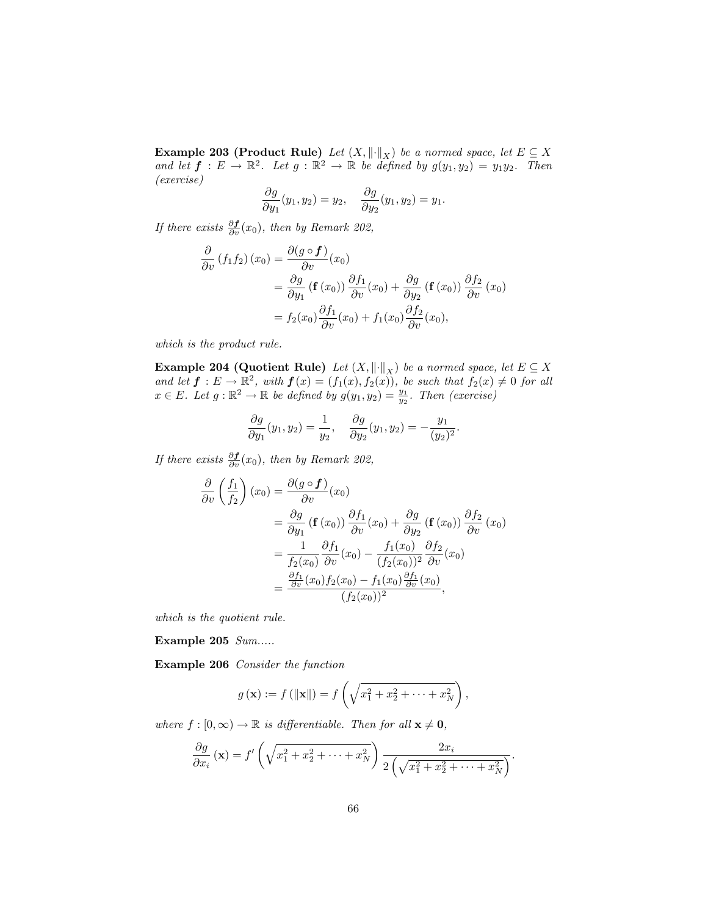**Example 203 (Product Rule)** *Let $(X, \|\cdot\|_X)$ be a normed space, let $E \subseteq X$ and let $\boldsymbol{f} : E \to \mathbb{R}^2$. Let $g : \mathbb{R}^2 \to \mathbb{R}$ be defined by $g(y_1, y_2) = y_1 y_2$. Then (exercise)*

$$\frac{\partial g}{\partial y_1}(y_1, y_2) = y_2, \quad \frac{\partial g}{\partial y_2}(y_1, y_2) = y_1.$$

*If there exists $\frac{\partial \boldsymbol{f}}{\partial v}(x_0)$, then by Remark 202,*

$$\begin{aligned}
\frac{\partial}{\partial v}(f_1 f_2)(x_0) &= \frac{\partial (g \circ \boldsymbol{f})}{\partial v}(x_0) \\
&= \frac{\partial g}{\partial y_1}(\mathbf{f}(x_0)) \frac{\partial f_1}{\partial v}(x_0) + \frac{\partial g}{\partial y_2}(\mathbf{f}(x_0)) \frac{\partial f_2}{\partial v}(x_0) \\
&= f_2(x_0) \frac{\partial f_1}{\partial v}(x_0) + f_1(x_0) \frac{\partial f_2}{\partial v}(x_0),
\end{aligned}$$

*which is the product rule.*

**Example 204 (Quotient Rule)** *Let $(X, \|\cdot\|_X)$ be a normed space, let $E \subseteq X$ and let $\boldsymbol{f} : E \to \mathbb{R}^2$, with $\boldsymbol{f}(x) = (f_1(x), f_2(x))$, be such that $f_2(x) \neq 0$ for all $x \in E$. Let $g : \mathbb{R}^2 \to \mathbb{R}$ be defined by $g(y_1, y_2) = \frac{y_1}{y_2}$. Then (exercise)*

$$\frac{\partial g}{\partial y_1}(y_1, y_2) = \frac{1}{y_2}, \quad \frac{\partial g}{\partial y_2}(y_1, y_2) = -\frac{y_1}{(y_2)^2}.$$

*If there exists $\frac{\partial \boldsymbol{f}}{\partial v}(x_0)$, then by Remark 202,*

$$\begin{aligned}
\frac{\partial}{\partial v}\left(\frac{f_1}{f_2}\right)(x_0) &= \frac{\partial (g \circ \boldsymbol{f})}{\partial v}(x_0) \\
&= \frac{\partial g}{\partial y_1}(\mathbf{f}(x_0)) \frac{\partial f_1}{\partial v}(x_0) + \frac{\partial g}{\partial y_2}(\mathbf{f}(x_0)) \frac{\partial f_2}{\partial v}(x_0) \\
&= \frac{1}{f_2(x_0)} \frac{\partial f_1}{\partial v}(x_0) - \frac{f_1(x_0)}{(f_2(x_0))^2} \frac{\partial f_2}{\partial v}(x_0) \\
&= \frac{\frac{\partial f_1}{\partial v}(x_0) f_2(x_0) - f_1(x_0) \frac{\partial f_1}{\partial v}(x_0)}{(f_2(x_0))^2},
\end{aligned}$$

*which is the quotient rule.*

**Example 205** *Sum.....*

**Example 206** *Consider the function*

$$g(\mathbf{x}) := f(\|\mathbf{x}\|) = f\left(\sqrt{x_1^2 + x_2^2 + \cdots + x_N^2}\right),$$

*where $f : [0, \infty) \to \mathbb{R}$ is differentiable. Then for all $\mathbf{x} \neq \mathbf{0}$,*

$$\frac{\partial g}{\partial x_i}(\mathbf{x}) = f'\left(\sqrt{x_1^2 + x_2^2 + \cdots + x_N^2}\right) \frac{2x_i}{2\left(\sqrt{x_1^2 + x_2^2 + \cdots + x_N^2}\right)}.$$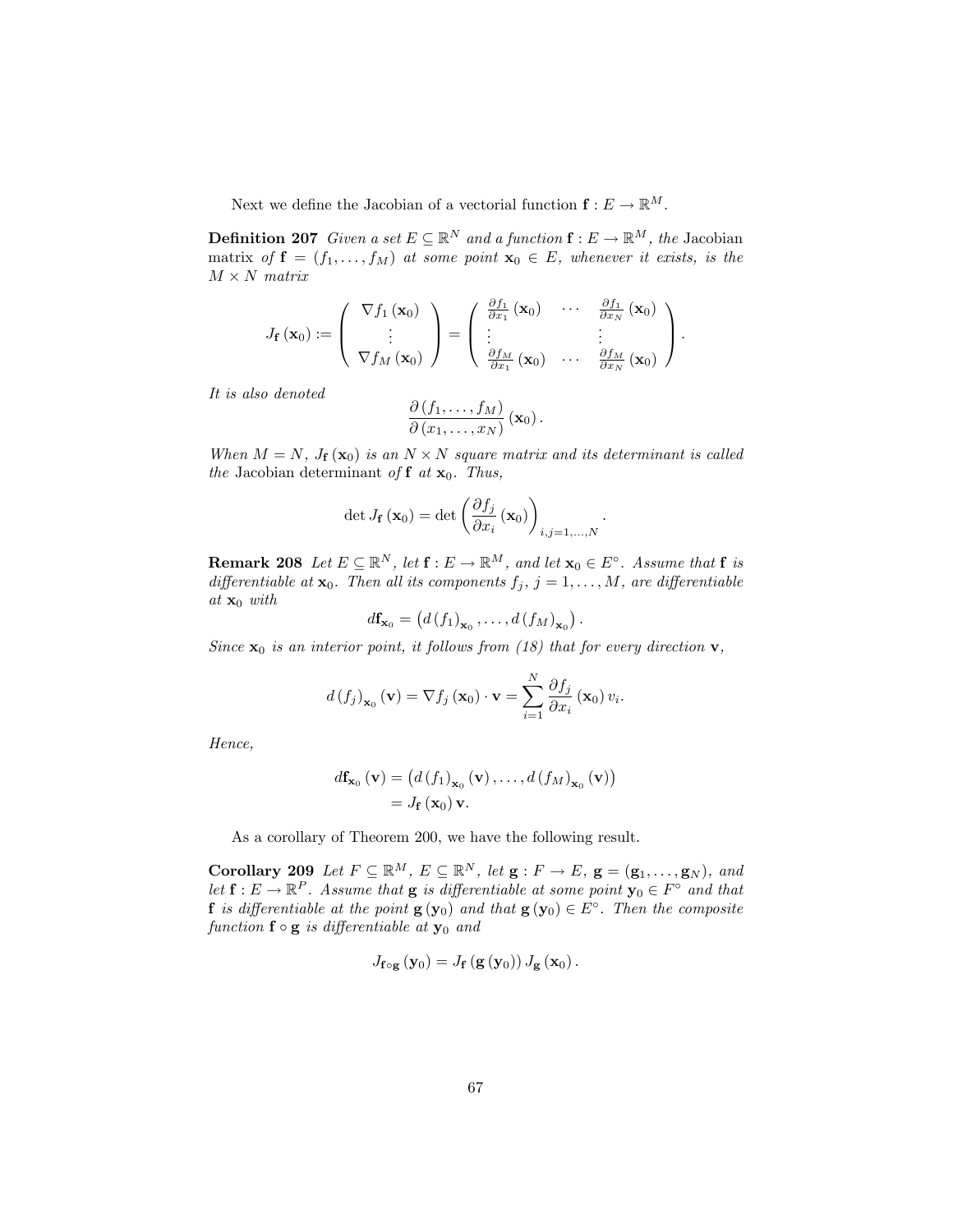Next we define the Jacobian of a vectorial function $\mathbf{f} : E \to \mathbb{R}^M$.

**Definition 207** *Given a set $E \subseteq \mathbb{R}^N$ and a function $\mathbf{f} : E \to \mathbb{R}^M$, the* Jacobian matrix *of $\mathbf{f} = (f_1, \ldots, f_M)$ at some point $\mathbf{x}_0 \in E$, whenever it exists, is the $M \times N$ matrix*

$$J_{\mathbf{f}}(\mathbf{x}_0) := \begin{pmatrix} \nabla f_1(\mathbf{x}_0) \\ \vdots \\ \nabla f_M(\mathbf{x}_0) \end{pmatrix} = \begin{pmatrix} \frac{\partial f_1}{\partial x_1}(\mathbf{x}_0) & \cdots & \frac{\partial f_1}{\partial x_N}(\mathbf{x}_0) \\ \vdots & & \vdots \\ \frac{\partial f_M}{\partial x_1}(\mathbf{x}_0) & \cdots & \frac{\partial f_M}{\partial x_N}(\mathbf{x}_0) \end{pmatrix}.$$

*It is also denoted*

$$\frac{\partial (f_1, \ldots, f_M)}{\partial (x_1, \ldots, x_N)}(\mathbf{x}_0).$$

*When $M = N$, $J_{\mathbf{f}}(\mathbf{x}_0)$ is an $N \times N$ square matrix and its determinant is called the* Jacobian determinant *of $\mathbf{f}$ at $\mathbf{x}_0$. Thus,*

$$\det J_{\mathbf{f}}(\mathbf{x}_0) = \det \left( \frac{\partial f_j}{\partial x_i}(\mathbf{x}_0) \right)_{i,j=1,\ldots,N}.$$

**Remark 208** *Let $E \subseteq \mathbb{R}^N$, let $\mathbf{f} : E \to \mathbb{R}^M$, and let $\mathbf{x}_0 \in E^\circ$. Assume that $\mathbf{f}$ is differentiable at $\mathbf{x}_0$. Then all its components $f_j$, $j = 1, \ldots, M$, are differentiable at $\mathbf{x}_0$ with*

$$d\mathbf{f}_{\mathbf{x}_0} = \left( d(f_1)_{\mathbf{x}_0}, \ldots, d(f_M)_{\mathbf{x}_0} \right).$$

*Since $\mathbf{x}_0$ is an interior point, it follows from (18) that for every direction $\mathbf{v}$,*

$$d(f_j)_{\mathbf{x}_0}(\mathbf{v}) = \nabla f_j(\mathbf{x}_0) \cdot \mathbf{v} = \sum_{i=1}^{N} \frac{\partial f_j}{\partial x_i}(\mathbf{x}_0) v_i.$$

*Hence,*

$$\begin{aligned} d\mathbf{f}_{\mathbf{x}_0}(\mathbf{v}) &= \left( d(f_1)_{\mathbf{x}_0}(\mathbf{v}), \ldots, d(f_M)_{\mathbf{x}_0}(\mathbf{v}) \right) \\ &= J_{\mathbf{f}}(\mathbf{x}_0)\mathbf{v}. \end{aligned}$$

As a corollary of Theorem 200, we have the following result.

**Corollary 209** *Let $F \subseteq \mathbb{R}^M$, $E \subseteq \mathbb{R}^N$, let $\mathbf{g} : F \to E$, $\mathbf{g} = (\mathbf{g}_1, \ldots, \mathbf{g}_N)$, and let $\mathbf{f} : E \to \mathbb{R}^P$. Assume that $\mathbf{g}$ is differentiable at some point $\mathbf{y}_0 \in F^\circ$ and that $\mathbf{f}$ is differentiable at the point $\mathbf{g}(\mathbf{y}_0)$ and that $\mathbf{g}(\mathbf{y}_0) \in E^\circ$. Then the composite function $\mathbf{f} \circ \mathbf{g}$ is differentiable at $\mathbf{y}_0$ and*

$$J_{\mathbf{f} \circ \mathbf{g}}(\mathbf{y}_0) = J_{\mathbf{f}}(\mathbf{g}(\mathbf{y}_0)) J_{\mathbf{g}}(\mathbf{x}_0).$$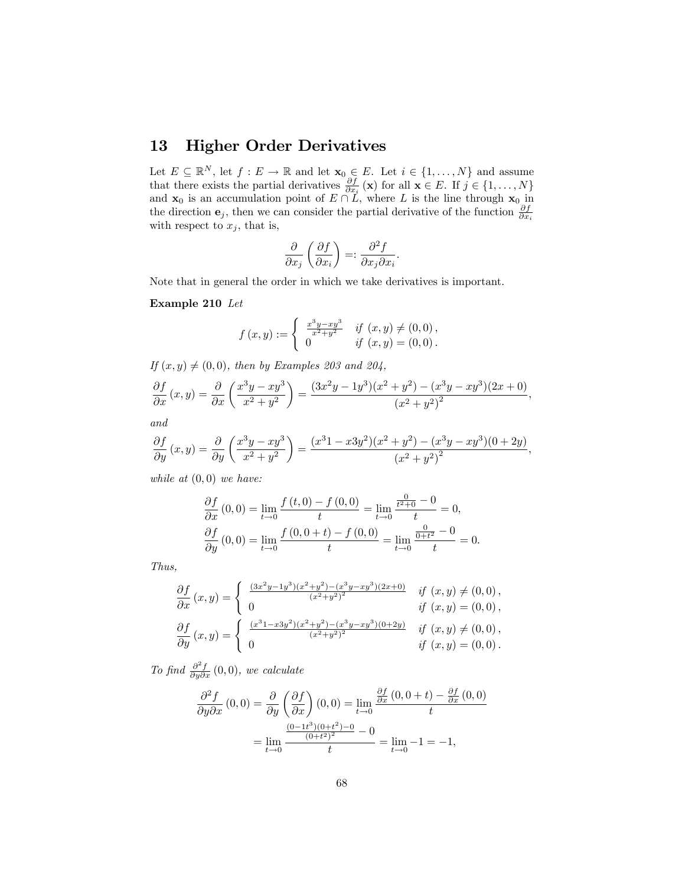## 13 Higher Order Derivatives

Let $E \subseteq \mathbb{R}^N$, let $f : E \to \mathbb{R}$ and let $\mathbf{x}_0 \in E$. Let $i \in \{1, \dots, N\}$ and assume that there exists the partial derivatives $\frac{\partial f}{\partial x_i}(\mathbf{x})$ for all $\mathbf{x} \in E$. If $j \in \{1, \dots, N\}$ and $\mathbf{x}_0$ is an accumulation point of $E \cap L$, where $L$ is the line through $\mathbf{x}_0$ in the direction $\mathbf{e}_j$, then we can consider the partial derivative of the function $\frac{\partial f}{\partial x_i}$ with respect to $x_j$, that is,

$$\frac{\partial}{\partial x_j}\left(\frac{\partial f}{\partial x_i}\right) =: \frac{\partial^2 f}{\partial x_j \partial x_i}.$$

Note that in general the order in which we take derivatives is important.

**Example 210** *Let*

$$f(x, y) := \begin{cases} \frac{x^3 y - x y^3}{x^2 + y^2} & \text{if } (x, y) \neq (0, 0), \\ 0 & \text{if } (x, y) = (0, 0). \end{cases}$$

*If $(x, y) \neq (0, 0)$, then by Examples 203 and 204,*

$$\frac{\partial f}{\partial x}(x, y) = \frac{\partial}{\partial x}\left(\frac{x^3 y - x y^3}{x^2 + y^2}\right) = \frac{(3x^2 y - 1y^3)(x^2 + y^2) - (x^3 y - x y^3)(2x + 0)}{(x^2 + y^2)^2},$$

*and*

$$\frac{\partial f}{\partial y}(x, y) = \frac{\partial}{\partial y}\left(\frac{x^3 y - x y^3}{x^2 + y^2}\right) = \frac{(x^3 1 - x 3y^2)(x^2 + y^2) - (x^3 y - x y^3)(0 + 2y)}{(x^2 + y^2)^2},$$

*while at $(0, 0)$ we have:*

$$\frac{\partial f}{\partial x}(0, 0) = \lim_{t \to 0} \frac{f(t, 0) - f(0, 0)}{t} = \lim_{t \to 0} \frac{\frac{0}{t^2 + 0} - 0}{t} = 0,$$
$$\frac{\partial f}{\partial y}(0, 0) = \lim_{t \to 0} \frac{f(0, 0 + t) - f(0, 0)}{t} = \lim_{t \to 0} \frac{\frac{0}{0 + t^2} - 0}{t} = 0.$$

*Thus,*

$$\frac{\partial f}{\partial x}(x, y) = \begin{cases} \frac{(3x^2 y - 1y^3)(x^2 + y^2) - (x^3 y - x y^3)(2x + 0)}{(x^2 + y^2)^2} & \text{if } (x, y) \neq (0, 0), \\ 0 & \text{if } (x, y) = (0, 0), \end{cases}$$

$$\frac{\partial f}{\partial y}(x, y) = \begin{cases} \frac{(x^3 1 - x 3y^2)(x^2 + y^2) - (x^3 y - x y^3)(0 + 2y)}{(x^2 + y^2)^2} & \text{if } (x, y) \neq (0, 0), \\ 0 & \text{if } (x, y) = (0, 0). \end{cases}$$

*To find $\frac{\partial^2 f}{\partial y \partial x}(0, 0)$, we calculate*

$$\frac{\partial^2 f}{\partial y \partial x}(0, 0) = \frac{\partial}{\partial y}\left(\frac{\partial f}{\partial x}\right)(0, 0) = \lim_{t \to 0} \frac{\frac{\partial f}{\partial x}(0, 0 + t) - \frac{\partial f}{\partial x}(0, 0)}{t}$$
$$= \lim_{t \to 0} \frac{\frac{(0 - 1t^3)(0 + t^2) - 0}{(0 + t^2)^2} - 0}{t} = \lim_{t \to 0} -1 = -1,$$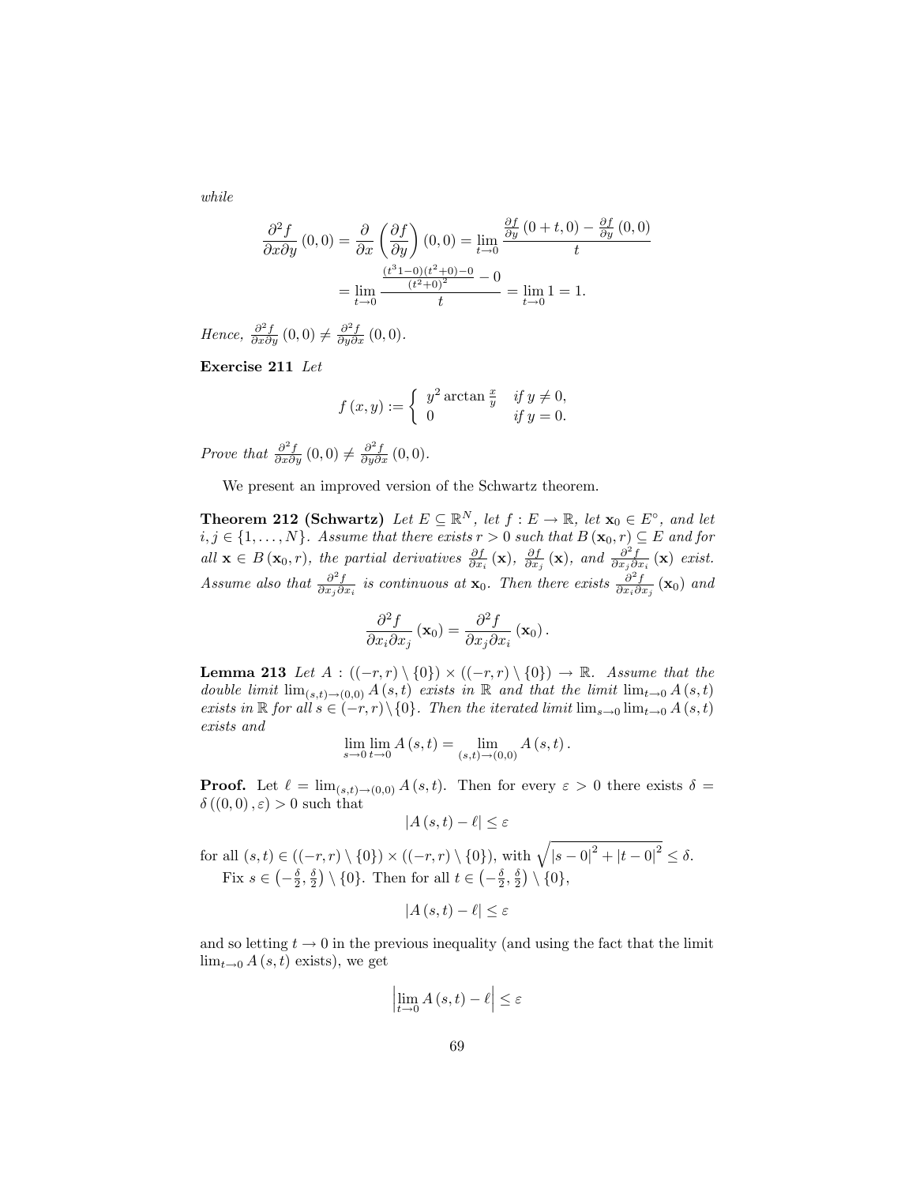*while*

$$\frac{\partial^2 f}{\partial x \partial y}(0,0) = \frac{\partial}{\partial x}\left(\frac{\partial f}{\partial y}\right)(0,0) = \lim_{t\to 0} \frac{\frac{\partial f}{\partial y}(0+t,0) - \frac{\partial f}{\partial y}(0,0)}{t}$$

$$= \lim_{t\to 0} \frac{\frac{(t^3 1 - 0)(t^2+0)-0}{(t^2+0)^2} - 0}{t} = \lim_{t\to 0} 1 = 1.$$

*Hence,* $\frac{\partial^2 f}{\partial x \partial y}(0,0) \neq \frac{\partial^2 f}{\partial y \partial x}(0,0)$.

**Exercise 211** *Let*

$$f(x,y) := \begin{cases} y^2 \arctan \frac{x}{y} & \text{if } y \neq 0, \\ 0 & \text{if } y = 0. \end{cases}$$

*Prove that* $\frac{\partial^2 f}{\partial x \partial y}(0,0) \neq \frac{\partial^2 f}{\partial y \partial x}(0,0)$.

We present an improved version of the Schwartz theorem.

**Theorem 212 (Schwartz)** *Let* $E \subseteq \mathbb{R}^N$, *let* $f : E \to \mathbb{R}$, *let* $\mathbf{x}_0 \in E^\circ$, *and let* $i, j \in \{1, \ldots, N\}$. *Assume that there exists* $r > 0$ *such that* $B(\mathbf{x}_0, r) \subseteq E$ *and for all* $\mathbf{x} \in B(\mathbf{x}_0, r)$, *the partial derivatives* $\frac{\partial f}{\partial x_i}(\mathbf{x})$, $\frac{\partial f}{\partial x_j}(\mathbf{x})$, *and* $\frac{\partial^2 f}{\partial x_j \partial x_i}(\mathbf{x})$ *exist. Assume also that* $\frac{\partial^2 f}{\partial x_j \partial x_i}$ *is continuous at* $\mathbf{x}_0$. *Then there exists* $\frac{\partial^2 f}{\partial x_i \partial x_j}(\mathbf{x}_0)$ *and*

$$\frac{\partial^2 f}{\partial x_i \partial x_j}(\mathbf{x}_0) = \frac{\partial^2 f}{\partial x_j \partial x_i}(\mathbf{x}_0).$$

**Lemma 213** *Let* $A : ((-r,r) \setminus \{0\}) \times ((-r,r) \setminus \{0\}) \to \mathbb{R}$. *Assume that the double limit* $\lim_{(s,t)\to(0,0)} A(s,t)$ *exists in* $\mathbb{R}$ *and that the limit* $\lim_{t\to 0} A(s,t)$ *exists in* $\mathbb{R}$ *for all* $s \in (-r,r) \setminus \{0\}$. *Then the iterated limit* $\lim_{s\to 0} \lim_{t\to 0} A(s,t)$ *exists and*

$$\lim_{s\to 0} \lim_{t\to 0} A(s,t) = \lim_{(s,t)\to(0,0)} A(s,t).$$

**Proof.** Let $\ell = \lim_{(s,t)\to(0,0)} A(s,t)$. Then for every $\varepsilon > 0$ there exists $\delta = \delta((0,0), \varepsilon) > 0$ such that

$$|A(s,t) - \ell| \leq \varepsilon$$

for all $(s,t) \in ((-r,r) \setminus \{0\}) \times ((-r,r) \setminus \{0\})$, with $\sqrt{|s-0|^2 + |t-0|^2} \leq \delta$.

Fix $s \in \left(-\frac{\delta}{2}, \frac{\delta}{2}\right) \setminus \{0\}$. Then for all $t \in \left(-\frac{\delta}{2}, \frac{\delta}{2}\right) \setminus \{0\}$,

$$|A(s,t) - \ell| \leq \varepsilon$$

and so letting $t \to 0$ in the previous inequality (and using the fact that the limit $\lim_{t\to 0} A(s,t)$ exists), we get

$$\left|\lim_{t\to 0} A(s,t) - \ell\right| \leq \varepsilon$$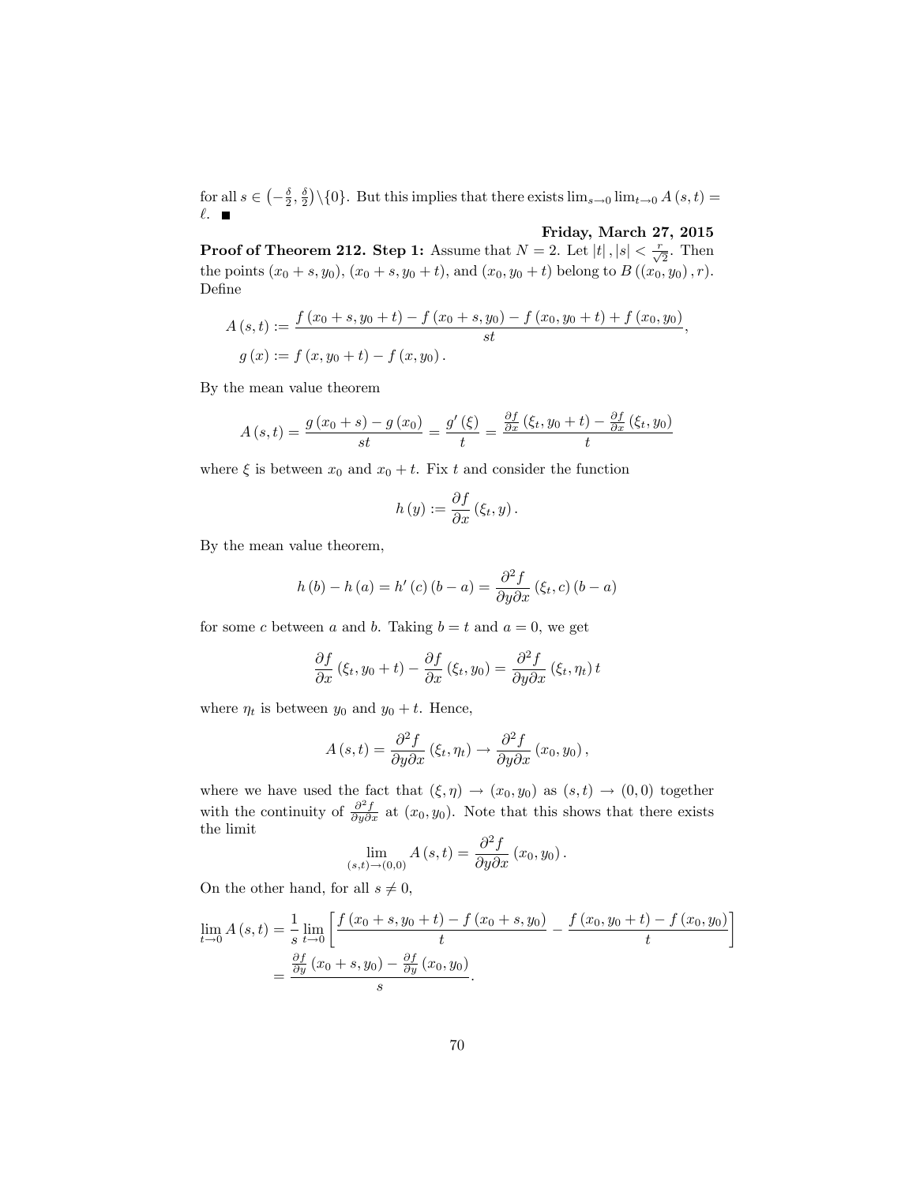for all $s \in \left(-\frac{\delta}{2}, \frac{\delta}{2}\right) \setminus \{0\}$. But this implies that there exists $\lim_{s\to 0} \lim_{t\to 0} A(s,t) = \ell$. ■

**Friday, March 27, 2015**

**Proof of Theorem 212. Step 1:** Assume that $N = 2$. Let $|t|, |s| < \frac{r}{\sqrt{2}}$. Then the points $(x_0 + s, y_0)$, $(x_0 + s, y_0 + t)$, and $(x_0, y_0 + t)$ belong to $B((x_0, y_0), r)$. Define

$$
\begin{aligned}
A(s,t) &:= \frac{f(x_0 + s, y_0 + t) - f(x_0 + s, y_0) - f(x_0, y_0 + t) + f(x_0, y_0)}{st}, \\
g(x) &:= f(x, y_0 + t) - f(x, y_0).
\end{aligned}
$$

By the mean value theorem

$$
A(s,t) = \frac{g(x_0 + s) - g(x_0)}{st} = \frac{g'(\xi)}{t} = \frac{\frac{\partial f}{\partial x}(\xi_t, y_0 + t) - \frac{\partial f}{\partial x}(\xi_t, y_0)}{t}
$$

where $\xi$ is between $x_0$ and $x_0 + t$. Fix $t$ and consider the function

$$
h(y) := \frac{\partial f}{\partial x}(\xi_t, y).
$$

By the mean value theorem,

$$
h(b) - h(a) = h'(c)(b-a) = \frac{\partial^2 f}{\partial y \partial x}(\xi_t, c)(b-a)
$$

for some $c$ between $a$ and $b$. Taking $b = t$ and $a = 0$, we get

$$
\frac{\partial f}{\partial x}(\xi_t, y_0 + t) - \frac{\partial f}{\partial x}(\xi_t, y_0) = \frac{\partial^2 f}{\partial y \partial x}(\xi_t, \eta_t)\, t
$$

where $\eta_t$ is between $y_0$ and $y_0 + t$. Hence,

$$
A(s,t) = \frac{\partial^2 f}{\partial y \partial x}(\xi_t, \eta_t) \to \frac{\partial^2 f}{\partial y \partial x}(x_0, y_0),
$$

where we have used the fact that $(\xi, \eta) \to (x_0, y_0)$ as $(s,t) \to (0,0)$ together with the continuity of $\frac{\partial^2 f}{\partial y \partial x}$ at $(x_0, y_0)$. Note that this shows that there exists the limit

$$
\lim_{(s,t)\to(0,0)} A(s,t) = \frac{\partial^2 f}{\partial y \partial x}(x_0, y_0).
$$

On the other hand, for all $s \neq 0$,

$$
\begin{aligned}
\lim_{t\to 0} A(s,t) &= \frac{1}{s} \lim_{t\to 0} \left[ \frac{f(x_0 + s, y_0 + t) - f(x_0 + s, y_0)}{t} - \frac{f(x_0, y_0 + t) - f(x_0, y_0)}{t} \right] \\
&= \frac{\frac{\partial f}{\partial y}(x_0 + s, y_0) - \frac{\partial f}{\partial y}(x_0, y_0)}{s}.
\end{aligned}
$$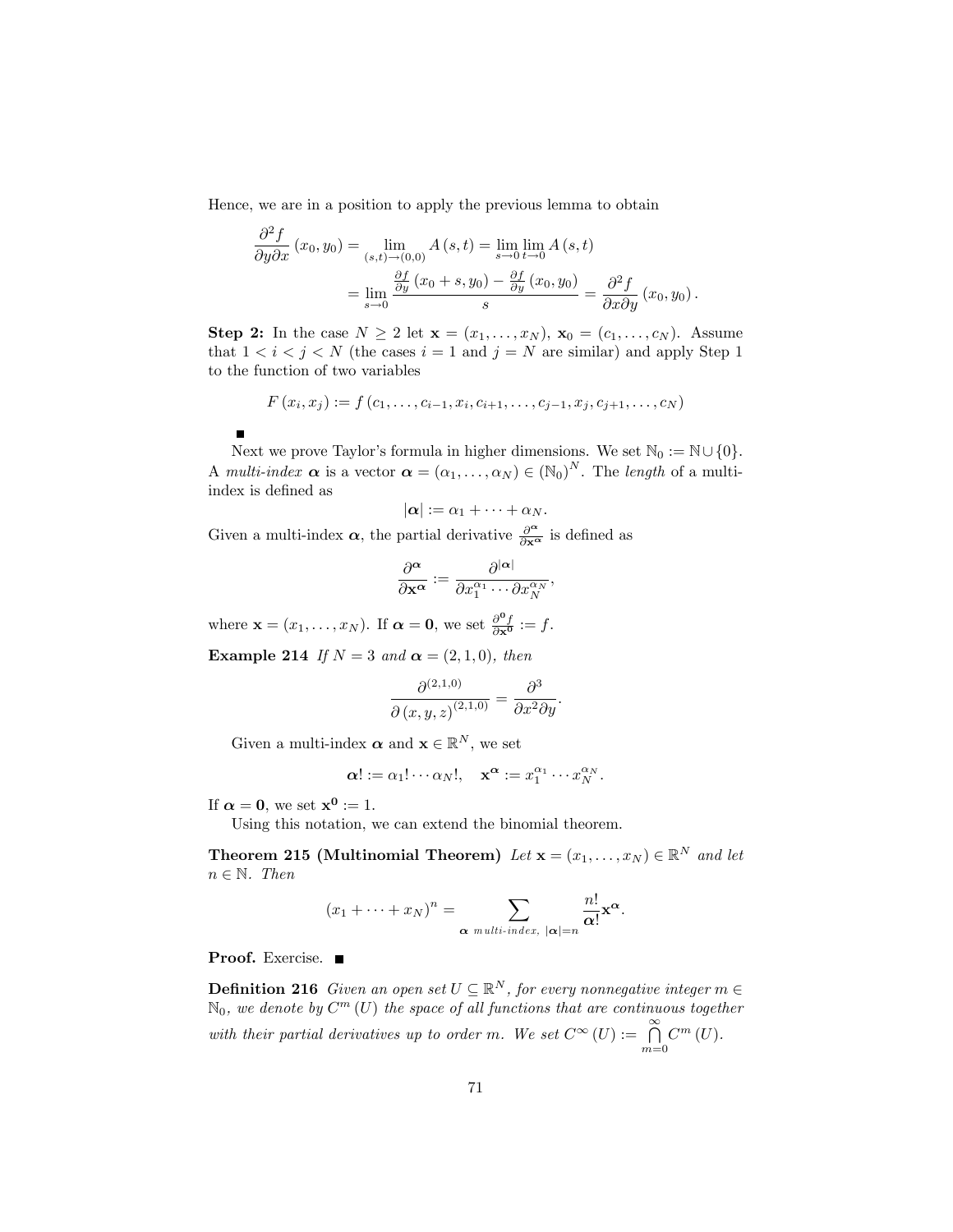Hence, we are in a position to apply the previous lemma to obtain

$$
\begin{aligned}
\frac{\partial^2 f}{\partial y \partial x}(x_0, y_0) &= \lim_{(s,t)\to(0,0)} A(s,t) = \lim_{s\to 0}\lim_{t\to 0} A(s,t) \\
&= \lim_{s\to 0} \frac{\frac{\partial f}{\partial y}(x_0 + s, y_0) - \frac{\partial f}{\partial y}(x_0, y_0)}{s} = \frac{\partial^2 f}{\partial x \partial y}(x_0, y_0).
\end{aligned}
$$

**Step 2:** In the case $N \geq 2$ let $\mathbf{x} = (x_1, \ldots, x_N)$, $\mathbf{x}_0 = (c_1, \ldots, c_N)$. Assume that $1 < i < j < N$ (the cases $i = 1$ and $j = N$ are similar) and apply Step 1 to the function of two variables

$$F(x_i, x_j) := f(c_1, \ldots, c_{i-1}, x_i, c_{i+1}, \ldots, c_{j-1}, x_j, c_{j+1}, \ldots, c_N)$$

■

Next we prove Taylor's formula in higher dimensions. We set $\mathbb{N}_0 := \mathbb{N} \cup \{0\}$. A *multi-index* $\boldsymbol{\alpha}$ is a vector $\boldsymbol{\alpha} = (\alpha_1, \ldots, \alpha_N) \in (\mathbb{N}_0)^N$. The *length* of a multi-index is defined as

$$|\boldsymbol{\alpha}| := \alpha_1 + \cdots + \alpha_N.$$

Given a multi-index $\boldsymbol{\alpha}$, the partial derivative $\frac{\partial^{\boldsymbol{\alpha}}}{\partial \mathbf{x}^{\boldsymbol{\alpha}}}$ is defined as

$$\frac{\partial^{\boldsymbol{\alpha}}}{\partial \mathbf{x}^{\boldsymbol{\alpha}}} := \frac{\partial^{|\boldsymbol{\alpha}|}}{\partial x_1^{\alpha_1} \cdots \partial x_N^{\alpha_N}},$$

where $\mathbf{x} = (x_1, \ldots, x_N)$. If $\boldsymbol{\alpha} = \mathbf{0}$, we set $\frac{\partial^{\mathbf{0}} f}{\partial \mathbf{x}^{\mathbf{0}}} := f$.

**Example 214** *If $N = 3$ and $\boldsymbol{\alpha} = (2, 1, 0)$, then*

$$\frac{\partial^{(2,1,0)}}{\partial (x, y, z)^{(2,1,0)}} = \frac{\partial^3}{\partial x^2 \partial y}.$$

Given a multi-index $\boldsymbol{\alpha}$ and $\mathbf{x} \in \mathbb{R}^N$, we set

$$\boldsymbol{\alpha}! := \alpha_1! \cdots \alpha_N!, \quad \mathbf{x}^{\boldsymbol{\alpha}} := x_1^{\alpha_1} \cdots x_N^{\alpha_N}.$$

If $\boldsymbol{\alpha} = \mathbf{0}$, we set $\mathbf{x}^{\mathbf{0}} := 1$.

Using this notation, we can extend the binomial theorem.

**Theorem 215 (Multinomial Theorem)** *Let $\mathbf{x} = (x_1, \ldots, x_N) \in \mathbb{R}^N$ and let $n \in \mathbb{N}$. Then*

$$(x_1 + \cdots + x_N)^n = \sum_{\boldsymbol{\alpha} \text{ multi-index, } |\boldsymbol{\alpha}| = n} \frac{n!}{\boldsymbol{\alpha}!} \mathbf{x}^{\boldsymbol{\alpha}}.$$

**Proof.** Exercise. ■

**Definition 216** *Given an open set $U \subseteq \mathbb{R}^N$, for every nonnegative integer $m \in \mathbb{N}_0$, we denote by $C^m(U)$ the space of all functions that are continuous together with their partial derivatives up to order $m$. We set $C^\infty(U) := \bigcap_{m=0}^{\infty} C^m(U)$.*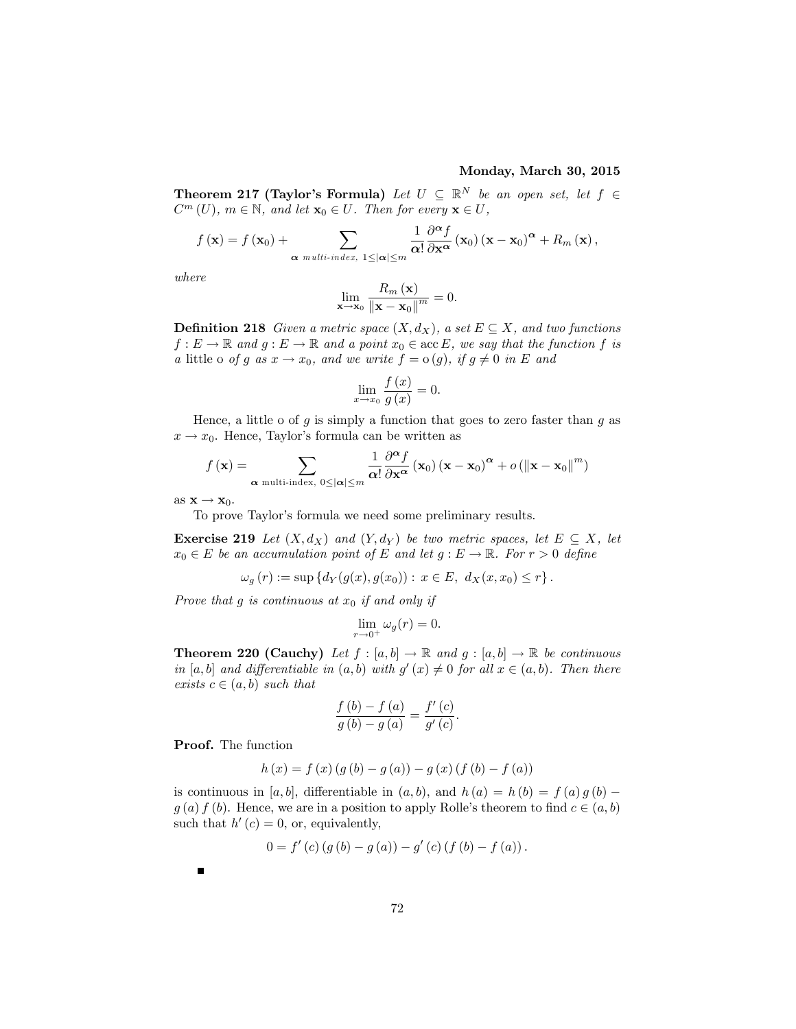**Monday, March 30, 2015**

**Theorem 217 (Taylor's Formula)** *Let $U \subseteq \mathbb{R}^N$ be an open set, let $f \in C^m(U)$, $m \in \mathbb{N}$, and let $\mathbf{x}_0 \in U$. Then for every $\mathbf{x} \in U$,*

$$f(\mathbf{x}) = f(\mathbf{x}_0) + \sum_{\boldsymbol{\alpha} \text{ multi-index, } 1 \leq |\boldsymbol{\alpha}| \leq m} \frac{1}{\boldsymbol{\alpha}!} \frac{\partial^{\boldsymbol{\alpha}} f}{\partial \mathbf{x}^{\boldsymbol{\alpha}}}(\mathbf{x}_0)(\mathbf{x} - \mathbf{x}_0)^{\boldsymbol{\alpha}} + R_m(\mathbf{x}),$$

*where*

$$\lim_{\mathbf{x} \to \mathbf{x}_0} \frac{R_m(\mathbf{x})}{\|\mathbf{x} - \mathbf{x}_0\|^m} = 0.$$

**Definition 218** *Given a metric space $(X, d_X)$, a set $E \subseteq X$, and two functions $f : E \to \mathbb{R}$ and $g : E \to \mathbb{R}$ and a point $x_0 \in \operatorname{acc} E$, we say that the function $f$ is a* little o *of $g$ as $x \to x_0$, and we write $f = o(g)$, if $g \neq 0$ in $E$ and*

$$\lim_{x \to x_0} \frac{f(x)}{g(x)} = 0.$$

Hence, a little o of $g$ is simply a function that goes to zero faster than $g$ as $x \to x_0$. Hence, Taylor's formula can be written as

$$f(\mathbf{x}) = \sum_{\boldsymbol{\alpha} \text{ multi-index, } 0 \leq |\boldsymbol{\alpha}| \leq m} \frac{1}{\boldsymbol{\alpha}!} \frac{\partial^{\boldsymbol{\alpha}} f}{\partial \mathbf{x}^{\boldsymbol{\alpha}}}(\mathbf{x}_0)(\mathbf{x} - \mathbf{x}_0)^{\boldsymbol{\alpha}} + o\left(\|\mathbf{x} - \mathbf{x}_0\|^m\right)$$

as $\mathbf{x} \to \mathbf{x}_0$.

To prove Taylor's formula we need some preliminary results.

**Exercise 219** *Let $(X, d_X)$ and $(Y, d_Y)$ be two metric spaces, let $E \subseteq X$, let $x_0 \in E$ be an accumulation point of $E$ and let $g : E \to \mathbb{R}$. For $r > 0$ define*

$$\omega_g(r) := \sup\{d_Y(g(x), g(x_0)) : x \in E, \ d_X(x, x_0) \leq r\}.$$

*Prove that $g$ is continuous at $x_0$ if and only if*

$$\lim_{r \to 0^+} \omega_g(r) = 0.$$

**Theorem 220 (Cauchy)** *Let $f : [a, b] \to \mathbb{R}$ and $g : [a, b] \to \mathbb{R}$ be continuous in $[a, b]$ and differentiable in $(a, b)$ with $g'(x) \neq 0$ for all $x \in (a, b)$. Then there exists $c \in (a, b)$ such that*

$$\frac{f(b) - f(a)}{g(b) - g(a)} = \frac{f'(c)}{g'(c)}.$$

**Proof.** The function

$$h(x) = f(x)(g(b) - g(a)) - g(x)(f(b) - f(a))$$

is continuous in $[a, b]$, differentiable in $(a, b)$, and $h(a) = h(b) = f(a)g(b) - g(a)f(b)$. Hence, we are in a position to apply Rolle's theorem to find $c \in (a, b)$ such that $h'(c) = 0$, or, equivalently,

$$0 = f'(c)(g(b) - g(a)) - g'(c)(f(b) - f(a)).$$

■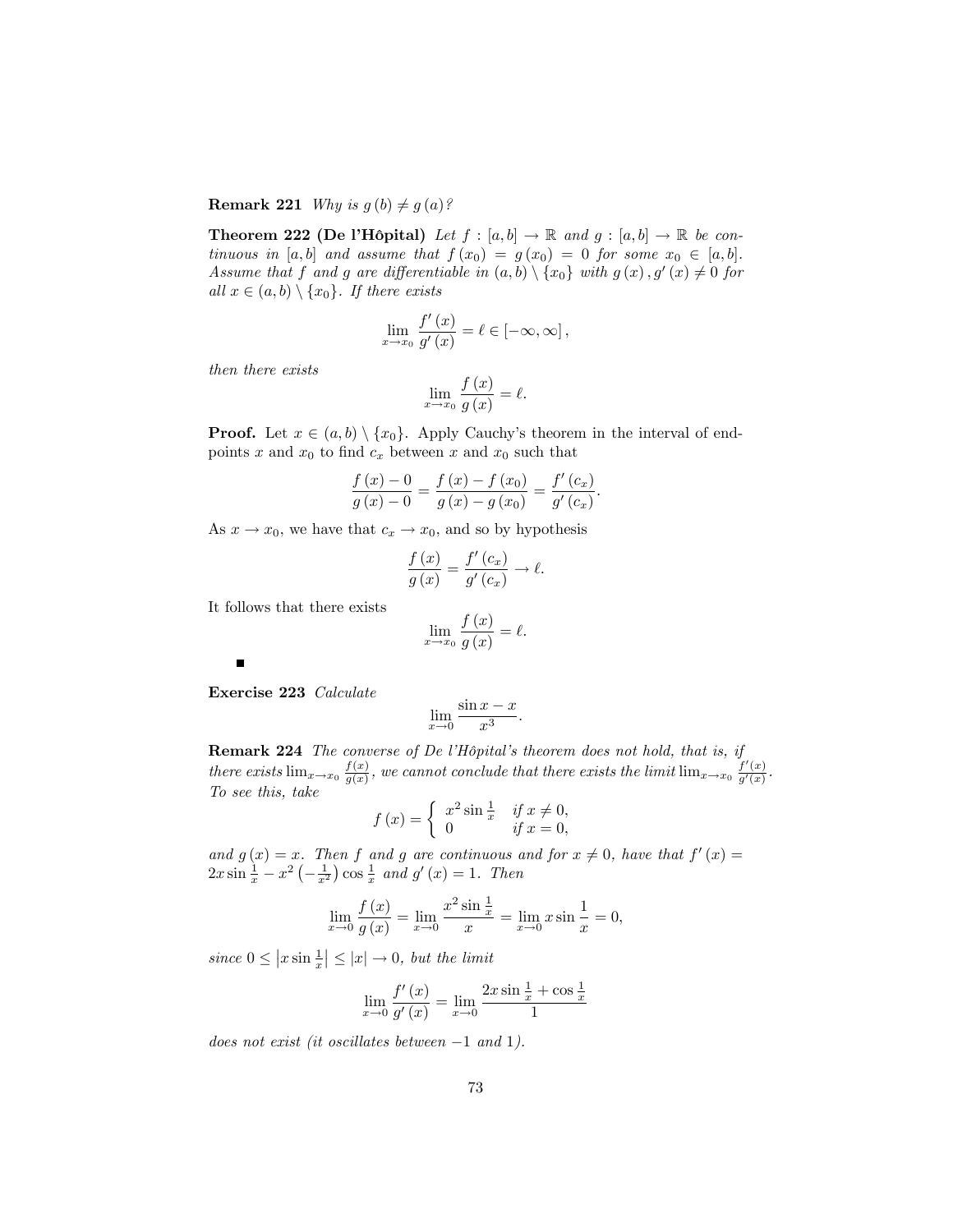**Remark 221** *Why is $g(b) \neq g(a)$?*

**Theorem 222 (De l'Hôpital)** *Let $f : [a,b] \to \mathbb{R}$ and $g : [a,b] \to \mathbb{R}$ be continuous in $[a,b]$ and assume that $f(x_0) = g(x_0) = 0$ for some $x_0 \in [a,b]$. Assume that $f$ and $g$ are differentiable in $(a,b) \setminus \{x_0\}$ with $g(x), g'(x) \neq 0$ for all $x \in (a,b) \setminus \{x_0\}$. If there exists*

$$\lim_{x \to x_0} \frac{f'(x)}{g'(x)} = \ell \in [-\infty, \infty],$$

*then there exists*

$$\lim_{x \to x_0} \frac{f(x)}{g(x)} = \ell.$$

**Proof.** Let $x \in (a,b) \setminus \{x_0\}$. Apply Cauchy's theorem in the interval of endpoints $x$ and $x_0$ to find $c_x$ between $x$ and $x_0$ such that

$$\frac{f(x) - 0}{g(x) - 0} = \frac{f(x) - f(x_0)}{g(x) - g(x_0)} = \frac{f'(c_x)}{g'(c_x)}.$$

As $x \to x_0$, we have that $c_x \to x_0$, and so by hypothesis

$$\frac{f(x)}{g(x)} = \frac{f'(c_x)}{g'(c_x)} \to \ell.$$

It follows that there exists

$$\lim_{x \to x_0} \frac{f(x)}{g(x)} = \ell.$$

■

**Exercise 223** *Calculate*

$$\lim_{x \to 0} \frac{\sin x - x}{x^3}.$$

**Remark 224** *The converse of De l'Hôpital's theorem does not hold, that is, if there exists $\lim_{x \to x_0} \frac{f(x)}{g(x)}$, we cannot conclude that there exists the limit $\lim_{x \to x_0} \frac{f'(x)}{g'(x)}$. To see this, take*

$$f(x) = \begin{cases} x^2 \sin \frac{1}{x} & \text{if } x \neq 0, \\ 0 & \text{if } x = 0, \end{cases}$$

*and $g(x) = x$. Then $f$ and $g$ are continuous and for $x \neq 0$, have that $f'(x) = 2x \sin \frac{1}{x} - x^2 \left(-\frac{1}{x^2}\right) \cos \frac{1}{x}$ and $g'(x) = 1$. Then*

$$\lim_{x \to 0} \frac{f(x)}{g(x)} = \lim_{x \to 0} \frac{x^2 \sin \frac{1}{x}}{x} = \lim_{x \to 0} x \sin \frac{1}{x} = 0,$$

*since $0 \leq \left|x \sin \frac{1}{x}\right| \leq |x| \to 0$, but the limit*

$$\lim_{x \to 0} \frac{f'(x)}{g'(x)} = \lim_{x \to 0} \frac{2x \sin \frac{1}{x} + \cos \frac{1}{x}}{1}$$

*does not exist (it oscillates between $-1$ and $1$).*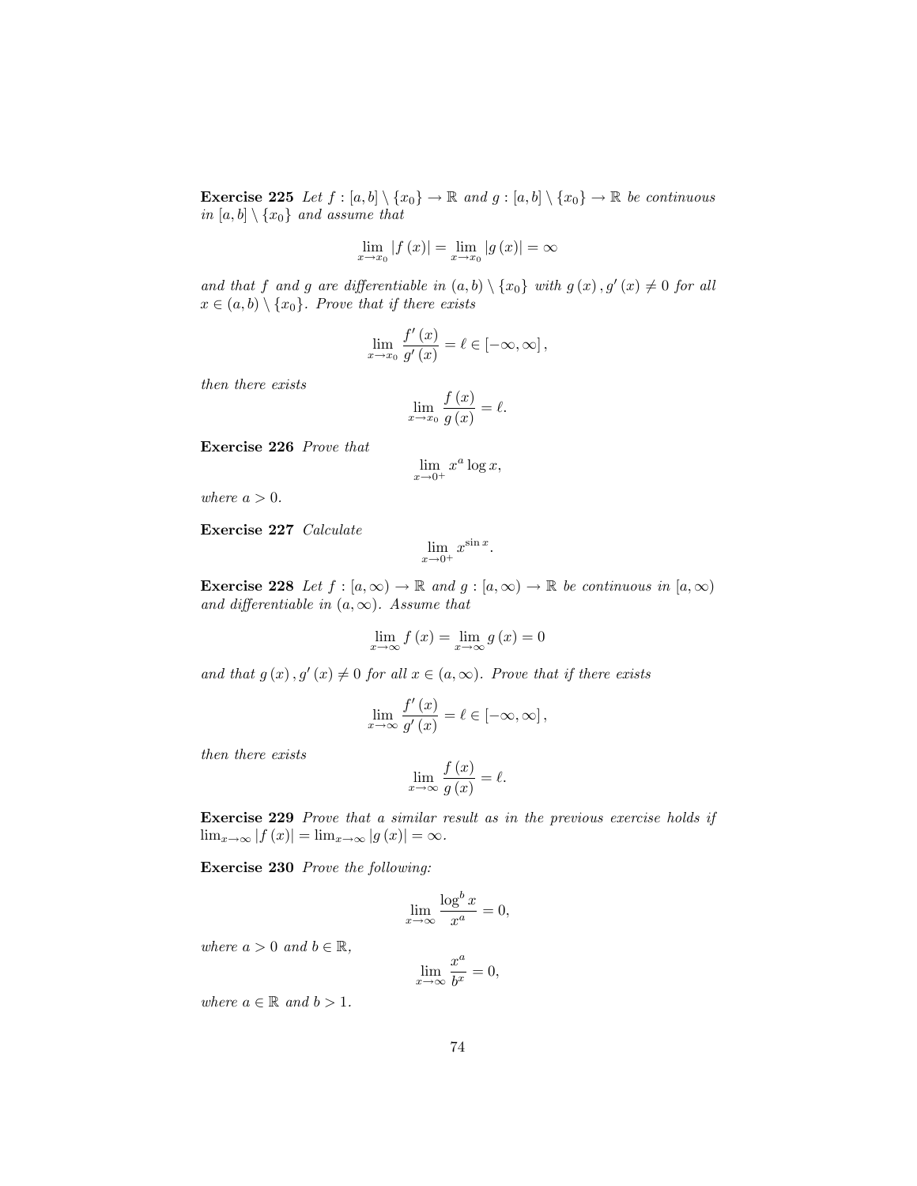**Exercise 225** *Let $f : [a, b] \setminus \{x_0\} \to \mathbb{R}$ and $g : [a, b] \setminus \{x_0\} \to \mathbb{R}$ be continuous in $[a, b] \setminus \{x_0\}$ and assume that*

$$\lim_{x \to x_0} |f(x)| = \lim_{x \to x_0} |g(x)| = \infty$$

*and that $f$ and $g$ are differentiable in $(a, b) \setminus \{x_0\}$ with $g(x), g'(x) \neq 0$ for all $x \in (a, b) \setminus \{x_0\}$. Prove that if there exists*

$$\lim_{x \to x_0} \frac{f'(x)}{g'(x)} = \ell \in [-\infty, \infty],$$

*then there exists*

$$\lim_{x \to x_0} \frac{f(x)}{g(x)} = \ell.$$

**Exercise 226** *Prove that*

$$\lim_{x \to 0^+} x^a \log x,$$

*where $a > 0$.*

**Exercise 227** *Calculate*

$$\lim_{x \to 0^+} x^{\sin x}.$$

**Exercise 228** *Let $f : [a, \infty) \to \mathbb{R}$ and $g : [a, \infty) \to \mathbb{R}$ be continuous in $[a, \infty)$ and differentiable in $(a, \infty)$. Assume that*

$$\lim_{x \to \infty} f(x) = \lim_{x \to \infty} g(x) = 0$$

*and that $g(x), g'(x) \neq 0$ for all $x \in (a, \infty)$. Prove that if there exists*

$$\lim_{x \to \infty} \frac{f'(x)}{g'(x)} = \ell \in [-\infty, \infty],$$

*then there exists*

$$\lim_{x \to \infty} \frac{f(x)}{g(x)} = \ell.$$

**Exercise 229** *Prove that a similar result as in the previous exercise holds if $\lim_{x \to \infty} |f(x)| = \lim_{x \to \infty} |g(x)| = \infty$.*

**Exercise 230** *Prove the following:*

$$\lim_{x \to \infty} \frac{\log^b x}{x^a} = 0,$$

*where $a > 0$ and $b \in \mathbb{R}$,*

$$\lim_{x \to \infty} \frac{x^a}{b^x} = 0,$$

*where $a \in \mathbb{R}$ and $b > 1$.*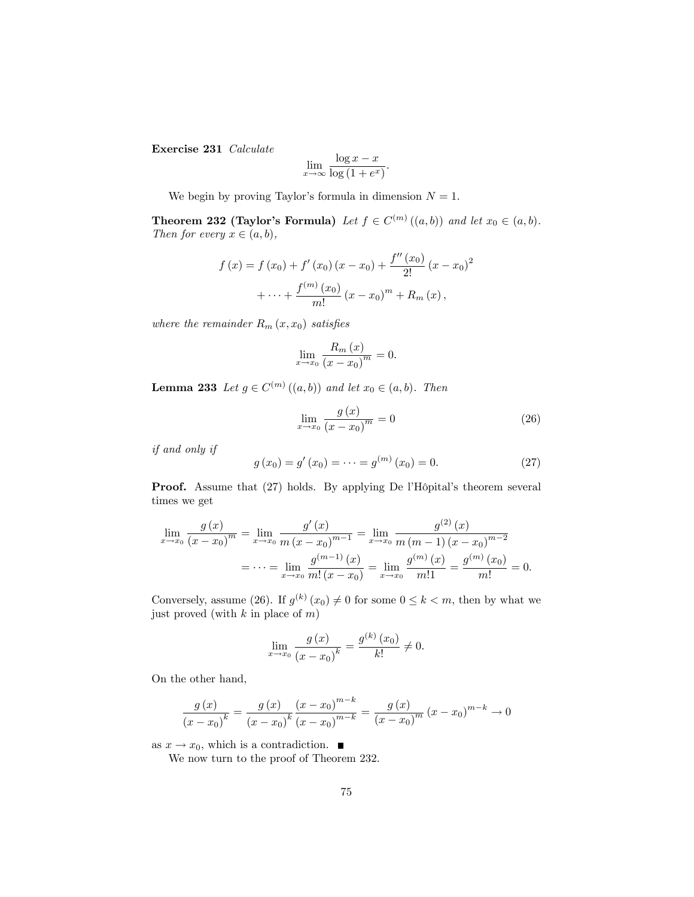**Exercise 231** *Calculate*

$$\lim_{x\to\infty}\frac{\log x - x}{\log\left(1+e^{x}\right)}.$$

We begin by proving Taylor's formula in dimension $N = 1$.

**Theorem 232 (Taylor's Formula)** *Let $f \in C^{(m)}\left((a,b)\right)$ and let $x_0 \in (a,b)$. Then for every $x \in (a,b)$,*

$$\begin{aligned} f\left(x\right) &= f\left(x_0\right) + f'\left(x_0\right)\left(x-x_0\right) + \frac{f''\left(x_0\right)}{2!}\left(x-x_0\right)^2 \\ &\quad + \cdots + \frac{f^{(m)}\left(x_0\right)}{m!}\left(x-x_0\right)^m + R_m\left(x\right), \end{aligned}$$

*where the remainder $R_m\left(x,x_0\right)$ satisfies*

$$\lim_{x\to x_0}\frac{R_m\left(x\right)}{\left(x-x_0\right)^m} = 0.$$

**Lemma 233** *Let $g \in C^{(m)}\left((a,b)\right)$ and let $x_0 \in (a,b)$. Then*

$$\lim_{x\to x_0}\frac{g\left(x\right)}{\left(x-x_0\right)^m} = 0 \tag{26}$$

*if and only if*

$$g\left(x_0\right) = g'\left(x_0\right) = \cdots = g^{(m)}\left(x_0\right) = 0. \tag{27}$$

**Proof.** Assume that (27) holds. By applying De l'Hôpital's theorem several times we get

$$\begin{aligned} \lim_{x\to x_0}\frac{g\left(x\right)}{\left(x-x_0\right)^m} &= \lim_{x\to x_0}\frac{g'\left(x\right)}{m\left(x-x_0\right)^{m-1}} = \lim_{x\to x_0}\frac{g^{(2)}\left(x\right)}{m\left(m-1\right)\left(x-x_0\right)^{m-2}} \\ &= \cdots = \lim_{x\to x_0}\frac{g^{(m-1)}\left(x\right)}{m!\left(x-x_0\right)} = \lim_{x\to x_0}\frac{g^{(m)}\left(x\right)}{m!1} = \frac{g^{(m)}\left(x_0\right)}{m!} = 0. \end{aligned}$$

Conversely, assume (26). If $g^{(k)}\left(x_0\right) \neq 0$ for some $0 \leq k < m$, then by what we just proved (with $k$ in place of $m$)

$$\lim_{x\to x_0}\frac{g\left(x\right)}{\left(x-x_0\right)^k} = \frac{g^{(k)}\left(x_0\right)}{k!} \neq 0.$$

On the other hand,

$$\frac{g\left(x\right)}{\left(x-x_0\right)^k} = \frac{g\left(x\right)}{\left(x-x_0\right)^k}\frac{\left(x-x_0\right)^{m-k}}{\left(x-x_0\right)^{m-k}} = \frac{g\left(x\right)}{\left(x-x_0\right)^m}\left(x-x_0\right)^{m-k} \to 0$$

as $x \to x_0$, which is a contradiction. ■

We now turn to the proof of Theorem 232.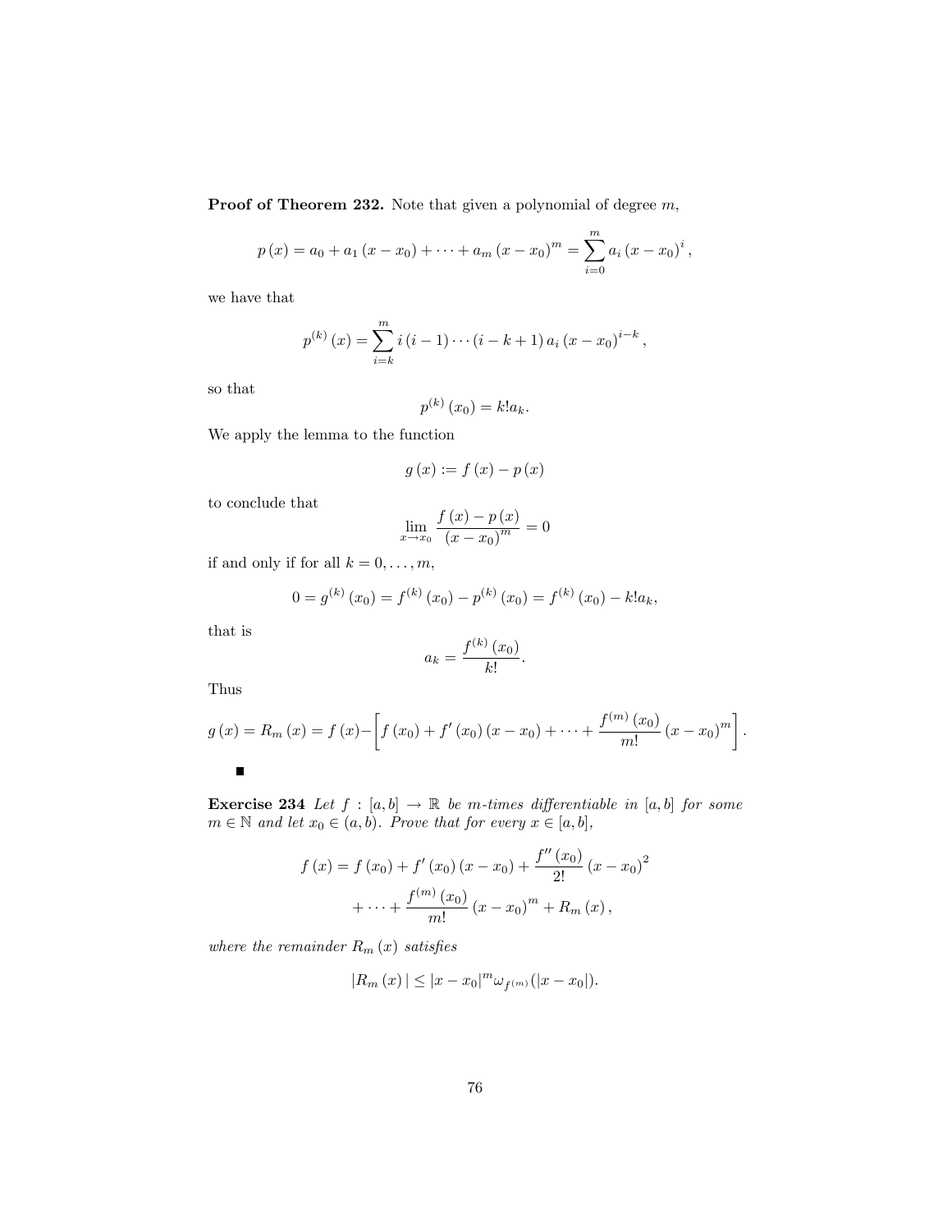**Proof of Theorem 232.** Note that given a polynomial of degree $m$,

$$p(x) = a_0 + a_1(x - x_0) + \cdots + a_m (x - x_0)^m = \sum_{i=0}^{m} a_i (x - x_0)^i,$$

we have that

$$p^{(k)}(x) = \sum_{i=k}^{m} i(i-1)\cdots(i-k+1)\, a_i (x - x_0)^{i-k},$$

so that

$$p^{(k)}(x_0) = k! a_k.$$

We apply the lemma to the function

$$g(x) := f(x) - p(x)$$

to conclude that

$$\lim_{x \to x_0} \frac{f(x) - p(x)}{(x - x_0)^m} = 0$$

if and only if for all $k = 0, \dots, m$,

$$0 = g^{(k)}(x_0) = f^{(k)}(x_0) - p^{(k)}(x_0) = f^{(k)}(x_0) - k! a_k,$$

that is

$$a_k = \frac{f^{(k)}(x_0)}{k!}.$$

Thus

$$g(x) = R_m(x) = f(x) - \left[ f(x_0) + f'(x_0)(x - x_0) + \cdots + \frac{f^{(m)}(x_0)}{m!}(x - x_0)^m \right].$$

■

**Exercise 234** *Let $f : [a,b] \to \mathbb{R}$ be $m$-times differentiable in $[a,b]$ for some $m \in \mathbb{N}$ and let $x_0 \in (a,b)$. Prove that for every $x \in [a,b]$,*

$$f(x) = f(x_0) + f'(x_0)(x - x_0) + \frac{f''(x_0)}{2!}(x - x_0)^2 + \cdots + \frac{f^{(m)}(x_0)}{m!}(x - x_0)^m + R_m(x),$$

*where the remainder $R_m(x)$ satisfies*

$$|R_m(x)| \leq |x - x_0|^m \omega_{f^{(m)}}(|x - x_0|).$$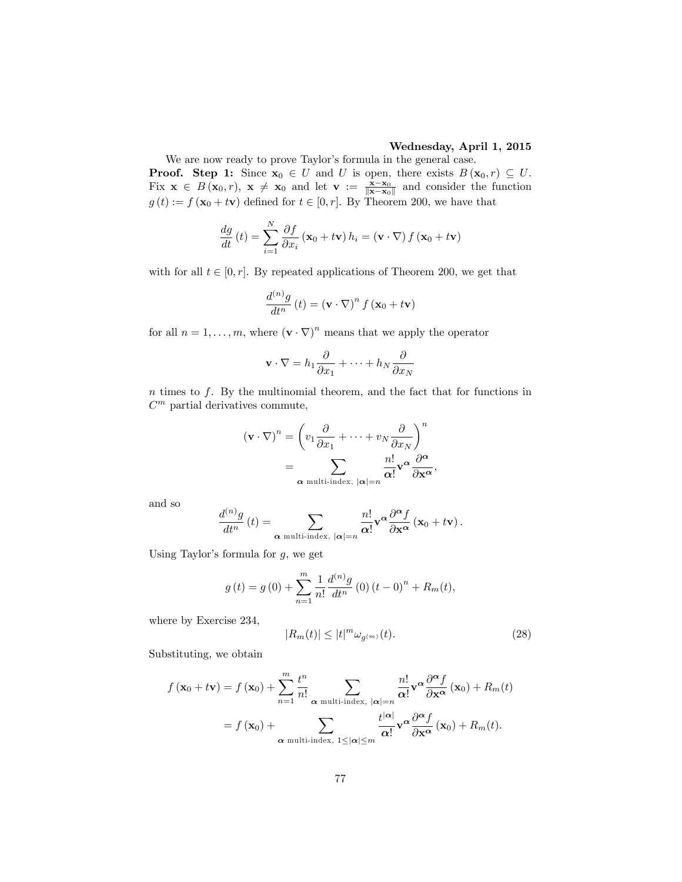**Wednesday, April 1, 2015**

We are now ready to prove Taylor's formula in the general case.

**Proof. Step 1:** Since $\mathbf{x}_0 \in U$ and $U$ is open, there exists $B(\mathbf{x}_0, r) \subseteq U$. Fix $\mathbf{x} \in B(\mathbf{x}_0, r)$, $\mathbf{x} \neq \mathbf{x}_0$ and let $\mathbf{v} := \frac{\mathbf{x}-\mathbf{x}_0}{\|\mathbf{x}-\mathbf{x}_0\|}$ and consider the function $g(t) := f(\mathbf{x}_0 + t\mathbf{v})$ defined for $t \in [0, r]$. By Theorem 200, we have that

$$\frac{dg}{dt}(t) = \sum_{i=1}^{N} \frac{\partial f}{\partial x_i}(\mathbf{x}_0 + t\mathbf{v}) h_i = (\mathbf{v} \cdot \nabla) f(\mathbf{x}_0 + t\mathbf{v})$$

with for all $t \in [0, r]$. By repeated applications of Theorem 200, we get that

$$\frac{d^{(n)}g}{dt^n}(t) = (\mathbf{v} \cdot \nabla)^n f(\mathbf{x}_0 + t\mathbf{v})$$

for all $n = 1, \ldots, m$, where $(\mathbf{v} \cdot \nabla)^n$ means that we apply the operator

$$\mathbf{v} \cdot \nabla = h_1 \frac{\partial}{\partial x_1} + \cdots + h_N \frac{\partial}{\partial x_N}$$

$n$ times to $f$. By the multinomial theorem, and the fact that for functions in $C^m$ partial derivatives commute,

$$\begin{aligned}
(\mathbf{v} \cdot \nabla)^n &= \left( v_1 \frac{\partial}{\partial x_1} + \cdots + v_N \frac{\partial}{\partial x_N} \right)^n \\
&= \sum_{\boldsymbol{\alpha} \text{ multi-index, } |\boldsymbol{\alpha}|=n} \frac{n!}{\boldsymbol{\alpha}!} \mathbf{v}^{\boldsymbol{\alpha}} \frac{\partial^{\boldsymbol{\alpha}}}{\partial \mathbf{x}^{\boldsymbol{\alpha}}},
\end{aligned}$$

and so

$$\frac{d^{(n)}g}{dt^n}(t) = \sum_{\boldsymbol{\alpha} \text{ multi-index, } |\boldsymbol{\alpha}|=n} \frac{n!}{\boldsymbol{\alpha}!} \mathbf{v}^{\boldsymbol{\alpha}} \frac{\partial^{\boldsymbol{\alpha}} f}{\partial \mathbf{x}^{\boldsymbol{\alpha}}}(\mathbf{x}_0 + t\mathbf{v}).$$

Using Taylor's formula for $g$, we get

$$g(t) = g(0) + \sum_{n=1}^{m} \frac{1}{n!} \frac{d^{(n)}g}{dt^n}(0)(t-0)^n + R_m(t),$$

where by Exercise 234,

$$|R_m(t)| \leq |t|^m \omega_{g^{(m)}}(t). \tag{28}$$

Substituting, we obtain

$$\begin{aligned}
f(\mathbf{x}_0 + t\mathbf{v}) &= f(\mathbf{x}_0) + \sum_{n=1}^{m} \frac{t^n}{n!} \sum_{\boldsymbol{\alpha} \text{ multi-index, } |\boldsymbol{\alpha}|=n} \frac{n!}{\boldsymbol{\alpha}!} \mathbf{v}^{\boldsymbol{\alpha}} \frac{\partial^{\boldsymbol{\alpha}} f}{\partial \mathbf{x}^{\boldsymbol{\alpha}}}(\mathbf{x}_0) + R_m(t) \\
&= f(\mathbf{x}_0) + \sum_{\boldsymbol{\alpha} \text{ multi-index, } 1 \leq |\boldsymbol{\alpha}| \leq m} \frac{t^{|\boldsymbol{\alpha}|}}{\boldsymbol{\alpha}!} \mathbf{v}^{\boldsymbol{\alpha}} \frac{\partial^{\boldsymbol{\alpha}} f}{\partial \mathbf{x}^{\boldsymbol{\alpha}}}(\mathbf{x}_0) + R_m(t).
\end{aligned}$$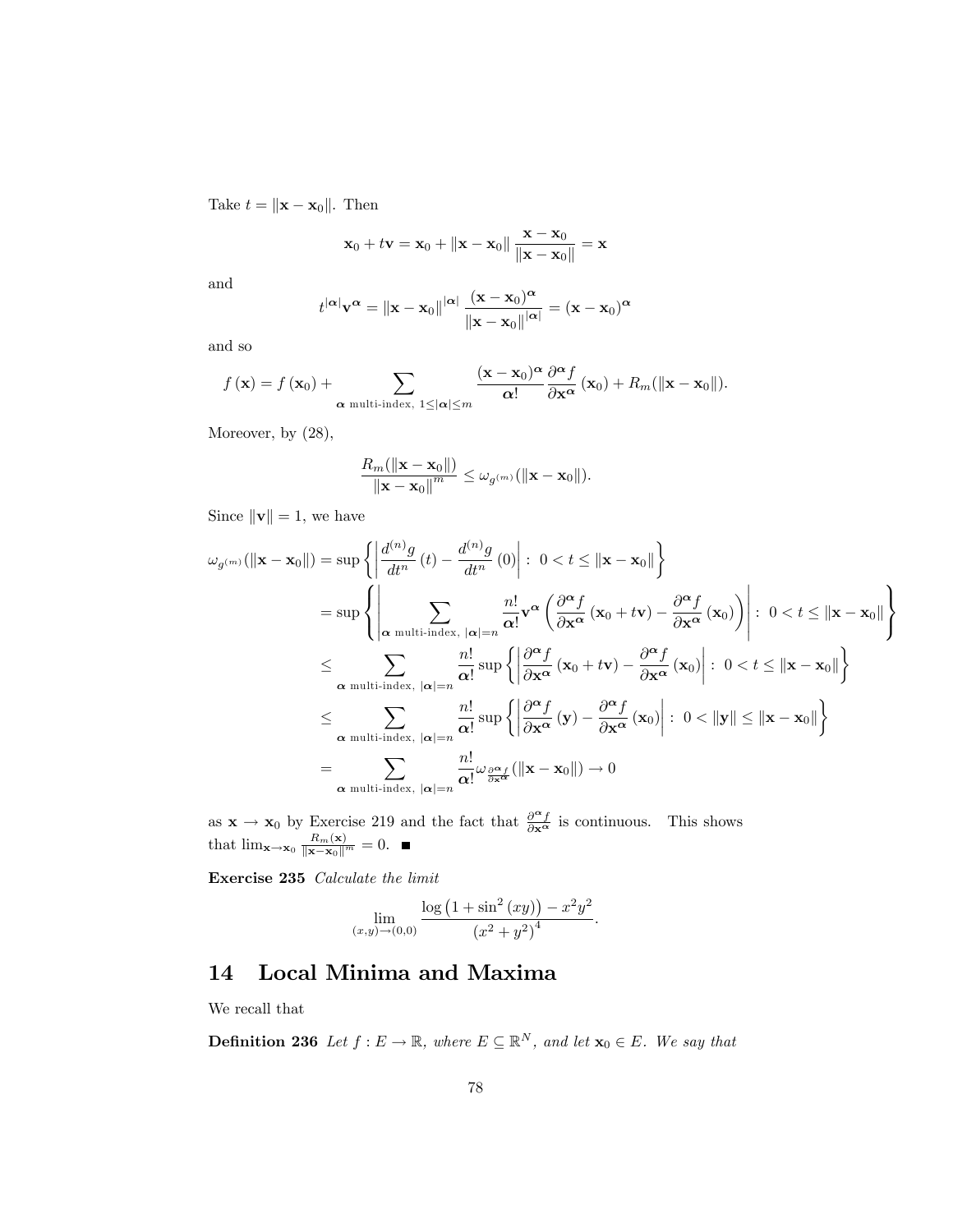Take $t = \|\mathbf{x} - \mathbf{x}_0\|$. Then

$$\mathbf{x}_0 + t\mathbf{v} = \mathbf{x}_0 + \|\mathbf{x} - \mathbf{x}_0\| \frac{\mathbf{x} - \mathbf{x}_0}{\|\mathbf{x} - \mathbf{x}_0\|} = \mathbf{x}$$

and

$$t^{|\boldsymbol{\alpha}|}\mathbf{v}^{\boldsymbol{\alpha}} = \|\mathbf{x} - \mathbf{x}_0\|^{|\boldsymbol{\alpha}|} \frac{(\mathbf{x} - \mathbf{x}_0)^{\boldsymbol{\alpha}}}{\|\mathbf{x} - \mathbf{x}_0\|^{|\boldsymbol{\alpha}|}} = (\mathbf{x} - \mathbf{x}_0)^{\boldsymbol{\alpha}}$$

and so

$$f(\mathbf{x}) = f(\mathbf{x}_0) + \sum_{\boldsymbol{\alpha} \text{ multi-index, } 1 \le |\boldsymbol{\alpha}| \le m} \frac{(\mathbf{x} - \mathbf{x}_0)^{\boldsymbol{\alpha}}}{\boldsymbol{\alpha}!} \frac{\partial^{\boldsymbol{\alpha}} f}{\partial \mathbf{x}^{\boldsymbol{\alpha}}}(\mathbf{x}_0) + R_m(\|\mathbf{x} - \mathbf{x}_0\|).$$

Moreover, by (28),

$$\frac{R_m(\|\mathbf{x} - \mathbf{x}_0\|)}{\|\mathbf{x} - \mathbf{x}_0\|^m} \le \omega_{g^{(m)}}(\|\mathbf{x} - \mathbf{x}_0\|).$$

Since $\|\mathbf{v}\| = 1$, we have

$$\begin{aligned}
\omega_{g^{(m)}}(\|\mathbf{x} - \mathbf{x}_0\|) &= \sup\left\{ \left| \frac{d^{(n)} g}{dt^n}(t) - \frac{d^{(n)} g}{dt^n}(0) \right| : \ 0 < t \le \|\mathbf{x} - \mathbf{x}_0\| \right\} \\
&= \sup\left\{ \left| \sum_{\boldsymbol{\alpha} \text{ multi-index, } |\boldsymbol{\alpha}| = n} \frac{n!}{\boldsymbol{\alpha}!} \mathbf{v}^{\boldsymbol{\alpha}} \left( \frac{\partial^{\boldsymbol{\alpha}} f}{\partial \mathbf{x}^{\boldsymbol{\alpha}}}(\mathbf{x}_0 + t\mathbf{v}) - \frac{\partial^{\boldsymbol{\alpha}} f}{\partial \mathbf{x}^{\boldsymbol{\alpha}}}(\mathbf{x}_0) \right) \right| : \ 0 < t \le \|\mathbf{x} - \mathbf{x}_0\| \right\} \\
&\le \sum_{\boldsymbol{\alpha} \text{ multi-index, } |\boldsymbol{\alpha}| = n} \frac{n!}{\boldsymbol{\alpha}!} \sup\left\{ \left| \frac{\partial^{\boldsymbol{\alpha}} f}{\partial \mathbf{x}^{\boldsymbol{\alpha}}}(\mathbf{x}_0 + t\mathbf{v}) - \frac{\partial^{\boldsymbol{\alpha}} f}{\partial \mathbf{x}^{\boldsymbol{\alpha}}}(\mathbf{x}_0) \right| : \ 0 < t \le \|\mathbf{x} - \mathbf{x}_0\| \right\} \\
&\le \sum_{\boldsymbol{\alpha} \text{ multi-index, } |\boldsymbol{\alpha}| = n} \frac{n!}{\boldsymbol{\alpha}!} \sup\left\{ \left| \frac{\partial^{\boldsymbol{\alpha}} f}{\partial \mathbf{x}^{\boldsymbol{\alpha}}}(\mathbf{y}) - \frac{\partial^{\boldsymbol{\alpha}} f}{\partial \mathbf{x}^{\boldsymbol{\alpha}}}(\mathbf{x}_0) \right| : \ 0 < \|\mathbf{y}\| \le \|\mathbf{x} - \mathbf{x}_0\| \right\} \\
&= \sum_{\boldsymbol{\alpha} \text{ multi-index, } |\boldsymbol{\alpha}| = n} \frac{n!}{\boldsymbol{\alpha}!} \omega_{\frac{\partial^{\boldsymbol{\alpha}} f}{\partial \mathbf{x}^{\boldsymbol{\alpha}}}}(\|\mathbf{x} - \mathbf{x}_0\|) \to 0
\end{aligned}$$

as $\mathbf{x} \to \mathbf{x}_0$ by Exercise 219 and the fact that $\frac{\partial^{\boldsymbol{\alpha}} f}{\partial \mathbf{x}^{\boldsymbol{\alpha}}}$ is continuous. This shows that $\lim_{\mathbf{x} \to \mathbf{x}_0} \frac{R_m(\mathbf{x})}{\|\mathbf{x} - \mathbf{x}_0\|^m} = 0$. ■

**Exercise 235** *Calculate the limit*

$$\lim_{(x,y) \to (0,0)} \frac{\log\left(1 + \sin^2(xy)\right) - x^2 y^2}{\left(x^2 + y^2\right)^4}.$$

# 14 Local Minima and Maxima

We recall that

**Definition 236** *Let $f : E \to \mathbb{R}$, where $E \subseteq \mathbb{R}^N$, and let $\mathbf{x}_0 \in E$. We say that*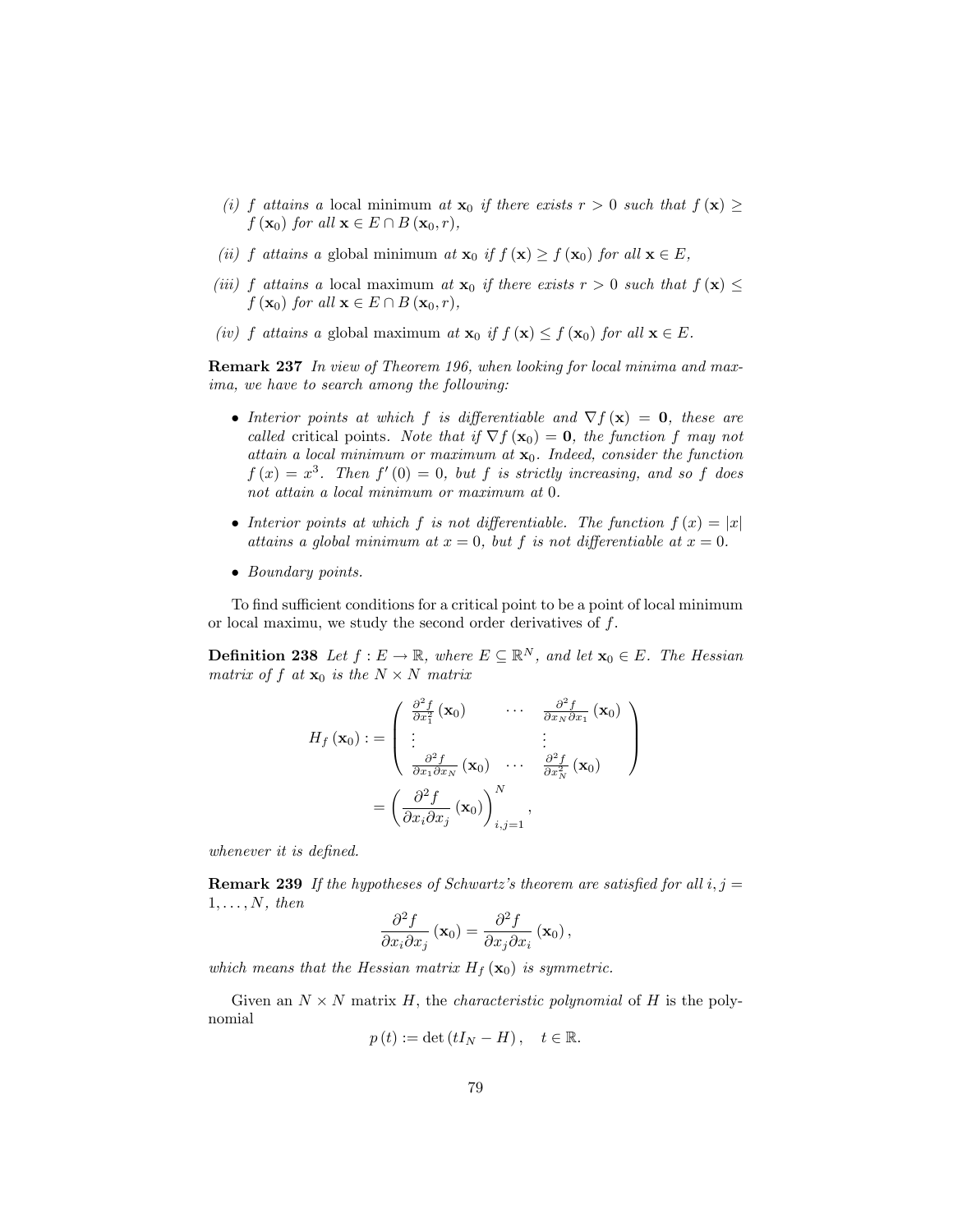(i) *$f$ attains a* local minimum *at $\mathbf{x}_0$ if there exists $r > 0$ such that $f(\mathbf{x}) \geq f(\mathbf{x}_0)$ for all $\mathbf{x} \in E \cap B(\mathbf{x}_0, r)$,*

(ii) *$f$ attains a* global minimum *at $\mathbf{x}_0$ if $f(\mathbf{x}) \geq f(\mathbf{x}_0)$ for all $\mathbf{x} \in E$,*

(iii) *$f$ attains a* local maximum *at $\mathbf{x}_0$ if there exists $r > 0$ such that $f(\mathbf{x}) \leq f(\mathbf{x}_0)$ for all $\mathbf{x} \in E \cap B(\mathbf{x}_0, r)$,*

(iv) *$f$ attains a* global maximum *at $\mathbf{x}_0$ if $f(\mathbf{x}) \leq f(\mathbf{x}_0)$ for all $\mathbf{x} \in E$.*

**Remark 237** *In view of Theorem 196, when looking for local minima and maxima, we have to search among the following:*

- *Interior points at which $f$ is differentiable and $\nabla f(\mathbf{x}) = \mathbf{0}$, these are called* critical points*. Note that if $\nabla f(\mathbf{x}_0) = \mathbf{0}$, the function $f$ may not attain a local minimum or maximum at $\mathbf{x}_0$. Indeed, consider the function $f(x) = x^3$. Then $f'(0) = 0$, but $f$ is strictly increasing, and so $f$ does not attain a local minimum or maximum at $0$.*
- *Interior points at which $f$ is not differentiable. The function $f(x) = |x|$ attains a global minimum at $x = 0$, but $f$ is not differentiable at $x = 0$.*
- *Boundary points.*

To find sufficient conditions for a critical point to be a point of local minimum or local maximu, we study the second order derivatives of $f$.

**Definition 238** *Let $f : E \to \mathbb{R}$, where $E \subseteq \mathbb{R}^N$, and let $\mathbf{x}_0 \in E$. The Hessian matrix of $f$ at $\mathbf{x}_0$ is the $N \times N$ matrix*

$$
\begin{aligned}
H_f(\mathbf{x}_0) &:= \begin{pmatrix} \frac{\partial^2 f}{\partial x_1^2}(\mathbf{x}_0) & \cdots & \frac{\partial^2 f}{\partial x_N \partial x_1}(\mathbf{x}_0) \\ \vdots & & \vdots \\ \frac{\partial^2 f}{\partial x_1 \partial x_N}(\mathbf{x}_0) & \cdots & \frac{\partial^2 f}{\partial x_N^2}(\mathbf{x}_0) \end{pmatrix} \\
&= \left( \frac{\partial^2 f}{\partial x_i \partial x_j}(\mathbf{x}_0) \right)_{i,j=1}^{N},
\end{aligned}
$$

*whenever it is defined.*

**Remark 239** *If the hypotheses of Schwartz's theorem are satisfied for all $i, j = 1, \ldots, N$, then*

$$
\frac{\partial^2 f}{\partial x_i \partial x_j}(\mathbf{x}_0) = \frac{\partial^2 f}{\partial x_j \partial x_i}(\mathbf{x}_0),
$$

*which means that the Hessian matrix $H_f(\mathbf{x}_0)$ is symmetric.*

Given an $N \times N$ matrix $H$, the *characteristic polynomial* of $H$ is the polynomial

$$
p(t) := \det(tI_N - H), \quad t \in \mathbb{R}.
$$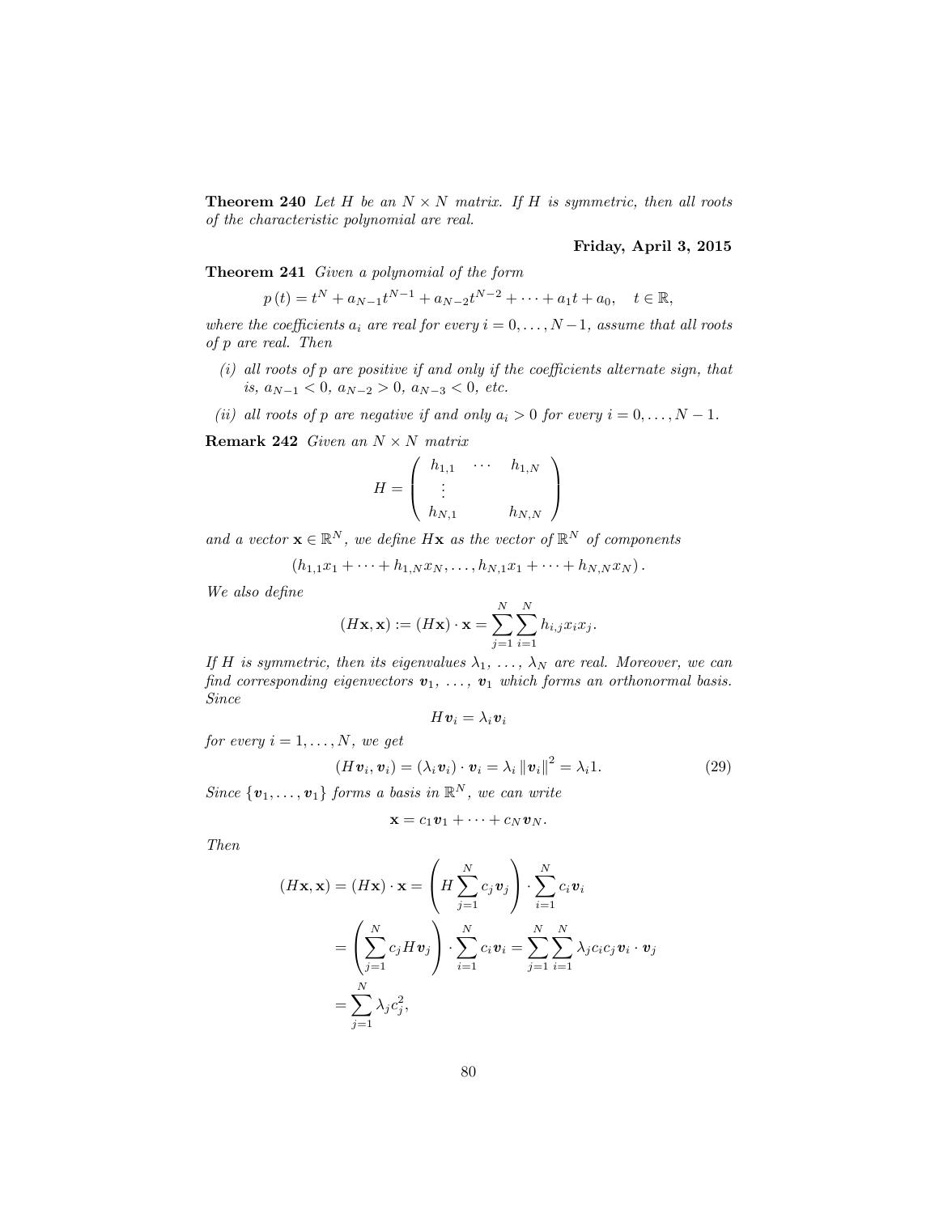**Theorem 240** *Let $H$ be an $N \times N$ matrix. If $H$ is symmetric, then all roots of the characteristic polynomial are real.*

**Friday, April 3, 2015**

**Theorem 241** *Given a polynomial of the form*

$$p(t) = t^N + a_{N-1}t^{N-1} + a_{N-2}t^{N-2} + \cdots + a_1 t + a_0, \quad t \in \mathbb{R},$$

*where the coefficients $a_i$ are real for every $i = 0, \ldots, N-1$, assume that all roots of $p$ are real. Then*

*(i) all roots of $p$ are positive if and only if the coefficients alternate sign, that is, $a_{N-1} < 0$, $a_{N-2} > 0$, $a_{N-3} < 0$, etc.*

*(ii) all roots of $p$ are negative if and only $a_i > 0$ for every $i = 0, \ldots, N-1$.*

**Remark 242** *Given an $N \times N$ matrix*

$$H = \begin{pmatrix} h_{1,1} & \cdots & h_{1,N} \\ \vdots & & \\ h_{N,1} & & h_{N,N} \end{pmatrix}$$

*and a vector $\mathbf{x} \in \mathbb{R}^N$, we define $H\mathbf{x}$ as the vector of $\mathbb{R}^N$ of components*

$$(h_{1,1}x_1 + \cdots + h_{1,N}x_N, \ldots, h_{N,1}x_1 + \cdots + h_{N,N}x_N).$$

*We also define*

$$(H\mathbf{x}, \mathbf{x}) := (H\mathbf{x}) \cdot \mathbf{x} = \sum_{j=1}^{N} \sum_{i=1}^{N} h_{i,j} x_i x_j.$$

*If $H$ is symmetric, then its eigenvalues $\lambda_1, \ldots, \lambda_N$ are real. Moreover, we can find corresponding eigenvectors $\boldsymbol{v}_1, \ldots, \boldsymbol{v}_1$ which forms an orthonormal basis. Since*

$$H\boldsymbol{v}_i = \lambda_i \boldsymbol{v}_i$$

*for every $i = 1, \ldots, N$, we get*

$$(H\boldsymbol{v}_i, \boldsymbol{v}_i) = (\lambda_i \boldsymbol{v}_i) \cdot \boldsymbol{v}_i = \lambda_i \|\boldsymbol{v}_i\|^2 = \lambda_i 1. \tag{29}$$

*Since $\{\boldsymbol{v}_1, \ldots, \boldsymbol{v}_1\}$ forms a basis in $\mathbb{R}^N$, we can write*

$$\mathbf{x} = c_1 \boldsymbol{v}_1 + \cdots + c_N \boldsymbol{v}_N.$$

*Then*

$$\begin{aligned}
(H\mathbf{x}, \mathbf{x}) = (H\mathbf{x}) \cdot \mathbf{x} &= \left( H \sum_{j=1}^{N} c_j \boldsymbol{v}_j \right) \cdot \sum_{i=1}^{N} c_i \boldsymbol{v}_i \\
&= \left( \sum_{j=1}^{N} c_j H \boldsymbol{v}_j \right) \cdot \sum_{i=1}^{N} c_i \boldsymbol{v}_i = \sum_{j=1}^{N} \sum_{i=1}^{N} \lambda_j c_i c_j \boldsymbol{v}_i \cdot \boldsymbol{v}_j \\
&= \sum_{j=1}^{N} \lambda_j c_j^2,
\end{aligned}$$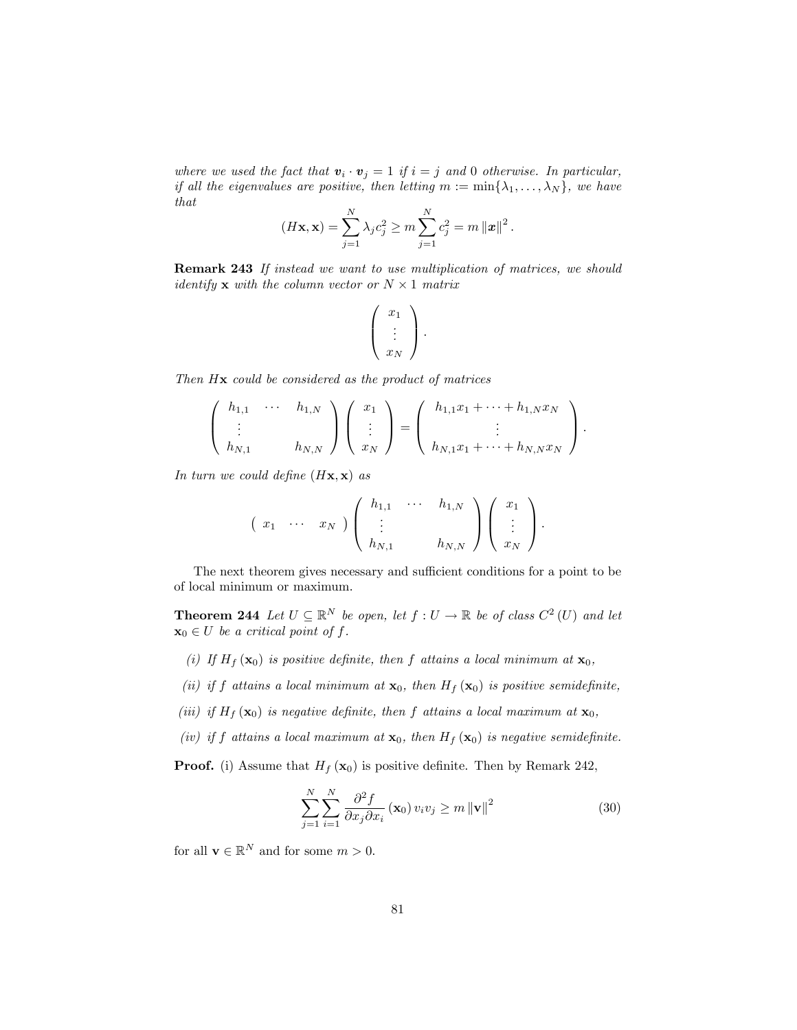*where we used the fact that $\boldsymbol{v}_i \cdot \boldsymbol{v}_j = 1$ if $i = j$ and 0 otherwise. In particular, if all the eigenvalues are positive, then letting $m := \min\{\lambda_1, \ldots, \lambda_N\}$, we have that*

$$(H\mathbf{x}, \mathbf{x}) = \sum_{j=1}^{N} \lambda_j c_j^2 \geq m \sum_{j=1}^{N} c_j^2 = m \|\boldsymbol{x}\|^2 .$$

**Remark 243** *If instead we want to use multiplication of matrices, we should identify $\mathbf{x}$ with the column vector or $N \times 1$ matrix*

$$\begin{pmatrix} x_1 \\ \vdots \\ x_N \end{pmatrix}.$$

*Then $H\mathbf{x}$ could be considered as the product of matrices*

$$\begin{pmatrix} h_{1,1} & \cdots & h_{1,N} \\ \vdots & & \\ h_{N,1} & & h_{N,N} \end{pmatrix} \begin{pmatrix} x_1 \\ \vdots \\ x_N \end{pmatrix} = \begin{pmatrix} h_{1,1}x_1 + \cdots + h_{1,N}x_N \\ \vdots \\ h_{N,1}x_1 + \cdots + h_{N,N}x_N \end{pmatrix}.$$

*In turn we could define $(H\mathbf{x}, \mathbf{x})$ as*

$$\begin{pmatrix} x_1 & \cdots & x_N \end{pmatrix} \begin{pmatrix} h_{1,1} & \cdots & h_{1,N} \\ \vdots & & \\ h_{N,1} & & h_{N,N} \end{pmatrix} \begin{pmatrix} x_1 \\ \vdots \\ x_N \end{pmatrix}.$$

The next theorem gives necessary and sufficient conditions for a point to be of local minimum or maximum.

**Theorem 244** *Let $U \subseteq \mathbb{R}^N$ be open, let $f : U \to \mathbb{R}$ be of class $C^2(U)$ and let $\mathbf{x}_0 \in U$ be a critical point of $f$.*

*(i) If $H_f(\mathbf{x}_0)$ is positive definite, then $f$ attains a local minimum at $\mathbf{x}_0$,*

*(ii) if $f$ attains a local minimum at $\mathbf{x}_0$, then $H_f(\mathbf{x}_0)$ is positive semidefinite,*

*(iii) if $H_f(\mathbf{x}_0)$ is negative definite, then $f$ attains a local maximum at $\mathbf{x}_0$,*

*(iv) if $f$ attains a local maximum at $\mathbf{x}_0$, then $H_f(\mathbf{x}_0)$ is negative semidefinite.*

**Proof.** (i) Assume that $H_f(\mathbf{x}_0)$ is positive definite. Then by Remark 242,

$$\sum_{j=1}^{N} \sum_{i=1}^{N} \frac{\partial^2 f}{\partial x_j \partial x_i}(\mathbf{x}_0) v_i v_j \geq m \|\mathbf{v}\|^2 \tag{30}$$

for all $\mathbf{v} \in \mathbb{R}^N$ and for some $m > 0$.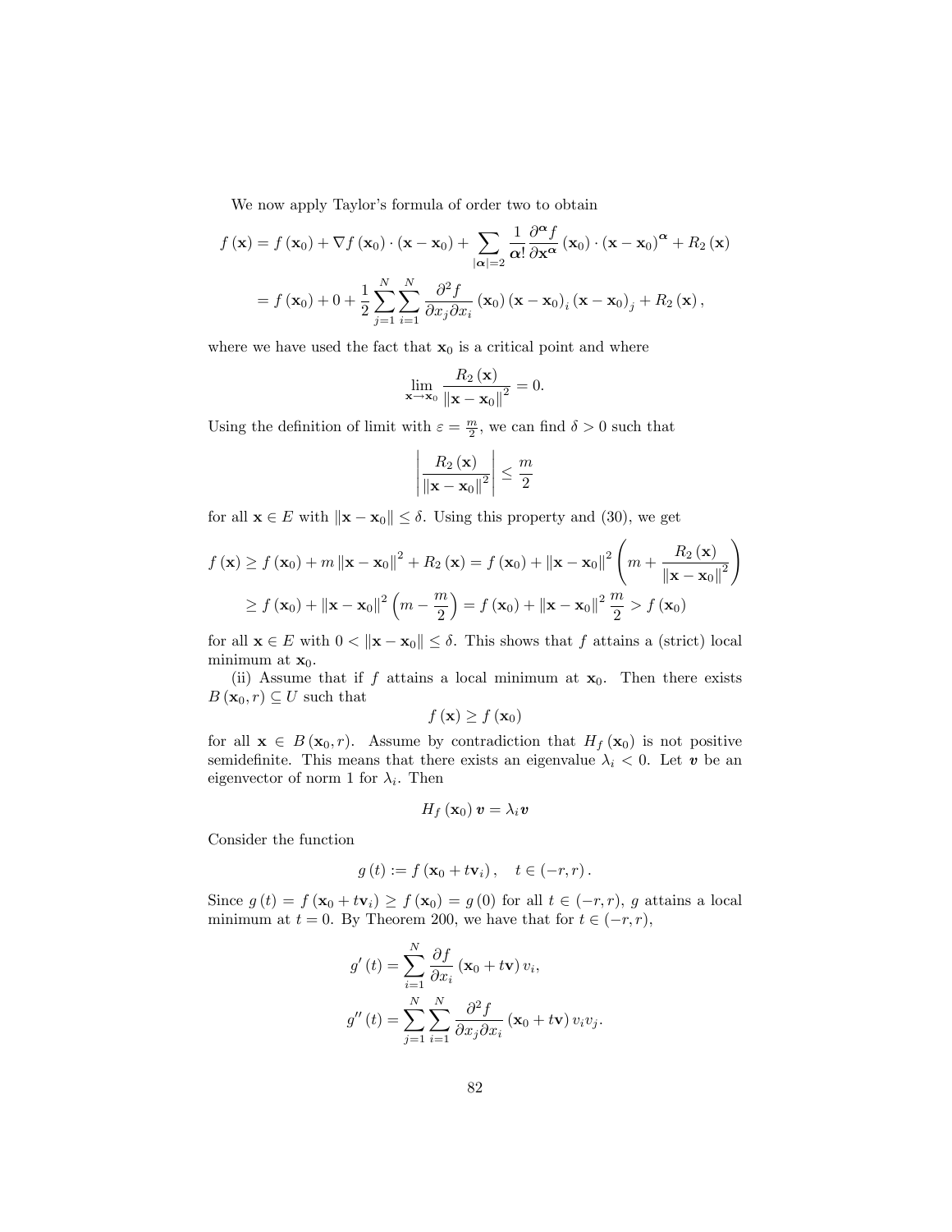We now apply Taylor's formula of order two to obtain

$$
\begin{aligned}
f(\mathbf{x}) &= f(\mathbf{x}_0) + \nabla f(\mathbf{x}_0) \cdot (\mathbf{x} - \mathbf{x}_0) + \sum_{|\boldsymbol{\alpha}|=2} \frac{1}{\boldsymbol{\alpha}!} \frac{\partial^{\boldsymbol{\alpha}} f}{\partial \mathbf{x}^{\boldsymbol{\alpha}}}(\mathbf{x}_0) \cdot (\mathbf{x} - \mathbf{x}_0)^{\boldsymbol{\alpha}} + R_2(\mathbf{x}) \\
&= f(\mathbf{x}_0) + 0 + \frac{1}{2} \sum_{j=1}^{N} \sum_{i=1}^{N} \frac{\partial^2 f}{\partial x_j \partial x_i}(\mathbf{x}_0)(\mathbf{x} - \mathbf{x}_0)_i (\mathbf{x} - \mathbf{x}_0)_j + R_2(\mathbf{x}),
\end{aligned}
$$

where we have used the fact that $\mathbf{x}_0$ is a critical point and where

$$
\lim_{\mathbf{x} \to \mathbf{x}_0} \frac{R_2(\mathbf{x})}{\|\mathbf{x} - \mathbf{x}_0\|^2} = 0.
$$

Using the definition of limit with $\varepsilon = \frac{m}{2}$, we can find $\delta > 0$ such that

$$
\left| \frac{R_2(\mathbf{x})}{\|\mathbf{x} - \mathbf{x}_0\|^2} \right| \leq \frac{m}{2}
$$

for all $\mathbf{x} \in E$ with $\|\mathbf{x} - \mathbf{x}_0\| \leq \delta$. Using this property and (30), we get

$$
\begin{aligned}
f(\mathbf{x}) &\geq f(\mathbf{x}_0) + m \|\mathbf{x} - \mathbf{x}_0\|^2 + R_2(\mathbf{x}) = f(\mathbf{x}_0) + \|\mathbf{x} - \mathbf{x}_0\|^2 \left( m + \frac{R_2(\mathbf{x})}{\|\mathbf{x} - \mathbf{x}_0\|^2} \right) \\
&\geq f(\mathbf{x}_0) + \|\mathbf{x} - \mathbf{x}_0\|^2 \left( m - \frac{m}{2} \right) = f(\mathbf{x}_0) + \|\mathbf{x} - \mathbf{x}_0\|^2 \frac{m}{2} > f(\mathbf{x}_0)
\end{aligned}
$$

for all $\mathbf{x} \in E$ with $0 < \|\mathbf{x} - \mathbf{x}_0\| \leq \delta$. This shows that $f$ attains a (strict) local minimum at $\mathbf{x}_0$.

(ii) Assume that if $f$ attains a local minimum at $\mathbf{x}_0$. Then there exists $B(\mathbf{x}_0, r) \subseteq U$ such that

$$
f(\mathbf{x}) \geq f(\mathbf{x}_0)
$$

for all $\mathbf{x} \in B(\mathbf{x}_0, r)$. Assume by contradiction that $H_f(\mathbf{x}_0)$ is not positive semidefinite. This means that there exists an eigenvalue $\lambda_i < 0$. Let $\boldsymbol{v}$ be an eigenvector of norm 1 for $\lambda_i$. Then

$$
H_f(\mathbf{x}_0) \boldsymbol{v} = \lambda_i \boldsymbol{v}
$$

Consider the function

$$
g(t) := f(\mathbf{x}_0 + t\mathbf{v}_i), \quad t \in (-r, r).
$$

Since $g(t) = f(\mathbf{x}_0 + t\mathbf{v}_i) \geq f(\mathbf{x}_0) = g(0)$ for all $t \in (-r, r)$, $g$ attains a local minimum at $t = 0$. By Theorem 200, we have that for $t \in (-r, r)$,

$$
\begin{aligned}
g'(t) &= \sum_{i=1}^{N} \frac{\partial f}{\partial x_i}(\mathbf{x}_0 + t\mathbf{v}) v_i, \\
g''(t) &= \sum_{j=1}^{N} \sum_{i=1}^{N} \frac{\partial^2 f}{\partial x_j \partial x_i}(\mathbf{x}_0 + t\mathbf{v}) v_i v_j.
\end{aligned}
$$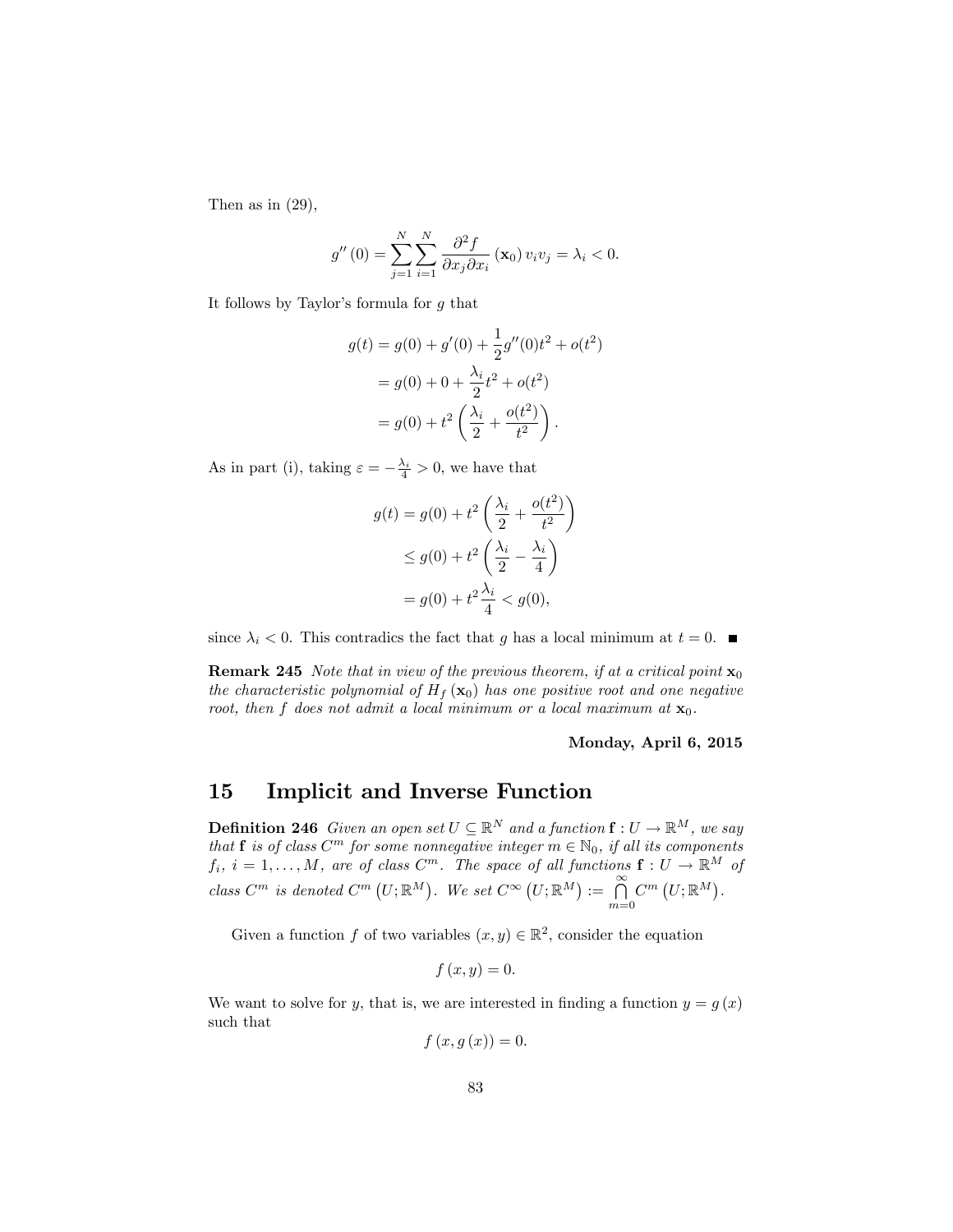Then as in (29),

$$g''(0) = \sum_{j=1}^{N} \sum_{i=1}^{N} \frac{\partial^2 f}{\partial x_j \partial x_i}(\mathbf{x}_0) v_i v_j = \lambda_i < 0.$$

It follows by Taylor's formula for $g$ that

$$\begin{aligned}
g(t) &= g(0) + g'(0) + \frac{1}{2} g''(0) t^2 + o(t^2) \\
&= g(0) + 0 + \frac{\lambda_i}{2} t^2 + o(t^2) \\
&= g(0) + t^2 \left( \frac{\lambda_i}{2} + \frac{o(t^2)}{t^2} \right).
\end{aligned}$$

As in part (i), taking $\varepsilon = -\frac{\lambda_i}{4} > 0$, we have that

$$\begin{aligned}
g(t) &= g(0) + t^2 \left( \frac{\lambda_i}{2} + \frac{o(t^2)}{t^2} \right) \\
&\leq g(0) + t^2 \left( \frac{\lambda_i}{2} - \frac{\lambda_i}{4} \right) \\
&= g(0) + t^2 \frac{\lambda_i}{4} < g(0),
\end{aligned}$$

since $\lambda_i < 0$. This contradics the fact that $g$ has a local minimum at $t = 0$. ■

**Remark 245** *Note that in view of the previous theorem, if at a critical point $\mathbf{x}_0$ the characteristic polynomial of $H_f(\mathbf{x}_0)$ has one positive root and one negative root, then $f$ does not admit a local minimum or a local maximum at $\mathbf{x}_0$.*

**Monday, April 6, 2015**

# 15 Implicit and Inverse Function

**Definition 246** *Given an open set $U \subseteq \mathbb{R}^N$ and a function $\mathbf{f} : U \to \mathbb{R}^M$, we say that $\mathbf{f}$ is of class $C^m$ for some nonnegative integer $m \in \mathbb{N}_0$, if all its components $f_i$, $i = 1, \ldots, M$, are of class $C^m$. The space of all functions $\mathbf{f} : U \to \mathbb{R}^M$ of class $C^m$ is denoted $C^m(U; \mathbb{R}^M)$. We set $C^\infty(U; \mathbb{R}^M) := \bigcap_{m=0}^{\infty} C^m(U; \mathbb{R}^M)$.*

Given a function $f$ of two variables $(x, y) \in \mathbb{R}^2$, consider the equation

$$f(x, y) = 0.$$

We want to solve for $y$, that is, we are interested in finding a function $y = g(x)$ such that

$$f(x, g(x)) = 0.$$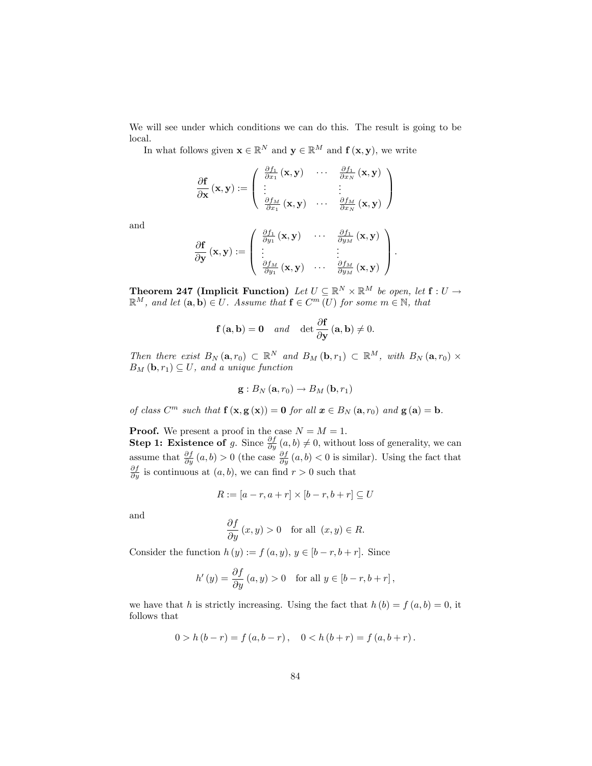We will see under which conditions we can do this. The result is going to be local.

In what follows given $\mathbf{x} \in \mathbb{R}^N$ and $\mathbf{y} \in \mathbb{R}^M$ and $\mathbf{f}(\mathbf{x}, \mathbf{y})$, we write

$$\frac{\partial \mathbf{f}}{\partial \mathbf{x}}(\mathbf{x}, \mathbf{y}) := \begin{pmatrix} \frac{\partial f_1}{\partial x_1}(\mathbf{x}, \mathbf{y}) & \cdots & \frac{\partial f_1}{\partial x_N}(\mathbf{x}, \mathbf{y}) \\ \vdots & & \vdots \\ \frac{\partial f_M}{\partial x_1}(\mathbf{x}, \mathbf{y}) & \cdots & \frac{\partial f_M}{\partial x_N}(\mathbf{x}, \mathbf{y}) \end{pmatrix}$$

and

$$\frac{\partial \mathbf{f}}{\partial \mathbf{y}}(\mathbf{x}, \mathbf{y}) := \begin{pmatrix} \frac{\partial f_1}{\partial y_1}(\mathbf{x}, \mathbf{y}) & \cdots & \frac{\partial f_1}{\partial y_M}(\mathbf{x}, \mathbf{y}) \\ \vdots & & \vdots \\ \frac{\partial f_M}{\partial y_1}(\mathbf{x}, \mathbf{y}) & \cdots & \frac{\partial f_M}{\partial y_M}(\mathbf{x}, \mathbf{y}) \end{pmatrix}.$$

**Theorem 247 (Implicit Function)** *Let $U \subseteq \mathbb{R}^N \times \mathbb{R}^M$ be open, let $\mathbf{f} : U \to \mathbb{R}^M$, and let $(\mathbf{a}, \mathbf{b}) \in U$. Assume that $\mathbf{f} \in C^m(U)$ for some $m \in \mathbb{N}$, that*

$$\mathbf{f}(\mathbf{a}, \mathbf{b}) = \mathbf{0} \quad \textit{and} \quad \det \frac{\partial \mathbf{f}}{\partial \mathbf{y}}(\mathbf{a}, \mathbf{b}) \neq 0.$$

*Then there exist $B_N(\mathbf{a}, r_0) \subset \mathbb{R}^N$ and $B_M(\mathbf{b}, r_1) \subset \mathbb{R}^M$, with $B_N(\mathbf{a}, r_0) \times B_M(\mathbf{b}, r_1) \subseteq U$, and a unique function*

$$\mathbf{g} : B_N(\mathbf{a}, r_0) \to B_M(\mathbf{b}, r_1)$$

*of class $C^m$ such that $\mathbf{f}(\mathbf{x}, \mathbf{g}(\mathbf{x})) = \mathbf{0}$ for all $\boldsymbol{x} \in B_N(\mathbf{a}, r_0)$ and $\mathbf{g}(\mathbf{a}) = \mathbf{b}$.*

**Proof.** We present a proof in the case $N = M = 1$.
**Step 1: Existence of** $g$. Since $\frac{\partial f}{\partial y}(a, b) \neq 0$, without loss of generality, we can assume that $\frac{\partial f}{\partial y}(a, b) > 0$ (the case $\frac{\partial f}{\partial y}(a, b) < 0$ is similar). Using the fact that $\frac{\partial f}{\partial y}$ is continuous at $(a, b)$, we can find $r > 0$ such that

$$R := [a - r, a + r] \times [b - r, b + r] \subseteq U$$

and

$$\frac{\partial f}{\partial y}(x, y) > 0 \quad \text{for all } (x, y) \in R.$$

Consider the function $h(y) := f(a, y)$, $y \in [b - r, b + r]$. Since

$$h'(y) = \frac{\partial f}{\partial y}(a, y) > 0 \quad \text{for all } y \in [b - r, b + r],$$

we have that $h$ is strictly increasing. Using the fact that $h(b) = f(a, b) = 0$, it follows that

$$0 > h(b - r) = f(a, b - r), \quad 0 < h(b + r) = f(a, b + r).$$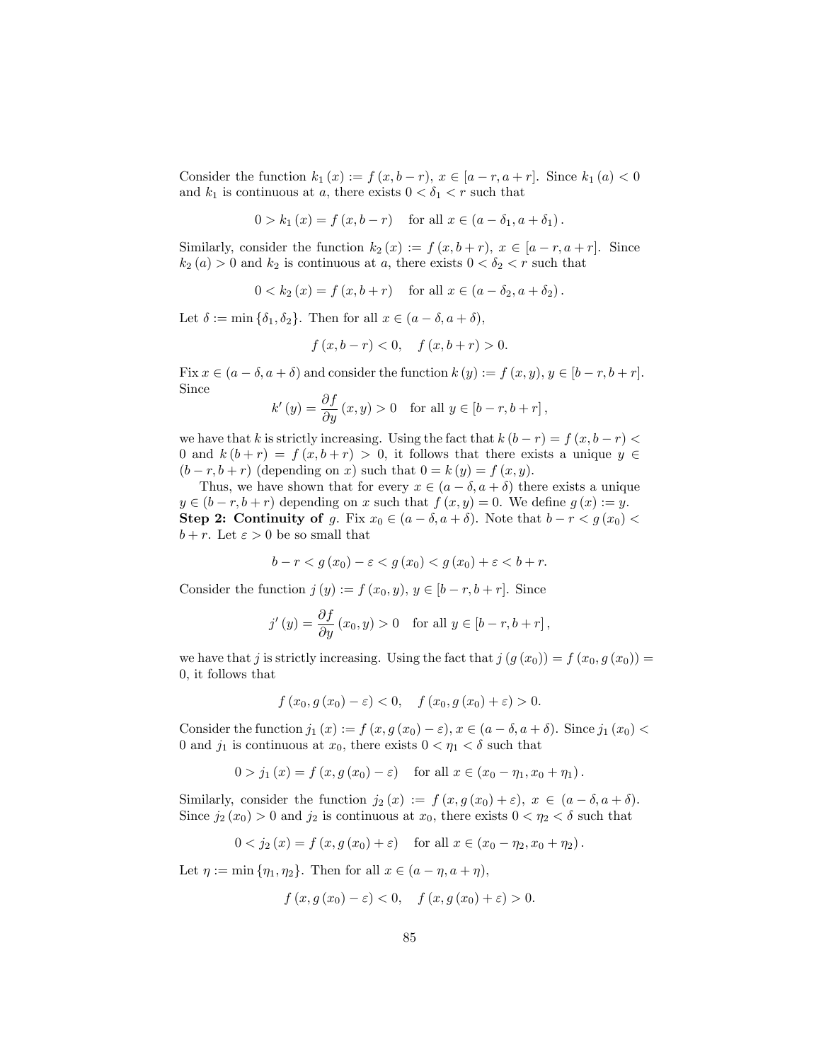Consider the function $k_1(x) := f(x, b-r)$, $x \in [a-r, a+r]$. Since $k_1(a) < 0$ and $k_1$ is continuous at $a$, there exists $0 < \delta_1 < r$ such that

$$0 > k_1(x) = f(x, b-r) \quad \text{for all } x \in (a-\delta_1, a+\delta_1).$$

Similarly, consider the function $k_2(x) := f(x, b+r)$, $x \in [a-r, a+r]$. Since $k_2(a) > 0$ and $k_2$ is continuous at $a$, there exists $0 < \delta_2 < r$ such that

$$0 < k_2(x) = f(x, b+r) \quad \text{for all } x \in (a-\delta_2, a+\delta_2).$$

Let $\delta := \min\{\delta_1, \delta_2\}$. Then for all $x \in (a-\delta, a+\delta)$,

$$f(x, b-r) < 0, \quad f(x, b+r) > 0.$$

Fix $x \in (a-\delta, a+\delta)$ and consider the function $k(y) := f(x, y)$, $y \in [b-r, b+r]$. Since

$$k'(y) = \frac{\partial f}{\partial y}(x, y) > 0 \quad \text{for all } y \in [b-r, b+r],$$

we have that $k$ is strictly increasing. Using the fact that $k(b-r) = f(x, b-r) < 0$ and $k(b+r) = f(x, b+r) > 0$, it follows that there exists a unique $y \in (b-r, b+r)$ (depending on $x$) such that $0 = k(y) = f(x, y)$.

Thus, we have shown that for every $x \in (a-\delta, a+\delta)$ there exists a unique $y \in (b-r, b+r)$ depending on $x$ such that $f(x, y) = 0$. We define $g(x) := y$.

**Step 2: Continuity of** $g$. Fix $x_0 \in (a-\delta, a+\delta)$. Note that $b-r < g(x_0) < b+r$. Let $\varepsilon > 0$ be so small that

$$b-r < g(x_0) - \varepsilon < g(x_0) < g(x_0) + \varepsilon < b+r.$$

Consider the function $j(y) := f(x_0, y)$, $y \in [b-r, b+r]$. Since

$$j'(y) = \frac{\partial f}{\partial y}(x_0, y) > 0 \quad \text{for all } y \in [b-r, b+r],$$

we have that $j$ is strictly increasing. Using the fact that $j(g(x_0)) = f(x_0, g(x_0)) = 0$, it follows that

$$f(x_0, g(x_0) - \varepsilon) < 0, \quad f(x_0, g(x_0) + \varepsilon) > 0.$$

Consider the function $j_1(x) := f(x, g(x_0) - \varepsilon)$, $x \in (a-\delta, a+\delta)$. Since $j_1(x_0) < 0$ and $j_1$ is continuous at $x_0$, there exists $0 < \eta_1 < \delta$ such that

$$0 > j_1(x) = f(x, g(x_0) - \varepsilon) \quad \text{for all } x \in (x_0 - \eta_1, x_0 + \eta_1).$$

Similarly, consider the function $j_2(x) := f(x, g(x_0) + \varepsilon)$, $x \in (a-\delta, a+\delta)$. Since $j_2(x_0) > 0$ and $j_2$ is continuous at $x_0$, there exists $0 < \eta_2 < \delta$ such that

$$0 < j_2(x) = f(x, g(x_0) + \varepsilon) \quad \text{for all } x \in (x_0 - \eta_2, x_0 + \eta_2).$$

Let $\eta := \min\{\eta_1, \eta_2\}$. Then for all $x \in (a-\eta, a+\eta)$,

$$f(x, g(x_0) - \varepsilon) < 0, \quad f(x, g(x_0) + \varepsilon) > 0.$$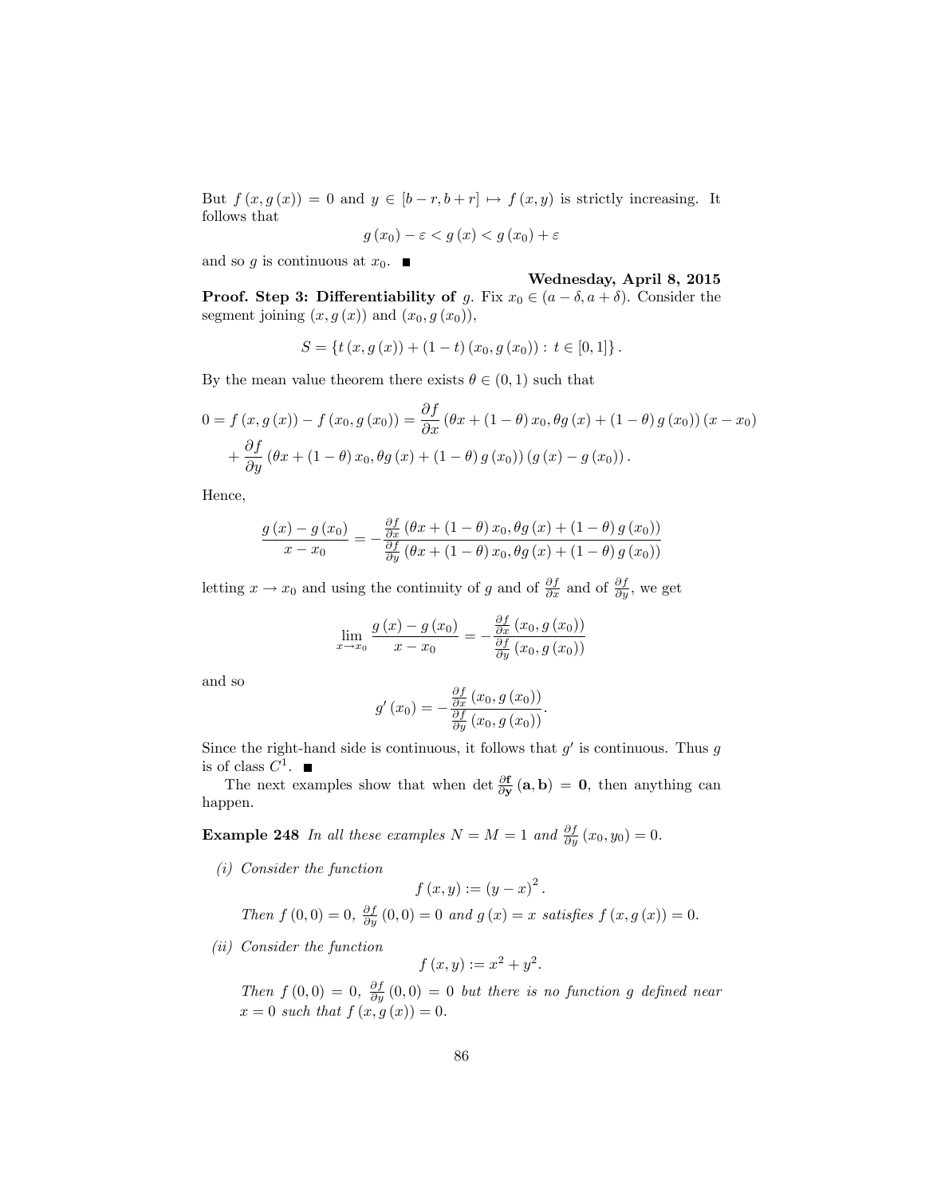But $f(x, g(x)) = 0$ and $y \in [b-r, b+r] \mapsto f(x, y)$ is strictly increasing. It follows that

$$g(x_0) - \varepsilon < g(x) < g(x_0) + \varepsilon$$

and so $g$ is continuous at $x_0$. ■

**Wednesday, April 8, 2015**

**Proof. Step 3: Differentiability of** $g$. Fix $x_0 \in (a-\delta, a+\delta)$. Consider the segment joining $(x, g(x))$ and $(x_0, g(x_0))$,

$$S = \{t(x, g(x)) + (1-t)(x_0, g(x_0)) : t \in [0,1]\}.$$

By the mean value theorem there exists $\theta \in (0,1)$ such that

$$0 = f(x, g(x)) - f(x_0, g(x_0)) = \frac{\partial f}{\partial x}(\theta x + (1-\theta)x_0, \theta g(x) + (1-\theta) g(x_0))(x - x_0)$$
$$+ \frac{\partial f}{\partial y}(\theta x + (1-\theta)x_0, \theta g(x) + (1-\theta) g(x_0))(g(x) - g(x_0)).$$

Hence,

$$\frac{g(x) - g(x_0)}{x - x_0} = -\frac{\frac{\partial f}{\partial x}(\theta x + (1-\theta)x_0, \theta g(x) + (1-\theta) g(x_0))}{\frac{\partial f}{\partial y}(\theta x + (1-\theta)x_0, \theta g(x) + (1-\theta) g(x_0))}$$

letting $x \to x_0$ and using the continuity of $g$ and of $\frac{\partial f}{\partial x}$ and of $\frac{\partial f}{\partial y}$, we get

$$\lim_{x \to x_0} \frac{g(x) - g(x_0)}{x - x_0} = -\frac{\frac{\partial f}{\partial x}(x_0, g(x_0))}{\frac{\partial f}{\partial y}(x_0, g(x_0))}$$

and so

$$g'(x_0) = -\frac{\frac{\partial f}{\partial x}(x_0, g(x_0))}{\frac{\partial f}{\partial y}(x_0, g(x_0))}.$$

Since the right-hand side is continuous, it follows that $g'$ is continuous. Thus $g$ is of class $C^1$. ■

The next examples show that when $\det \frac{\partial \mathbf{f}}{\partial \mathbf{y}}(\mathbf{a}, \mathbf{b}) = \mathbf{0}$, then anything can happen.

**Example 248** *In all these examples $N = M = 1$ and $\frac{\partial f}{\partial y}(x_0, y_0) = 0$.*

*(i) Consider the function*

$$f(x, y) := (y - x)^2.$$

*Then $f(0,0) = 0$, $\frac{\partial f}{\partial y}(0,0) = 0$ and $g(x) = x$ satisfies $f(x, g(x)) = 0$.*

*(ii) Consider the function*

$$f(x, y) := x^2 + y^2.$$

*Then $f(0,0) = 0$, $\frac{\partial f}{\partial y}(0,0) = 0$ but there is no function $g$ defined near $x = 0$ such that $f(x, g(x)) = 0$.*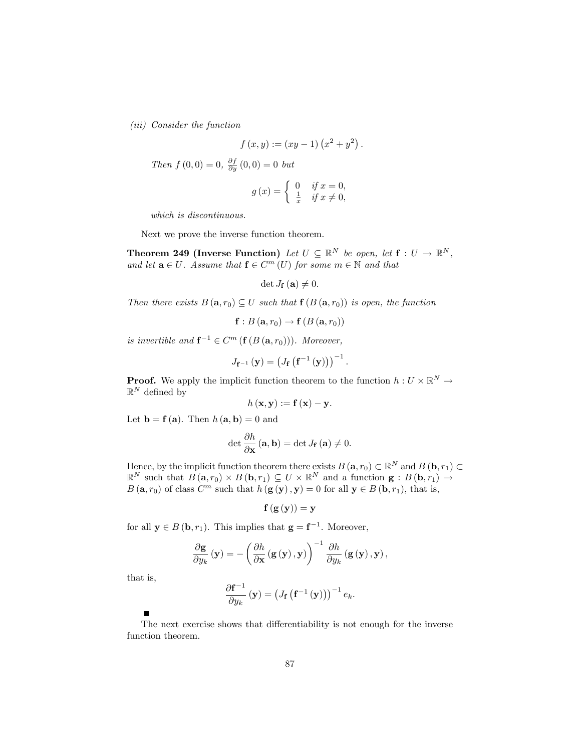*(iii) Consider the function*

$$f(x,y) := (xy-1)\left(x^2+y^2\right).$$

*Then* $f(0,0)=0$, $\frac{\partial f}{\partial y}(0,0)=0$ *but*

$$g(x) = \begin{cases} 0 & \text{if } x=0, \\ \frac{1}{x} & \text{if } x \neq 0, \end{cases}$$

*which is discontinuous.*

Next we prove the inverse function theorem.

**Theorem 249 (Inverse Function)** *Let* $U \subseteq \mathbb{R}^N$ *be open, let* $\mathbf{f} : U \to \mathbb{R}^N$, *and let* $\mathbf{a} \in U$. *Assume that* $\mathbf{f} \in C^m(U)$ *for some* $m \in \mathbb{N}$ *and that*

$$\det J_{\mathbf{f}}(\mathbf{a}) \neq 0.$$

*Then there exists* $B(\mathbf{a}, r_0) \subseteq U$ *such that* $\mathbf{f}(B(\mathbf{a}, r_0))$ *is open, the function*

$$\mathbf{f} : B(\mathbf{a}, r_0) \to \mathbf{f}(B(\mathbf{a}, r_0))$$

*is invertible and* $\mathbf{f}^{-1} \in C^m(\mathbf{f}(B(\mathbf{a}, r_0)))$. *Moreover,*

$$J_{\mathbf{f}^{-1}}(\mathbf{y}) = \left(J_{\mathbf{f}}\left(\mathbf{f}^{-1}(\mathbf{y})\right)\right)^{-1}.$$

**Proof.** We apply the implicit function theorem to the function $h : U \times \mathbb{R}^N \to \mathbb{R}^N$ defined by

$$h(\mathbf{x}, \mathbf{y}) := \mathbf{f}(\mathbf{x}) - \mathbf{y}.$$

Let $\mathbf{b} = \mathbf{f}(\mathbf{a})$. Then $h(\mathbf{a}, \mathbf{b}) = 0$ and

$$\det \frac{\partial h}{\partial \mathbf{x}}(\mathbf{a}, \mathbf{b}) = \det J_{\mathbf{f}}(\mathbf{a}) \neq 0.$$

Hence, by the implicit function theorem there exists $B(\mathbf{a}, r_0) \subset \mathbb{R}^N$ and $B(\mathbf{b}, r_1) \subset \mathbb{R}^N$ such that $B(\mathbf{a}, r_0) \times B(\mathbf{b}, r_1) \subseteq U \times \mathbb{R}^N$ and a function $\mathbf{g} : B(\mathbf{b}, r_1) \to B(\mathbf{a}, r_0)$ of class $C^m$ such that $h(\mathbf{g}(\mathbf{y}), \mathbf{y}) = 0$ for all $\mathbf{y} \in B(\mathbf{b}, r_1)$, that is,

$$\mathbf{f}(\mathbf{g}(\mathbf{y})) = \mathbf{y}$$

for all $\mathbf{y} \in B(\mathbf{b}, r_1)$. This implies that $\mathbf{g} = \mathbf{f}^{-1}$. Moreover,

$$\frac{\partial \mathbf{g}}{\partial y_k}(\mathbf{y}) = -\left(\frac{\partial h}{\partial \mathbf{x}}(\mathbf{g}(\mathbf{y}), \mathbf{y})\right)^{-1} \frac{\partial h}{\partial y_k}(\mathbf{g}(\mathbf{y}), \mathbf{y}),$$

that is,

$$\frac{\partial \mathbf{f}^{-1}}{\partial y_k}(\mathbf{y}) = \left(J_{\mathbf{f}}\left(\mathbf{f}^{-1}(\mathbf{y})\right)\right)^{-1} e_k.$$

■

The next exercise shows that differentiability is not enough for the inverse function theorem.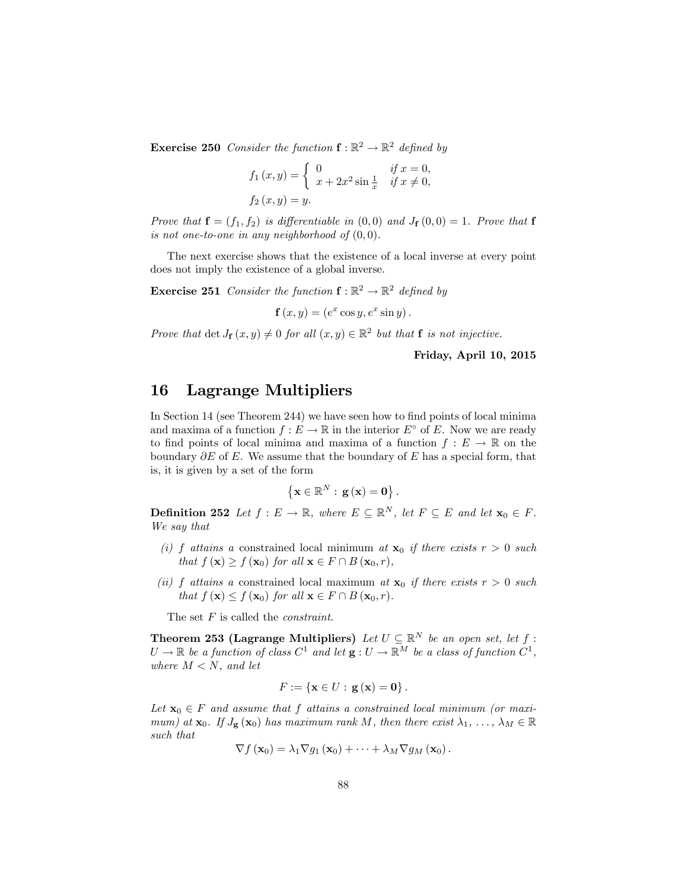**Exercise 250** *Consider the function* $\mathbf{f} : \mathbb{R}^2 \to \mathbb{R}^2$ *defined by*

$$f_1(x, y) = \begin{cases} 0 & \text{if } x = 0, \\ x + 2x^2 \sin \frac{1}{x} & \text{if } x \neq 0, \end{cases}$$

$$f_2(x, y) = y.$$

*Prove that* $\mathbf{f} = (f_1, f_2)$ *is differentiable in* $(0, 0)$ *and* $J_{\mathbf{f}}(0, 0) = 1$*. Prove that* $\mathbf{f}$ *is not one-to-one in any neighborhood of* $(0, 0)$*.*

The next exercise shows that the existence of a local inverse at every point does not imply the existence of a global inverse.

**Exercise 251** *Consider the function* $\mathbf{f} : \mathbb{R}^2 \to \mathbb{R}^2$ *defined by*

$$\mathbf{f}(x, y) = (e^x \cos y, e^x \sin y).$$

*Prove that* $\det J_{\mathbf{f}}(x, y) \neq 0$ *for all* $(x, y) \in \mathbb{R}^2$ *but that* $\mathbf{f}$ *is not injective.*

**Friday, April 10, 2015**

# 16 Lagrange Multipliers

In Section 14 (see Theorem 244) we have seen how to find points of local minima and maxima of a function $f : E \to \mathbb{R}$ in the interior $E^\circ$ of $E$. Now we are ready to find points of local minima and maxima of a function $f : E \to \mathbb{R}$ on the boundary $\partial E$ of $E$. We assume that the boundary of $E$ has a special form, that is, it is given by a set of the form

$$\{\mathbf{x} \in \mathbb{R}^N : \mathbf{g}(\mathbf{x}) = \mathbf{0}\}.$$

**Definition 252** *Let* $f : E \to \mathbb{R}$*, where* $E \subseteq \mathbb{R}^N$*, let* $F \subseteq E$ *and let* $\mathbf{x}_0 \in F$*. We say that*

*(i)* $f$ *attains a* constrained local minimum *at* $\mathbf{x}_0$ *if there exists* $r > 0$ *such that* $f(\mathbf{x}) \geq f(\mathbf{x}_0)$ *for all* $\mathbf{x} \in F \cap B(\mathbf{x}_0, r)$*,*

*(ii)* $f$ *attains a* constrained local maximum *at* $\mathbf{x}_0$ *if there exists* $r > 0$ *such that* $f(\mathbf{x}) \leq f(\mathbf{x}_0)$ *for all* $\mathbf{x} \in F \cap B(\mathbf{x}_0, r)$*.*

The set $F$ is called the *constraint*.

**Theorem 253 (Lagrange Multipliers)** *Let* $U \subseteq \mathbb{R}^N$ *be an open set, let* $f : U \to \mathbb{R}$ *be a function of class* $C^1$ *and let* $\mathbf{g} : U \to \mathbb{R}^M$ *be a class of function* $C^1$*, where* $M < N$*, and let*

$$F := \{\mathbf{x} \in U : \mathbf{g}(\mathbf{x}) = \mathbf{0}\}.$$

*Let* $\mathbf{x}_0 \in F$ *and assume that* $f$ *attains a constrained local minimum (or maximum) at* $\mathbf{x}_0$*. If* $J_{\mathbf{g}}(\mathbf{x}_0)$ *has maximum rank* $M$*, then there exist* $\lambda_1, \ldots, \lambda_M \in \mathbb{R}$ *such that*

$$\nabla f(\mathbf{x}_0) = \lambda_1 \nabla g_1(\mathbf{x}_0) + \cdots + \lambda_M \nabla g_M(\mathbf{x}_0).$$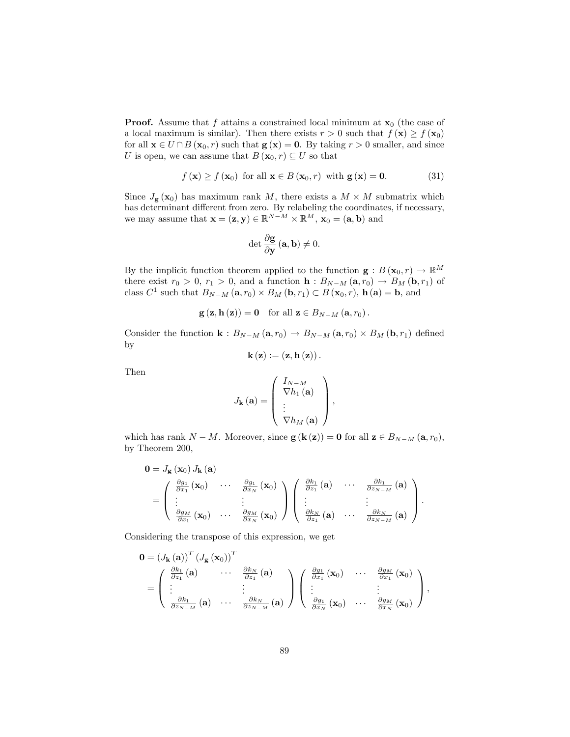**Proof.** Assume that $f$ attains a constrained local minimum at $\mathbf{x}_0$ (the case of a local maximum is similar). Then there exists $r > 0$ such that $f(\mathbf{x}) \geq f(\mathbf{x}_0)$ for all $\mathbf{x} \in U \cap B(\mathbf{x}_0, r)$ such that $\mathbf{g}(\mathbf{x}) = \mathbf{0}$. By taking $r > 0$ smaller, and since $U$ is open, we can assume that $B(\mathbf{x}_0, r) \subseteq U$ so that

$$f(\mathbf{x}) \geq f(\mathbf{x}_0) \text{ for all } \mathbf{x} \in B(\mathbf{x}_0, r) \text{ with } \mathbf{g}(\mathbf{x}) = \mathbf{0}. \tag{31}$$

Since $J_{\mathbf{g}}(\mathbf{x}_0)$ has maximum rank $M$, there exists a $M \times M$ submatrix which has determinant different from zero. By relabeling the coordinates, if necessary, we may assume that $\mathbf{x} = (\mathbf{z}, \mathbf{y}) \in \mathbb{R}^{N-M} \times \mathbb{R}^M$, $\mathbf{x}_0 = (\mathbf{a}, \mathbf{b})$ and

$$\det \frac{\partial \mathbf{g}}{\partial \mathbf{y}}(\mathbf{a}, \mathbf{b}) \neq 0.$$

By the implicit function theorem applied to the function $\mathbf{g} : B(\mathbf{x}_0, r) \to \mathbb{R}^M$ there exist $r_0 > 0$, $r_1 > 0$, and a function $\mathbf{h} : B_{N-M}(\mathbf{a}, r_0) \to B_M(\mathbf{b}, r_1)$ of class $C^1$ such that $B_{N-M}(\mathbf{a}, r_0) \times B_M(\mathbf{b}, r_1) \subset B(\mathbf{x}_0, r)$, $\mathbf{h}(\mathbf{a}) = \mathbf{b}$, and

$$\mathbf{g}(\mathbf{z}, \mathbf{h}(\mathbf{z})) = \mathbf{0} \quad \text{for all } \mathbf{z} \in B_{N-M}(\mathbf{a}, r_0).$$

Consider the function $\mathbf{k} : B_{N-M}(\mathbf{a}, r_0) \to B_{N-M}(\mathbf{a}, r_0) \times B_M(\mathbf{b}, r_1)$ defined by

$$\mathbf{k}(\mathbf{z}) := (\mathbf{z}, \mathbf{h}(\mathbf{z})).$$

Then

$$J_{\mathbf{k}}(\mathbf{a}) = \begin{pmatrix} I_{N-M} \\ \nabla h_1(\mathbf{a}) \\ \vdots \\ \nabla h_M(\mathbf{a}) \end{pmatrix},$$

which has rank $N - M$. Moreover, since $\mathbf{g}(\mathbf{k}(\mathbf{z})) = \mathbf{0}$ for all $\mathbf{z} \in B_{N-M}(\mathbf{a}, r_0)$, by Theorem 200,

$$\begin{aligned}
\mathbf{0} &= J_{\mathbf{g}}(\mathbf{x}_0) J_{\mathbf{k}}(\mathbf{a}) \\
&= \begin{pmatrix} \frac{\partial g_1}{\partial x_1}(\mathbf{x}_0) & \cdots & \frac{\partial g_1}{\partial x_N}(\mathbf{x}_0) \\ \vdots & & \vdots \\ \frac{\partial g_M}{\partial x_1}(\mathbf{x}_0) & \cdots & \frac{\partial g_M}{\partial x_N}(\mathbf{x}_0) \end{pmatrix} \begin{pmatrix} \frac{\partial k_1}{\partial z_1}(\mathbf{a}) & \cdots & \frac{\partial k_1}{\partial z_{N-M}}(\mathbf{a}) \\ \vdots & & \vdots \\ \frac{\partial k_N}{\partial z_1}(\mathbf{a}) & \cdots & \frac{\partial k_N}{\partial z_{N-M}}(\mathbf{a}) \end{pmatrix}.
\end{aligned}$$

Considering the transpose of this expression, we get

$$\begin{aligned}
\mathbf{0} &= (J_{\mathbf{k}}(\mathbf{a}))^T (J_{\mathbf{g}}(\mathbf{x}_0))^T \\
&= \begin{pmatrix} \frac{\partial k_1}{\partial z_1}(\mathbf{a}) & \cdots & \frac{\partial k_N}{\partial z_1}(\mathbf{a}) \\ \vdots & & \vdots \\ \frac{\partial k_1}{\partial z_{N-M}}(\mathbf{a}) & \cdots & \frac{\partial k_N}{\partial z_{N-M}}(\mathbf{a}) \end{pmatrix} \begin{pmatrix} \frac{\partial g_1}{\partial x_1}(\mathbf{x}_0) & \cdots & \frac{\partial g_M}{\partial x_1}(\mathbf{x}_0) \\ \vdots & & \vdots \\ \frac{\partial g_1}{\partial x_N}(\mathbf{x}_0) & \cdots & \frac{\partial g_M}{\partial x_N}(\mathbf{x}_0) \end{pmatrix},
\end{aligned}$$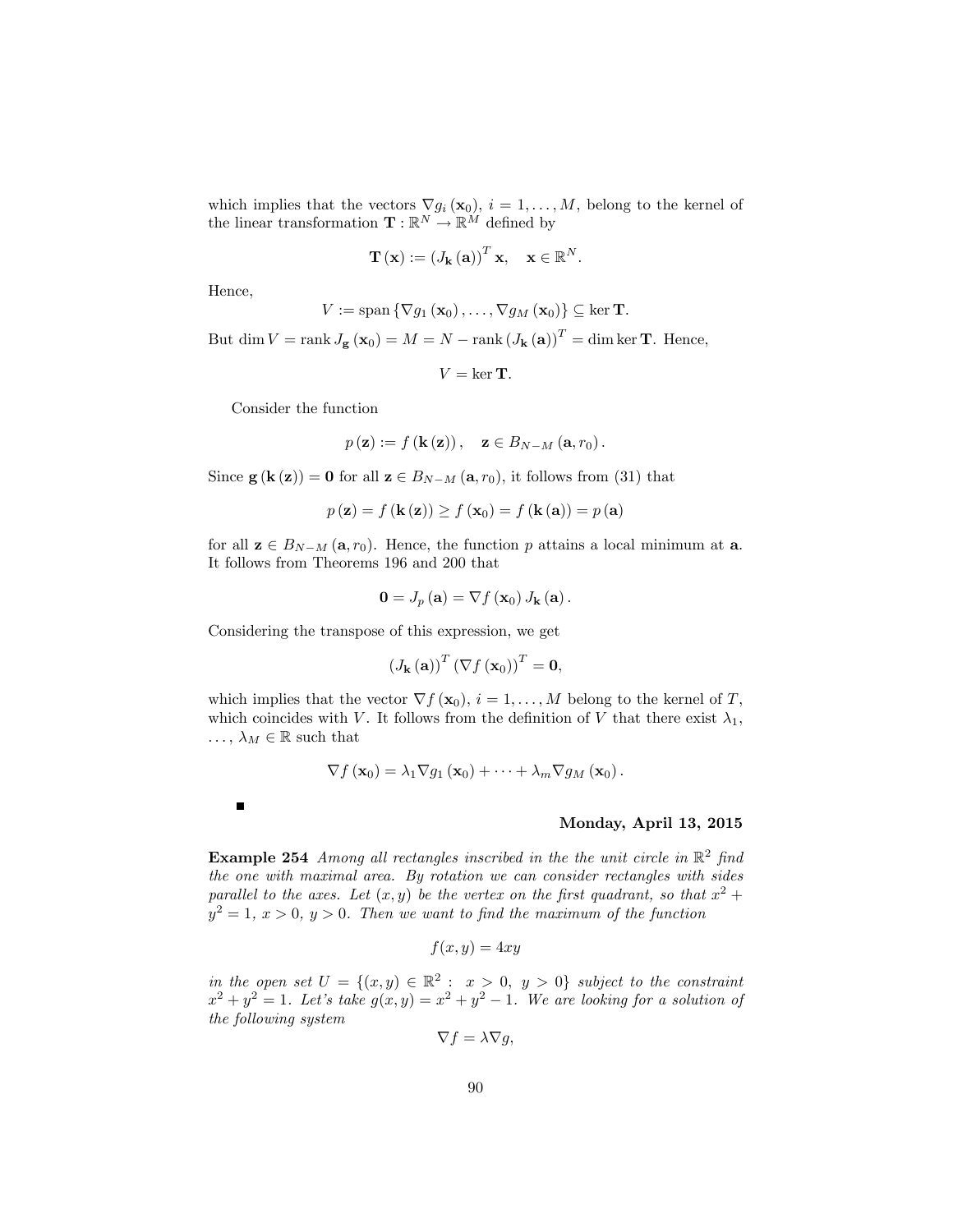which implies that the vectors $\nabla g_i(\mathbf{x}_0)$, $i = 1, \ldots, M$, belong to the kernel of the linear transformation $\mathbf{T} : \mathbb{R}^N \to \mathbb{R}^M$ defined by

$$\mathbf{T}(\mathbf{x}) := (J_{\mathbf{k}}(\mathbf{a}))^T \mathbf{x}, \quad \mathbf{x} \in \mathbb{R}^N.$$

Hence,

$$V := \operatorname{span}\{\nabla g_1(\mathbf{x}_0), \ldots, \nabla g_M(\mathbf{x}_0)\} \subseteq \ker \mathbf{T}.$$

But $\dim V = \operatorname{rank} J_{\mathbf{g}}(\mathbf{x}_0) = M = N - \operatorname{rank}(J_{\mathbf{k}}(\mathbf{a}))^T = \dim \ker \mathbf{T}$. Hence,

$$V = \ker \mathbf{T}.$$

Consider the function

$$p(\mathbf{z}) := f(\mathbf{k}(\mathbf{z})), \quad \mathbf{z} \in B_{N-M}(\mathbf{a}, r_0).$$

Since $\mathbf{g}(\mathbf{k}(\mathbf{z})) = \mathbf{0}$ for all $\mathbf{z} \in B_{N-M}(\mathbf{a}, r_0)$, it follows from (31) that

$$p(\mathbf{z}) = f(\mathbf{k}(\mathbf{z})) \geq f(\mathbf{x}_0) = f(\mathbf{k}(\mathbf{a})) = p(\mathbf{a})$$

for all $\mathbf{z} \in B_{N-M}(\mathbf{a}, r_0)$. Hence, the function $p$ attains a local minimum at $\mathbf{a}$. It follows from Theorems 196 and 200 that

$$\mathbf{0} = J_p(\mathbf{a}) = \nabla f(\mathbf{x}_0) J_{\mathbf{k}}(\mathbf{a}).$$

Considering the transpose of this expression, we get

$$(J_{\mathbf{k}}(\mathbf{a}))^T (\nabla f(\mathbf{x}_0))^T = \mathbf{0},$$

which implies that the vector $\nabla f(\mathbf{x}_0)$, $i = 1, \ldots, M$ belong to the kernel of $T$, which coincides with $V$. It follows from the definition of $V$ that there exist $\lambda_1$, $\ldots$, $\lambda_M \in \mathbb{R}$ such that

$$\nabla f(\mathbf{x}_0) = \lambda_1 \nabla g_1(\mathbf{x}_0) + \cdots + \lambda_m \nabla g_M(\mathbf{x}_0).$$

■

**Monday, April 13, 2015**

**Example 254** *Among all rectangles inscribed in the the unit circle in $\mathbb{R}^2$ find the one with maximal area. By rotation we can consider rectangles with sides parallel to the axes. Let $(x, y)$ be the vertex on the first quadrant, so that $x^2 + y^2 = 1$, $x > 0$, $y > 0$. Then we want to find the maximum of the function*

$$f(x, y) = 4xy$$

*in the open set $U = \{(x, y) \in \mathbb{R}^2 : \ x > 0, \ y > 0\}$ subject to the constraint $x^2 + y^2 = 1$. Let's take $g(x, y) = x^2 + y^2 - 1$. We are looking for a solution of the following system*

$$\nabla f = \lambda \nabla g,$$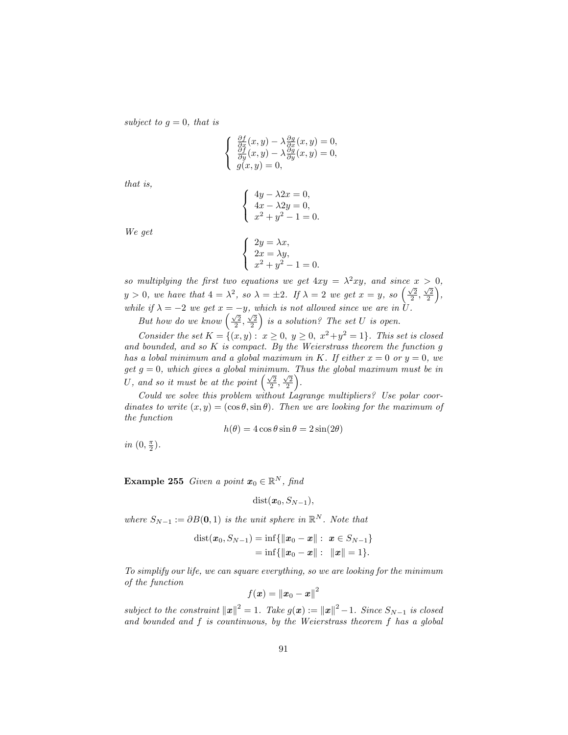*subject to $g = 0$, that is*

$$\begin{cases} \frac{\partial f}{\partial x}(x,y) - \lambda \frac{\partial g}{\partial x}(x,y) = 0, \\ \frac{\partial f}{\partial y}(x,y) - \lambda \frac{\partial g}{\partial y}(x,y) = 0, \\ g(x,y) = 0, \end{cases}$$

*that is,*

$$\begin{cases} 4y - \lambda 2x = 0, \\ 4x - \lambda 2y = 0, \\ x^2 + y^2 - 1 = 0. \end{cases}$$

*We get*

$$\begin{cases} 2y = \lambda x, \\ 2x = \lambda y, \\ x^2 + y^2 - 1 = 0. \end{cases}$$

*so multiplying the first two equations we get $4xy = \lambda^2 xy$, and since $x > 0$, $y > 0$, we have that $4 = \lambda^2$, so $\lambda = \pm 2$. If $\lambda = 2$ we get $x = y$, so $\left(\frac{\sqrt{2}}{2}, \frac{\sqrt{2}}{2}\right)$, while if $\lambda = -2$ we get $x = -y$, which is not allowed since we are in $U$.*

*But how do we know $\left(\frac{\sqrt{2}}{2}, \frac{\sqrt{2}}{2}\right)$ is a solution? The set $U$ is open.*

*Consider the set $K = \{(x,y) : \ x \geq 0, \ y \geq 0, \ x^2+y^2 = 1\}$. This set is closed and bounded, and so $K$ is compact. By the Weierstrass theorem the function $g$ has a lobal minimum and a global maximum in $K$. If either $x = 0$ or $y = 0$, we get $g = 0$, which gives a global minimum. Thus the global maximum must be in $U$, and so it must be at the point $\left(\frac{\sqrt{2}}{2}, \frac{\sqrt{2}}{2}\right)$.*

*Could we solve this problem without Lagrange multipliers? Use polar coordinates to write $(x,y) = (\cos\theta, \sin\theta)$. Then we are looking for the maximum of the function*

$$h(\theta) = 4\cos\theta \sin\theta = 2\sin(2\theta)$$

*in $(0, \frac{\pi}{2})$.*

**Example 255** *Given a point $\boldsymbol{x}_0 \in \mathbb{R}^N$, find*

$$\operatorname{dist}(\boldsymbol{x}_0, S_{N-1}),$$

*where $S_{N-1} := \partial B(\boldsymbol{0}, 1)$ is the unit sphere in $\mathbb{R}^N$. Note that*

$$\begin{aligned} \operatorname{dist}(\boldsymbol{x}_0, S_{N-1}) &= \inf\{\|\boldsymbol{x}_0 - \boldsymbol{x}\| : \ \boldsymbol{x} \in S_{N-1}\} \\ &= \inf\{\|\boldsymbol{x}_0 - \boldsymbol{x}\| : \ \|\boldsymbol{x}\| = 1\}. \end{aligned}$$

*To simplify our life, we can square everything, so we are looking for the minimum of the function*

$$f(\boldsymbol{x}) = \|\boldsymbol{x}_0 - \boldsymbol{x}\|^2$$

*subject to the constraint $\|\boldsymbol{x}\|^2 = 1$. Take $g(\boldsymbol{x}) := \|\boldsymbol{x}\|^2 - 1$. Since $S_{N-1}$ is closed and bounded and $f$ is countinuous, by the Weierstrass theorem $f$ has a global*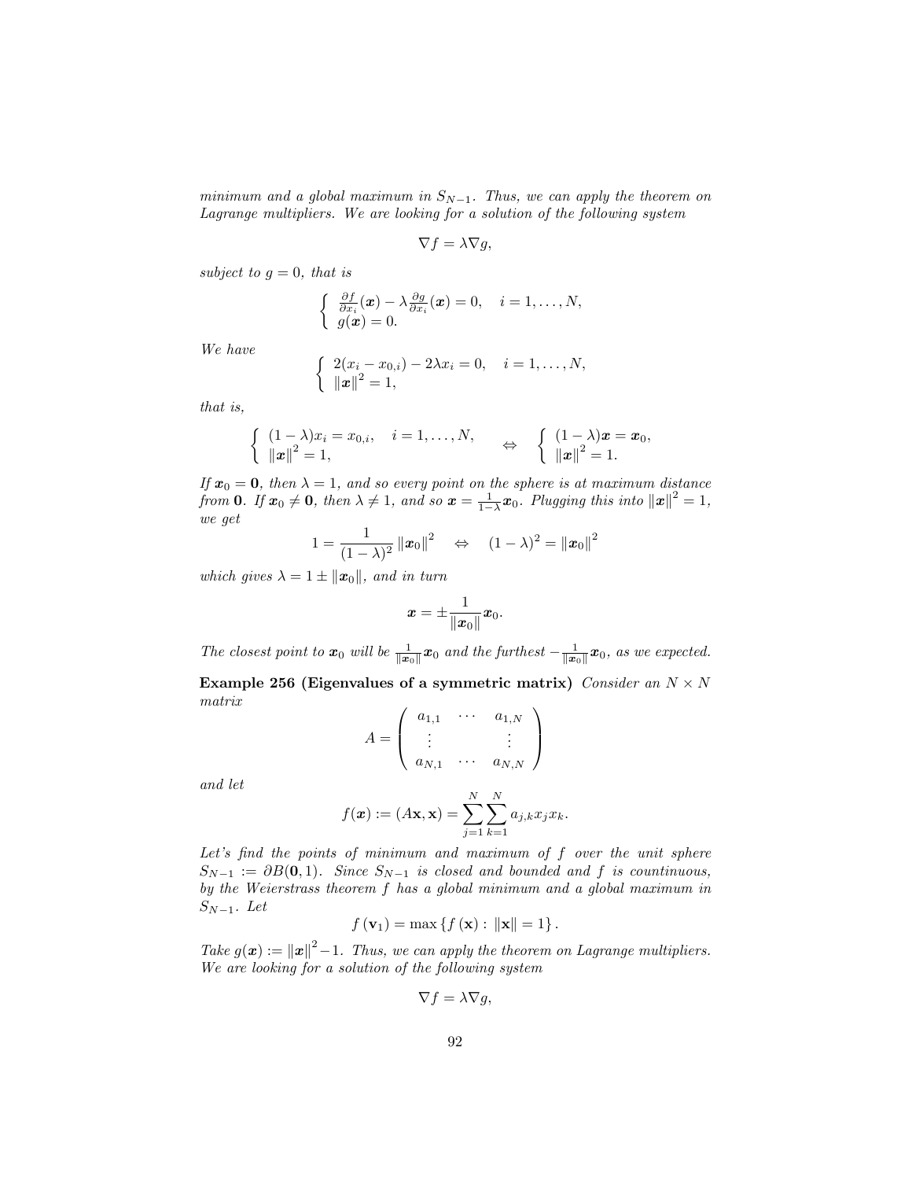*minimum and a global maximum in $S_{N-1}$. Thus, we can apply the theorem on Lagrange multipliers. We are looking for a solution of the following system*

$$\nabla f = \lambda \nabla g,$$

*subject to $g = 0$, that is*

$$\begin{cases} \frac{\partial f}{\partial x_i}(\boldsymbol{x}) - \lambda \frac{\partial g}{\partial x_i}(\boldsymbol{x}) = 0, \quad i = 1, \ldots, N, \\ g(\boldsymbol{x}) = 0. \end{cases}$$

*We have*

$$\begin{cases} 2(x_i - x_{0,i}) - 2\lambda x_i = 0, \quad i = 1, \ldots, N, \\ \|\boldsymbol{x}\|^2 = 1, \end{cases}$$

*that is,*

$$\begin{cases} (1-\lambda) x_i = x_{0,i}, \quad i = 1, \ldots, N, \\ \|\boldsymbol{x}\|^2 = 1, \end{cases} \quad \Leftrightarrow \quad \begin{cases} (1-\lambda)\boldsymbol{x} = \boldsymbol{x}_0, \\ \|\boldsymbol{x}\|^2 = 1. \end{cases}$$

*If $\boldsymbol{x}_0 = \mathbf{0}$, then $\lambda = 1$, and so every point on the sphere is at maximum distance from $\mathbf{0}$. If $\boldsymbol{x}_0 \neq \mathbf{0}$, then $\lambda \neq 1$, and so $\boldsymbol{x} = \frac{1}{1-\lambda}\boldsymbol{x}_0$. Plugging this into $\|\boldsymbol{x}\|^2 = 1$, we get*

$$1 = \frac{1}{(1-\lambda)^2}\|\boldsymbol{x}_0\|^2 \quad \Leftrightarrow \quad (1-\lambda)^2 = \|\boldsymbol{x}_0\|^2$$

*which gives $\lambda = 1 \pm \|\boldsymbol{x}_0\|$, and in turn*

$$\boldsymbol{x} = \pm \frac{1}{\|\boldsymbol{x}_0\|}\boldsymbol{x}_0.$$

*The closest point to $\boldsymbol{x}_0$ will be $\frac{1}{\|\boldsymbol{x}_0\|}\boldsymbol{x}_0$ and the furthest $-\frac{1}{\|\boldsymbol{x}_0\|}\boldsymbol{x}_0$, as we expected.*

**Example 256 (Eigenvalues of a symmetric matrix)** *Consider an $N \times N$ matrix*

$$A = \begin{pmatrix} a_{1,1} & \cdots & a_{1,N} \\ \vdots & & \vdots \\ a_{N,1} & \cdots & a_{N,N} \end{pmatrix}$$

*and let*

$$f(\boldsymbol{x}) := (A\mathbf{x}, \mathbf{x}) = \sum_{j=1}^{N}\sum_{k=1}^{N} a_{j,k} x_j x_k.$$

*Let's find the points of minimum and maximum of $f$ over the unit sphere $S_{N-1} := \partial B(\mathbf{0}, 1)$. Since $S_{N-1}$ is closed and bounded and $f$ is countinuous, by the Weierstrass theorem $f$ has a global minimum and a global maximum in $S_{N-1}$. Let*

$$f(\mathbf{v}_1) = \max\{f(\mathbf{x}) : \|\mathbf{x}\| = 1\}.$$

*Take $g(\boldsymbol{x}) := \|\boldsymbol{x}\|^2 - 1$. Thus, we can apply the theorem on Lagrange multipliers. We are looking for a solution of the following system*

$$\nabla f = \lambda \nabla g,$$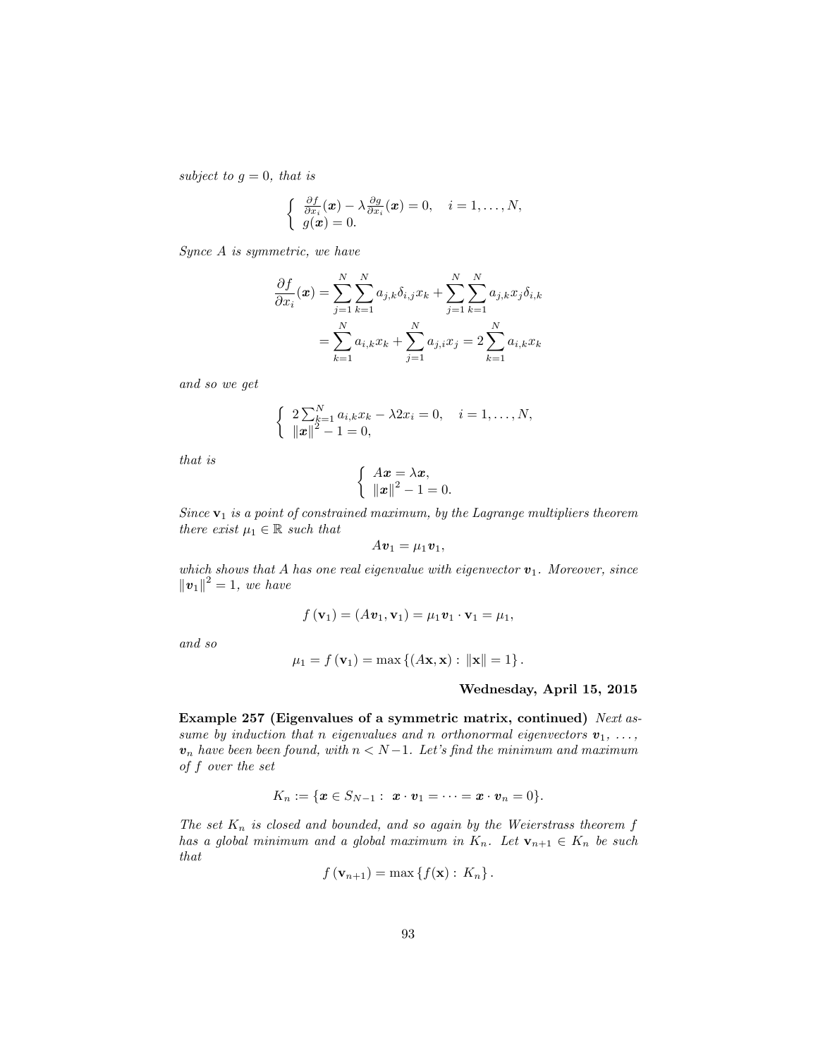*subject to $g = 0$, that is*

$$\begin{cases} \frac{\partial f}{\partial x_i}(\boldsymbol{x}) - \lambda \frac{\partial g}{\partial x_i}(\boldsymbol{x}) = 0, \quad i = 1, \dots, N, \\ g(\boldsymbol{x}) = 0. \end{cases}$$

*Synce $A$ is symmetric, we have*

$$\begin{aligned} \frac{\partial f}{\partial x_i}(\boldsymbol{x}) &= \sum_{j=1}^{N} \sum_{k=1}^{N} a_{j,k} \delta_{i,j} x_k + \sum_{j=1}^{N} \sum_{k=1}^{N} a_{j,k} x_j \delta_{i,k} \\ &= \sum_{k=1}^{N} a_{i,k} x_k + \sum_{j=1}^{N} a_{j,i} x_j = 2 \sum_{k=1}^{N} a_{i,k} x_k \end{aligned}$$

*and so we get*

$$\begin{cases} 2 \sum_{k=1}^{N} a_{i,k} x_k - \lambda 2 x_i = 0, \quad i = 1, \dots, N, \\ \|\boldsymbol{x}\|^2 - 1 = 0, \end{cases}$$

*that is*

$$\begin{cases} A\boldsymbol{x} = \lambda \boldsymbol{x}, \\ \|\boldsymbol{x}\|^2 - 1 = 0. \end{cases}$$

*Since $\mathbf{v}_1$ is a point of constrained maximum, by the Lagrange multipliers theorem there exist $\mu_1 \in \mathbb{R}$ such that*

$$A\boldsymbol{v}_1 = \mu_1 \boldsymbol{v}_1,$$

*which shows that $A$ has one real eigenvalue with eigenvector $\boldsymbol{v}_1$. Moreover, since $\|\boldsymbol{v}_1\|^2 = 1$, we have*

$$f(\mathbf{v}_1) = (A\boldsymbol{v}_1, \mathbf{v}_1) = \mu_1 \boldsymbol{v}_1 \cdot \mathbf{v}_1 = \mu_1,$$

*and so*

$$\mu_1 = f(\mathbf{v}_1) = \max \{(A\mathbf{x}, \mathbf{x}) : \|\mathbf{x}\| = 1\}.$$

**Wednesday, April 15, 2015**

**Example 257 (Eigenvalues of a symmetric matrix, continued)** *Next assume by induction that $n$ eigenvalues and $n$ orthonormal eigenvectors $\boldsymbol{v}_1, \dots, \boldsymbol{v}_n$ have been been found, with $n < N-1$. Let's find the minimum and maximum of $f$ over the set*

$$K_n := \{\boldsymbol{x} \in S_{N-1} : \ \boldsymbol{x} \cdot \boldsymbol{v}_1 = \dots = \boldsymbol{x} \cdot \boldsymbol{v}_n = 0\}.$$

*The set $K_n$ is closed and bounded, and so again by the Weierstrass theorem $f$ has a global minimum and a global maximum in $K_n$. Let $\mathbf{v}_{n+1} \in K_n$ be such that*

$$f(\mathbf{v}_{n+1}) = \max \{f(\mathbf{x}) : \ K_n\}.$$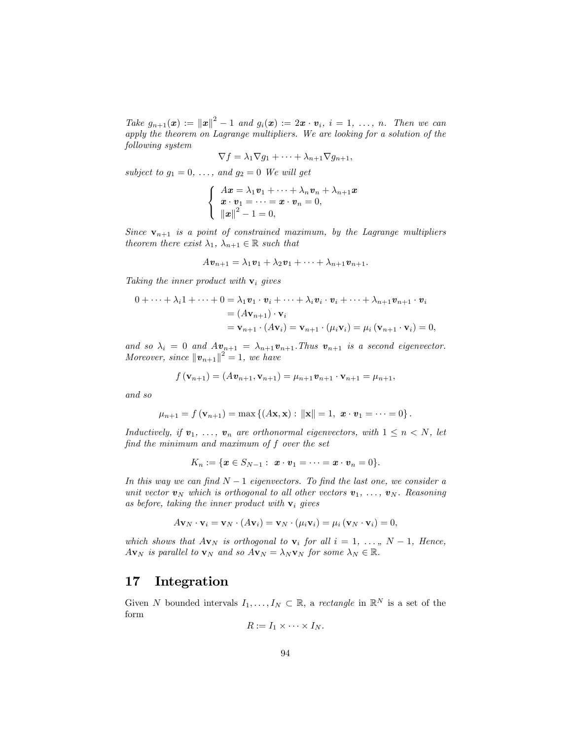*Take $g_{n+1}(\boldsymbol{x}) := \|\boldsymbol{x}\|^2 - 1$ and $g_i(\boldsymbol{x}) := 2\boldsymbol{x} \cdot \boldsymbol{v}_i$, $i = 1, \ldots, n$. Then we can apply the theorem on Lagrange multipliers. We are looking for a solution of the following system*

$$\nabla f = \lambda_1 \nabla g_1 + \cdots + \lambda_{n+1} \nabla g_{n+1},$$

*subject to $g_1 = 0, \ldots,$ and $g_2 = 0$ We will get*

$$\begin{cases} A\boldsymbol{x} = \lambda_1 \boldsymbol{v}_1 + \cdots + \lambda_n \boldsymbol{v}_n + \lambda_{n+1} \boldsymbol{x} \\ \boldsymbol{x} \cdot \boldsymbol{v}_1 = \cdots = \boldsymbol{x} \cdot \boldsymbol{v}_n = 0, \\ \|\boldsymbol{x}\|^2 - 1 = 0, \end{cases}$$

*Since $\mathbf{v}_{n+1}$ is a point of constrained maximum, by the Lagrange multipliers theorem there exist $\lambda_1, \lambda_{n+1} \in \mathbb{R}$ such that*

$$A\boldsymbol{v}_{n+1} = \lambda_1 \boldsymbol{v}_1 + \lambda_2 \boldsymbol{v}_1 + \cdots + \lambda_{n+1} \boldsymbol{v}_{n+1}.$$

*Taking the inner product with $\mathbf{v}_i$ gives*

$$\begin{aligned} 0 + \cdots + \lambda_i 1 + \cdots + 0 &= \lambda_1 \boldsymbol{v}_1 \cdot \boldsymbol{v}_i + \cdots + \lambda_i \boldsymbol{v}_i \cdot \boldsymbol{v}_i + \cdots + \lambda_{n+1} \boldsymbol{v}_{n+1} \cdot \boldsymbol{v}_i \\ &= (A\mathbf{v}_{n+1}) \cdot \mathbf{v}_i \\ &= \mathbf{v}_{n+1} \cdot (A\mathbf{v}_i) = \mathbf{v}_{n+1} \cdot (\mu_i \mathbf{v}_i) = \mu_i (\mathbf{v}_{n+1} \cdot \mathbf{v}_i) = 0, \end{aligned}$$

*and so $\lambda_i = 0$ and $A\boldsymbol{v}_{n+1} = \lambda_{n+1} \boldsymbol{v}_{n+1}$. Thus $\boldsymbol{v}_{n+1}$ is a second eigenvector. Moreover, since $\|\boldsymbol{v}_{n+1}\|^2 = 1$, we have*

$$f(\mathbf{v}_{n+1}) = (A\boldsymbol{v}_{n+1}, \mathbf{v}_{n+1}) = \mu_{n+1} \boldsymbol{v}_{n+1} \cdot \mathbf{v}_{n+1} = \mu_{n+1},$$

*and so*

$$\mu_{n+1} = f(\mathbf{v}_{n+1}) = \max \{(A\mathbf{x}, \mathbf{x}) : \|\mathbf{x}\| = 1, \ \boldsymbol{x} \cdot \boldsymbol{v}_1 = \cdots = 0\}.$$

*Inductively, if $\boldsymbol{v}_1, \ldots, \boldsymbol{v}_n$ are orthonormal eigenvectors, with $1 \leq n < N$, let find the minimum and maximum of $f$ over the set*

$$K_n := \{\boldsymbol{x} \in S_{N-1} : \ \boldsymbol{x} \cdot \boldsymbol{v}_1 = \cdots = \boldsymbol{x} \cdot \boldsymbol{v}_n = 0\}.$$

*In this way we can find $N - 1$ eigenvectors. To find the last one, we consider a unit vector $\boldsymbol{v}_N$ which is orthogonal to all other vectors $\boldsymbol{v}_1, \ldots, \boldsymbol{v}_N$. Reasoning as before, taking the inner product with $\mathbf{v}_i$ gives*

$$A\mathbf{v}_N \cdot \mathbf{v}_i = \mathbf{v}_N \cdot (A\mathbf{v}_i) = \mathbf{v}_N \cdot (\mu_i \mathbf{v}_i) = \mu_i (\mathbf{v}_N \cdot \mathbf{v}_i) = 0,$$

*which shows that $A\mathbf{v}_N$ is orthogonal to $\mathbf{v}_i$ for all $i = 1, \ldots,, N - 1$, Hence, $A\mathbf{v}_N$ is parallel to $\mathbf{v}_N$ and so $A\mathbf{v}_N = \lambda_N \mathbf{v}_N$ for some $\lambda_N \in \mathbb{R}$.*

## 17 Integration

Given $N$ bounded intervals $I_1, \ldots, I_N \subset \mathbb{R}$, a *rectangle* in $\mathbb{R}^N$ is a set of the form

$$R := I_1 \times \cdots \times I_N.$$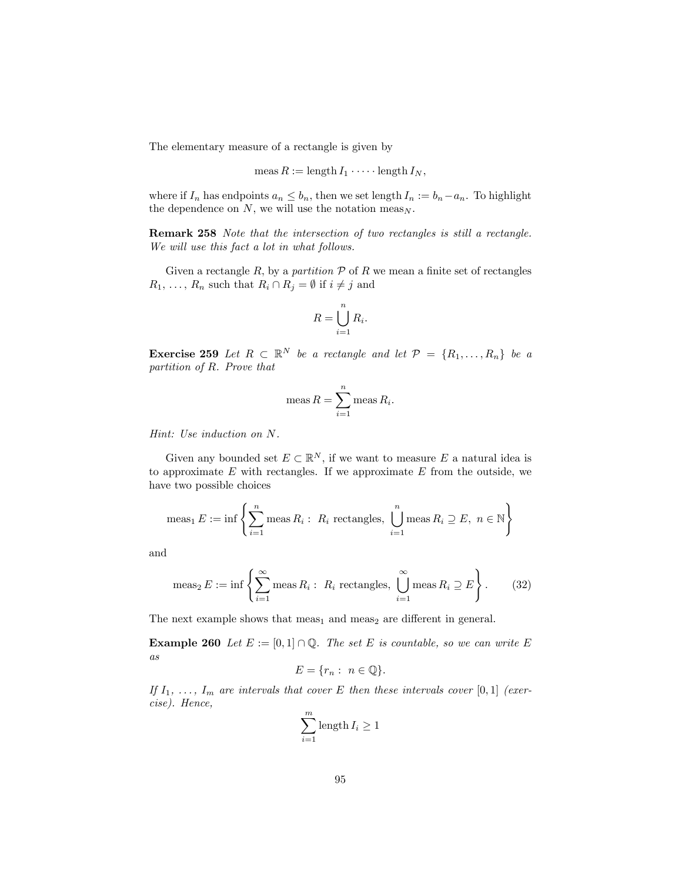The elementary measure of a rectangle is given by

$$\operatorname{meas} R := \operatorname{length} I_1 \cdot \dots \cdot \operatorname{length} I_N,$$

where if $I_n$ has endpoints $a_n \leq b_n$, then we set $\operatorname{length} I_n := b_n - a_n$. To highlight the dependence on $N$, we will use the notation $\operatorname{meas}_N$.

**Remark 258** *Note that the intersection of two rectangles is still a rectangle. We will use this fact a lot in what follows.*

Given a rectangle $R$, by a *partition* $\mathcal{P}$ of $R$ we mean a finite set of rectangles $R_1, \dots, R_n$ such that $R_i \cap R_j = \emptyset$ if $i \neq j$ and

$$R = \bigcup_{i=1}^{n} R_i.$$

**Exercise 259** *Let $R \subset \mathbb{R}^N$ be a rectangle and let $\mathcal{P} = \{R_1, \dots, R_n\}$ be a partition of $R$. Prove that*

$$\operatorname{meas} R = \sum_{i=1}^{n} \operatorname{meas} R_i.$$

*Hint: Use induction on $N$.*

Given any bounded set $E \subset \mathbb{R}^N$, if we want to measure $E$ a natural idea is to approximate $E$ with rectangles. If we approximate $E$ from the outside, we have two possible choices

$$\operatorname{meas}_1 E := \inf \left\{ \sum_{i=1}^{n} \operatorname{meas} R_i : \ R_i \text{ rectangles}, \ \bigcup_{i=1}^{n} \operatorname{meas} R_i \supseteq E, \ n \in \mathbb{N} \right\}$$

and

$$\operatorname{meas}_2 E := \inf \left\{ \sum_{i=1}^{\infty} \operatorname{meas} R_i : \ R_i \text{ rectangles}, \ \bigcup_{i=1}^{\infty} \operatorname{meas} R_i \supseteq E \right\}. \tag{32}$$

The next example shows that $\operatorname{meas}_1$ and $\operatorname{meas}_2$ are different in general.

**Example 260** *Let $E := [0,1] \cap \mathbb{Q}$. The set $E$ is countable, so we can write $E$ as*

$$E = \{r_n : \ n \in \mathbb{Q}\}.$$

*If $I_1, \dots, I_m$ are intervals that cover $E$ then these intervals cover $[0,1]$ (exercise). Hence,*

$$\sum_{i=1}^{m} \operatorname{length} I_i \geq 1$$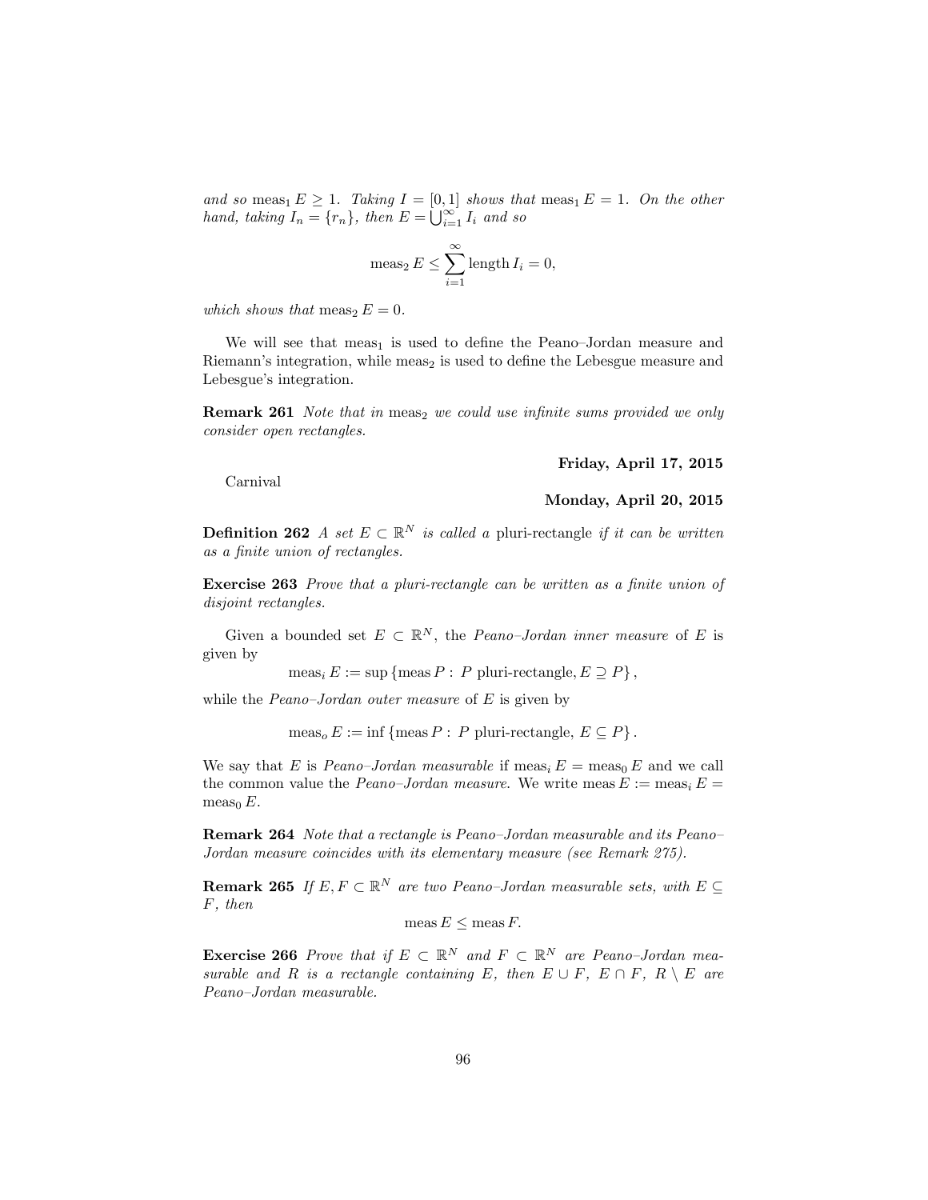*and so* $\operatorname{meas}_1 E \geq 1$*. Taking* $I = [0,1]$ *shows that* $\operatorname{meas}_1 E = 1$*. On the other hand, taking* $I_n = \{r_n\}$*, then* $E = \bigcup_{i=1}^{\infty} I_i$ *and so*

$$\operatorname{meas}_2 E \leq \sum_{i=1}^{\infty} \operatorname{length} I_i = 0,$$

*which shows that* $\operatorname{meas}_2 E = 0$*.*

We will see that $\operatorname{meas}_1$ is used to define the Peano–Jordan measure and Riemann's integration, while $\operatorname{meas}_2$ is used to define the Lebesgue measure and Lebesgue's integration.

**Remark 261** *Note that in* $\operatorname{meas}_2$ *we could use infinite sums provided we only consider open rectangles.*

**Friday, April 17, 2015**

Carnival

**Monday, April 20, 2015**

**Definition 262** *A set* $E \subset \mathbb{R}^N$ *is called a* pluri-rectangle *if it can be written as a finite union of rectangles.*

**Exercise 263** *Prove that a pluri-rectangle can be written as a finite union of disjoint rectangles.*

Given a bounded set $E \subset \mathbb{R}^N$, the *Peano–Jordan inner measure* of $E$ is given by

$$\operatorname{meas}_i E := \sup \{\operatorname{meas} P : P \text{ pluri-rectangle}, E \supseteq P\},$$

while the *Peano–Jordan outer measure* of $E$ is given by

$$\operatorname{meas}_o E := \inf \{\operatorname{meas} P : P \text{ pluri-rectangle}, E \subseteq P\}.$$

We say that $E$ is *Peano–Jordan measurable* if $\operatorname{meas}_i E = \operatorname{meas}_0 E$ and we call the common value the *Peano–Jordan measure*. We write $\operatorname{meas} E := \operatorname{meas}_i E = \operatorname{meas}_0 E$.

**Remark 264** *Note that a rectangle is Peano–Jordan measurable and its Peano–Jordan measure coincides with its elementary measure (see Remark 275).*

**Remark 265** *If* $E, F \subset \mathbb{R}^N$ *are two Peano–Jordan measurable sets, with* $E \subseteq F$*, then*

$$\operatorname{meas} E \leq \operatorname{meas} F.$$

**Exercise 266** *Prove that if* $E \subset \mathbb{R}^N$ *and* $F \subset \mathbb{R}^N$ *are Peano–Jordan measurable and* $R$ *is a rectangle containing* $E$*, then* $E \cup F$*,* $E \cap F$*,* $R \setminus E$ *are Peano–Jordan measurable.*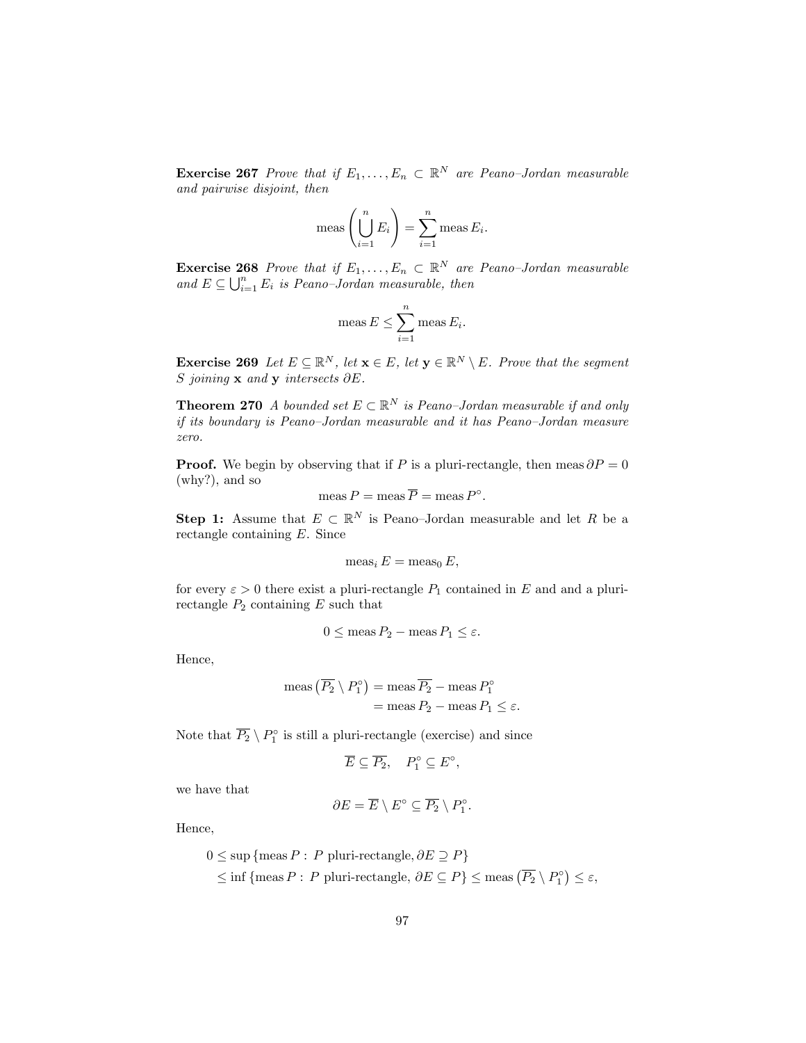**Exercise 267** *Prove that if $E_1, \ldots, E_n \subset \mathbb{R}^N$ are Peano–Jordan measurable and pairwise disjoint, then*

$$\operatorname{meas}\left(\bigcup_{i=1}^{n} E_i\right) = \sum_{i=1}^{n} \operatorname{meas} E_i.$$

**Exercise 268** *Prove that if $E_1, \ldots, E_n \subset \mathbb{R}^N$ are Peano–Jordan measurable and $E \subseteq \bigcup_{i=1}^{n} E_i$ is Peano–Jordan measurable, then*

$$\operatorname{meas} E \leq \sum_{i=1}^{n} \operatorname{meas} E_i.$$

**Exercise 269** *Let $E \subseteq \mathbb{R}^N$, let $\mathbf{x} \in E$, let $\mathbf{y} \in \mathbb{R}^N \setminus E$. Prove that the segment $S$ joining $\mathbf{x}$ and $\mathbf{y}$ intersects $\partial E$.*

**Theorem 270** *A bounded set $E \subset \mathbb{R}^N$ is Peano–Jordan measurable if and only if its boundary is Peano–Jordan measurable and it has Peano–Jordan measure zero.*

**Proof.** We begin by observing that if $P$ is a pluri-rectangle, then $\operatorname{meas} \partial P = 0$ (why?), and so

$$\operatorname{meas} P = \operatorname{meas} \overline{P} = \operatorname{meas} P^\circ.$$

**Step 1:** Assume that $E \subset \mathbb{R}^N$ is Peano–Jordan measurable and let $R$ be a rectangle containing $E$. Since

$$\operatorname{meas}_i E = \operatorname{meas}_0 E,$$

for every $\varepsilon > 0$ there exist a pluri-rectangle $P_1$ contained in $E$ and and a pluri-rectangle $P_2$ containing $E$ such that

$$0 \leq \operatorname{meas} P_2 - \operatorname{meas} P_1 \leq \varepsilon.$$

Hence,

$$\begin{aligned}
\operatorname{meas}\left(\overline{P_2} \setminus P_1^\circ\right) &= \operatorname{meas} \overline{P_2} - \operatorname{meas} P_1^\circ \\
&= \operatorname{meas} P_2 - \operatorname{meas} P_1 \leq \varepsilon.
\end{aligned}$$

Note that $\overline{P_2} \setminus P_1^\circ$ is still a pluri-rectangle (exercise) and since

$$\overline{E} \subseteq \overline{P_2}, \quad P_1^\circ \subseteq E^\circ,$$

we have that

$$\partial E = \overline{E} \setminus E^\circ \subseteq \overline{P_2} \setminus P_1^\circ.$$

Hence,

$$\begin{aligned}
0 &\leq \sup\{\operatorname{meas} P : P \text{ pluri-rectangle}, \partial E \supseteq P\} \\
&\leq \inf\{\operatorname{meas} P : P \text{ pluri-rectangle}, \partial E \subseteq P\} \leq \operatorname{meas}\left(\overline{P_2} \setminus P_1^\circ\right) \leq \varepsilon,
\end{aligned}$$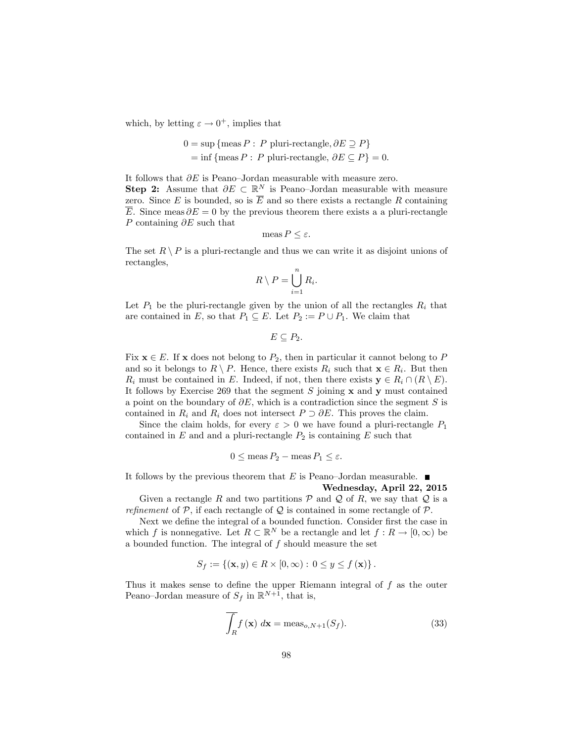which, by letting $\varepsilon \to 0^+$, implies that

$$
\begin{aligned}
0 &= \sup \{\text{meas } P : P \text{ pluri-rectangle}, \partial E \supseteq P\} \\
&= \inf \{\text{meas } P : P \text{ pluri-rectangle}, \partial E \subseteq P\} = 0.
\end{aligned}
$$

It follows that $\partial E$ is Peano–Jordan measurable with measure zero.

**Step 2:** Assume that $\partial E \subset \mathbb{R}^N$ is Peano–Jordan measurable with measure zero. Since $E$ is bounded, so is $\overline{E}$ and so there exists a rectangle $R$ containing $\overline{E}$. Since $\text{meas } \partial E = 0$ by the previous theorem there exists a a pluri-rectangle $P$ containing $\partial E$ such that

$$
\text{meas } P \leq \varepsilon.
$$

The set $R \setminus P$ is a pluri-rectangle and thus we can write it as disjoint unions of rectangles,

$$
R \setminus P = \bigcup_{i=1}^{n} R_i.
$$

Let $P_1$ be the pluri-rectangle given by the union of all the rectangles $R_i$ that are contained in $E$, so that $P_1 \subseteq E$. Let $P_2 := P \cup P_1$. We claim that

$$
E \subseteq P_2.
$$

Fix $\mathbf{x} \in E$. If $\mathbf{x}$ does not belong to $P_2$, then in particular it cannot belong to $P$ and so it belongs to $R \setminus P$. Hence, there exists $R_i$ such that $\mathbf{x} \in R_i$. But then $R_i$ must be contained in $E$. Indeed, if not, then there exists $\mathbf{y} \in R_i \cap (R \setminus E)$. It follows by Exercise 269 that the segment $S$ joining $\mathbf{x}$ and $\mathbf{y}$ must contained a point on the boundary of $\partial E$, which is a contradiction since the segment $S$ is contained in $R_i$ and $R_i$ does not intersect $P \supset \partial E$. This proves the claim.

Since the claim holds, for every $\varepsilon > 0$ we have found a pluri-rectangle $P_1$ contained in $E$ and and a pluri-rectangle $P_2$ is containing $E$ such that

$$
0 \leq \text{meas } P_2 - \text{meas } P_1 \leq \varepsilon.
$$

It follows by the previous theorem that $E$ is Peano–Jordan measurable. ■

**Wednesday, April 22, 2015**

Given a rectangle $R$ and two partitions $\mathcal{P}$ and $\mathcal{Q}$ of $R$, we say that $\mathcal{Q}$ is a *refinement* of $\mathcal{P}$, if each rectangle of $\mathcal{Q}$ is contained in some rectangle of $\mathcal{P}$.

Next we define the integral of a bounded function. Consider first the case in which $f$ is nonnegative. Let $R \subset \mathbb{R}^N$ be a rectangle and let $f : R \to [0, \infty)$ be a bounded function. The integral of $f$ should measure the set

$$
S_f := \{(\mathbf{x}, y) \in R \times [0, \infty) : 0 \leq y \leq f(\mathbf{x})\}.
$$

Thus it makes sense to define the upper Riemann integral of $f$ as the outer Peano–Jordan measure of $S_f$ in $\mathbb{R}^{N+1}$, that is,

$$
\overline{\int_R} f(\mathbf{x}) \, d\mathbf{x} = \text{meas}_{o,N+1}(S_f). \tag{33}
$$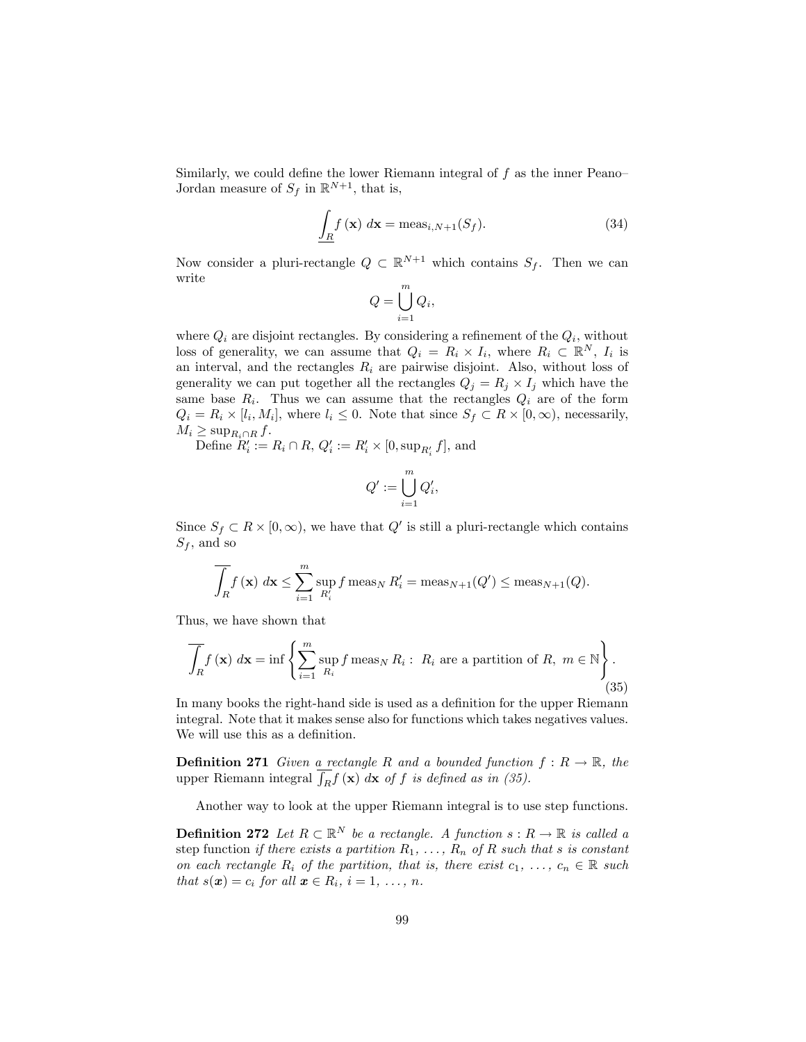Similarly, we could define the lower Riemann integral of $f$ as the inner Peano–Jordan measure of $S_f$ in $\mathbb{R}^{N+1}$, that is,

$$\underline{\int_R} f(\mathbf{x})\, d\mathbf{x} = \operatorname{meas}_{i,N+1}(S_f). \tag{34}$$

Now consider a pluri-rectangle $Q \subset \mathbb{R}^{N+1}$ which contains $S_f$. Then we can write

$$Q = \bigcup_{i=1}^{m} Q_i,$$

where $Q_i$ are disjoint rectangles. By considering a refinement of the $Q_i$, without loss of generality, we can assume that $Q_i = R_i \times I_i$, where $R_i \subset \mathbb{R}^N$, $I_i$ is an interval, and the rectangles $R_i$ are pairwise disjoint. Also, without loss of generality we can put together all the rectangles $Q_j = R_j \times I_j$ which have the same base $R_i$. Thus we can assume that the rectangles $Q_i$ are of the form $Q_i = R_i \times [l_i, M_i]$, where $l_i \leq 0$. Note that since $S_f \subset R \times [0, \infty)$, necessarily, $M_i \geq \sup_{R_i \cap R} f$.

Define $R_i' := R_i \cap R$, $Q_i' := R_i' \times [0, \sup_{R_i'} f]$, and

$$Q' := \bigcup_{i=1}^{m} Q_i',$$

Since $S_f \subset R \times [0, \infty)$, we have that $Q'$ is still a pluri-rectangle which contains $S_f$, and so

$$\overline{\int_R} f(\mathbf{x})\, d\mathbf{x} \leq \sum_{i=1}^{m} \sup_{R_i'} f \operatorname{meas}_N R_i' = \operatorname{meas}_{N+1}(Q') \leq \operatorname{meas}_{N+1}(Q).$$

Thus, we have shown that

$$\overline{\int_R} f(\mathbf{x})\, d\mathbf{x} = \inf \left\{ \sum_{i=1}^{m} \sup_{R_i} f \operatorname{meas}_N R_i : \ R_i \text{ are a partition of } R,\ m \in \mathbb{N} \right\}. \tag{35}$$

In many books the right-hand side is used as a definition for the upper Riemann integral. Note that it makes sense also for functions which takes negatives values. We will use this as a definition.

**Definition 271** *Given a rectangle $R$ and a bounded function $f : R \to \mathbb{R}$, the* upper Riemann integral $\overline{\int_R} f(\mathbf{x})\, d\mathbf{x}$ *of $f$ is defined as in (35).*

Another way to look at the upper Riemann integral is to use step functions.

**Definition 272** *Let $R \subset \mathbb{R}^N$ be a rectangle. A function $s : R \to \mathbb{R}$ is called a* step function *if there exists a partition $R_1, \ldots, R_n$ of $R$ such that $s$ is constant on each rectangle $R_i$ of the partition, that is, there exist $c_1, \ldots, c_n \in \mathbb{R}$ such that $s(\boldsymbol{x}) = c_i$ for all $\boldsymbol{x} \in R_i$, $i = 1, \ldots, n$.*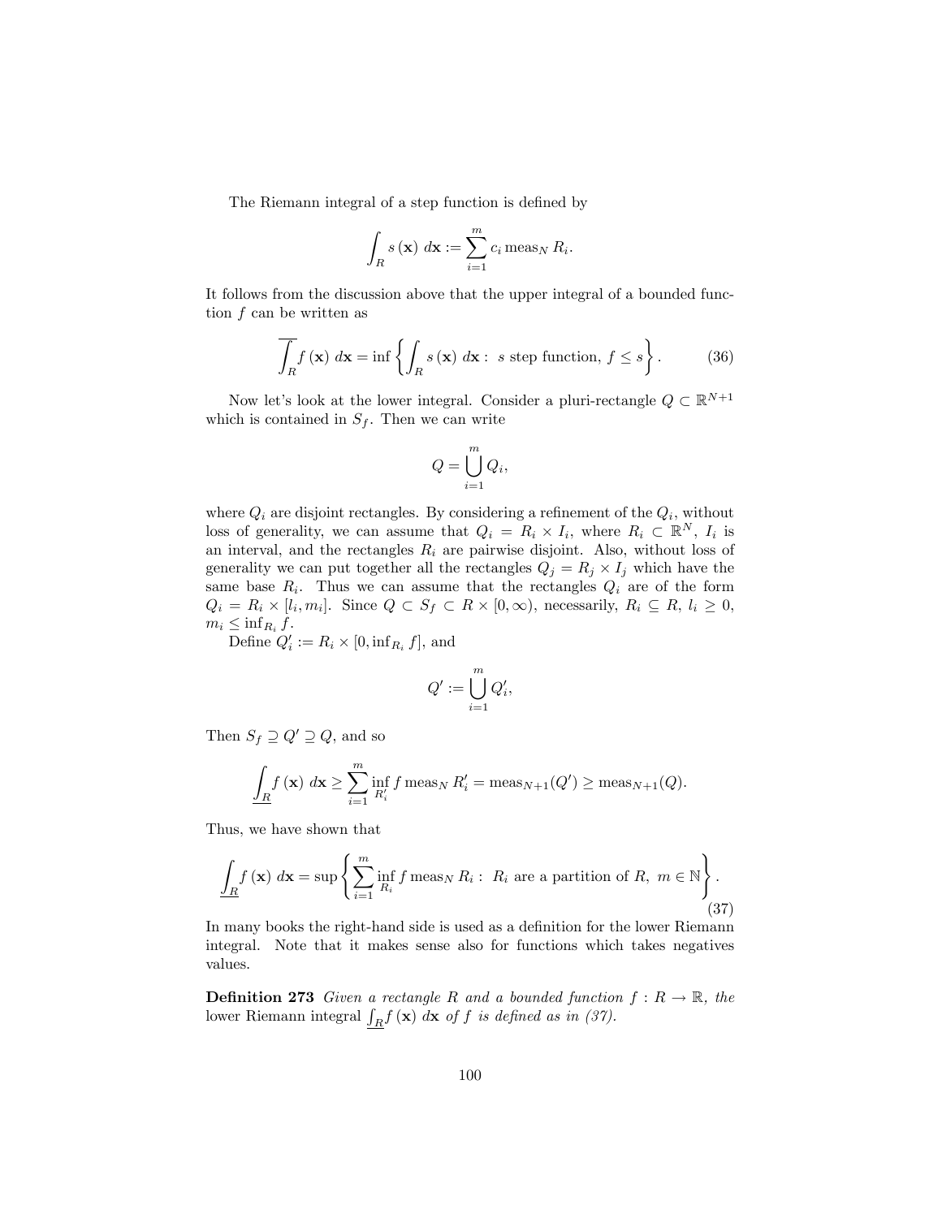The Riemann integral of a step function is defined by

$$\int_R s(\mathbf{x})\, d\mathbf{x} := \sum_{i=1}^{m} c_i \operatorname{meas}_N R_i.$$

It follows from the discussion above that the upper integral of a bounded function $f$ can be written as

$$\overline{\int_R} f(\mathbf{x})\, d\mathbf{x} = \inf \left\{ \int_R s(\mathbf{x})\, d\mathbf{x} : \ s \text{ step function, } f \le s \right\}. \tag{36}$$

Now let's look at the lower integral. Consider a pluri-rectangle $Q \subset \mathbb{R}^{N+1}$ which is contained in $S_f$. Then we can write

$$Q = \bigcup_{i=1}^{m} Q_i,$$

where $Q_i$ are disjoint rectangles. By considering a refinement of the $Q_i$, without loss of generality, we can assume that $Q_i = R_i \times I_i$, where $R_i \subset \mathbb{R}^N$, $I_i$ is an interval, and the rectangles $R_i$ are pairwise disjoint. Also, without loss of generality we can put together all the rectangles $Q_j = R_j \times I_j$ which have the same base $R_i$. Thus we can assume that the rectangles $Q_i$ are of the form $Q_i = R_i \times [l_i, m_i]$. Since $Q \subset S_f \subset R \times [0, \infty)$, necessarily, $R_i \subseteq R$, $l_i \ge 0$, $m_i \le \inf_{R_i} f$.

Define $Q_i' := R_i \times [0, \inf_{R_i} f]$, and

$$Q' := \bigcup_{i=1}^{m} Q_i',$$

Then $S_f \supseteq Q' \supseteq Q$, and so

$$\underline{\int_R} f(\mathbf{x})\, d\mathbf{x} \ge \sum_{i=1}^{m} \inf_{R_i'} f \operatorname{meas}_N R_i' = \operatorname{meas}_{N+1}(Q') \ge \operatorname{meas}_{N+1}(Q).$$

Thus, we have shown that

$$\underline{\int_R} f(\mathbf{x})\, d\mathbf{x} = \sup \left\{ \sum_{i=1}^{m} \inf_{R_i} f \operatorname{meas}_N R_i : \ R_i \text{ are a partition of } R, \ m \in \mathbb{N} \right\}. \tag{37}$$

In many books the right-hand side is used as a definition for the lower Riemann integral. Note that it makes sense also for functions which takes negatives values.

**Definition 273** *Given a rectangle $R$ and a bounded function $f : R \to \mathbb{R}$, the* lower Riemann integral $\underline{\int_R} f(\mathbf{x})\, d\mathbf{x}$ *of $f$ is defined as in (37).*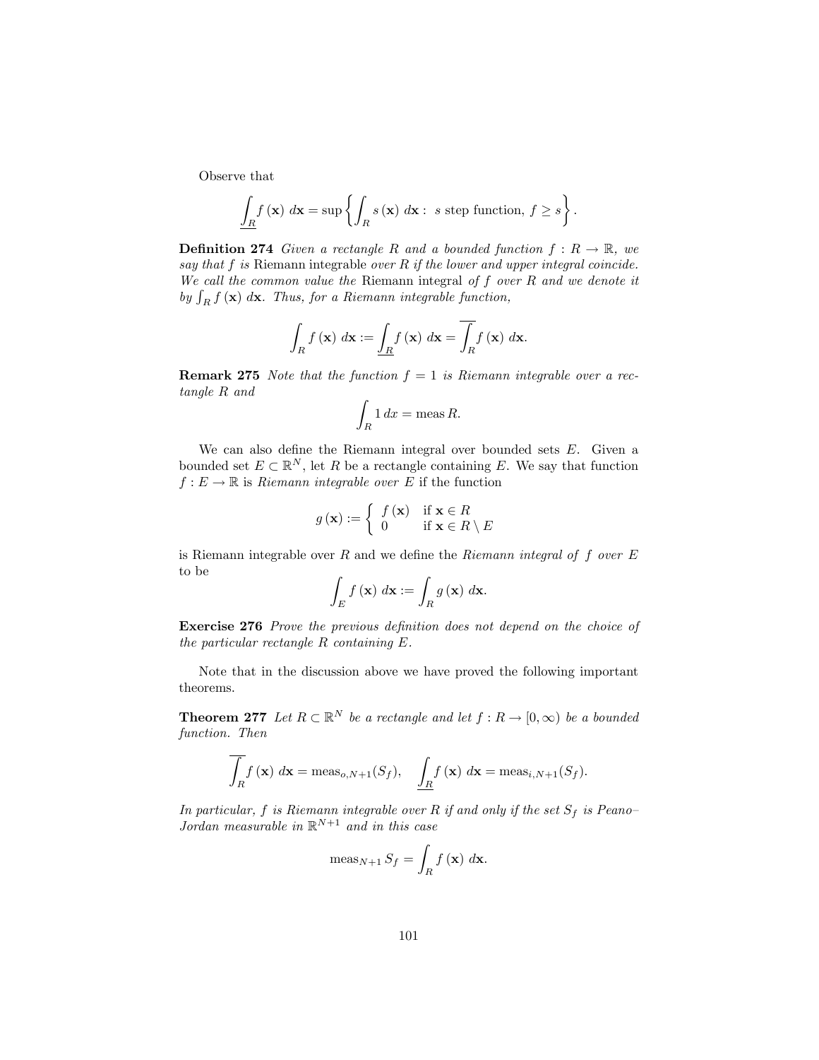Observe that

$$\underline{\int_R} f(\mathbf{x})\ d\mathbf{x} = \sup\left\{ \int_R s(\mathbf{x})\ d\mathbf{x} :\ s \text{ step function, } f \geq s \right\}.$$

**Definition 274** *Given a rectangle $R$ and a bounded function $f : R \to \mathbb{R}$, we say that $f$ is* Riemann integrable *over $R$ if the lower and upper integral coincide. We call the common value the* Riemann integral *of $f$ over $R$ and we denote it by $\int_R f(\mathbf{x})\ d\mathbf{x}$. Thus, for a Riemann integrable function,*

$$\int_R f(\mathbf{x})\ d\mathbf{x} := \underline{\int_R} f(\mathbf{x})\ d\mathbf{x} = \overline{\int_R} f(\mathbf{x})\ d\mathbf{x}.$$

**Remark 275** *Note that the function $f = 1$ is Riemann integrable over a rectangle $R$ and*

$$\int_R 1\, dx = \operatorname{meas} R.$$

We can also define the Riemann integral over bounded sets $E$. Given a bounded set $E \subset \mathbb{R}^N$, let $R$ be a rectangle containing $E$. We say that function $f : E \to \mathbb{R}$ is *Riemann integrable over $E$* if the function

$$g(\mathbf{x}) := \begin{cases} f(\mathbf{x}) & \text{if } \mathbf{x} \in R \\ 0 & \text{if } \mathbf{x} \in R \setminus E \end{cases}$$

is Riemann integrable over $R$ and we define the *Riemann integral of $f$ over $E$* to be

$$\int_E f(\mathbf{x})\ d\mathbf{x} := \int_R g(\mathbf{x})\ d\mathbf{x}.$$

**Exercise 276** *Prove the previous definition does not depend on the choice of the particular rectangle $R$ containing $E$.*

Note that in the discussion above we have proved the following important theorems.

**Theorem 277** *Let $R \subset \mathbb{R}^N$ be a rectangle and let $f : R \to [0, \infty)$ be a bounded function. Then*

$$\overline{\int_R} f(\mathbf{x})\ d\mathbf{x} = \operatorname{meas}_{o,N+1}(S_f), \quad \underline{\int_R} f(\mathbf{x})\ d\mathbf{x} = \operatorname{meas}_{i,N+1}(S_f).$$

*In particular, $f$ is Riemann integrable over $R$ if and only if the set $S_f$ is Peano–Jordan measurable in $\mathbb{R}^{N+1}$ and in this case*

$$\operatorname{meas}_{N+1} S_f = \int_R f(\mathbf{x})\ d\mathbf{x}.$$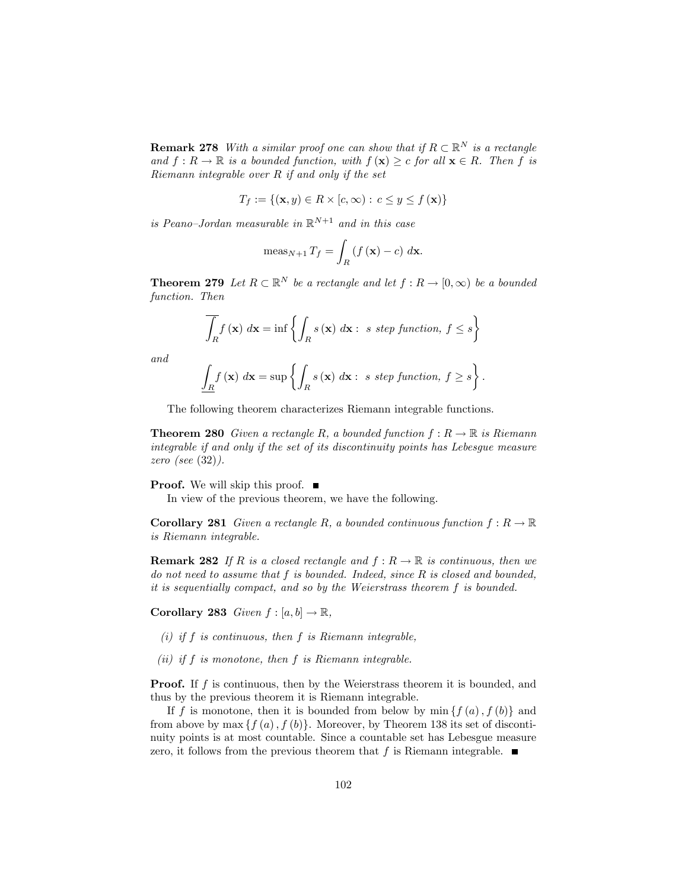**Remark 278** *With a similar proof one can show that if $R \subset \mathbb{R}^N$ is a rectangle and $f : R \to \mathbb{R}$ is a bounded function, with $f(\mathbf{x}) \geq c$ for all $\mathbf{x} \in R$. Then $f$ is Riemann integrable over $R$ if and only if the set*

$$T_f := \{(\mathbf{x}, y) \in R \times [c, \infty) : c \leq y \leq f(\mathbf{x})\}$$

*is Peano–Jordan measurable in $\mathbb{R}^{N+1}$ and in this case*

$$\operatorname{meas}_{N+1} T_f = \int_R (f(\mathbf{x}) - c) \, d\mathbf{x}.$$

**Theorem 279** *Let $R \subset \mathbb{R}^N$ be a rectangle and let $f : R \to [0, \infty)$ be a bounded function. Then*

$$\overline{\int_R} f(\mathbf{x}) \, d\mathbf{x} = \inf \left\{ \int_R s(\mathbf{x}) \, d\mathbf{x} : \ s \text{ step function, } f \leq s \right\}$$

*and*

$$\underline{\int_R} f(\mathbf{x}) \, d\mathbf{x} = \sup \left\{ \int_R s(\mathbf{x}) \, d\mathbf{x} : \ s \text{ step function, } f \geq s \right\}.$$

The following theorem characterizes Riemann integrable functions.

**Theorem 280** *Given a rectangle $R$, a bounded function $f : R \to \mathbb{R}$ is Riemann integrable if and only if the set of its discontinuity points has Lebesgue measure zero (see (32)).*

**Proof.** We will skip this proof. ■

In view of the previous theorem, we have the following.

**Corollary 281** *Given a rectangle $R$, a bounded continuous function $f : R \to \mathbb{R}$ is Riemann integrable.*

**Remark 282** *If $R$ is a closed rectangle and $f : R \to \mathbb{R}$ is continuous, then we do not need to assume that $f$ is bounded. Indeed, since $R$ is closed and bounded, it is sequentially compact, and so by the Weierstrass theorem $f$ is bounded.*

**Corollary 283** *Given $f : [a, b] \to \mathbb{R}$,*

*(i) if $f$ is continuous, then $f$ is Riemann integrable,*

*(ii) if $f$ is monotone, then $f$ is Riemann integrable.*

**Proof.** If $f$ is continuous, then by the Weierstrass theorem it is bounded, and thus by the previous theorem it is Riemann integrable.

If $f$ is monotone, then it is bounded from below by $\min \{f(a), f(b)\}$ and from above by $\max \{f(a), f(b)\}$. Moreover, by Theorem 138 its set of discontinuity points is at most countable. Since a countable set has Lebesgue measure zero, it follows from the previous theorem that $f$ is Riemann integrable. ■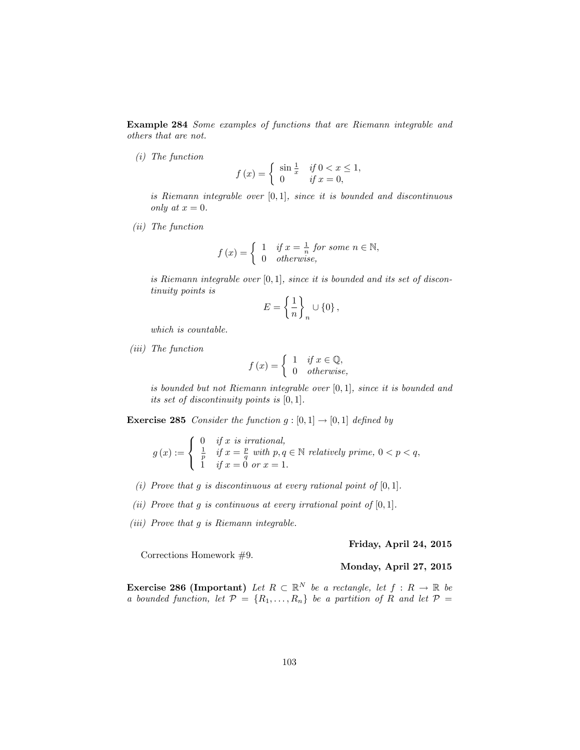**Example 284** *Some examples of functions that are Riemann integrable and others that are not.*

*(i) The function*

$$f(x) = \begin{cases} \sin \frac{1}{x} & \text{if } 0 < x \leq 1, \\ 0 & \text{if } x = 0, \end{cases}$$

*is Riemann integrable over $[0,1]$, since it is bounded and discontinuous only at $x = 0$.*

*(ii) The function*

$$f(x) = \begin{cases} 1 & \text{if } x = \frac{1}{n} \text{ for some } n \in \mathbb{N}, \\ 0 & \text{otherwise}, \end{cases}$$

*is Riemann integrable over $[0,1]$, since it is bounded and its set of discontinuity points is*

$$E = \left\{ \frac{1}{n} \right\}_n \cup \{0\},$$

*which is countable.*

*(iii) The function*

$$f(x) = \begin{cases} 1 & \text{if } x \in \mathbb{Q}, \\ 0 & \text{otherwise}, \end{cases}$$

*is bounded but not Riemann integrable over $[0,1]$, since it is bounded and its set of discontinuity points is $[0,1]$.*

**Exercise 285** *Consider the function $g : [0,1] \to [0,1]$ defined by*

$$g(x) := \begin{cases} 0 & \text{if } x \text{ is irrational}, \\ \frac{1}{p} & \text{if } x = \frac{p}{q} \text{ with } p, q \in \mathbb{N} \text{ relatively prime, } 0 < p < q, \\ 1 & \text{if } x = 0 \text{ or } x = 1. \end{cases}$$

*(i) Prove that $g$ is discontinuous at every rational point of $[0,1]$.*

*(ii) Prove that $g$ is continuous at every irrational point of $[0,1]$.*

*(iii) Prove that $g$ is Riemann integrable.*

**Friday, April 24, 2015**

Corrections Homework #9.

**Monday, April 27, 2015**

**Exercise 286 (Important)** *Let $R \subset \mathbb{R}^N$ be a rectangle, let $f : R \to \mathbb{R}$ be a bounded function, let $\mathcal{P} = \{R_1, \ldots, R_n\}$ be a partition of $R$ and let $\mathcal{P} =$*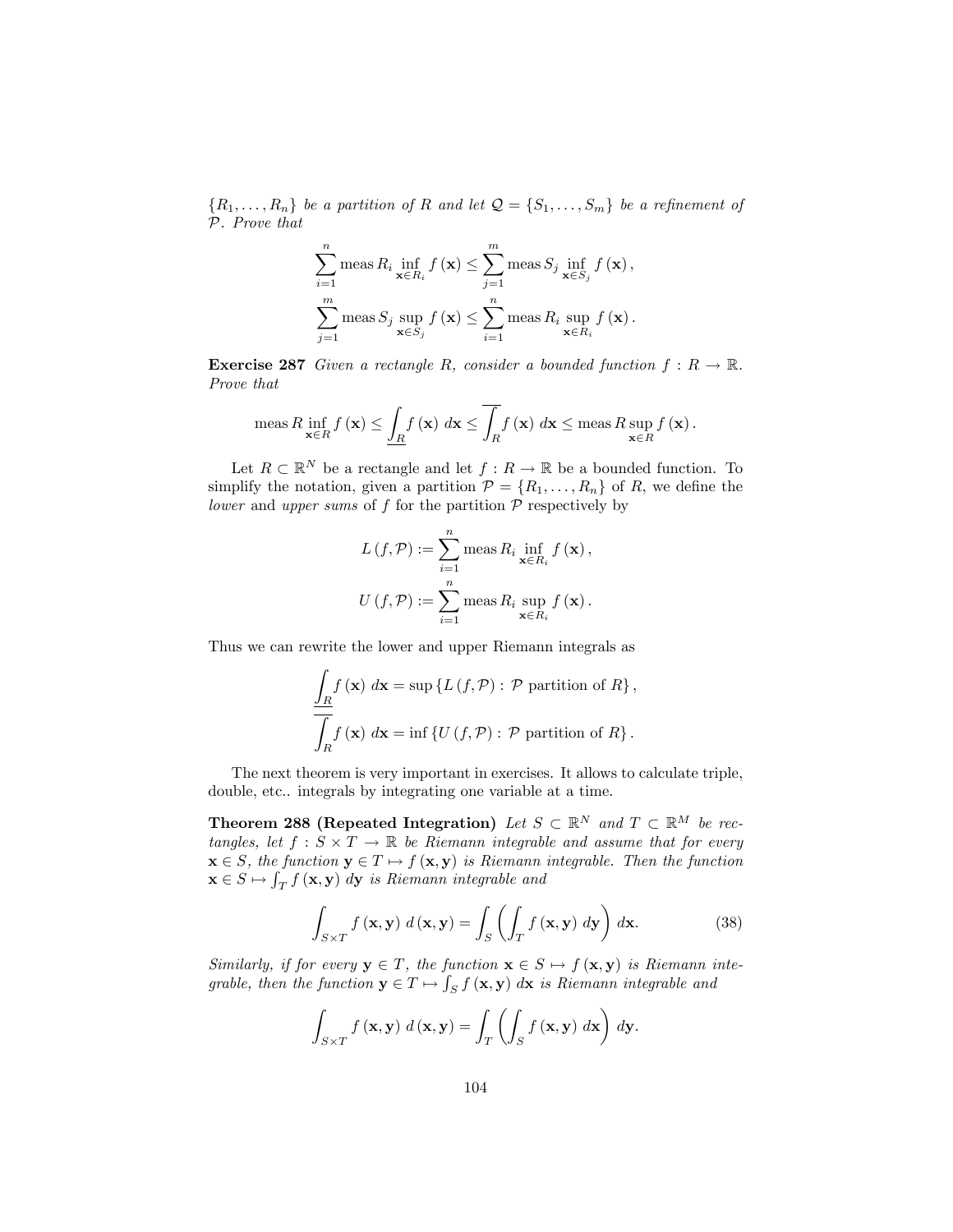$\{R_1, \ldots, R_n\}$ *be a partition of* $R$ *and let* $\mathcal{Q} = \{S_1, \ldots, S_m\}$ *be a refinement of* $\mathcal{P}$*. Prove that*

$$\sum_{i=1}^{n} \operatorname{meas} R_i \inf_{\mathbf{x} \in R_i} f(\mathbf{x}) \leq \sum_{j=1}^{m} \operatorname{meas} S_j \inf_{\mathbf{x} \in S_j} f(\mathbf{x}),$$

$$\sum_{j=1}^{m} \operatorname{meas} S_j \sup_{\mathbf{x} \in S_j} f(\mathbf{x}) \leq \sum_{i=1}^{n} \operatorname{meas} R_i \sup_{\mathbf{x} \in R_i} f(\mathbf{x}).$$

**Exercise 287** *Given a rectangle* $R$*, consider a bounded function* $f : R \to \mathbb{R}$*. Prove that*

$$\operatorname{meas} R \inf_{\mathbf{x} \in R} f(\mathbf{x}) \leq \underline{\int_R} f(\mathbf{x})\, d\mathbf{x} \leq \overline{\int_R} f(\mathbf{x})\, d\mathbf{x} \leq \operatorname{meas} R \sup_{\mathbf{x} \in R} f(\mathbf{x}).$$

Let $R \subset \mathbb{R}^N$ be a rectangle and let $f : R \to \mathbb{R}$ be a bounded function. To simplify the notation, given a partition $\mathcal{P} = \{R_1, \ldots, R_n\}$ of $R$, we define the *lower* and *upper sums* of $f$ for the partition $\mathcal{P}$ respectively by

$$L(f, \mathcal{P}) := \sum_{i=1}^{n} \operatorname{meas} R_i \inf_{\mathbf{x} \in R_i} f(\mathbf{x}),$$

$$U(f, \mathcal{P}) := \sum_{i=1}^{n} \operatorname{meas} R_i \sup_{\mathbf{x} \in R_i} f(\mathbf{x}).$$

Thus we can rewrite the lower and upper Riemann integrals as

$$\underline{\int_R} f(\mathbf{x})\, d\mathbf{x} = \sup\{L(f, \mathcal{P}) : \mathcal{P} \text{ partition of } R\},$$

$$\overline{\int_R} f(\mathbf{x})\, d\mathbf{x} = \inf\{U(f, \mathcal{P}) : \mathcal{P} \text{ partition of } R\}.$$

The next theorem is very important in exercises. It allows to calculate triple, double, etc.. integrals by integrating one variable at a time.

**Theorem 288 (Repeated Integration)** *Let* $S \subset \mathbb{R}^N$ *and* $T \subset \mathbb{R}^M$ *be rectangles, let* $f : S \times T \to \mathbb{R}$ *be Riemann integrable and assume that for every* $\mathbf{x} \in S$*, the function* $\mathbf{y} \in T \mapsto f(\mathbf{x}, \mathbf{y})$ *is Riemann integrable. Then the function* $\mathbf{x} \in S \mapsto \int_T f(\mathbf{x}, \mathbf{y})\, d\mathbf{y}$ *is Riemann integrable and*

$$\int_{S \times T} f(\mathbf{x}, \mathbf{y})\, d(\mathbf{x}, \mathbf{y}) = \int_S \left( \int_T f(\mathbf{x}, \mathbf{y})\, d\mathbf{y} \right) d\mathbf{x}. \tag{38}$$

*Similarly, if for every* $\mathbf{y} \in T$*, the function* $\mathbf{x} \in S \mapsto f(\mathbf{x}, \mathbf{y})$ *is Riemann integrable, then the function* $\mathbf{y} \in T \mapsto \int_S f(\mathbf{x}, \mathbf{y})\, d\mathbf{x}$ *is Riemann integrable and*

$$\int_{S \times T} f(\mathbf{x}, \mathbf{y})\, d(\mathbf{x}, \mathbf{y}) = \int_T \left( \int_S f(\mathbf{x}, \mathbf{y})\, d\mathbf{x} \right) d\mathbf{y}.$$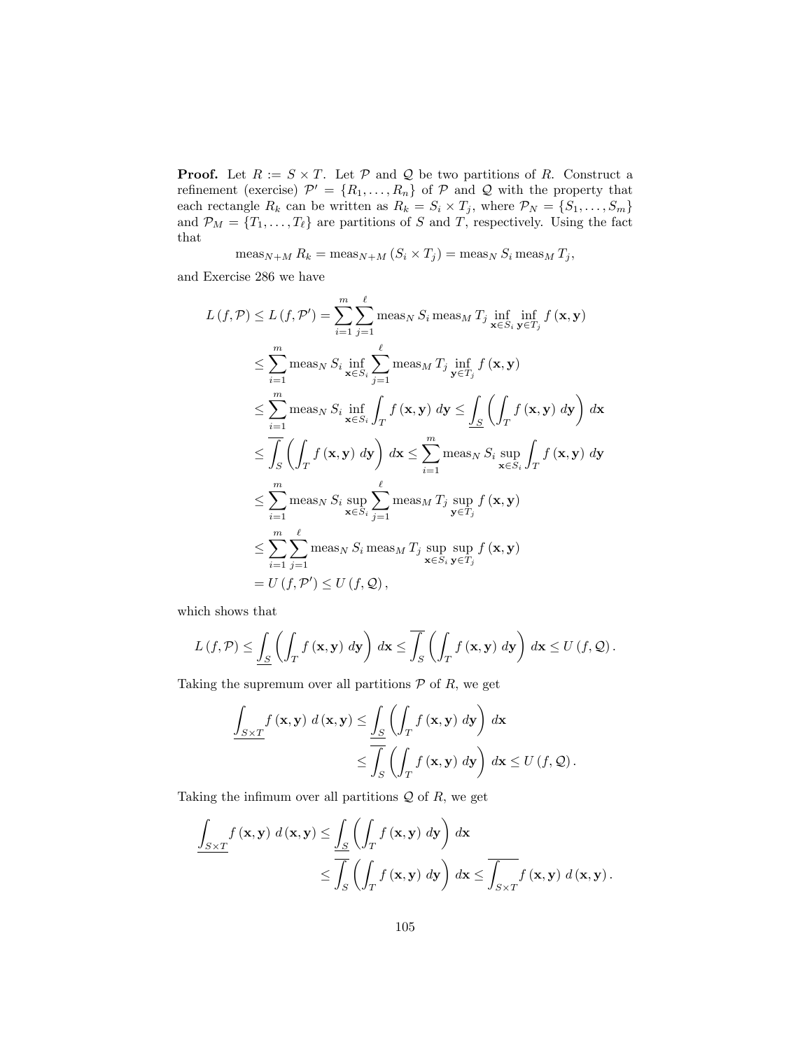**Proof.** Let $R := S \times T$. Let $\mathcal{P}$ and $\mathcal{Q}$ be two partitions of $R$. Construct a refinement (exercise) $\mathcal{P}' = \{R_1, \ldots, R_n\}$ of $\mathcal{P}$ and $\mathcal{Q}$ with the property that each rectangle $R_k$ can be written as $R_k = S_i \times T_j$, where $\mathcal{P}_N = \{S_1, \ldots, S_m\}$ and $\mathcal{P}_M = \{T_1, \ldots, T_\ell\}$ are partitions of $S$ and $T$, respectively. Using the fact that

$$\operatorname{meas}_{N+M} R_k = \operatorname{meas}_{N+M} (S_i \times T_j) = \operatorname{meas}_N S_i \operatorname{meas}_M T_j,$$

and Exercise 286 we have

$$\begin{aligned}
L(f, \mathcal{P}) &\leq L(f, \mathcal{P}') = \sum_{i=1}^{m} \sum_{j=1}^{\ell} \operatorname{meas}_N S_i \operatorname{meas}_M T_j \inf_{\mathbf{x} \in S_i} \inf_{\mathbf{y} \in T_j} f(\mathbf{x}, \mathbf{y}) \\
&\leq \sum_{i=1}^{m} \operatorname{meas}_N S_i \inf_{\mathbf{x} \in S_i} \sum_{j=1}^{\ell} \operatorname{meas}_M T_j \inf_{\mathbf{y} \in T_j} f(\mathbf{x}, \mathbf{y}) \\
&\leq \sum_{i=1}^{m} \operatorname{meas}_N S_i \inf_{\mathbf{x} \in S_i} \int_T f(\mathbf{x}, \mathbf{y}) \, d\mathbf{y} \leq \underline{\int_S} \left( \int_T f(\mathbf{x}, \mathbf{y}) \, d\mathbf{y} \right) d\mathbf{x} \\
&\leq \overline{\int_S} \left( \int_T f(\mathbf{x}, \mathbf{y}) \, d\mathbf{y} \right) d\mathbf{x} \leq \sum_{i=1}^{m} \operatorname{meas}_N S_i \sup_{\mathbf{x} \in S_i} \int_T f(\mathbf{x}, \mathbf{y}) \, d\mathbf{y} \\
&\leq \sum_{i=1}^{m} \operatorname{meas}_N S_i \sup_{\mathbf{x} \in S_i} \sum_{j=1}^{\ell} \operatorname{meas}_M T_j \sup_{\mathbf{y} \in T_j} f(\mathbf{x}, \mathbf{y}) \\
&\leq \sum_{i=1}^{m} \sum_{j=1}^{\ell} \operatorname{meas}_N S_i \operatorname{meas}_M T_j \sup_{\mathbf{x} \in S_i} \sup_{\mathbf{y} \in T_j} f(\mathbf{x}, \mathbf{y}) \\
&= U(f, \mathcal{P}') \leq U(f, \mathcal{Q}),
\end{aligned}$$

which shows that

$$L(f, \mathcal{P}) \leq \underline{\int_S} \left( \int_T f(\mathbf{x}, \mathbf{y}) \, d\mathbf{y} \right) d\mathbf{x} \leq \overline{\int_S} \left( \int_T f(\mathbf{x}, \mathbf{y}) \, d\mathbf{y} \right) d\mathbf{x} \leq U(f, \mathcal{Q}).$$

Taking the supremum over all partitions $\mathcal{P}$ of $R$, we get

$$\begin{aligned}
\underline{\int_{S \times T}} f(\mathbf{x}, \mathbf{y}) \, d(\mathbf{x}, \mathbf{y}) &\leq \underline{\int_S} \left( \int_T f(\mathbf{x}, \mathbf{y}) \, d\mathbf{y} \right) d\mathbf{x} \\
&\leq \overline{\int_S} \left( \int_T f(\mathbf{x}, \mathbf{y}) \, d\mathbf{y} \right) d\mathbf{x} \leq U(f, \mathcal{Q}).
\end{aligned}$$

Taking the infimum over all partitions $\mathcal{Q}$ of $R$, we get

$$\begin{aligned}
\underline{\int_{S \times T}} f(\mathbf{x}, \mathbf{y}) \, d(\mathbf{x}, \mathbf{y}) &\leq \underline{\int_S} \left( \int_T f(\mathbf{x}, \mathbf{y}) \, d\mathbf{y} \right) d\mathbf{x} \\
&\leq \overline{\int_S} \left( \int_T f(\mathbf{x}, \mathbf{y}) \, d\mathbf{y} \right) d\mathbf{x} \leq \overline{\int_{S \times T}} f(\mathbf{x}, \mathbf{y}) \, d(\mathbf{x}, \mathbf{y}).
\end{aligned}$$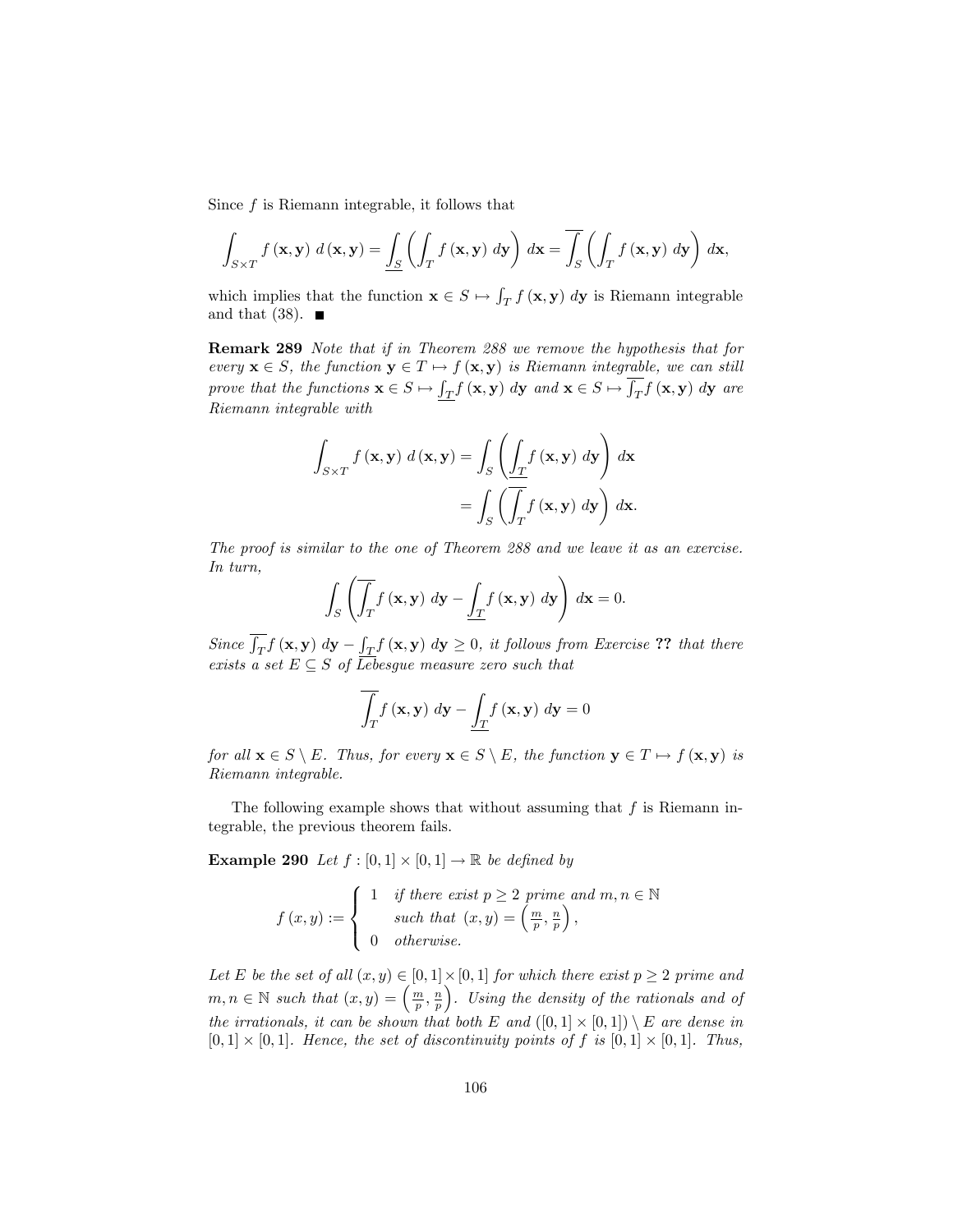Since $f$ is Riemann integrable, it follows that

$$\int_{S\times T} f(\mathbf{x},\mathbf{y})\, d(\mathbf{x},\mathbf{y}) = \underline{\int_S} \left(\int_T f(\mathbf{x},\mathbf{y})\, d\mathbf{y}\right) d\mathbf{x} = \overline{\int_S} \left(\int_T f(\mathbf{x},\mathbf{y})\, d\mathbf{y}\right) d\mathbf{x},$$

which implies that the function $\mathbf{x} \in S \mapsto \int_T f(\mathbf{x},\mathbf{y})\, d\mathbf{y}$ is Riemann integrable and that (38). ■

**Remark 289** *Note that if in Theorem 288 we remove the hypothesis that for every $\mathbf{x} \in S$, the function $\mathbf{y} \in T \mapsto f(\mathbf{x},\mathbf{y})$ is Riemann integrable, we can still prove that the functions $\mathbf{x} \in S \mapsto \underline{\int_T} f(\mathbf{x},\mathbf{y})\, d\mathbf{y}$ and $\mathbf{x} \in S \mapsto \overline{\int_T} f(\mathbf{x},\mathbf{y})\, d\mathbf{y}$ are Riemann integrable with*

$$\begin{aligned}\int_{S\times T} f(\mathbf{x},\mathbf{y})\, d(\mathbf{x},\mathbf{y}) &= \int_S \left(\underline{\int_T} f(\mathbf{x},\mathbf{y})\, d\mathbf{y}\right) d\mathbf{x} \\ &= \int_S \left(\overline{\int_T} f(\mathbf{x},\mathbf{y})\, d\mathbf{y}\right) d\mathbf{x}.\end{aligned}$$

*The proof is similar to the one of Theorem 288 and we leave it as an exercise. In turn,*

$$\int_S \left(\overline{\int_T} f(\mathbf{x},\mathbf{y})\, d\mathbf{y} - \underline{\int_T} f(\mathbf{x},\mathbf{y})\, d\mathbf{y}\right) d\mathbf{x} = 0.$$

*Since $\overline{\int_T} f(\mathbf{x},\mathbf{y})\, d\mathbf{y} - \underline{\int_T} f(\mathbf{x},\mathbf{y})\, d\mathbf{y} \geq 0$, it follows from Exercise **??** that there exists a set $E \subseteq S$ of Lebesgue measure zero such that*

$$\overline{\int_T} f(\mathbf{x},\mathbf{y})\, d\mathbf{y} - \underline{\int_T} f(\mathbf{x},\mathbf{y})\, d\mathbf{y} = 0$$

*for all $\mathbf{x} \in S \setminus E$. Thus, for every $\mathbf{x} \in S \setminus E$, the function $\mathbf{y} \in T \mapsto f(\mathbf{x},\mathbf{y})$ is Riemann integrable.*

The following example shows that without assuming that $f$ is Riemann integrable, the previous theorem fails.

**Example 290** *Let $f : [0,1] \times [0,1] \to \mathbb{R}$ be defined by*

$$f(x,y) := \begin{cases} 1 & \text{if there exist } p \geq 2 \text{ prime and } m,n \in \mathbb{N} \\ & \text{such that } (x,y) = \left(\frac{m}{p}, \frac{n}{p}\right), \\ 0 & \text{otherwise.} \end{cases}$$

*Let $E$ be the set of all $(x,y) \in [0,1] \times [0,1]$ for which there exist $p \geq 2$ prime and $m,n \in \mathbb{N}$ such that $(x,y) = \left(\frac{m}{p}, \frac{n}{p}\right)$. Using the density of the rationals and of the irrationals, it can be shown that both $E$ and $([0,1] \times [0,1]) \setminus E$ are dense in $[0,1] \times [0,1]$. Hence, the set of discontinuity points of $f$ is $[0,1] \times [0,1]$. Thus,*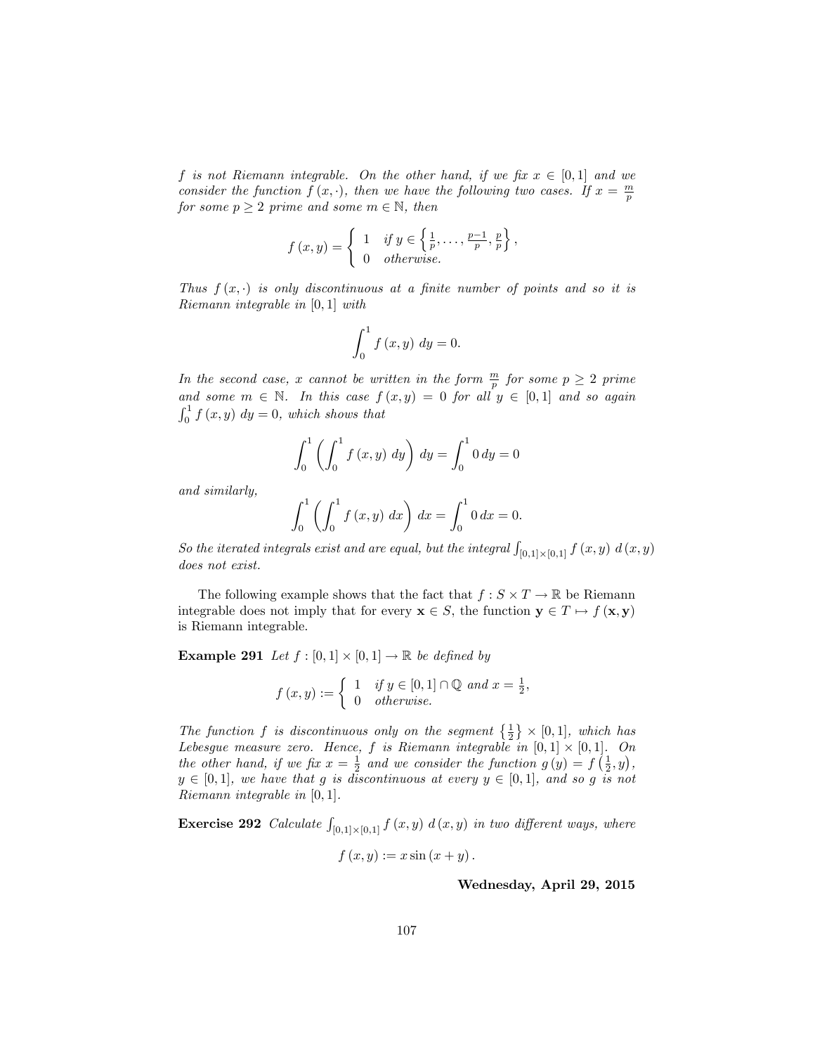*f is not Riemann integrable. On the other hand, if we fix $x \in [0,1]$ and we consider the function $f(x,\cdot)$, then we have the following two cases. If $x = \frac{m}{p}$ for some $p \geq 2$ prime and some $m \in \mathbb{N}$, then*

$$f(x,y) = \begin{cases} 1 & \text{if } y \in \left\{\frac{1}{p}, \ldots, \frac{p-1}{p}, \frac{p}{p}\right\}, \\ 0 & \text{otherwise.} \end{cases}$$

*Thus $f(x,\cdot)$ is only discontinuous at a finite number of points and so it is Riemann integrable in $[0,1]$ with*

$$\int_0^1 f(x,y)\, dy = 0.$$

*In the second case, $x$ cannot be written in the form $\frac{m}{p}$ for some $p \geq 2$ prime and some $m \in \mathbb{N}$. In this case $f(x,y) = 0$ for all $y \in [0,1]$ and so again $\int_0^1 f(x,y)\, dy = 0$, which shows that*

$$\int_0^1 \left( \int_0^1 f(x,y)\, dy \right) dy = \int_0^1 0\, dy = 0$$

*and similarly,*

$$\int_0^1 \left( \int_0^1 f(x,y)\, dx \right) dx = \int_0^1 0\, dx = 0.$$

*So the iterated integrals exist and are equal, but the integral $\int_{[0,1]\times[0,1]} f(x,y)\, d(x,y)$ does not exist.*

The following example shows that the fact that $f : S \times T \to \mathbb{R}$ be Riemann integrable does not imply that for every $\mathbf{x} \in S$, the function $\mathbf{y} \in T \mapsto f(\mathbf{x}, \mathbf{y})$ is Riemann integrable.

**Example 291** *Let $f : [0,1] \times [0,1] \to \mathbb{R}$ be defined by*

$$f(x,y) := \begin{cases} 1 & \text{if } y \in [0,1] \cap \mathbb{Q} \text{ and } x = \frac{1}{2}, \\ 0 & \text{otherwise.} \end{cases}$$

*The function $f$ is discontinuous only on the segment $\left\{\frac{1}{2}\right\} \times [0,1]$, which has Lebesgue measure zero. Hence, $f$ is Riemann integrable in $[0,1] \times [0,1]$. On the other hand, if we fix $x = \frac{1}{2}$ and we consider the function $g(y) = f\left(\frac{1}{2}, y\right)$, $y \in [0,1]$, we have that $g$ is discontinuous at every $y \in [0,1]$, and so $g$ is not Riemann integrable in $[0,1]$.*

**Exercise 292** *Calculate $\int_{[0,1]\times[0,1]} f(x,y)\, d(x,y)$ in two different ways, where*

$$f(x,y) := x \sin(x+y).$$

**Wednesday, April 29, 2015**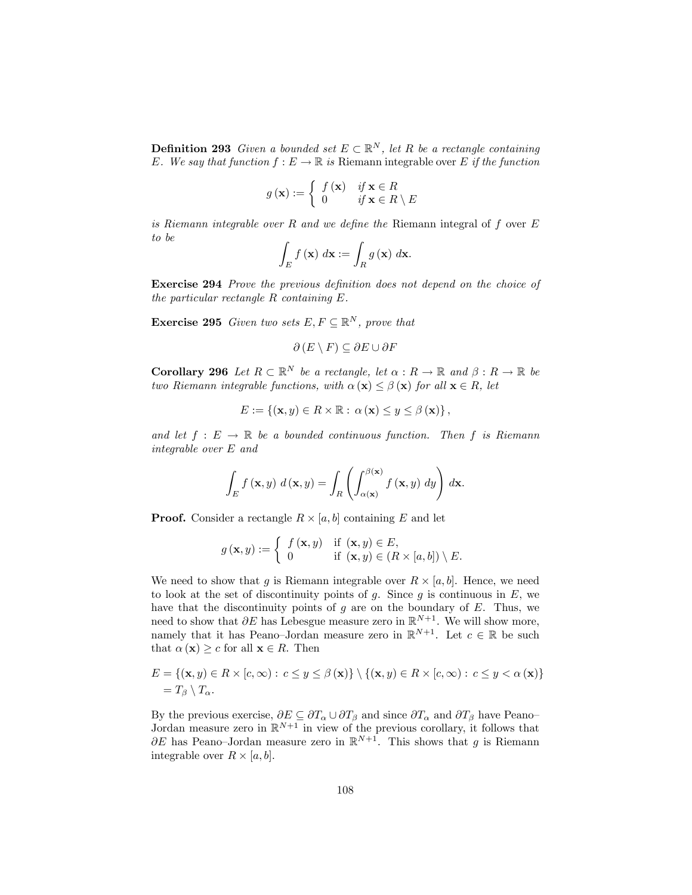**Definition 293** *Given a bounded set $E \subset \mathbb{R}^N$, let $R$ be a rectangle containing $E$. We say that function $f : E \to \mathbb{R}$ is* Riemann integrable over $E$ *if the function*

$$g(\mathbf{x}) := \begin{cases} f(\mathbf{x}) & \text{if } \mathbf{x} \in R \\ 0 & \text{if } \mathbf{x} \in R \setminus E \end{cases}$$

*is Riemann integrable over $R$ and we define the* Riemann integral of $f$ over $E$ *to be*

$$\int_E f(\mathbf{x})\, d\mathbf{x} := \int_R g(\mathbf{x})\, d\mathbf{x}.$$

**Exercise 294** *Prove the previous definition does not depend on the choice of the particular rectangle $R$ containing $E$.*

**Exercise 295** *Given two sets $E, F \subseteq \mathbb{R}^N$, prove that*

$$\partial(E \setminus F) \subseteq \partial E \cup \partial F$$

**Corollary 296** *Let $R \subset \mathbb{R}^N$ be a rectangle, let $\alpha : R \to \mathbb{R}$ and $\beta : R \to \mathbb{R}$ be two Riemann integrable functions, with $\alpha(\mathbf{x}) \leq \beta(\mathbf{x})$ for all $\mathbf{x} \in R$, let*

$$E := \{(\mathbf{x}, y) \in R \times \mathbb{R} : \alpha(\mathbf{x}) \leq y \leq \beta(\mathbf{x})\},$$

*and let $f : E \to \mathbb{R}$ be a bounded continuous function. Then $f$ is Riemann integrable over $E$ and*

$$\int_E f(\mathbf{x}, y)\, d(\mathbf{x}, y) = \int_R \left( \int_{\alpha(\mathbf{x})}^{\beta(\mathbf{x})} f(\mathbf{x}, y)\, dy \right) d\mathbf{x}.$$

**Proof.** Consider a rectangle $R \times [a, b]$ containing $E$ and let

$$g(\mathbf{x}, y) := \begin{cases} f(\mathbf{x}, y) & \text{if } (\mathbf{x}, y) \in E, \\ 0 & \text{if } (\mathbf{x}, y) \in (R \times [a, b]) \setminus E. \end{cases}$$

We need to show that $g$ is Riemann integrable over $R \times [a, b]$. Hence, we need to look at the set of discontinuity points of $g$. Since $g$ is continuous in $E$, we have that the discontinuity points of $g$ are on the boundary of $E$. Thus, we need to show that $\partial E$ has Lebesgue measure zero in $\mathbb{R}^{N+1}$. We will show more, namely that it has Peano–Jordan measure zero in $\mathbb{R}^{N+1}$. Let $c \in \mathbb{R}$ be such that $\alpha(\mathbf{x}) \geq c$ for all $\mathbf{x} \in R$. Then

$$\begin{aligned} E &= \{(\mathbf{x}, y) \in R \times [c, \infty) : c \leq y \leq \beta(\mathbf{x})\} \setminus \{(\mathbf{x}, y) \in R \times [c, \infty) : c \leq y < \alpha(\mathbf{x})\} \\ &= T_\beta \setminus T_\alpha. \end{aligned}$$

By the previous exercise, $\partial E \subseteq \partial T_\alpha \cup \partial T_\beta$ and since $\partial T_\alpha$ and $\partial T_\beta$ have Peano–Jordan measure zero in $\mathbb{R}^{N+1}$ in view of the previous corollary, it follows that $\partial E$ has Peano–Jordan measure zero in $\mathbb{R}^{N+1}$. This shows that $g$ is Riemann integrable over $R \times [a, b]$.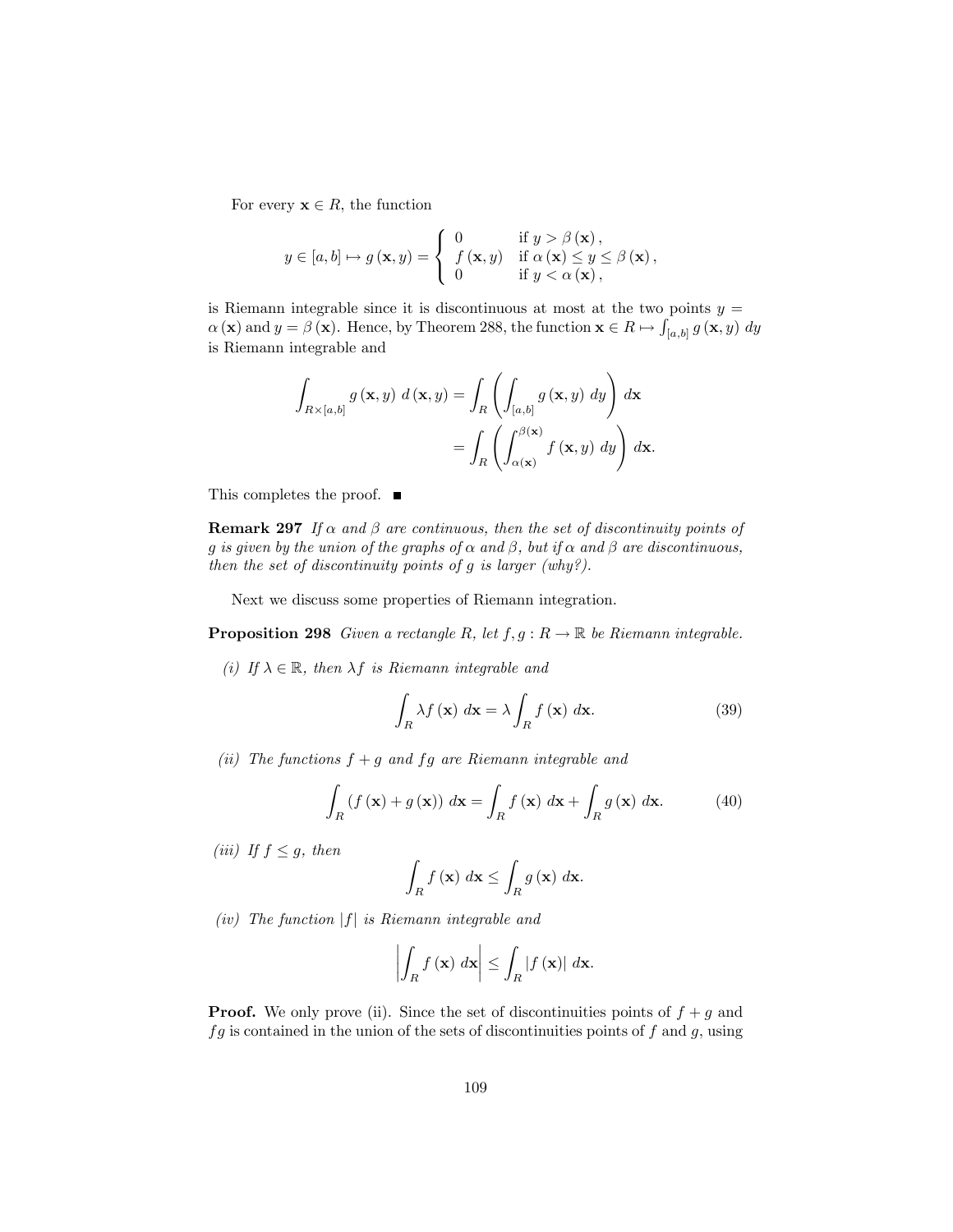For every $\mathbf{x} \in R$, the function

$$y \in [a,b] \mapsto g(\mathbf{x}, y) = \begin{cases} 0 & \text{if } y > \beta(\mathbf{x}), \\ f(\mathbf{x}, y) & \text{if } \alpha(\mathbf{x}) \leq y \leq \beta(\mathbf{x}), \\ 0 & \text{if } y < \alpha(\mathbf{x}), \end{cases}$$

is Riemann integrable since it is discontinuous at most at the two points $y = \alpha(\mathbf{x})$ and $y = \beta(\mathbf{x})$. Hence, by Theorem 288, the function $\mathbf{x} \in R \mapsto \int_{[a,b]} g(\mathbf{x}, y)\ dy$ is Riemann integrable and

$$\begin{aligned} \int_{R \times [a,b]} g(\mathbf{x}, y)\ d(\mathbf{x}, y) &= \int_R \left( \int_{[a,b]} g(\mathbf{x}, y)\ dy \right) d\mathbf{x} \\ &= \int_R \left( \int_{\alpha(\mathbf{x})}^{\beta(\mathbf{x})} f(\mathbf{x}, y)\ dy \right) d\mathbf{x}. \end{aligned}$$

This completes the proof. ∎

**Remark 297** *If $\alpha$ and $\beta$ are continuous, then the set of discontinuity points of $g$ is given by the union of the graphs of $\alpha$ and $\beta$, but if $\alpha$ and $\beta$ are discontinuous, then the set of discontinuity points of $g$ is larger (why?).*

Next we discuss some properties of Riemann integration.

**Proposition 298** *Given a rectangle $R$, let $f, g : R \to \mathbb{R}$ be Riemann integrable.*

*(i) If $\lambda \in \mathbb{R}$, then $\lambda f$ is Riemann integrable and*

$$\int_R \lambda f(\mathbf{x})\ d\mathbf{x} = \lambda \int_R f(\mathbf{x})\ d\mathbf{x}. \tag{39}$$

*(ii) The functions $f + g$ and $fg$ are Riemann integrable and*

$$\int_R (f(\mathbf{x}) + g(\mathbf{x}))\ d\mathbf{x} = \int_R f(\mathbf{x})\ d\mathbf{x} + \int_R g(\mathbf{x})\ d\mathbf{x}. \tag{40}$$

*(iii) If $f \leq g$, then*

$$\int_R f(\mathbf{x})\ d\mathbf{x} \leq \int_R g(\mathbf{x})\ d\mathbf{x}.$$

*(iv) The function $|f|$ is Riemann integrable and*

$$\left| \int_R f(\mathbf{x})\ d\mathbf{x} \right| \leq \int_R |f(\mathbf{x})|\ d\mathbf{x}.$$

**Proof.** We only prove (ii). Since the set of discontinuities points of $f + g$ and $fg$ is contained in the union of the sets of discontinuities points of $f$ and $g$, using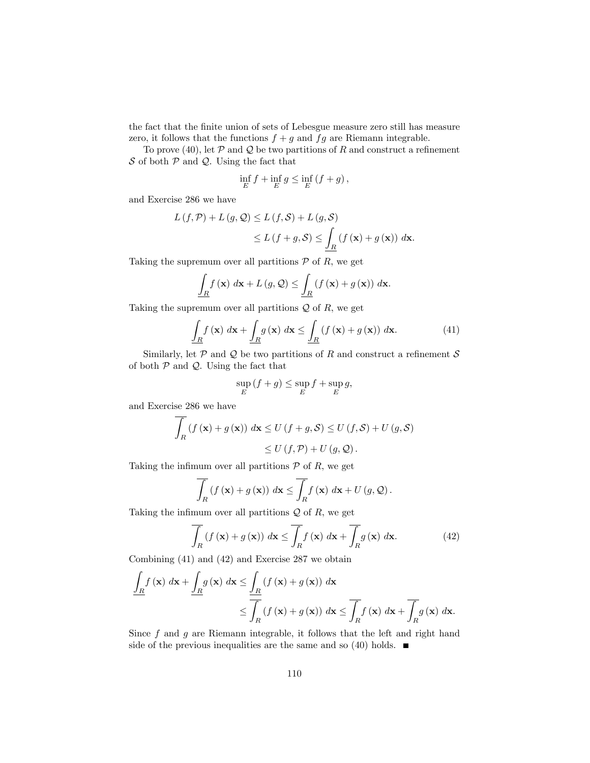the fact that the finite union of sets of Lebesgue measure zero still has measure zero, it follows that the functions $f+g$ and $fg$ are Riemann integrable.

To prove (40), let $\mathcal{P}$ and $\mathcal{Q}$ be two partitions of $R$ and construct a refinement $\mathcal{S}$ of both $\mathcal{P}$ and $\mathcal{Q}$. Using the fact that

$$\inf_E f + \inf_E g \leq \inf_E (f+g),$$

and Exercise 286 we have

$$\begin{aligned} L(f,\mathcal{P}) + L(g,\mathcal{Q}) &\leq L(f,\mathcal{S}) + L(g,\mathcal{S}) \\ &\leq L(f+g,\mathcal{S}) \leq \underline{\int_R} (f(\mathbf{x}) + g(\mathbf{x}))\, d\mathbf{x}. \end{aligned}$$

Taking the supremum over all partitions $\mathcal{P}$ of $R$, we get

$$\underline{\int_R} f(\mathbf{x})\, d\mathbf{x} + L(g,\mathcal{Q}) \leq \underline{\int_R} (f(\mathbf{x}) + g(\mathbf{x}))\, d\mathbf{x}.$$

Taking the supremum over all partitions $\mathcal{Q}$ of $R$, we get

$$\underline{\int_R} f(\mathbf{x})\, d\mathbf{x} + \underline{\int_R} g(\mathbf{x})\, d\mathbf{x} \leq \underline{\int_R} (f(\mathbf{x}) + g(\mathbf{x}))\, d\mathbf{x}. \tag{41}$$

Similarly, let $\mathcal{P}$ and $\mathcal{Q}$ be two partitions of $R$ and construct a refinement $\mathcal{S}$ of both $\mathcal{P}$ and $\mathcal{Q}$. Using the fact that

$$\sup_E (f+g) \leq \sup_E f + \sup_E g,$$

and Exercise 286 we have

$$\begin{aligned} \overline{\int_R} (f(\mathbf{x}) + g(\mathbf{x}))\, d\mathbf{x} &\leq U(f+g,\mathcal{S}) \leq U(f,\mathcal{S}) + U(g,\mathcal{S}) \\ &\leq U(f,\mathcal{P}) + U(g,\mathcal{Q}). \end{aligned}$$

Taking the infimum over all partitions $\mathcal{P}$ of $R$, we get

$$\overline{\int_R} (f(\mathbf{x}) + g(\mathbf{x}))\, d\mathbf{x} \leq \overline{\int_R} f(\mathbf{x})\, d\mathbf{x} + U(g,\mathcal{Q}).$$

Taking the infimum over all partitions $\mathcal{Q}$ of $R$, we get

$$\overline{\int_R} (f(\mathbf{x}) + g(\mathbf{x}))\, d\mathbf{x} \leq \overline{\int_R} f(\mathbf{x})\, d\mathbf{x} + \overline{\int_R} g(\mathbf{x})\, d\mathbf{x}. \tag{42}$$

Combining (41) and (42) and Exercise 287 we obtain

$$\begin{aligned} \underline{\int_R} f(\mathbf{x})\, d\mathbf{x} + \underline{\int_R} g(\mathbf{x})\, d\mathbf{x} &\leq \underline{\int_R} (f(\mathbf{x}) + g(\mathbf{x}))\, d\mathbf{x} \\ &\leq \overline{\int_R} (f(\mathbf{x}) + g(\mathbf{x}))\, d\mathbf{x} \leq \overline{\int_R} f(\mathbf{x})\, d\mathbf{x} + \overline{\int_R} g(\mathbf{x})\, d\mathbf{x}. \end{aligned}$$

Since $f$ and $g$ are Riemann integrable, it follows that the left and right hand side of the previous inequalities are the same and so (40) holds. ■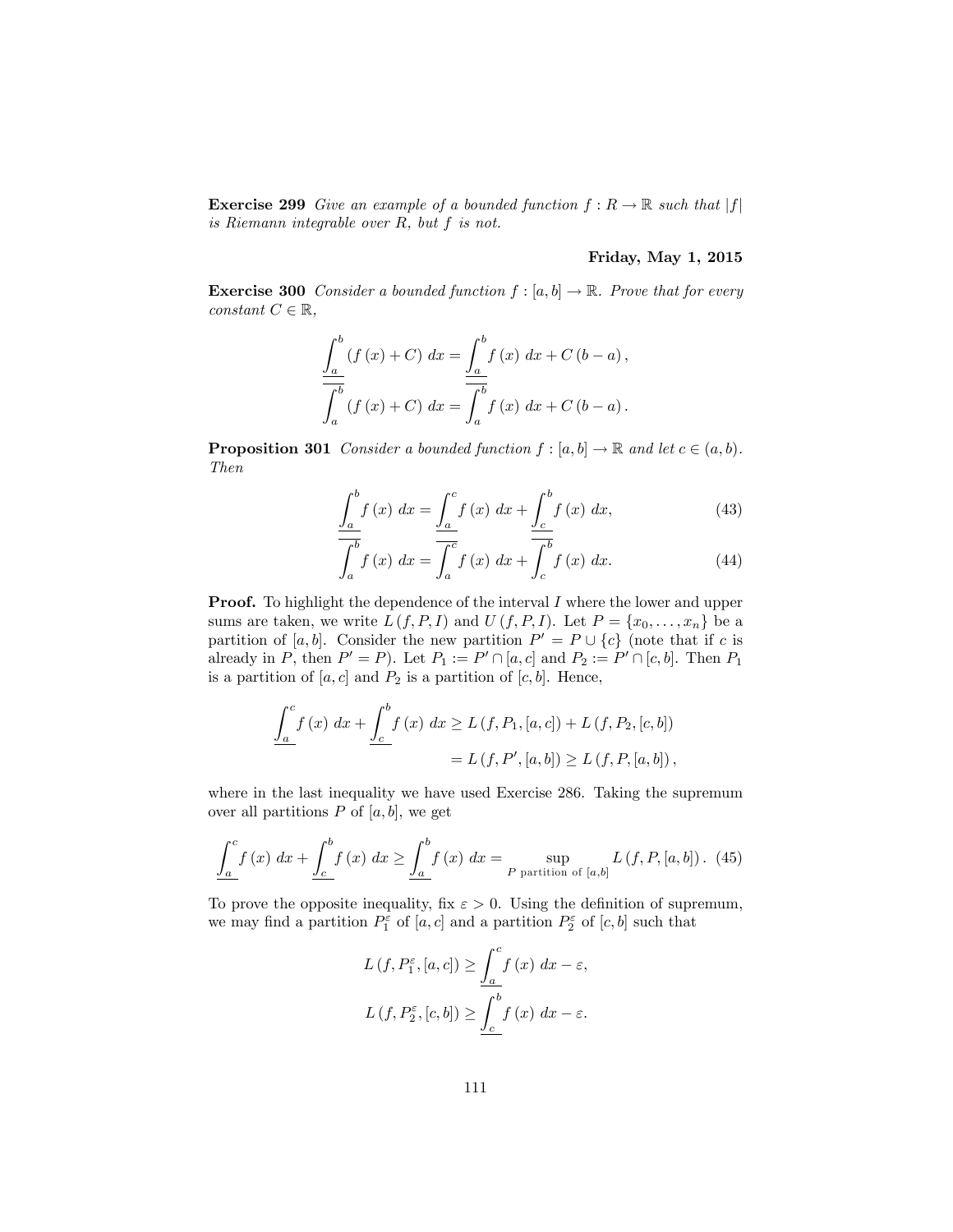**Exercise 299** *Give an example of a bounded function $f : R \to \mathbb{R}$ such that $|f|$ is Riemann integrable over $R$, but $f$ is not.*

**Friday, May 1, 2015**

**Exercise 300** *Consider a bounded function $f : [a, b] \to \mathbb{R}$. Prove that for every constant $C \in \mathbb{R}$,*

$$\underline{\int_a^b} (f(x) + C)\ dx = \underline{\int_a^b} f(x)\ dx + C(b - a),$$
$$\overline{\int_a^b} (f(x) + C)\ dx = \overline{\int_a^b} f(x)\ dx + C(b - a).$$

**Proposition 301** *Consider a bounded function $f : [a, b] \to \mathbb{R}$ and let $c \in (a, b)$. Then*

$$\underline{\int_a^b} f(x)\ dx = \underline{\int_a^c} f(x)\ dx + \underline{\int_c^b} f(x)\ dx, \tag{43}$$
$$\overline{\int_a^b} f(x)\ dx = \overline{\int_a^c} f(x)\ dx + \overline{\int_c^b} f(x)\ dx. \tag{44}$$

**Proof.** To highlight the dependence of the interval $I$ where the lower and upper sums are taken, we write $L(f, P, I)$ and $U(f, P, I)$. Let $P = \{x_0, \ldots, x_n\}$ be a partition of $[a, b]$. Consider the new partition $P' = P \cup \{c\}$ (note that if $c$ is already in $P$, then $P' = P$). Let $P_1 := P' \cap [a, c]$ and $P_2 := P' \cap [c, b]$. Then $P_1$ is a partition of $[a, c]$ and $P_2$ is a partition of $[c, b]$. Hence,

$$\begin{aligned}\underline{\int_a^c} f(x)\ dx + \underline{\int_c^b} f(x)\ dx &\geq L(f, P_1, [a, c]) + L(f, P_2, [c, b]) \\ &= L(f, P', [a, b]) \geq L(f, P, [a, b]),\end{aligned}$$

where in the last inequality we have used Exercise 286. Taking the supremum over all partitions $P$ of $[a, b]$, we get

$$\underline{\int_a^c} f(x)\ dx + \underline{\int_c^b} f(x)\ dx \geq \underline{\int_a^b} f(x)\ dx = \sup_{P \text{ partition of } [a,b]} L(f, P, [a, b]). \tag{45}$$

To prove the opposite inequality, fix $\varepsilon > 0$. Using the definition of supremum, we may find a partition $P_1^\varepsilon$ of $[a, c]$ and a partition $P_2^\varepsilon$ of $[c, b]$ such that

$$L(f, P_1^\varepsilon, [a, c]) \geq \underline{\int_a^c} f(x)\ dx - \varepsilon,$$
$$L(f, P_2^\varepsilon, [c, b]) \geq \underline{\int_c^b} f(x)\ dx - \varepsilon.$$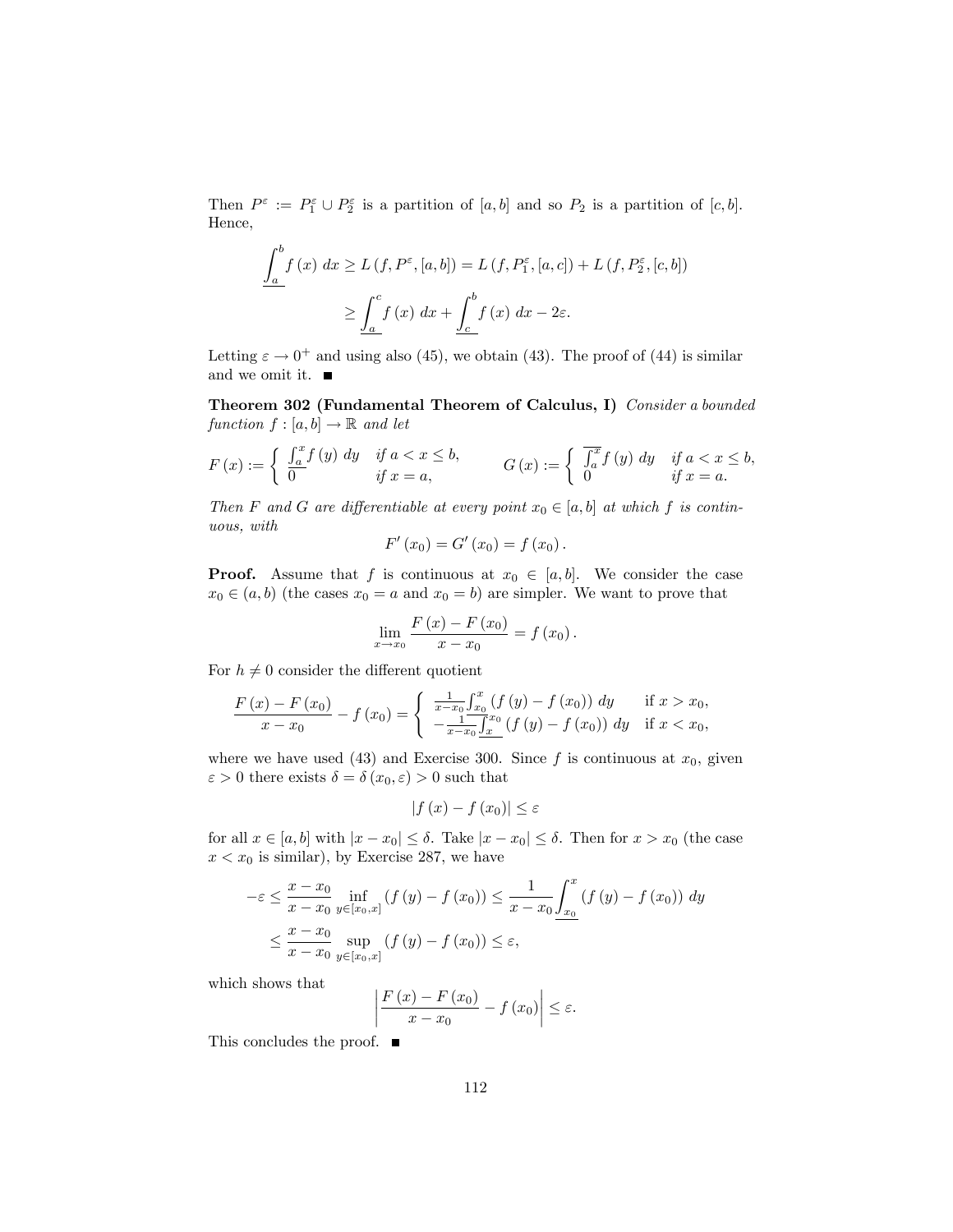Then $P^\varepsilon := P_1^\varepsilon \cup P_2^\varepsilon$ is a partition of $[a,b]$ and so $P_2$ is a partition of $[c,b]$. Hence,

$$\underline{\int_a^b} f(x)\, dx \geq L(f, P^\varepsilon, [a,b]) = L(f, P_1^\varepsilon, [a,c]) + L(f, P_2^\varepsilon, [c,b])$$

$$\geq \underline{\int_a^c} f(x)\, dx + \underline{\int_c^b} f(x)\, dx - 2\varepsilon.$$

Letting $\varepsilon \to 0^+$ and using also (45), we obtain (43). The proof of (44) is similar and we omit it. ■

**Theorem 302 (Fundamental Theorem of Calculus, I)** *Consider a bounded function $f : [a,b] \to \mathbb{R}$ and let*

$$F(x) := \begin{cases} \underline{\int_a^x} f(y)\, dy & \text{if } a < x \leq b, \\ 0 & \text{if } x = a, \end{cases} \qquad G(x) := \begin{cases} \overline{\int_a^x} f(y)\, dy & \text{if } a < x \leq b, \\ 0 & \text{if } x = a. \end{cases}$$

*Then $F$ and $G$ are differentiable at every point $x_0 \in [a,b]$ at which $f$ is continuous, with*

$$F'(x_0) = G'(x_0) = f(x_0).$$

**Proof.** Assume that $f$ is continuous at $x_0 \in [a,b]$. We consider the case $x_0 \in (a,b)$ (the cases $x_0 = a$ and $x_0 = b$) are simpler. We want to prove that

$$\lim_{x \to x_0} \frac{F(x) - F(x_0)}{x - x_0} = f(x_0).$$

For $h \neq 0$ consider the different quotient

$$\frac{F(x) - F(x_0)}{x - x_0} - f(x_0) = \begin{cases} \frac{1}{x - x_0} \underline{\int_{x_0}^x} (f(y) - f(x_0))\, dy & \text{if } x > x_0, \\ -\frac{1}{x - x_0} \underline{\int_x^{x_0}} (f(y) - f(x_0))\, dy & \text{if } x < x_0, \end{cases}$$

where we have used (43) and Exercise 300. Since $f$ is continuous at $x_0$, given $\varepsilon > 0$ there exists $\delta = \delta(x_0, \varepsilon) > 0$ such that

$$|f(x) - f(x_0)| \leq \varepsilon$$

for all $x \in [a,b]$ with $|x - x_0| \leq \delta$. Take $|x - x_0| \leq \delta$. Then for $x > x_0$ (the case $x < x_0$ is similar), by Exercise 287, we have

$$-\varepsilon \leq \frac{x - x_0}{x - x_0} \inf_{y \in [x_0, x]} (f(y) - f(x_0)) \leq \frac{1}{x - x_0} \underline{\int_{x_0}^x} (f(y) - f(x_0))\, dy$$

$$\leq \frac{x - x_0}{x - x_0} \sup_{y \in [x_0, x]} (f(y) - f(x_0)) \leq \varepsilon,$$

which shows that

$$\left| \frac{F(x) - F(x_0)}{x - x_0} - f(x_0) \right| \leq \varepsilon.$$

This concludes the proof. ■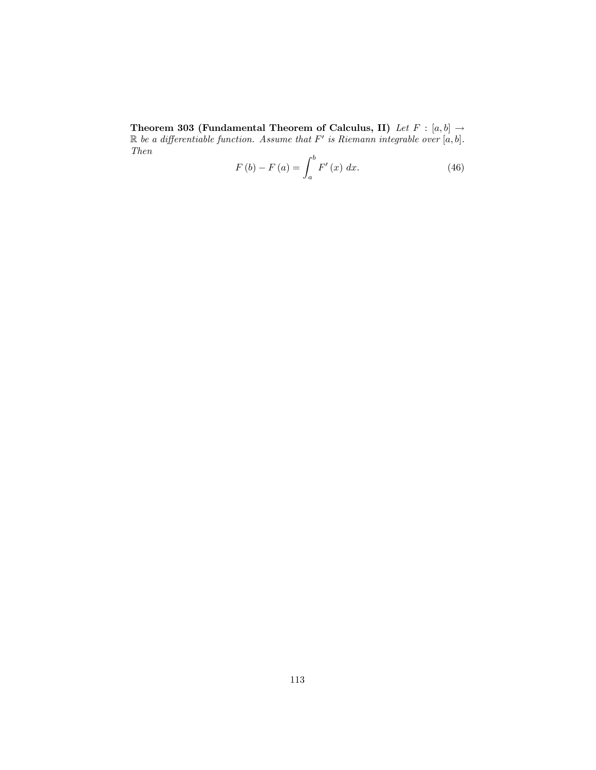**Theorem 303 (Fundamental Theorem of Calculus, II)** *Let $F : [a, b] \to \mathbb{R}$ be a differentiable function. Assume that $F'$ is Riemann integrable over $[a, b]$. Then*

$$F(b) - F(a) = \int_a^b F'(x)\, dx. \tag{46}$$